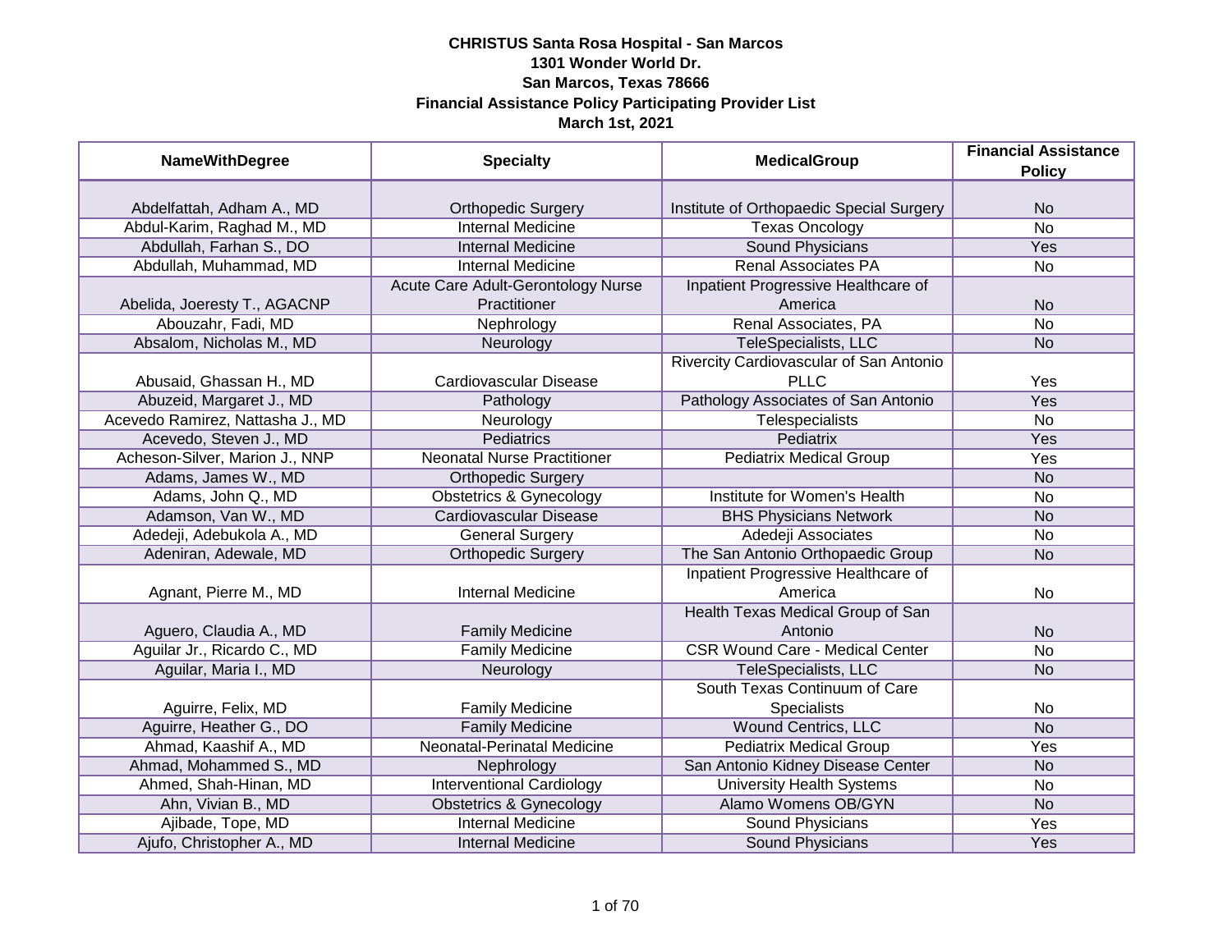# CHRISTUS Santa Rosa Hospital - San Marcos
## 1301 Wonder World Dr.
## San Marcos, Texas 78666
## Financial Assistance Policy Participating Provider List
## March 1st, 2021

| NameWithDegree | Specialty | MedicalGroup | Financial Assistance Policy |
|---|---|---|---|
| Abdelfattah, Adham A., MD | Orthopedic Surgery | Institute of Orthopaedic Special Surgery | No |
| Abdul-Karim, Raghad M., MD | Internal Medicine | Texas Oncology | No |
| Abdullah, Farhan S., DO | Internal Medicine | Sound Physicians | Yes |
| Abdullah, Muhammad, MD | Internal Medicine | Renal Associates PA | No |
| Abelida, Joeresty T., AGACNP | Acute Care Adult-Gerontology Nurse Practitioner | Inpatient Progressive Healthcare of America | No |
| Abouzahr, Fadi, MD | Nephrology | Renal Associates, PA | No |
| Absalom, Nicholas M., MD | Neurology | TeleSpecialists, LLC | No |
| Abusaid, Ghassan H., MD | Cardiovascular Disease | Rivercity Cardiovascular of San Antonio PLLC | Yes |
| Abuzeid, Margaret J., MD | Pathology | Pathology Associates of San Antonio | Yes |
| Acevedo Ramirez, Nattasha J., MD | Neurology | Telespecialists | No |
| Acevedo, Steven J., MD | Pediatrics | Pediatrix | Yes |
| Acheson-Silver, Marion J., NNP | Neonatal Nurse Practitioner | Pediatrix Medical Group | Yes |
| Adams, James W., MD | Orthopedic Surgery | | No |
| Adams, John Q., MD | Obstetrics & Gynecology | Institute for Women's Health | No |
| Adamson, Van W., MD | Cardiovascular Disease | BHS Physicians Network | No |
| Adedeji, Adebukola A., MD | General Surgery | Adedeji Associates | No |
| Adeniran, Adewale, MD | Orthopedic Surgery | The San Antonio Orthopaedic Group | No |
| Agnant, Pierre M., MD | Internal Medicine | Inpatient Progressive Healthcare of America | No |
| Aguero, Claudia A., MD | Family Medicine | Health Texas Medical Group of San Antonio | No |
| Aguilar Jr., Ricardo C., MD | Family Medicine | CSR Wound Care - Medical Center | No |
| Aguilar, Maria I., MD | Neurology | TeleSpecialists, LLC | No |
| Aguirre, Felix, MD | Family Medicine | South Texas Continuum of Care Specialists | No |
| Aguirre, Heather G., DO | Family Medicine | Wound Centrics, LLC | No |
| Ahmad, Kaashif A., MD | Neonatal-Perinatal Medicine | Pediatrix Medical Group | Yes |
| Ahmad, Mohammed S., MD | Nephrology | San Antonio Kidney Disease Center | No |
| Ahmed, Shah-Hinan, MD | Interventional Cardiology | University Health Systems | No |
| Ahn, Vivian B., MD | Obstetrics & Gynecology | Alamo Womens OB/GYN | No |
| Ajibade, Tope, MD | Internal Medicine | Sound Physicians | Yes |
| Ajufo, Christopher A., MD | Internal Medicine | Sound Physicians | Yes |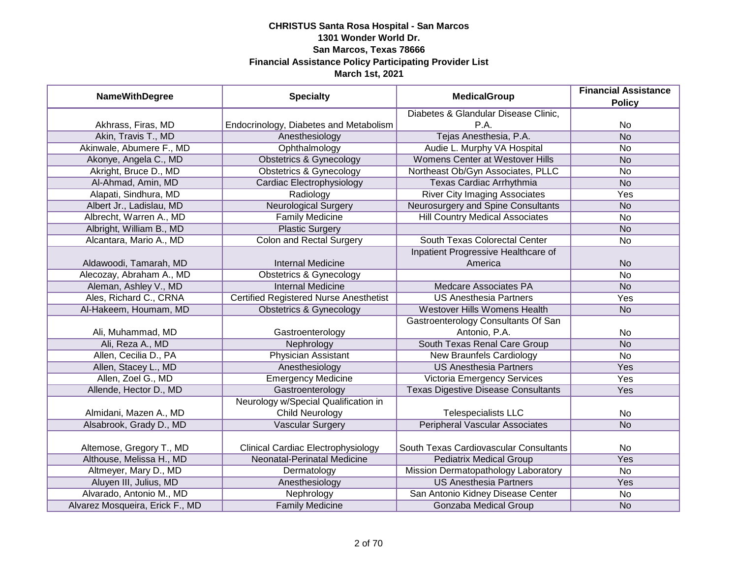**CHRISTUS Santa Rosa Hospital - San Marcos**
**1301 Wonder World Dr.**
**San Marcos, Texas 78666**
**Financial Assistance Policy Participating Provider List**
**March 1st, 2021**

| NameWithDegree | Specialty | MedicalGroup | Financial Assistance Policy |
|---|---|---|---|
| Akhrass, Firas, MD | Endocrinology, Diabetes and Metabolism | Diabetes & Glandular Disease Clinic, P.A. | No |
| Akin, Travis T., MD | Anesthesiology | Tejas Anesthesia, P.A. | No |
| Akinwale, Abumere F., MD | Ophthalmology | Audie L. Murphy VA Hospital | No |
| Akonye, Angela C., MD | Obstetrics & Gynecology | Womens Center at Westover Hills | No |
| Akright, Bruce D., MD | Obstetrics & Gynecology | Northeast Ob/Gyn Associates, PLLC | No |
| Al-Ahmad, Amin, MD | Cardiac Electrophysiology | Texas Cardiac Arrhythmia | No |
| Alapati, Sindhura, MD | Radiology | River City Imaging Associates | Yes |
| Albert Jr., Ladislau, MD | Neurological Surgery | Neurosurgery and Spine Consultants | No |
| Albrecht, Warren A., MD | Family Medicine | Hill Country Medical Associates | No |
| Albright, William B., MD | Plastic Surgery | | No |
| Alcantara, Mario A., MD | Colon and Rectal Surgery | South Texas Colorectal Center | No |
| Aldawoodi, Tamarah, MD | Internal Medicine | Inpatient Progressive Healthcare of America | No |
| Alecozay, Abraham A., MD | Obstetrics & Gynecology | | No |
| Aleman, Ashley V., MD | Internal Medicine | Medcare Associates PA | No |
| Ales, Richard C., CRNA | Certified Registered Nurse Anesthetist | US Anesthesia Partners | Yes |
| Al-Hakeem, Houmam, MD | Obstetrics & Gynecology | Westover Hills Womens Health | No |
| Ali, Muhammad, MD | Gastroenterology | Gastroenterology Consultants Of San Antonio, P.A. | No |
| Ali, Reza A., MD | Nephrology | South Texas Renal Care Group | No |
| Allen, Cecilia D., PA | Physician Assistant | New Braunfels Cardiology | No |
| Allen, Stacey L., MD | Anesthesiology | US Anesthesia Partners | Yes |
| Allen, Zoel G., MD | Emergency Medicine | Victoria Emergency Services | Yes |
| Allende, Hector D., MD | Gastroenterology | Texas Digestive Disease Consultants | Yes |
| Almidani, Mazen A., MD | Neurology w/Special Qualification in Child Neurology | Telespecialists LLC | No |
| Alsabrook, Grady D., MD | Vascular Surgery | Peripheral Vascular Associates | No |
| Altemose, Gregory T., MD | Clinical Cardiac Electrophysiology | South Texas Cardiovascular Consultants | No |
| Althouse, Melissa H., MD | Neonatal-Perinatal Medicine | Pediatrix Medical Group | Yes |
| Altmeyer, Mary D., MD | Dermatology | Mission Dermatopathology Laboratory | No |
| Aluyen III, Julius, MD | Anesthesiology | US Anesthesia Partners | Yes |
| Alvarado, Antonio M., MD | Nephrology | San Antonio Kidney Disease Center | No |
| Alvarez Mosqueira, Erick F., MD | Family Medicine | Gonzaba Medical Group | No |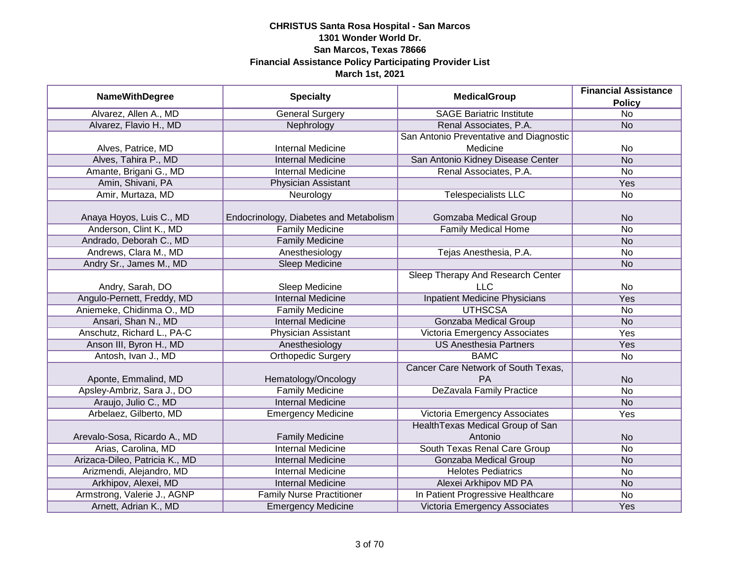**CHRISTUS Santa Rosa Hospital - San Marcos**
**1301 Wonder World Dr.**
**San Marcos, Texas 78666**
**Financial Assistance Policy Participating Provider List**
**March 1st, 2021**

| NameWithDegree | Specialty | MedicalGroup | Financial Assistance Policy |
|---|---|---|---|
| Alvarez, Allen A., MD | General Surgery | SAGE Bariatric Institute | No |
| Alvarez, Flavio H., MD | Nephrology | Renal Associates, P.A. | No |
| Alves, Patrice, MD | Internal Medicine | San Antonio Preventative and Diagnostic Medicine | No |
| Alves, Tahira P., MD | Internal Medicine | San Antonio Kidney Disease Center | No |
| Amante, Brigani G., MD | Internal Medicine | Renal Associates, P.A. | No |
| Amin, Shivani, PA | Physician Assistant | | Yes |
| Amir, Murtaza, MD | Neurology | Telespecialists LLC | No |
| Anaya Hoyos, Luis C., MD | Endocrinology, Diabetes and Metabolism | Gomzaba Medical Group | No |
| Anderson, Clint K., MD | Family Medicine | Family Medical Home | No |
| Andrado, Deborah C., MD | Family Medicine | | No |
| Andrews, Clara M., MD | Anesthesiology | Tejas Anesthesia, P.A. | No |
| Andry Sr., James M., MD | Sleep Medicine | | No |
| Andry, Sarah, DO | Sleep Medicine | Sleep Therapy And Research Center LLC | No |
| Angulo-Pernett, Freddy, MD | Internal Medicine | Inpatient Medicine Physicians | Yes |
| Aniemeke, Chidinma O., MD | Family Medicine | UTHSCSA | No |
| Ansari, Shan N., MD | Internal Medicine | Gonzaba Medical Group | No |
| Anschutz, Richard L., PA-C | Physician Assistant | Victoria Emergency Associates | Yes |
| Anson III, Byron H., MD | Anesthesiology | US Anesthesia Partners | Yes |
| Antosh, Ivan J., MD | Orthopedic Surgery | BAMC | No |
| Aponte, Emmalind, MD | Hematology/Oncology | Cancer Care Network of South Texas, PA | No |
| Apsley-Ambriz, Sara J., DO | Family Medicine | DeZavala Family Practice | No |
| Araujo, Julio C., MD | Internal Medicine | | No |
| Arbelaez, Gilberto, MD | Emergency Medicine | Victoria Emergency Associates | Yes |
| Arevalo-Sosa, Ricardo A., MD | Family Medicine | HealthTexas Medical Group of San Antonio | No |
| Arias, Carolina, MD | Internal Medicine | South Texas Renal Care Group | No |
| Arizaca-Dileo, Patricia K., MD | Internal Medicine | Gonzaba Medical Group | No |
| Arizmendi, Alejandro, MD | Internal Medicine | Helotes Pediatrics | No |
| Arkhipov, Alexei, MD | Internal Medicine | Alexei Arkhipov MD PA | No |
| Armstrong, Valerie J., AGNP | Family Nurse Practitioner | In Patient Progressive Healthcare | No |
| Arnett, Adrian K., MD | Emergency Medicine | Victoria Emergency Associates | Yes |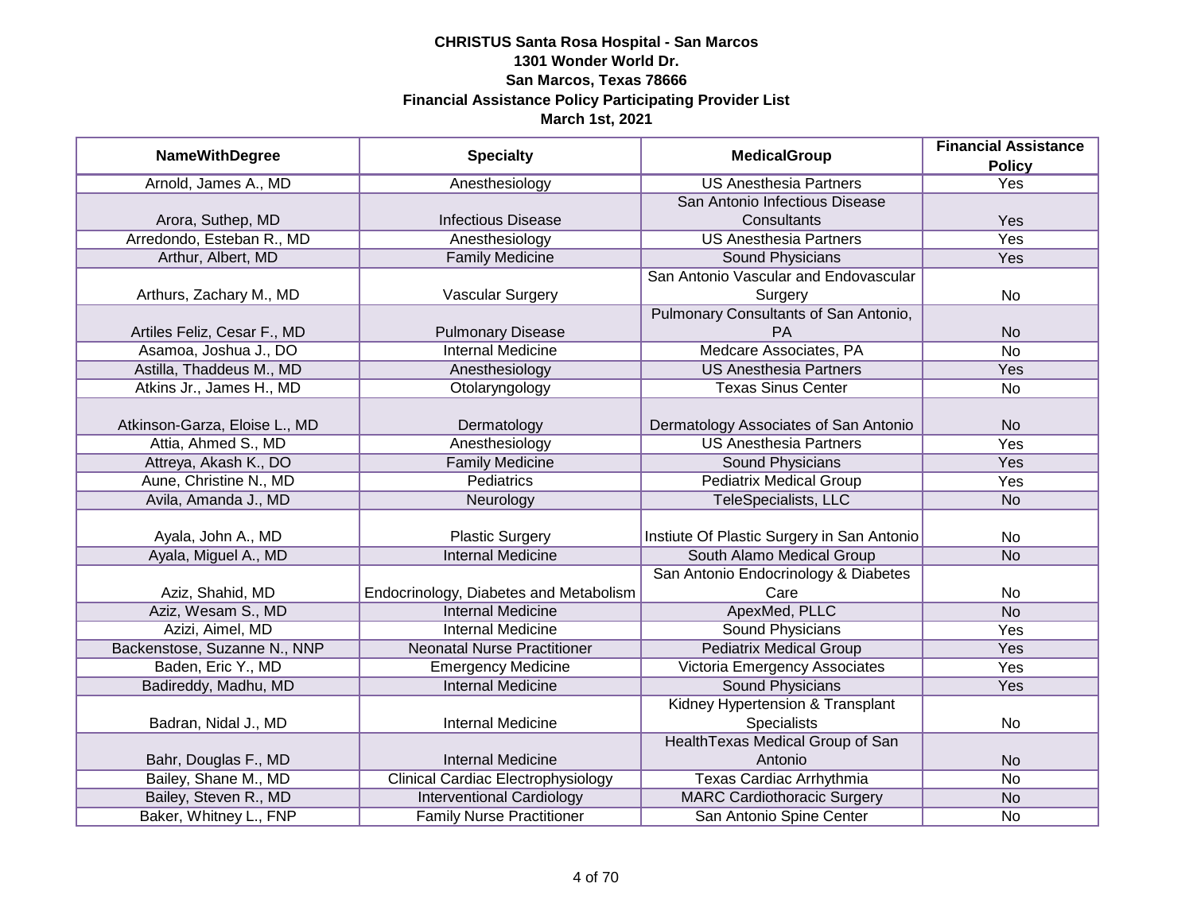**CHRISTUS Santa Rosa Hospital - San Marcos**
**1301 Wonder World Dr.**
**San Marcos, Texas 78666**
**Financial Assistance Policy Participating Provider List**
**March 1st, 2021**

| NameWithDegree | Specialty | MedicalGroup | Financial Assistance Policy |
|---|---|---|---|
| Arnold, James A., MD | Anesthesiology | US Anesthesia Partners | Yes |
| Arora, Suthep, MD | Infectious Disease | San Antonio Infectious Disease Consultants | Yes |
| Arredondo, Esteban R., MD | Anesthesiology | US Anesthesia Partners | Yes |
| Arthur, Albert, MD | Family Medicine | Sound Physicians | Yes |
| Arthurs, Zachary M., MD | Vascular Surgery | San Antonio Vascular and Endovascular Surgery | No |
| Artiles Feliz, Cesar F., MD | Pulmonary Disease | Pulmonary Consultants of San Antonio, PA | No |
| Asamoa, Joshua J., DO | Internal Medicine | Medcare Associates, PA | No |
| Astilla, Thaddeus M., MD | Anesthesiology | US Anesthesia Partners | Yes |
| Atkins Jr., James H., MD | Otolaryngology | Texas Sinus Center | No |
| Atkinson-Garza, Eloise L., MD | Dermatology | Dermatology Associates of San Antonio | No |
| Attia, Ahmed S., MD | Anesthesiology | US Anesthesia Partners | Yes |
| Attreya, Akash K., DO | Family Medicine | Sound Physicians | Yes |
| Aune, Christine N., MD | Pediatrics | Pediatrix Medical Group | Yes |
| Avila, Amanda J., MD | Neurology | TeleSpecialists, LLC | No |
| Ayala, John A., MD | Plastic Surgery | Instiute Of Plastic Surgery in San Antonio | No |
| Ayala, Miguel A., MD | Internal Medicine | South Alamo Medical Group | No |
| Aziz, Shahid, MD | Endocrinology, Diabetes and Metabolism | San Antonio Endocrinology & Diabetes Care | No |
| Aziz, Wesam S., MD | Internal Medicine | ApexMed, PLLC | No |
| Azizi, Aimel, MD | Internal Medicine | Sound Physicians | Yes |
| Backenstose, Suzanne N., NNP | Neonatal Nurse Practitioner | Pediatrix Medical Group | Yes |
| Baden, Eric Y., MD | Emergency Medicine | Victoria Emergency Associates | Yes |
| Badireddy, Madhu, MD | Internal Medicine | Sound Physicians | Yes |
| Badran, Nidal J., MD | Internal Medicine | Kidney Hypertension & Transplant Specialists | No |
| Bahr, Douglas F., MD | Internal Medicine | HealthTexas Medical Group of San Antonio | No |
| Bailey, Shane M., MD | Clinical Cardiac Electrophysiology | Texas Cardiac Arrhythmia | No |
| Bailey, Steven R., MD | Interventional Cardiology | MARC Cardiothoracic Surgery | No |
| Baker, Whitney L., FNP | Family Nurse Practitioner | San Antonio Spine Center | No |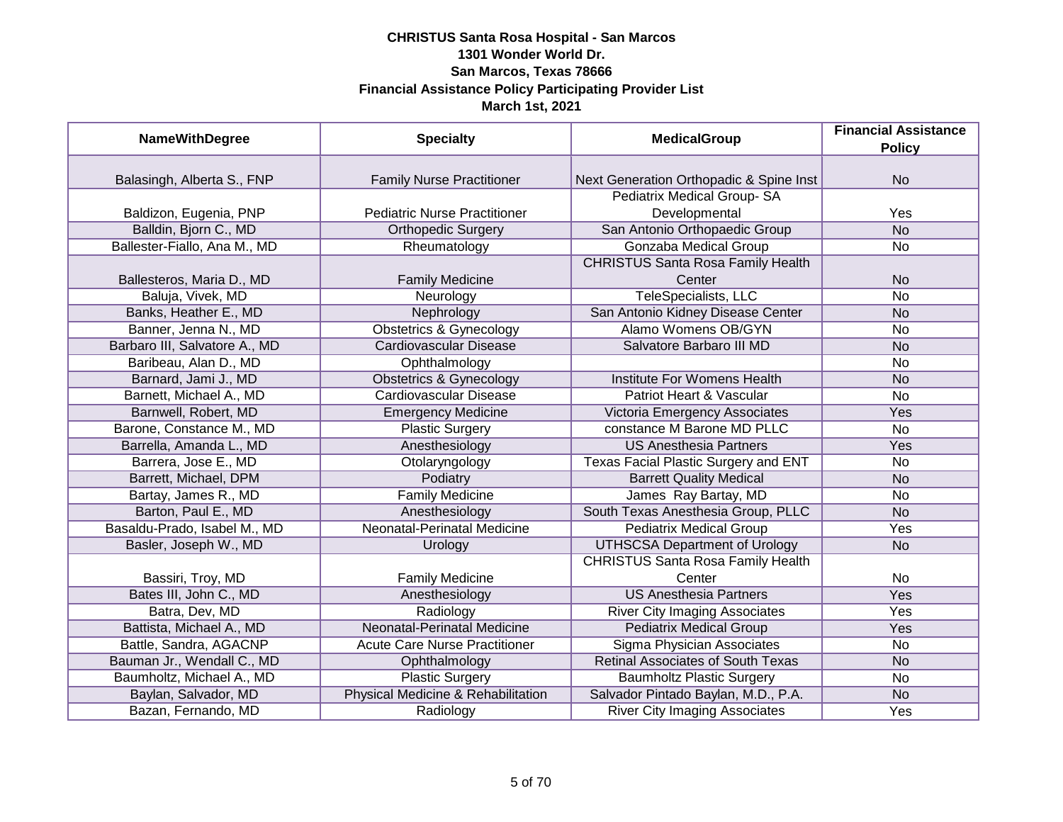**CHRISTUS Santa Rosa Hospital - San Marcos**
**1301 Wonder World Dr.**
**San Marcos, Texas 78666**
**Financial Assistance Policy Participating Provider List**
**March 1st, 2021**

| NameWithDegree | Specialty | MedicalGroup | Financial Assistance Policy |
|---|---|---|---|
| Balasingh, Alberta S., FNP | Family Nurse Practitioner | Next Generation Orthopadic & Spine Inst | No |
| Baldizon, Eugenia, PNP | Pediatric Nurse Practitioner | Pediatrix Medical Group- SA Developmental | Yes |
| Balldin, Bjorn C., MD | Orthopedic Surgery | San Antonio Orthopaedic Group | No |
| Ballester-Fiallo, Ana M., MD | Rheumatology | Gonzaba Medical Group | No |
| Ballesteros, Maria D., MD | Family Medicine | CHRISTUS Santa Rosa Family Health Center | No |
| Baluja, Vivek, MD | Neurology | TeleSpecialists, LLC | No |
| Banks, Heather E., MD | Nephrology | San Antonio Kidney Disease Center | No |
| Banner, Jenna N., MD | Obstetrics & Gynecology | Alamo Womens OB/GYN | No |
| Barbaro III, Salvatore A., MD | Cardiovascular Disease | Salvatore Barbaro III MD | No |
| Baribeau, Alan D., MD | Ophthalmology | | No |
| Barnard, Jami J., MD | Obstetrics & Gynecology | Institute For Womens Health | No |
| Barnett, Michael A., MD | Cardiovascular Disease | Patriot Heart & Vascular | No |
| Barnwell, Robert, MD | Emergency Medicine | Victoria Emergency Associates | Yes |
| Barone, Constance M., MD | Plastic Surgery | constance M Barone MD PLLC | No |
| Barrella, Amanda L., MD | Anesthesiology | US Anesthesia Partners | Yes |
| Barrera, Jose E., MD | Otolaryngology | Texas Facial Plastic Surgery and ENT | No |
| Barrett, Michael, DPM | Podiatry | Barrett Quality Medical | No |
| Bartay, James R., MD | Family Medicine | James Ray Bartay, MD | No |
| Barton, Paul E., MD | Anesthesiology | South Texas Anesthesia Group, PLLC | No |
| Basaldu-Prado, Isabel M., MD | Neonatal-Perinatal Medicine | Pediatrix Medical Group | Yes |
| Basler, Joseph W., MD | Urology | UTHSCSA Department of Urology | No |
| Bassiri, Troy, MD | Family Medicine | CHRISTUS Santa Rosa Family Health Center | No |
| Bates III, John C., MD | Anesthesiology | US Anesthesia Partners | Yes |
| Batra, Dev, MD | Radiology | River City Imaging Associates | Yes |
| Battista, Michael A., MD | Neonatal-Perinatal Medicine | Pediatrix Medical Group | Yes |
| Battle, Sandra, AGACNP | Acute Care Nurse Practitioner | Sigma Physician Associates | No |
| Bauman Jr., Wendall C., MD | Ophthalmology | Retinal Associates of South Texas | No |
| Baumholtz, Michael A., MD | Plastic Surgery | Baumholtz Plastic Surgery | No |
| Baylan, Salvador, MD | Physical Medicine & Rehabilitation | Salvador Pintado Baylan, M.D., P.A. | No |
| Bazan, Fernando, MD | Radiology | River City Imaging Associates | Yes |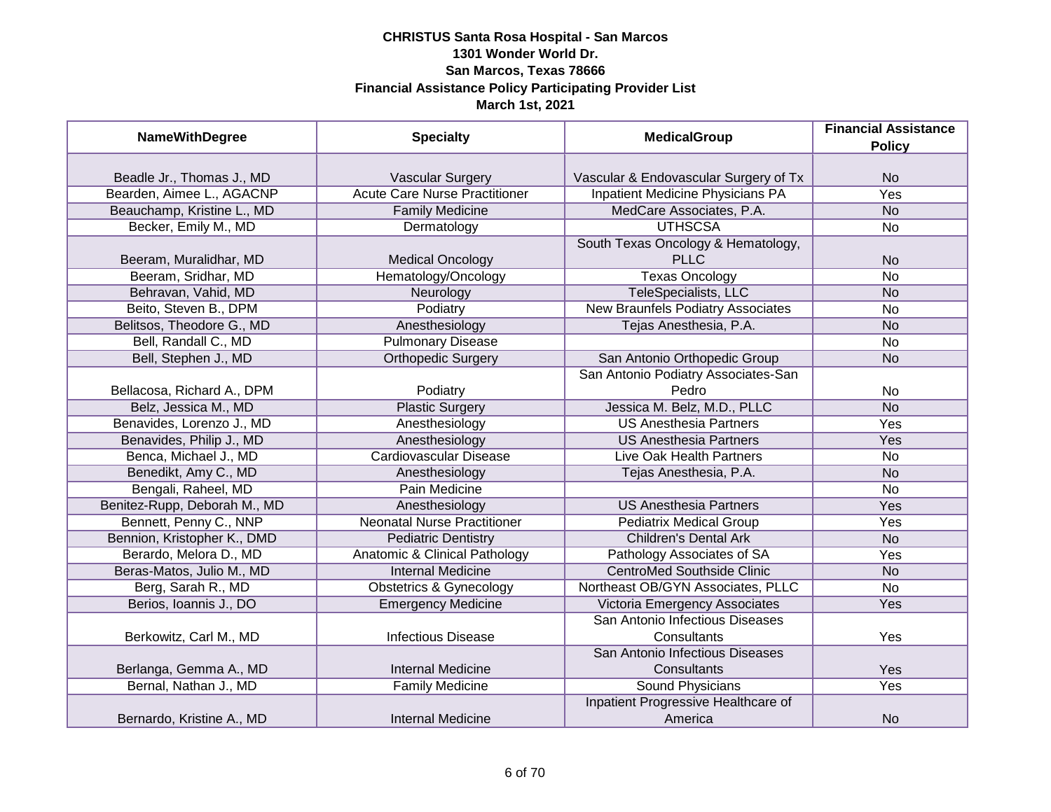**CHRISTUS Santa Rosa Hospital - San Marcos**
**1301 Wonder World Dr.**
**San Marcos, Texas 78666**
**Financial Assistance Policy Participating Provider List**
**March 1st, 2021**

| NameWithDegree | Specialty | MedicalGroup | Financial Assistance Policy |
|---|---|---|---|
| Beadle Jr., Thomas J., MD | Vascular Surgery | Vascular & Endovascular Surgery of Tx | No |
| Bearden, Aimee L., AGACNP | Acute Care Nurse Practitioner | Inpatient Medicine Physicians PA | Yes |
| Beauchamp, Kristine L., MD | Family Medicine | MedCare Associates, P.A. | No |
| Becker, Emily M., MD | Dermatology | UTHSCSA | No |
| Beeram, Muralidhar, MD | Medical Oncology | South Texas Oncology & Hematology, PLLC | No |
| Beeram, Sridhar, MD | Hematology/Oncology | Texas Oncology | No |
| Behravan, Vahid, MD | Neurology | TeleSpecialists, LLC | No |
| Beito, Steven B., DPM | Podiatry | New Braunfels Podiatry Associates | No |
| Belitsos, Theodore G., MD | Anesthesiology | Tejas Anesthesia, P.A. | No |
| Bell, Randall C., MD | Pulmonary Disease | | No |
| Bell, Stephen J., MD | Orthopedic Surgery | San Antonio Orthopedic Group | No |
| Bellacosa, Richard A., DPM | Podiatry | San Antonio Podiatry Associates-San Pedro | No |
| Belz, Jessica M., MD | Plastic Surgery | Jessica M. Belz, M.D., PLLC | No |
| Benavides, Lorenzo J., MD | Anesthesiology | US Anesthesia Partners | Yes |
| Benavides, Philip J., MD | Anesthesiology | US Anesthesia Partners | Yes |
| Benca, Michael J., MD | Cardiovascular Disease | Live Oak Health Partners | No |
| Benedikt, Amy C., MD | Anesthesiology | Tejas Anesthesia, P.A. | No |
| Bengali, Raheel, MD | Pain Medicine | | No |
| Benitez-Rupp, Deborah M., MD | Anesthesiology | US Anesthesia Partners | Yes |
| Bennett, Penny C., NNP | Neonatal Nurse Practitioner | Pediatrix Medical Group | Yes |
| Bennion, Kristopher K., DMD | Pediatric Dentistry | Children's Dental Ark | No |
| Berardo, Melora D., MD | Anatomic & Clinical Pathology | Pathology Associates of SA | Yes |
| Beras-Matos, Julio M., MD | Internal Medicine | CentroMed Southside Clinic | No |
| Berg, Sarah R., MD | Obstetrics & Gynecology | Northeast OB/GYN Associates, PLLC | No |
| Berios, Ioannis J., DO | Emergency Medicine | Victoria Emergency Associates | Yes |
| Berkowitz, Carl M., MD | Infectious Disease | San Antonio Infectious Diseases Consultants | Yes |
| Berlanga, Gemma A., MD | Internal Medicine | San Antonio Infectious Diseases Consultants | Yes |
| Bernal, Nathan J., MD | Family Medicine | Sound Physicians | Yes |
| Bernardo, Kristine A., MD | Internal Medicine | Inpatient Progressive Healthcare of America | No |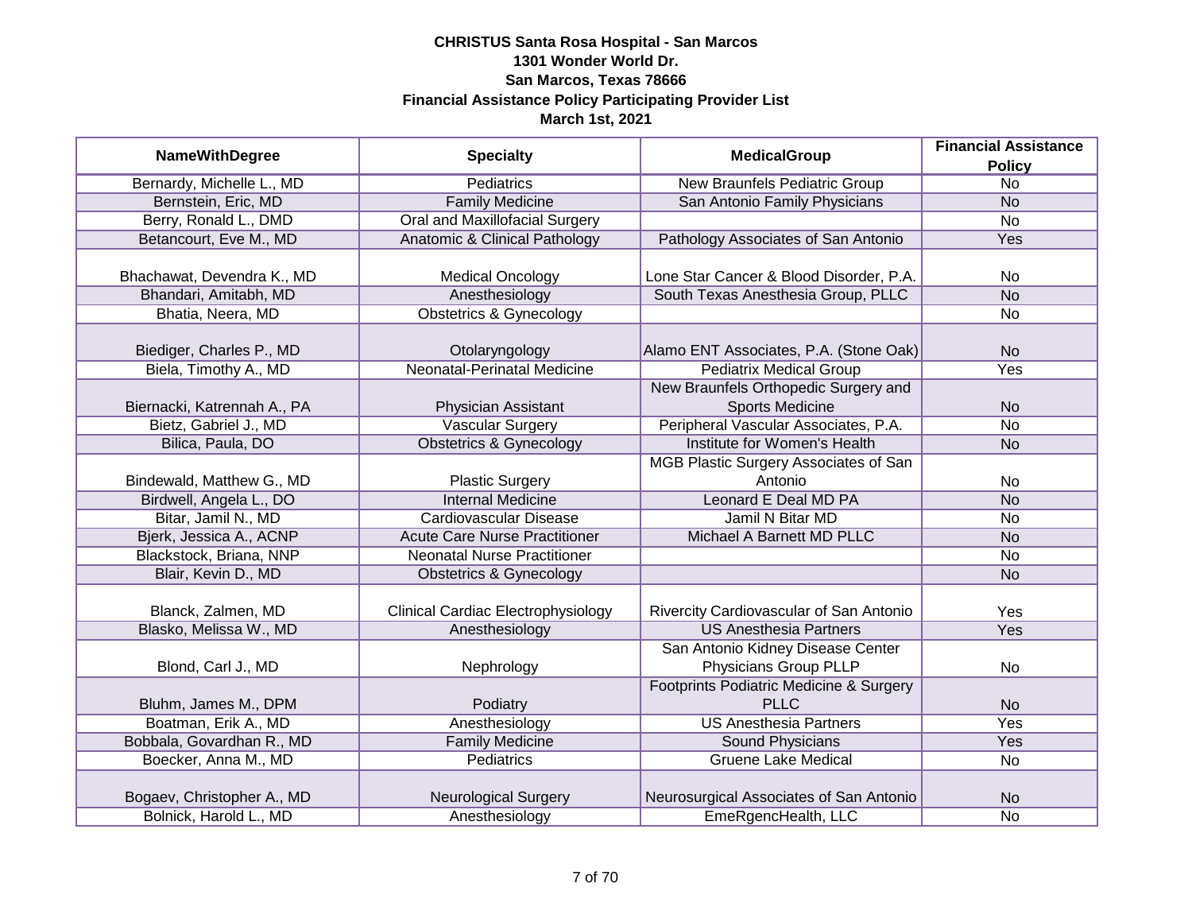**CHRISTUS Santa Rosa Hospital - San Marcos**
**1301 Wonder World Dr.**
**San Marcos, Texas 78666**
**Financial Assistance Policy Participating Provider List**
**March 1st, 2021**

| NameWithDegree | Specialty | MedicalGroup | Financial Assistance Policy |
|---|---|---|---|
| Bernardy, Michelle L., MD | Pediatrics | New Braunfels Pediatric Group | No |
| Bernstein, Eric, MD | Family Medicine | San Antonio Family Physicians | No |
| Berry, Ronald L., DMD | Oral and Maxillofacial Surgery | | No |
| Betancourt, Eve M., MD | Anatomic & Clinical Pathology | Pathology Associates of San Antonio | Yes |
| Bhachawat, Devendra K., MD | Medical Oncology | Lone Star Cancer & Blood Disorder, P.A. | No |
| Bhandari, Amitabh, MD | Anesthesiology | South Texas Anesthesia Group, PLLC | No |
| Bhatia, Neera, MD | Obstetrics & Gynecology | | No |
| Biediger, Charles P., MD | Otolaryngology | Alamo ENT Associates, P.A. (Stone Oak) | No |
| Biela, Timothy A., MD | Neonatal-Perinatal Medicine | Pediatrix Medical Group | Yes |
| Biernacki, Katrennah A., PA | Physician Assistant | New Braunfels Orthopedic Surgery and Sports Medicine | No |
| Bietz, Gabriel J., MD | Vascular Surgery | Peripheral Vascular Associates, P.A. | No |
| Bilica, Paula, DO | Obstetrics & Gynecology | Institute for Women's Health | No |
| Bindewald, Matthew G., MD | Plastic Surgery | MGB Plastic Surgery Associates of San Antonio | No |
| Birdwell, Angela L., DO | Internal Medicine | Leonard E Deal MD PA | No |
| Bitar, Jamil N., MD | Cardiovascular Disease | Jamil N Bitar MD | No |
| Bjerk, Jessica A., ACNP | Acute Care Nurse Practitioner | Michael A Barnett MD PLLC | No |
| Blackstock, Briana, NNP | Neonatal Nurse Practitioner | | No |
| Blair, Kevin D., MD | Obstetrics & Gynecology | | No |
| Blanck, Zalmen, MD | Clinical Cardiac Electrophysiology | Rivercity Cardiovascular of San Antonio | Yes |
| Blasko, Melissa W., MD | Anesthesiology | US Anesthesia Partners | Yes |
| Blond, Carl J., MD | Nephrology | San Antonio Kidney Disease Center Physicians Group PLLP | No |
| Bluhm, James M., DPM | Podiatry | Footprints Podiatric Medicine & Surgery PLLC | No |
| Boatman, Erik A., MD | Anesthesiology | US Anesthesia Partners | Yes |
| Bobbala, Govardhan R., MD | Family Medicine | Sound Physicians | Yes |
| Boecker, Anna M., MD | Pediatrics | Gruene Lake Medical | No |
| Bogaev, Christopher A., MD | Neurological Surgery | Neurosurgical Associates of San Antonio | No |
| Bolnick, Harold L., MD | Anesthesiology | EmeRgencHealth, LLC | No |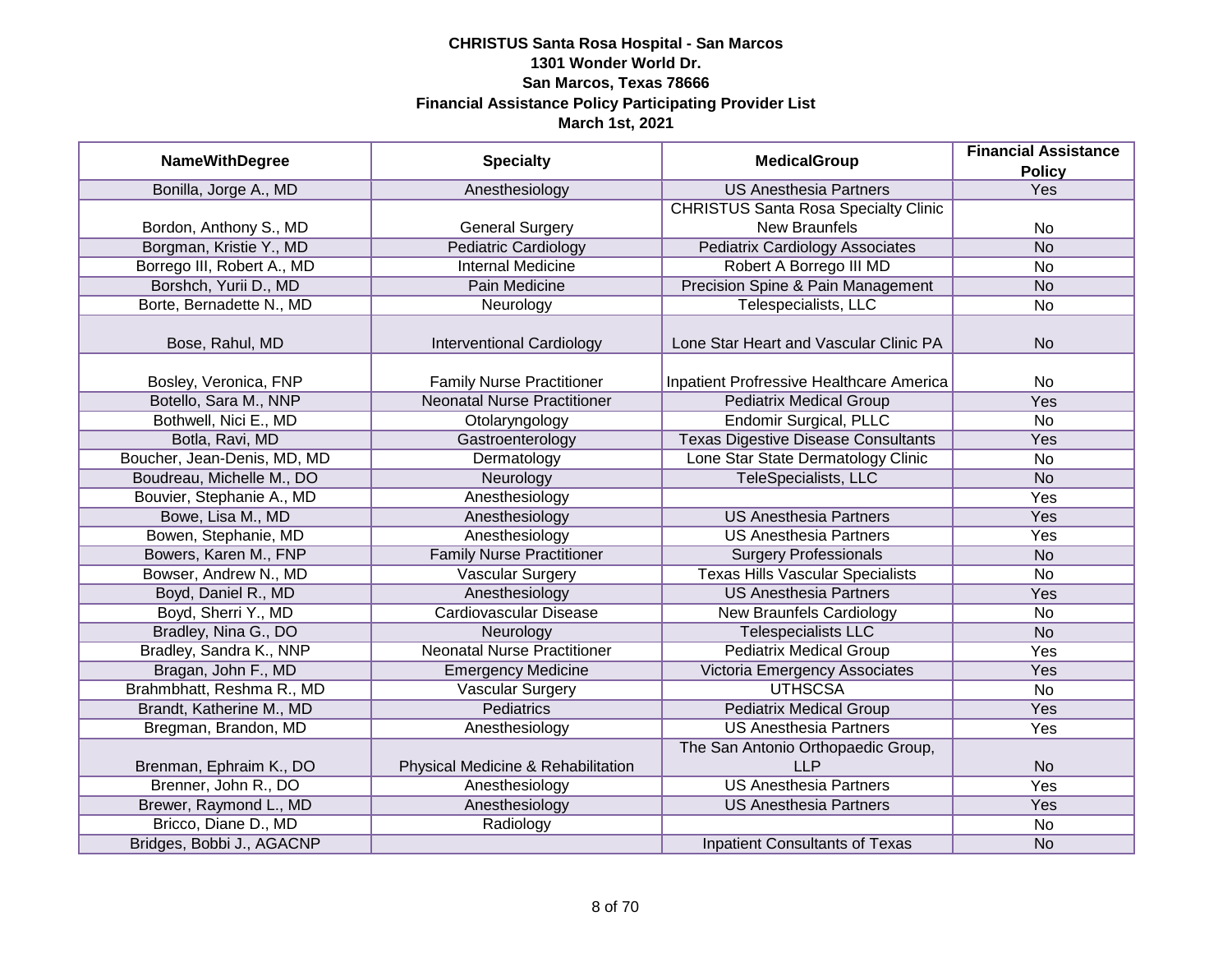# CHRISTUS Santa Rosa Hospital - San Marcos
## 1301 Wonder World Dr.
## San Marcos, Texas 78666
## Financial Assistance Policy Participating Provider List
## March 1st, 2021

| NameWithDegree | Specialty | MedicalGroup | Financial Assistance Policy |
|---|---|---|---|
| Bonilla, Jorge A., MD | Anesthesiology | US Anesthesia Partners | Yes |
| Bordon, Anthony S., MD | General Surgery | CHRISTUS Santa Rosa Specialty Clinic New Braunfels | No |
| Borgman, Kristie Y., MD | Pediatric Cardiology | Pediatrix Cardiology Associates | No |
| Borrego III, Robert A., MD | Internal Medicine | Robert A Borrego III MD | No |
| Borshch, Yurii D., MD | Pain Medicine | Precision Spine & Pain Management | No |
| Borte, Bernadette N., MD | Neurology | Telespecialists, LLC | No |
| Bose, Rahul, MD | Interventional Cardiology | Lone Star Heart and Vascular Clinic PA | No |
| Bosley, Veronica, FNP | Family Nurse Practitioner | Inpatient Profressive Healthcare America | No |
| Botello, Sara M., NNP | Neonatal Nurse Practitioner | Pediatrix Medical Group | Yes |
| Bothwell, Nici E., MD | Otolaryngology | Endomir Surgical, PLLC | No |
| Botla, Ravi, MD | Gastroenterology | Texas Digestive Disease Consultants | Yes |
| Boucher, Jean-Denis, MD, MD | Dermatology | Lone Star State Dermatology Clinic | No |
| Boudreau, Michelle M., DO | Neurology | TeleSpecialists, LLC | No |
| Bouvier, Stephanie A., MD | Anesthesiology | | Yes |
| Bowe, Lisa M., MD | Anesthesiology | US Anesthesia Partners | Yes |
| Bowen, Stephanie, MD | Anesthesiology | US Anesthesia Partners | Yes |
| Bowers, Karen M., FNP | Family Nurse Practitioner | Surgery Professionals | No |
| Bowser, Andrew N., MD | Vascular Surgery | Texas Hills Vascular Specialists | No |
| Boyd, Daniel R., MD | Anesthesiology | US Anesthesia Partners | Yes |
| Boyd, Sherri Y., MD | Cardiovascular Disease | New Braunfels Cardiology | No |
| Bradley, Nina G., DO | Neurology | Telespecialists LLC | No |
| Bradley, Sandra K., NNP | Neonatal Nurse Practitioner | Pediatrix Medical Group | Yes |
| Bragan, John F., MD | Emergency Medicine | Victoria Emergency Associates | Yes |
| Brahmbhatt, Reshma R., MD | Vascular Surgery | UTHSCSA | No |
| Brandt, Katherine M., MD | Pediatrics | Pediatrix Medical Group | Yes |
| Bregman, Brandon, MD | Anesthesiology | US Anesthesia Partners | Yes |
| Brenman, Ephraim K., DO | Physical Medicine & Rehabilitation | The San Antonio Orthopaedic Group, LLP | No |
| Brenner, John R., DO | Anesthesiology | US Anesthesia Partners | Yes |
| Brewer, Raymond L., MD | Anesthesiology | US Anesthesia Partners | Yes |
| Bricco, Diane D., MD | Radiology | | No |
| Bridges, Bobbi J., AGACNP | | Inpatient Consultants of Texas | No |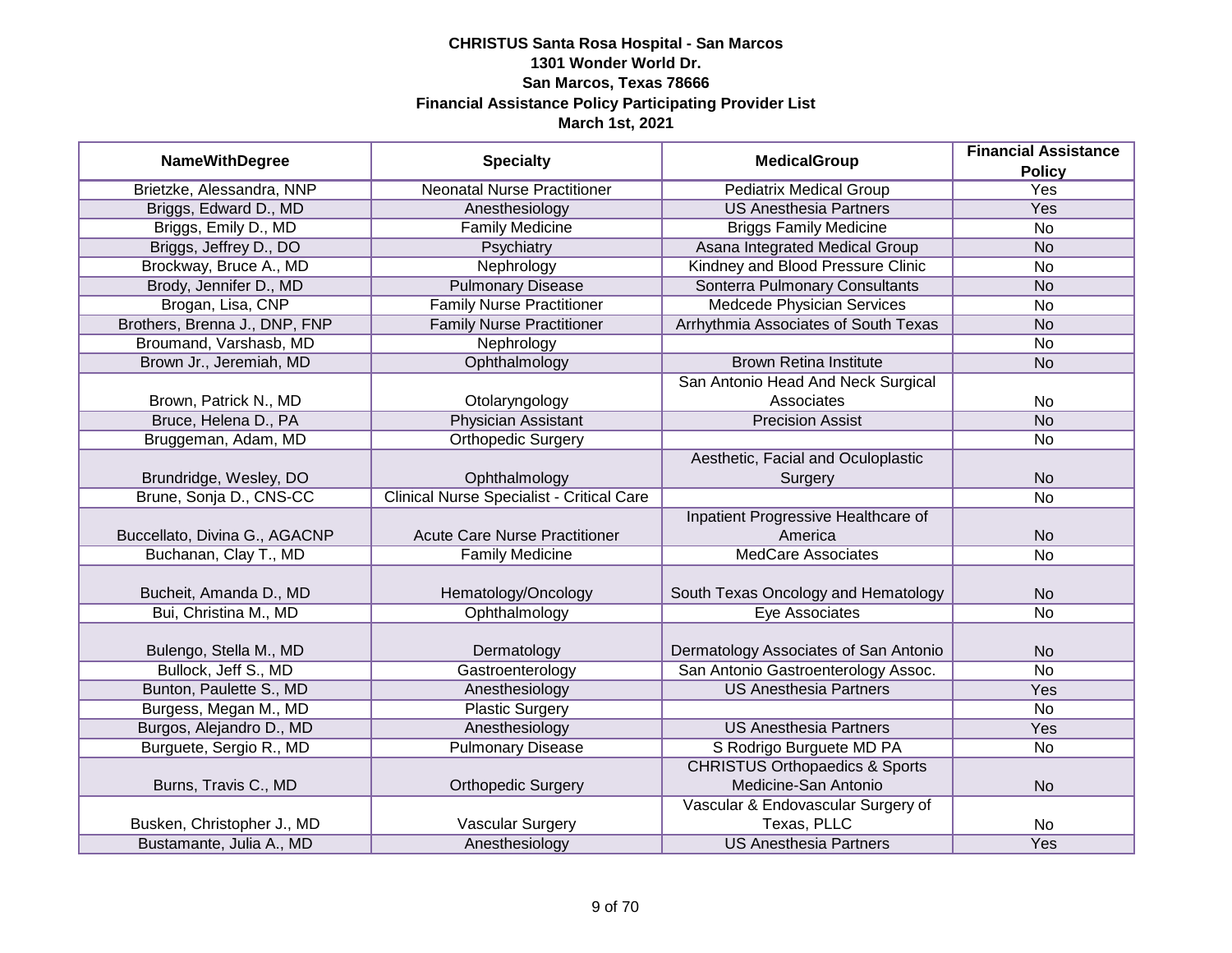**CHRISTUS Santa Rosa Hospital - San Marcos**
**1301 Wonder World Dr.**
**San Marcos, Texas 78666**
**Financial Assistance Policy Participating Provider List**
**March 1st, 2021**

| NameWithDegree | Specialty | MedicalGroup | Financial Assistance Policy |
|---|---|---|---|
| Brietzke, Alessandra, NNP | Neonatal Nurse Practitioner | Pediatrix Medical Group | Yes |
| Briggs, Edward D., MD | Anesthesiology | US Anesthesia Partners | Yes |
| Briggs, Emily D., MD | Family Medicine | Briggs Family Medicine | No |
| Briggs, Jeffrey D., DO | Psychiatry | Asana Integrated Medical Group | No |
| Brockway, Bruce A., MD | Nephrology | Kindney and Blood Pressure Clinic | No |
| Brody, Jennifer D., MD | Pulmonary Disease | Sonterra Pulmonary Consultants | No |
| Brogan, Lisa, CNP | Family Nurse Practitioner | Medcede Physician Services | No |
| Brothers, Brenna J., DNP, FNP | Family Nurse Practitioner | Arrhythmia Associates of South Texas | No |
| Broumand, Varshasb, MD | Nephrology | | No |
| Brown Jr., Jeremiah, MD | Ophthalmology | Brown Retina Institute | No |
| Brown, Patrick N., MD | Otolaryngology | San Antonio Head And Neck Surgical Associates | No |
| Bruce, Helena D., PA | Physician Assistant | Precision Assist | No |
| Bruggeman, Adam, MD | Orthopedic Surgery | | No |
| Brundridge, Wesley, DO | Ophthalmology | Aesthetic, Facial and Oculoplastic Surgery | No |
| Brune, Sonja D., CNS-CC | Clinical Nurse Specialist - Critical Care | | No |
| Buccellato, Divina G., AGACNP | Acute Care Nurse Practitioner | Inpatient Progressive Healthcare of America | No |
| Buchanan, Clay T., MD | Family Medicine | MedCare Associates | No |
| Bucheit, Amanda D., MD | Hematology/Oncology | South Texas Oncology and Hematology | No |
| Bui, Christina M., MD | Ophthalmology | Eye Associates | No |
| Bulengo, Stella M., MD | Dermatology | Dermatology Associates of San Antonio | No |
| Bullock, Jeff S., MD | Gastroenterology | San Antonio Gastroenterology Assoc. | No |
| Bunton, Paulette S., MD | Anesthesiology | US Anesthesia Partners | Yes |
| Burgess, Megan M., MD | Plastic Surgery | | No |
| Burgos, Alejandro D., MD | Anesthesiology | US Anesthesia Partners | Yes |
| Burguete, Sergio R., MD | Pulmonary Disease | S Rodrigo Burguete MD PA | No |
| Burns, Travis C., MD | Orthopedic Surgery | CHRISTUS Orthopaedics & Sports Medicine-San Antonio | No |
| Busken, Christopher J., MD | Vascular Surgery | Vascular & Endovascular Surgery of Texas, PLLC | No |
| Bustamante, Julia A., MD | Anesthesiology | US Anesthesia Partners | Yes |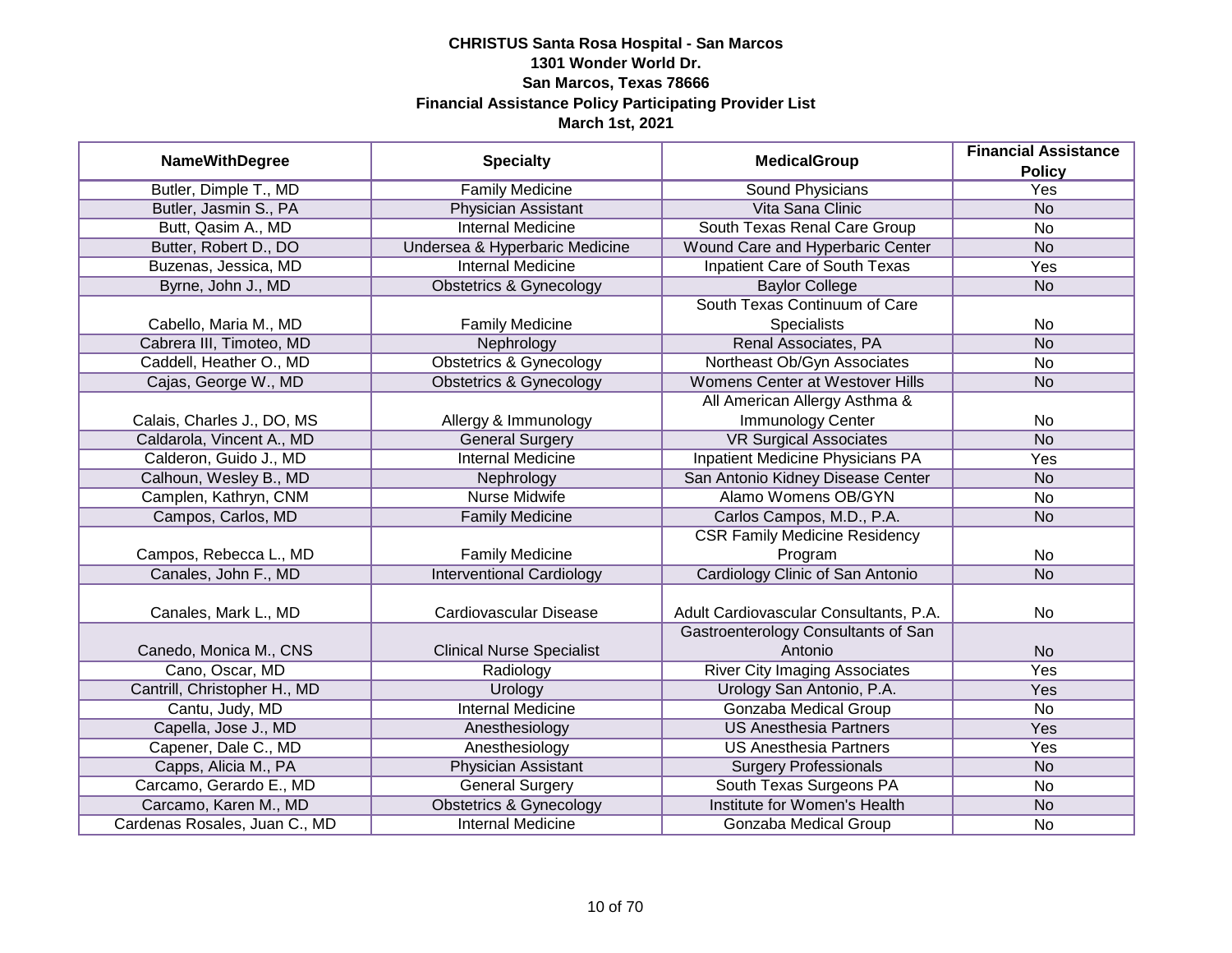**CHRISTUS Santa Rosa Hospital - San Marcos**
**1301 Wonder World Dr.**
**San Marcos, Texas 78666**
**Financial Assistance Policy Participating Provider List**
**March 1st, 2021**

| NameWithDegree | Specialty | MedicalGroup | Financial Assistance Policy |
|---|---|---|---|
| Butler, Dimple T., MD | Family Medicine | Sound Physicians | Yes |
| Butler, Jasmin S., PA | Physician Assistant | Vita Sana Clinic | No |
| Butt, Qasim A., MD | Internal Medicine | South Texas Renal Care Group | No |
| Butter, Robert D., DO | Undersea & Hyperbaric Medicine | Wound Care and Hyperbaric Center | No |
| Buzenas, Jessica, MD | Internal Medicine | Inpatient Care of South Texas | Yes |
| Byrne, John J., MD | Obstetrics & Gynecology | Baylor College | No |
| Cabello, Maria M., MD | Family Medicine | South Texas Continuum of Care Specialists | No |
| Cabrera III, Timoteo, MD | Nephrology | Renal Associates, PA | No |
| Caddell, Heather O., MD | Obstetrics & Gynecology | Northeast Ob/Gyn Associates | No |
| Cajas, George W., MD | Obstetrics & Gynecology | Womens Center at Westover Hills | No |
| Calais, Charles J., DO, MS | Allergy & Immunology | All American Allergy Asthma & Immunology Center | No |
| Caldarola, Vincent A., MD | General Surgery | VR Surgical Associates | No |
| Calderon, Guido J., MD | Internal Medicine | Inpatient Medicine Physicians PA | Yes |
| Calhoun, Wesley B., MD | Nephrology | San Antonio Kidney Disease Center | No |
| Camplen, Kathryn, CNM | Nurse Midwife | Alamo Womens OB/GYN | No |
| Campos, Carlos, MD | Family Medicine | Carlos Campos, M.D., P.A. | No |
| Campos, Rebecca L., MD | Family Medicine | CSR Family Medicine Residency Program | No |
| Canales, John F., MD | Interventional Cardiology | Cardiology Clinic of San Antonio | No |
| Canales, Mark L., MD | Cardiovascular Disease | Adult Cardiovascular Consultants, P.A. | No |
| Canedo, Monica M., CNS | Clinical Nurse Specialist | Gastroenterology Consultants of San Antonio | No |
| Cano, Oscar, MD | Radiology | River City Imaging Associates | Yes |
| Cantrill, Christopher H., MD | Urology | Urology San Antonio, P.A. | Yes |
| Cantu, Judy, MD | Internal Medicine | Gonzaba Medical Group | No |
| Capella, Jose J., MD | Anesthesiology | US Anesthesia Partners | Yes |
| Capener, Dale C., MD | Anesthesiology | US Anesthesia Partners | Yes |
| Capps, Alicia M., PA | Physician Assistant | Surgery Professionals | No |
| Carcamo, Gerardo E., MD | General Surgery | South Texas Surgeons PA | No |
| Carcamo, Karen M., MD | Obstetrics & Gynecology | Institute for Women's Health | No |
| Cardenas Rosales, Juan C., MD | Internal Medicine | Gonzaba Medical Group | No |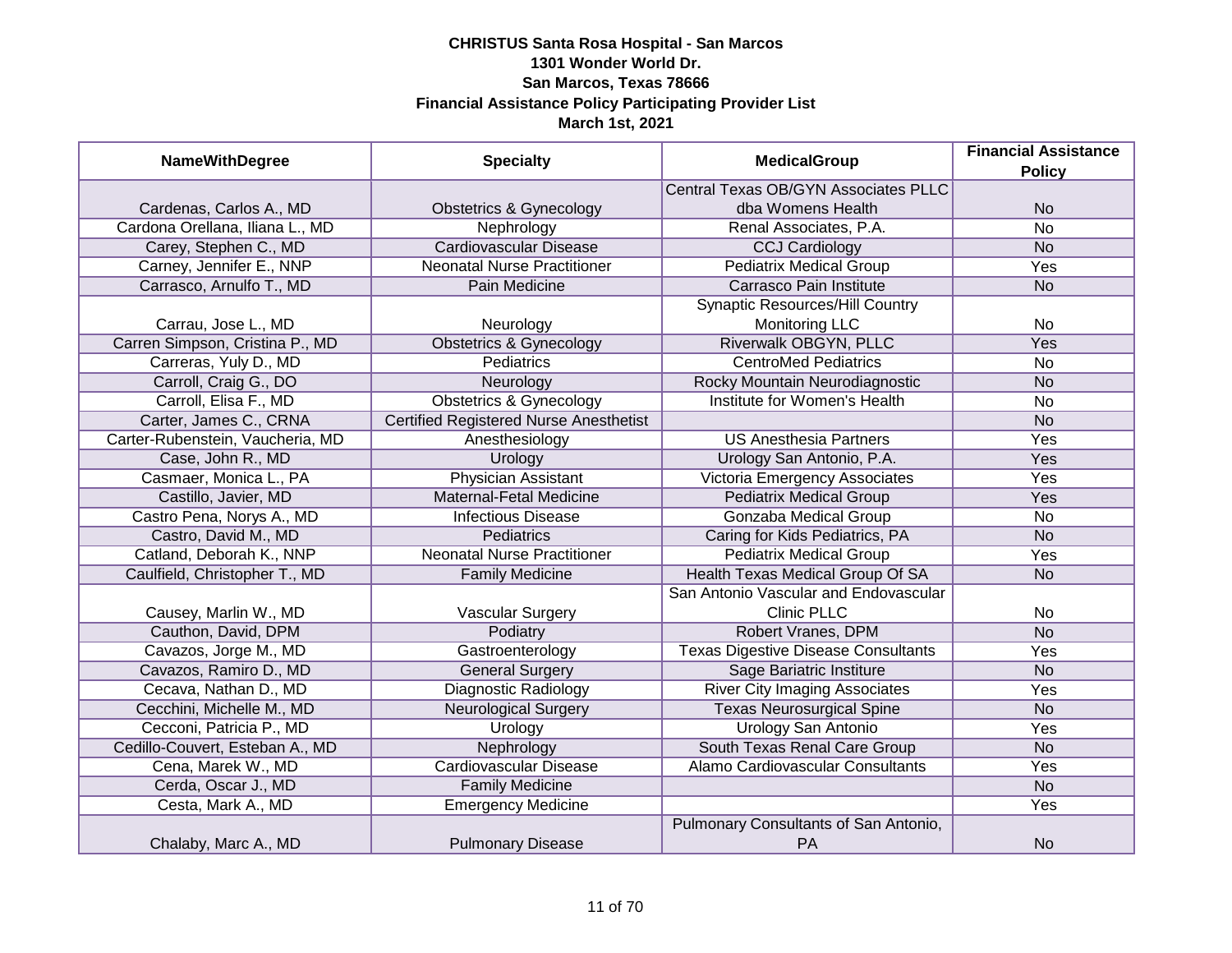**CHRISTUS Santa Rosa Hospital - San Marcos**
**1301 Wonder World Dr.**
**San Marcos, Texas 78666**
**Financial Assistance Policy Participating Provider List**
**March 1st, 2021**

| NameWithDegree | Specialty | MedicalGroup | Financial Assistance Policy |
|---|---|---|---|
| Cardenas, Carlos A., MD | Obstetrics & Gynecology | Central Texas OB/GYN Associates PLLC dba Womens Health | No |
| Cardona Orellana, Iliana L., MD | Nephrology | Renal Associates, P.A. | No |
| Carey, Stephen C., MD | Cardiovascular Disease | CCJ Cardiology | No |
| Carney, Jennifer E., NNP | Neonatal Nurse Practitioner | Pediatrix Medical Group | Yes |
| Carrasco, Arnulfo T., MD | Pain Medicine | Carrasco Pain Institute | No |
| Carrau, Jose L., MD | Neurology | Synaptic Resources/Hill Country Monitoring LLC | No |
| Carren Simpson, Cristina P., MD | Obstetrics & Gynecology | Riverwalk OBGYN, PLLC | Yes |
| Carreras, Yuly D., MD | Pediatrics | CentroMed Pediatrics | No |
| Carroll, Craig G., DO | Neurology | Rocky Mountain Neurodiagnostic | No |
| Carroll, Elisa F., MD | Obstetrics & Gynecology | Institute for Women's Health | No |
| Carter, James C., CRNA | Certified Registered Nurse Anesthetist | | No |
| Carter-Rubenstein, Vaucheria, MD | Anesthesiology | US Anesthesia Partners | Yes |
| Case, John R., MD | Urology | Urology San Antonio, P.A. | Yes |
| Casmaer, Monica L., PA | Physician Assistant | Victoria Emergency Associates | Yes |
| Castillo, Javier, MD | Maternal-Fetal Medicine | Pediatrix Medical Group | Yes |
| Castro Pena, Norys A., MD | Infectious Disease | Gonzaba Medical Group | No |
| Castro, David M., MD | Pediatrics | Caring for Kids Pediatrics, PA | No |
| Catland, Deborah K., NNP | Neonatal Nurse Practitioner | Pediatrix Medical Group | Yes |
| Caulfield, Christopher T., MD | Family Medicine | Health Texas Medical Group Of SA | No |
| Causey, Marlin W., MD | Vascular Surgery | San Antonio Vascular and Endovascular Clinic PLLC | No |
| Cauthon, David, DPM | Podiatry | Robert Vranes, DPM | No |
| Cavazos, Jorge M., MD | Gastroenterology | Texas Digestive Disease Consultants | Yes |
| Cavazos, Ramiro D., MD | General Surgery | Sage Bariatric Institute | No |
| Cecava, Nathan D., MD | Diagnostic Radiology | River City Imaging Associates | Yes |
| Cecchini, Michelle M., MD | Neurological Surgery | Texas Neurosurgical Spine | No |
| Cecconi, Patricia P., MD | Urology | Urology San Antonio | Yes |
| Cedillo-Couvert, Esteban A., MD | Nephrology | South Texas Renal Care Group | No |
| Cena, Marek W., MD | Cardiovascular Disease | Alamo Cardiovascular Consultants | Yes |
| Cerda, Oscar J., MD | Family Medicine | | No |
| Cesta, Mark A., MD | Emergency Medicine | | Yes |
| Chalaby, Marc A., MD | Pulmonary Disease | Pulmonary Consultants of San Antonio, PA | No |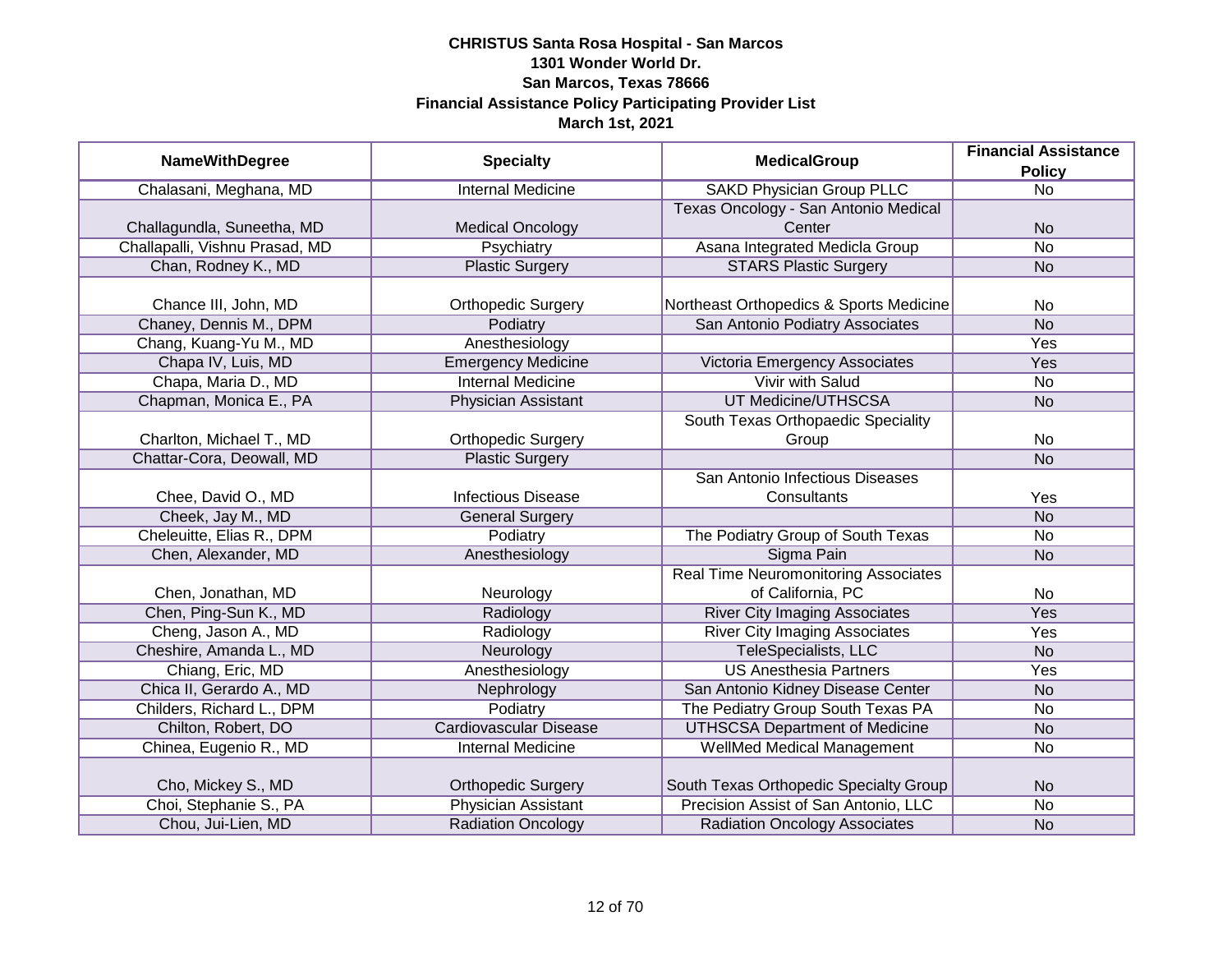**CHRISTUS Santa Rosa Hospital - San Marcos**
**1301 Wonder World Dr.**
**San Marcos, Texas 78666**
**Financial Assistance Policy Participating Provider List**
**March 1st, 2021**

| NameWithDegree | Specialty | MedicalGroup | Financial Assistance Policy |
|---|---|---|---|
| Chalasani, Meghana, MD | Internal Medicine | SAKD Physician Group PLLC | No |
| Challagundla, Suneetha, MD | Medical Oncology | Texas Oncology - San Antonio Medical Center | No |
| Challapalli, Vishnu Prasad, MD | Psychiatry | Asana Integrated Medicla Group | No |
| Chan, Rodney K., MD | Plastic Surgery | STARS Plastic Surgery | No |
| Chance III, John, MD | Orthopedic Surgery | Northeast Orthopedics & Sports Medicine | No |
| Chaney, Dennis M., DPM | Podiatry | San Antonio Podiatry Associates | No |
| Chang, Kuang-Yu M., MD | Anesthesiology | | Yes |
| Chapa IV, Luis, MD | Emergency Medicine | Victoria Emergency Associates | Yes |
| Chapa, Maria D., MD | Internal Medicine | Vivir with Salud | No |
| Chapman, Monica E., PA | Physician Assistant | UT Medicine/UTHSCSA | No |
| Charlton, Michael T., MD | Orthopedic Surgery | South Texas Orthopaedic Speciality Group | No |
| Chattar-Cora, Deowall, MD | Plastic Surgery | | No |
| Chee, David O., MD | Infectious Disease | San Antonio Infectious Diseases Consultants | Yes |
| Cheek, Jay M., MD | General Surgery | | No |
| Cheleuitte, Elias R., DPM | Podiatry | The Podiatry Group of South Texas | No |
| Chen, Alexander, MD | Anesthesiology | Sigma Pain | No |
| Chen, Jonathan, MD | Neurology | Real Time Neuromonitoring Associates of California, PC | No |
| Chen, Ping-Sun K., MD | Radiology | River City Imaging Associates | Yes |
| Cheng, Jason A., MD | Radiology | River City Imaging Associates | Yes |
| Cheshire, Amanda L., MD | Neurology | TeleSpecialists, LLC | No |
| Chiang, Eric, MD | Anesthesiology | US Anesthesia Partners | Yes |
| Chica II, Gerardo A., MD | Nephrology | San Antonio Kidney Disease Center | No |
| Childers, Richard L., DPM | Podiatry | The Pediatry Group South Texas PA | No |
| Chilton, Robert, DO | Cardiovascular Disease | UTHSCSA Department of Medicine | No |
| Chinea, Eugenio R., MD | Internal Medicine | WellMed Medical Management | No |
| Cho, Mickey S., MD | Orthopedic Surgery | South Texas Orthopedic Specialty Group | No |
| Choi, Stephanie S., PA | Physician Assistant | Precision Assist of San Antonio, LLC | No |
| Chou, Jui-Lien, MD | Radiation Oncology | Radiation Oncology Associates | No |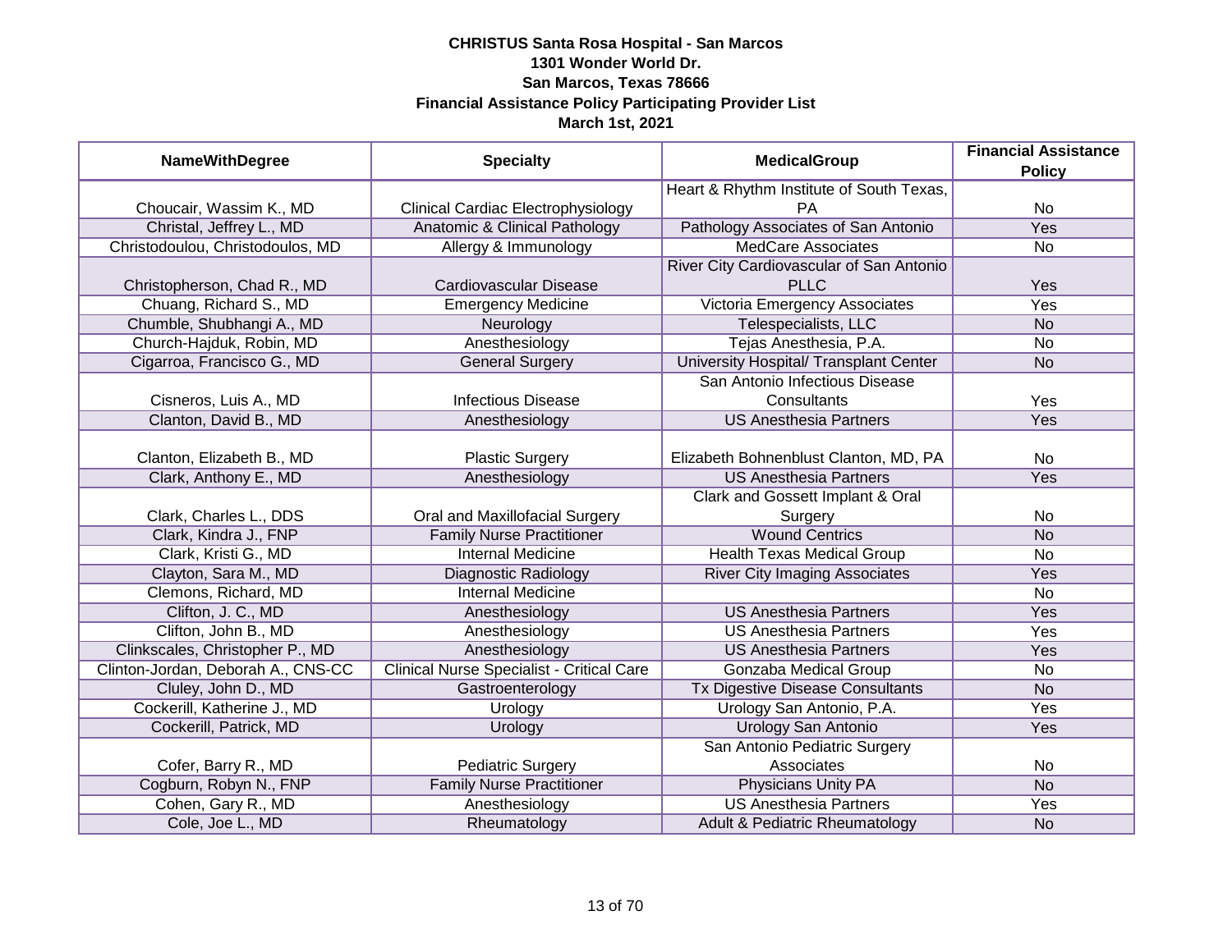**CHRISTUS Santa Rosa Hospital - San Marcos**
**1301 Wonder World Dr.**
**San Marcos, Texas 78666**
**Financial Assistance Policy Participating Provider List**
**March 1st, 2021**

| NameWithDegree | Specialty | MedicalGroup | Financial Assistance Policy |
|---|---|---|---|
| Choucair, Wassim K., MD | Clinical Cardiac Electrophysiology | Heart & Rhythm Institute of South Texas, PA | No |
| Christal, Jeffrey L., MD | Anatomic & Clinical Pathology | Pathology Associates of San Antonio | Yes |
| Christodoulou, Christodoulos, MD | Allergy & Immunology | MedCare Associates | No |
| Christopherson, Chad R., MD | Cardiovascular Disease | River City Cardiovascular of San Antonio PLLC | Yes |
| Chuang, Richard S., MD | Emergency Medicine | Victoria Emergency Associates | Yes |
| Chumble, Shubhangi A., MD | Neurology | Telespecialists, LLC | No |
| Church-Hajduk, Robin, MD | Anesthesiology | Tejas Anesthesia, P.A. | No |
| Cigarroa, Francisco G., MD | General Surgery | University Hospital/ Transplant Center | No |
| Cisneros, Luis A., MD | Infectious Disease | San Antonio Infectious Disease Consultants | Yes |
| Clanton, David B., MD | Anesthesiology | US Anesthesia Partners | Yes |
| Clanton, Elizabeth B., MD | Plastic Surgery | Elizabeth Bohnenblust Clanton, MD, PA | No |
| Clark, Anthony E., MD | Anesthesiology | US Anesthesia Partners | Yes |
| Clark, Charles L., DDS | Oral and Maxillofacial Surgery | Clark and Gossett Implant & Oral Surgery | No |
| Clark, Kindra J., FNP | Family Nurse Practitioner | Wound Centrics | No |
| Clark, Kristi G., MD | Internal Medicine | Health Texas Medical Group | No |
| Clayton, Sara M., MD | Diagnostic Radiology | River City Imaging Associates | Yes |
| Clemons, Richard, MD | Internal Medicine | | No |
| Clifton, J. C., MD | Anesthesiology | US Anesthesia Partners | Yes |
| Clifton, John B., MD | Anesthesiology | US Anesthesia Partners | Yes |
| Clinkscales, Christopher P., MD | Anesthesiology | US Anesthesia Partners | Yes |
| Clinton-Jordan, Deborah A., CNS-CC | Clinical Nurse Specialist - Critical Care | Gonzaba Medical Group | No |
| Cluley, John D., MD | Gastroenterology | Tx Digestive Disease Consultants | No |
| Cockerill, Katherine J., MD | Urology | Urology San Antonio, P.A. | Yes |
| Cockerill, Patrick, MD | Urology | Urology San Antonio | Yes |
| Cofer, Barry R., MD | Pediatric Surgery | San Antonio Pediatric Surgery Associates | No |
| Cogburn, Robyn N., FNP | Family Nurse Practitioner | Physicians Unity PA | No |
| Cohen, Gary R., MD | Anesthesiology | US Anesthesia Partners | Yes |
| Cole, Joe L., MD | Rheumatology | Adult & Pediatric Rheumatology | No |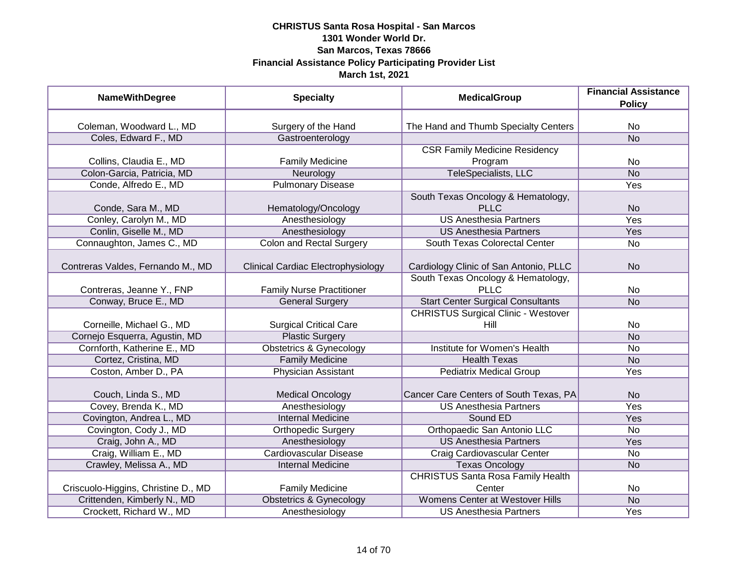**CHRISTUS Santa Rosa Hospital - San Marcos**
**1301 Wonder World Dr.**
**San Marcos, Texas 78666**
**Financial Assistance Policy Participating Provider List**
**March 1st, 2021**

| NameWithDegree | Specialty | MedicalGroup | Financial Assistance Policy |
|---|---|---|---|
| Coleman, Woodward L., MD | Surgery of the Hand | The Hand and Thumb Specialty Centers | No |
| Coles, Edward F., MD | Gastroenterology | | No |
| Collins, Claudia E., MD | Family Medicine | CSR Family Medicine Residency Program | No |
| Colon-Garcia, Patricia, MD | Neurology | TeleSpecialists, LLC | No |
| Conde, Alfredo E., MD | Pulmonary Disease | | Yes |
| Conde, Sara M., MD | Hematology/Oncology | South Texas Oncology & Hematology, PLLC | No |
| Conley, Carolyn M., MD | Anesthesiology | US Anesthesia Partners | Yes |
| Conlin, Giselle M., MD | Anesthesiology | US Anesthesia Partners | Yes |
| Connaughton, James C., MD | Colon and Rectal Surgery | South Texas Colorectal Center | No |
| Contreras Valdes, Fernando M., MD | Clinical Cardiac Electrophysiology | Cardiology Clinic of San Antonio, PLLC | No |
| Contreras, Jeanne Y., FNP | Family Nurse Practitioner | South Texas Oncology & Hematology, PLLC | No |
| Conway, Bruce E., MD | General Surgery | Start Center Surgical Consultants | No |
| Corneille, Michael G., MD | Surgical Critical Care | CHRISTUS Surgical Clinic - Westover Hill | No |
| Cornejo Esquerra, Agustin, MD | Plastic Surgery | | No |
| Cornforth, Katherine E., MD | Obstetrics & Gynecology | Institute for Women's Health | No |
| Cortez, Cristina, MD | Family Medicine | Health Texas | No |
| Coston, Amber D., PA | Physician Assistant | Pediatrix Medical Group | Yes |
| Couch, Linda S., MD | Medical Oncology | Cancer Care Centers of South Texas, PA | No |
| Covey, Brenda K., MD | Anesthesiology | US Anesthesia Partners | Yes |
| Covington, Andrea L., MD | Internal Medicine | Sound ED | Yes |
| Covington, Cody J., MD | Orthopedic Surgery | Orthopaedic San Antonio LLC | No |
| Craig, John A., MD | Anesthesiology | US Anesthesia Partners | Yes |
| Craig, William E., MD | Cardiovascular Disease | Craig Cardiovascular Center | No |
| Crawley, Melissa A., MD | Internal Medicine | Texas Oncology | No |
| Criscuolo-Higgins, Christine D., MD | Family Medicine | CHRISTUS Santa Rosa Family Health Center | No |
| Crittenden, Kimberly N., MD | Obstetrics & Gynecology | Womens Center at Westover Hills | No |
| Crockett, Richard W., MD | Anesthesiology | US Anesthesia Partners | Yes |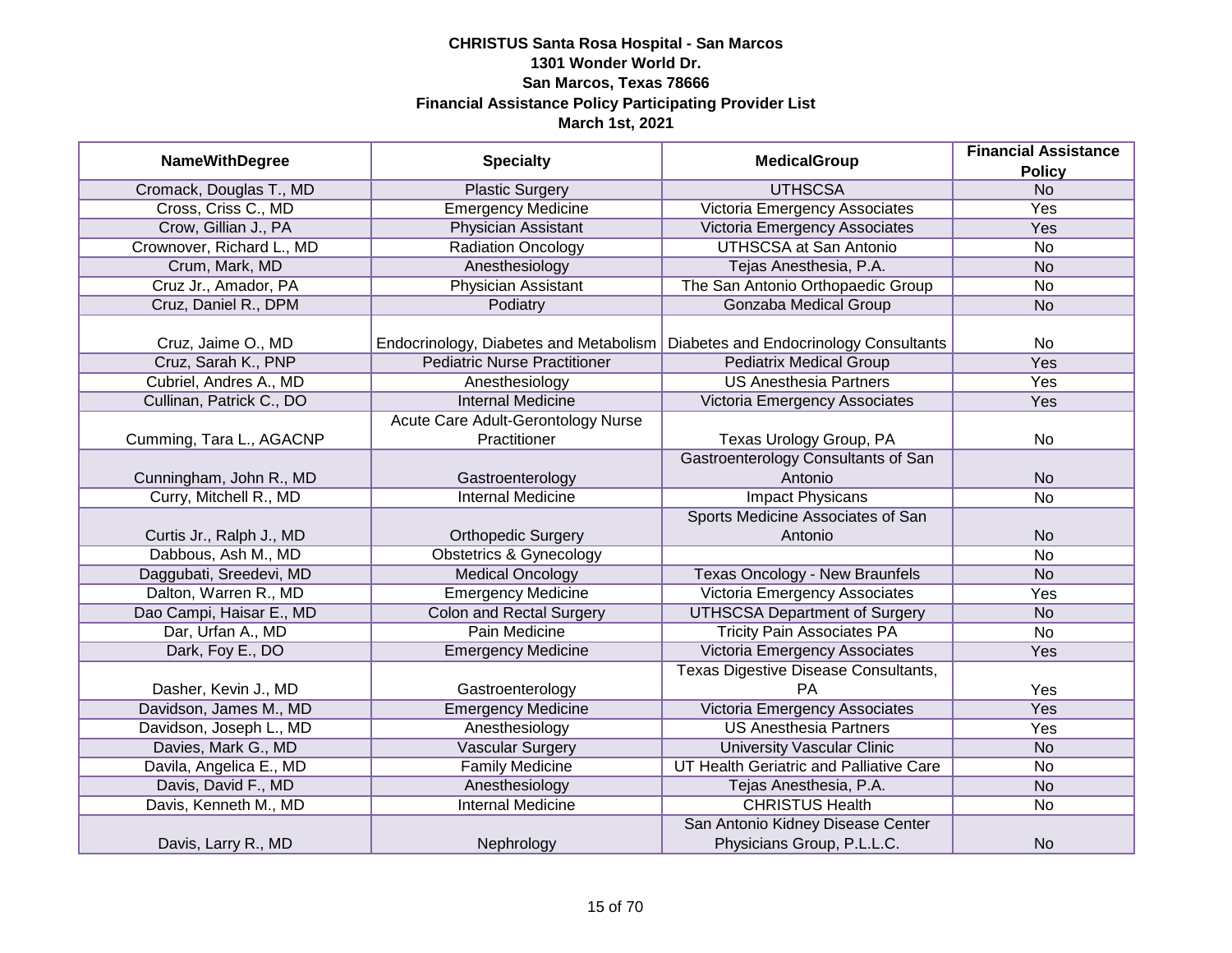**CHRISTUS Santa Rosa Hospital - San Marcos**
**1301 Wonder World Dr.**
**San Marcos, Texas 78666**
**Financial Assistance Policy Participating Provider List**
**March 1st, 2021**

| NameWithDegree | Specialty | MedicalGroup | Financial Assistance Policy |
|---|---|---|---|
| Cromack, Douglas T., MD | Plastic Surgery | UTHSCSA | No |
| Cross, Criss C., MD | Emergency Medicine | Victoria Emergency Associates | Yes |
| Crow, Gillian J., PA | Physician Assistant | Victoria Emergency Associates | Yes |
| Crownover, Richard L., MD | Radiation Oncology | UTHSCSA at San Antonio | No |
| Crum, Mark, MD | Anesthesiology | Tejas Anesthesia, P.A. | No |
| Cruz Jr., Amador, PA | Physician Assistant | The San Antonio Orthopaedic Group | No |
| Cruz, Daniel R., DPM | Podiatry | Gonzaba Medical Group | No |
| Cruz, Jaime O., MD | Endocrinology, Diabetes and Metabolism | Diabetes and Endocrinology Consultants | No |
| Cruz, Sarah K., PNP | Pediatric Nurse Practitioner | Pediatrix Medical Group | Yes |
| Cubriel, Andres A., MD | Anesthesiology | US Anesthesia Partners | Yes |
| Cullinan, Patrick C., DO | Internal Medicine | Victoria Emergency Associates | Yes |
| Cumming, Tara L., AGACNP | Acute Care Adult-Gerontology Nurse Practitioner | Texas Urology Group, PA | No |
| Cunningham, John R., MD | Gastroenterology | Gastroenterology Consultants of San Antonio | No |
| Curry, Mitchell R., MD | Internal Medicine | Impact Physicans | No |
| Curtis Jr., Ralph J., MD | Orthopedic Surgery | Sports Medicine Associates of San Antonio | No |
| Dabbous, Ash M., MD | Obstetrics & Gynecology | | No |
| Daggubati, Sreedevi, MD | Medical Oncology | Texas Oncology - New Braunfels | No |
| Dalton, Warren R., MD | Emergency Medicine | Victoria Emergency Associates | Yes |
| Dao Campi, Haisar E., MD | Colon and Rectal Surgery | UTHSCSA Department of Surgery | No |
| Dar, Urfan A., MD | Pain Medicine | Tricity Pain Associates PA | No |
| Dark, Foy E., DO | Emergency Medicine | Victoria Emergency Associates | Yes |
| Dasher, Kevin J., MD | Gastroenterology | Texas Digestive Disease Consultants, PA | Yes |
| Davidson, James M., MD | Emergency Medicine | Victoria Emergency Associates | Yes |
| Davidson, Joseph L., MD | Anesthesiology | US Anesthesia Partners | Yes |
| Davies, Mark G., MD | Vascular Surgery | University Vascular Clinic | No |
| Davila, Angelica E., MD | Family Medicine | UT Health Geriatric and Palliative Care | No |
| Davis, David F., MD | Anesthesiology | Tejas Anesthesia, P.A. | No |
| Davis, Kenneth M., MD | Internal Medicine | CHRISTUS Health | No |
| Davis, Larry R., MD | Nephrology | San Antonio Kidney Disease Center Physicians Group, P.L.L.C. | No |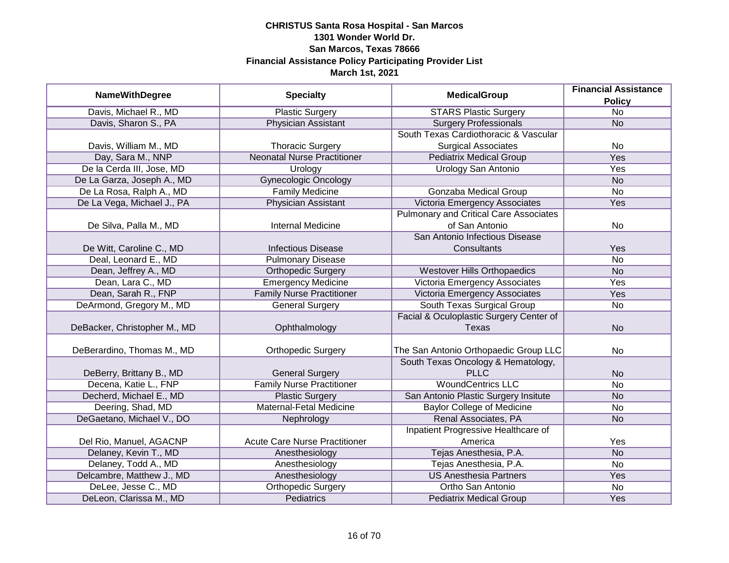**CHRISTUS Santa Rosa Hospital - San Marcos**
**1301 Wonder World Dr.**
**San Marcos, Texas 78666**
**Financial Assistance Policy Participating Provider List**
**March 1st, 2021**

| NameWithDegree | Specialty | MedicalGroup | Financial Assistance Policy |
|---|---|---|---|
| Davis, Michael R., MD | Plastic Surgery | STARS Plastic Surgery | No |
| Davis, Sharon S., PA | Physician Assistant | Surgery Professionals | No |
| Davis, William M., MD | Thoracic Surgery | South Texas Cardiothoracic & Vascular Surgical Associates | No |
| Day, Sara M., NNP | Neonatal Nurse Practitioner | Pediatrix Medical Group | Yes |
| De la Cerda III, Jose, MD | Urology | Urology San Antonio | Yes |
| De La Garza, Joseph A., MD | Gynecologic Oncology | | No |
| De La Rosa, Ralph A., MD | Family Medicine | Gonzaba Medical Group | No |
| De La Vega, Michael J., PA | Physician Assistant | Victoria Emergency Associates | Yes |
| De Silva, Palla M., MD | Internal Medicine | Pulmonary and Critical Care Associates of San Antonio | No |
| De Witt, Caroline C., MD | Infectious Disease | San Antonio Infectious Disease Consultants | Yes |
| Deal, Leonard E., MD | Pulmonary Disease | | No |
| Dean, Jeffrey A., MD | Orthopedic Surgery | Westover Hills Orthopaedics | No |
| Dean, Lara C., MD | Emergency Medicine | Victoria Emergency Associates | Yes |
| Dean, Sarah R., FNP | Family Nurse Practitioner | Victoria Emergency Associates | Yes |
| DeArmond, Gregory M., MD | General Surgery | South Texas Surgical Group | No |
| DeBacker, Christopher M., MD | Ophthalmology | Facial & Oculoplastic Surgery Center of Texas | No |
| DeBerardino, Thomas M., MD | Orthopedic Surgery | The San Antonio Orthopaedic Group LLC | No |
| DeBerry, Brittany B., MD | General Surgery | South Texas Oncology & Hematology, PLLC | No |
| Decena, Katie L., FNP | Family Nurse Practitioner | WoundCentrics LLC | No |
| Decherd, Michael E., MD | Plastic Surgery | San Antonio Plastic Surgery Insitute | No |
| Deering, Shad, MD | Maternal-Fetal Medicine | Baylor College of Medicine | No |
| DeGaetano, Michael V., DO | Nephrology | Renal Associates, PA | No |
| Del Rio, Manuel, AGACNP | Acute Care Nurse Practitioner | Inpatient Progressive Healthcare of America | Yes |
| Delaney, Kevin T., MD | Anesthesiology | Tejas Anesthesia, P.A. | No |
| Delaney, Todd A., MD | Anesthesiology | Tejas Anesthesia, P.A. | No |
| Delcambre, Matthew J., MD | Anesthesiology | US Anesthesia Partners | Yes |
| DeLee, Jesse C., MD | Orthopedic Surgery | Ortho San Antonio | No |
| DeLeon, Clarissa M., MD | Pediatrics | Pediatrix Medical Group | Yes |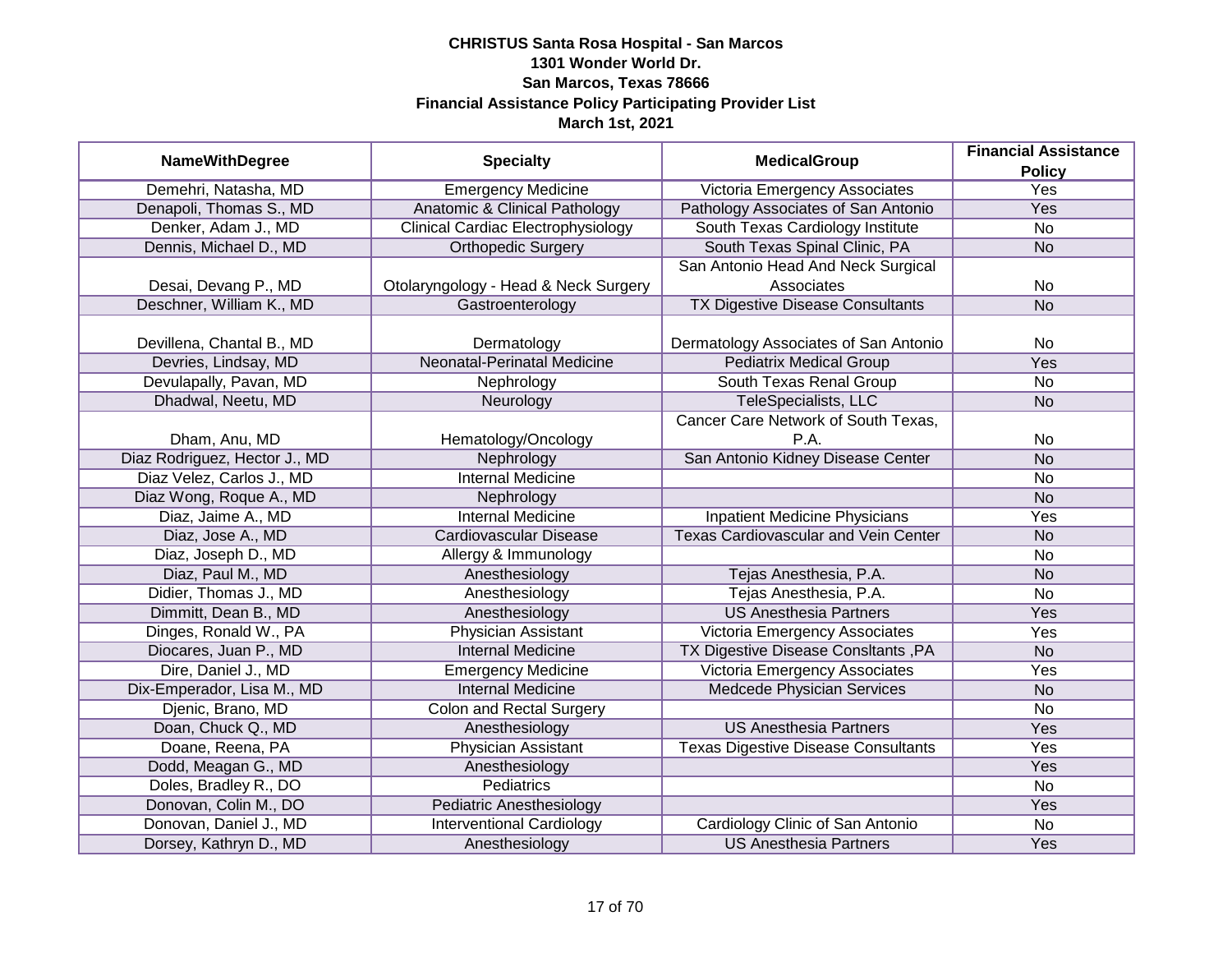**CHRISTUS Santa Rosa Hospital - San Marcos**
**1301 Wonder World Dr.**
**San Marcos, Texas 78666**
**Financial Assistance Policy Participating Provider List**
**March 1st, 2021**

| NameWithDegree | Specialty | MedicalGroup | Financial Assistance Policy |
|---|---|---|---|
| Demehri, Natasha, MD | Emergency Medicine | Victoria Emergency Associates | Yes |
| Denapoli, Thomas S., MD | Anatomic & Clinical Pathology | Pathology Associates of San Antonio | Yes |
| Denker, Adam J., MD | Clinical Cardiac Electrophysiology | South Texas Cardiology Institute | No |
| Dennis, Michael D., MD | Orthopedic Surgery | South Texas Spinal Clinic, PA | No |
| Desai, Devang P., MD | Otolaryngology - Head & Neck Surgery | San Antonio Head And Neck Surgical Associates | No |
| Deschner, William K., MD | Gastroenterology | TX Digestive Disease Consultants | No |
| Devillena, Chantal B., MD | Dermatology | Dermatology Associates of San Antonio | No |
| Devries, Lindsay, MD | Neonatal-Perinatal Medicine | Pediatrix Medical Group | Yes |
| Devulapally, Pavan, MD | Nephrology | South Texas Renal Group | No |
| Dhadwal, Neetu, MD | Neurology | TeleSpecialists, LLC | No |
| Dham, Anu, MD | Hematology/Oncology | Cancer Care Network of South Texas, P.A. | No |
| Diaz Rodriguez, Hector J., MD | Nephrology | San Antonio Kidney Disease Center | No |
| Diaz Velez, Carlos J., MD | Internal Medicine | | No |
| Diaz Wong, Roque A., MD | Nephrology | | No |
| Diaz, Jaime A., MD | Internal Medicine | Inpatient Medicine Physicians | Yes |
| Diaz, Jose A., MD | Cardiovascular Disease | Texas Cardiovascular and Vein Center | No |
| Diaz, Joseph D., MD | Allergy & Immunology | | No |
| Diaz, Paul M., MD | Anesthesiology | Tejas Anesthesia, P.A. | No |
| Didier, Thomas J., MD | Anesthesiology | Tejas Anesthesia, P.A. | No |
| Dimmitt, Dean B., MD | Anesthesiology | US Anesthesia Partners | Yes |
| Dinges, Ronald W., PA | Physician Assistant | Victoria Emergency Associates | Yes |
| Diocares, Juan P., MD | Internal Medicine | TX Digestive Disease Consltants ,PA | No |
| Dire, Daniel J., MD | Emergency Medicine | Victoria Emergency Associates | Yes |
| Dix-Emperador, Lisa M., MD | Internal Medicine | Medcede Physician Services | No |
| Djenic, Brano, MD | Colon and Rectal Surgery | | No |
| Doan, Chuck Q., MD | Anesthesiology | US Anesthesia Partners | Yes |
| Doane, Reena, PA | Physician Assistant | Texas Digestive Disease Consultants | Yes |
| Dodd, Meagan G., MD | Anesthesiology | | Yes |
| Doles, Bradley R., DO | Pediatrics | | No |
| Donovan, Colin M., DO | Pediatric Anesthesiology | | Yes |
| Donovan, Daniel J., MD | Interventional Cardiology | Cardiology Clinic of San Antonio | No |
| Dorsey, Kathryn D., MD | Anesthesiology | US Anesthesia Partners | Yes |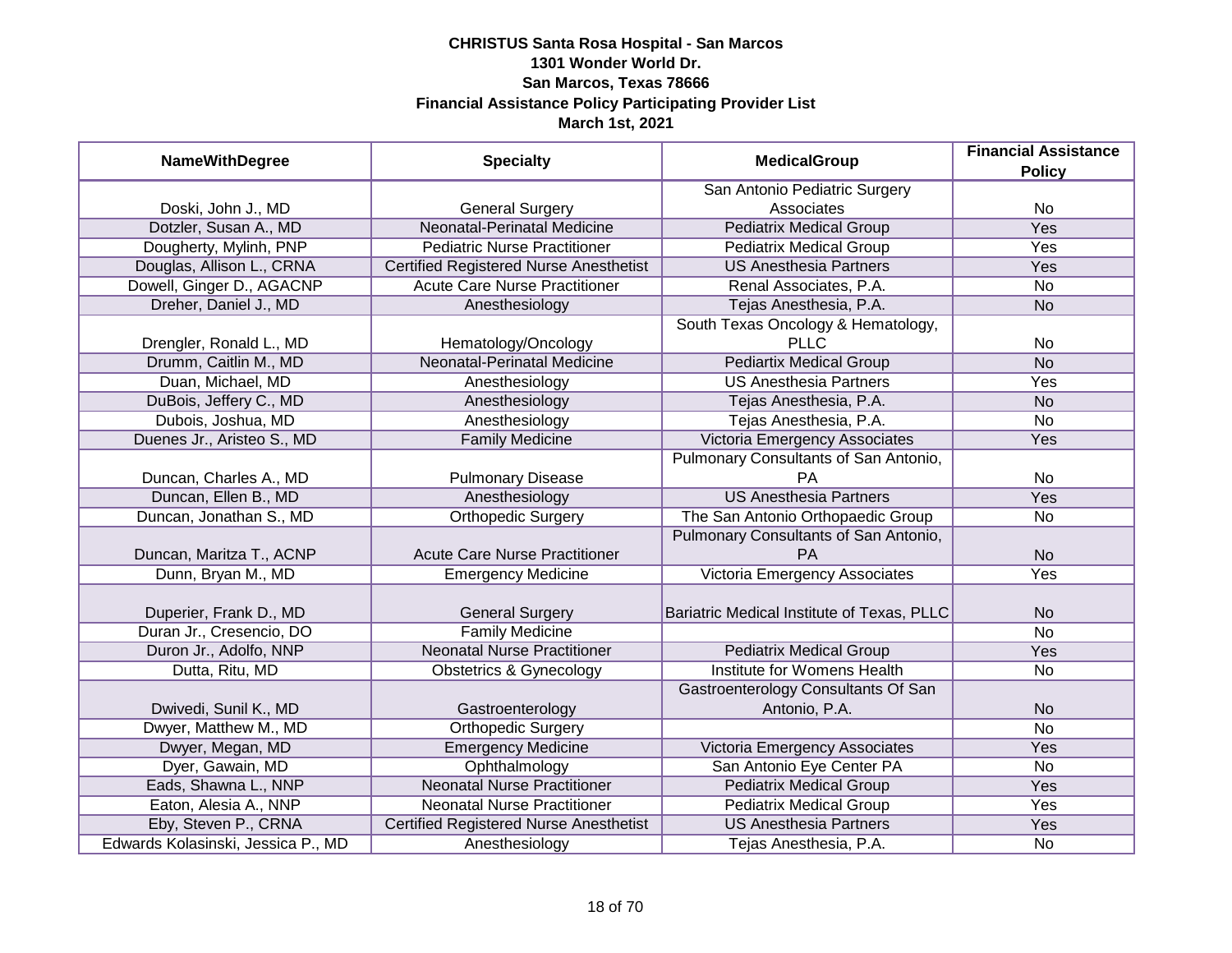**CHRISTUS Santa Rosa Hospital - San Marcos**
**1301 Wonder World Dr.**
**San Marcos, Texas 78666**
**Financial Assistance Policy Participating Provider List**
**March 1st, 2021**

| NameWithDegree | Specialty | MedicalGroup | Financial Assistance Policy |
|---|---|---|---|
| Doski, John J., MD | General Surgery | San Antonio Pediatric Surgery Associates | No |
| Dotzler, Susan A., MD | Neonatal-Perinatal Medicine | Pediatrix Medical Group | Yes |
| Dougherty, Mylinh, PNP | Pediatric Nurse Practitioner | Pediatrix Medical Group | Yes |
| Douglas, Allison L., CRNA | Certified Registered Nurse Anesthetist | US Anesthesia Partners | Yes |
| Dowell, Ginger D., AGACNP | Acute Care Nurse Practitioner | Renal Associates, P.A. | No |
| Dreher, Daniel J., MD | Anesthesiology | Tejas Anesthesia, P.A. | No |
| Drengler, Ronald L., MD | Hematology/Oncology | South Texas Oncology & Hematology, PLLC | No |
| Drumm, Caitlin M., MD | Neonatal-Perinatal Medicine | Pediartix Medical Group | No |
| Duan, Michael, MD | Anesthesiology | US Anesthesia Partners | Yes |
| DuBois, Jeffery C., MD | Anesthesiology | Tejas Anesthesia, P.A. | No |
| Dubois, Joshua, MD | Anesthesiology | Tejas Anesthesia, P.A. | No |
| Duenes Jr., Aristeo S., MD | Family Medicine | Victoria Emergency Associates | Yes |
| Duncan, Charles A., MD | Pulmonary Disease | Pulmonary Consultants of San Antonio, PA | No |
| Duncan, Ellen B., MD | Anesthesiology | US Anesthesia Partners | Yes |
| Duncan, Jonathan S., MD | Orthopedic Surgery | The San Antonio Orthopaedic Group | No |
| Duncan, Maritza T., ACNP | Acute Care Nurse Practitioner | Pulmonary Consultants of San Antonio, PA | No |
| Dunn, Bryan M., MD | Emergency Medicine | Victoria Emergency Associates | Yes |
| Duperier, Frank D., MD | General Surgery | Bariatric Medical Institute of Texas, PLLC | No |
| Duran Jr., Cresencio, DO | Family Medicine | | No |
| Duron Jr., Adolfo, NNP | Neonatal Nurse Practitioner | Pediatrix Medical Group | Yes |
| Dutta, Ritu, MD | Obstetrics & Gynecology | Institute for Womens Health | No |
| Dwivedi, Sunil K., MD | Gastroenterology | Gastroenterology Consultants Of San Antonio, P.A. | No |
| Dwyer, Matthew M., MD | Orthopedic Surgery | | No |
| Dwyer, Megan, MD | Emergency Medicine | Victoria Emergency Associates | Yes |
| Dyer, Gawain, MD | Ophthalmology | San Antonio Eye Center PA | No |
| Eads, Shawna L., NNP | Neonatal Nurse Practitioner | Pediatrix Medical Group | Yes |
| Eaton, Alesia A., NNP | Neonatal Nurse Practitioner | Pediatrix Medical Group | Yes |
| Eby, Steven P., CRNA | Certified Registered Nurse Anesthetist | US Anesthesia Partners | Yes |
| Edwards Kolasinski, Jessica P., MD | Anesthesiology | Tejas Anesthesia, P.A. | No |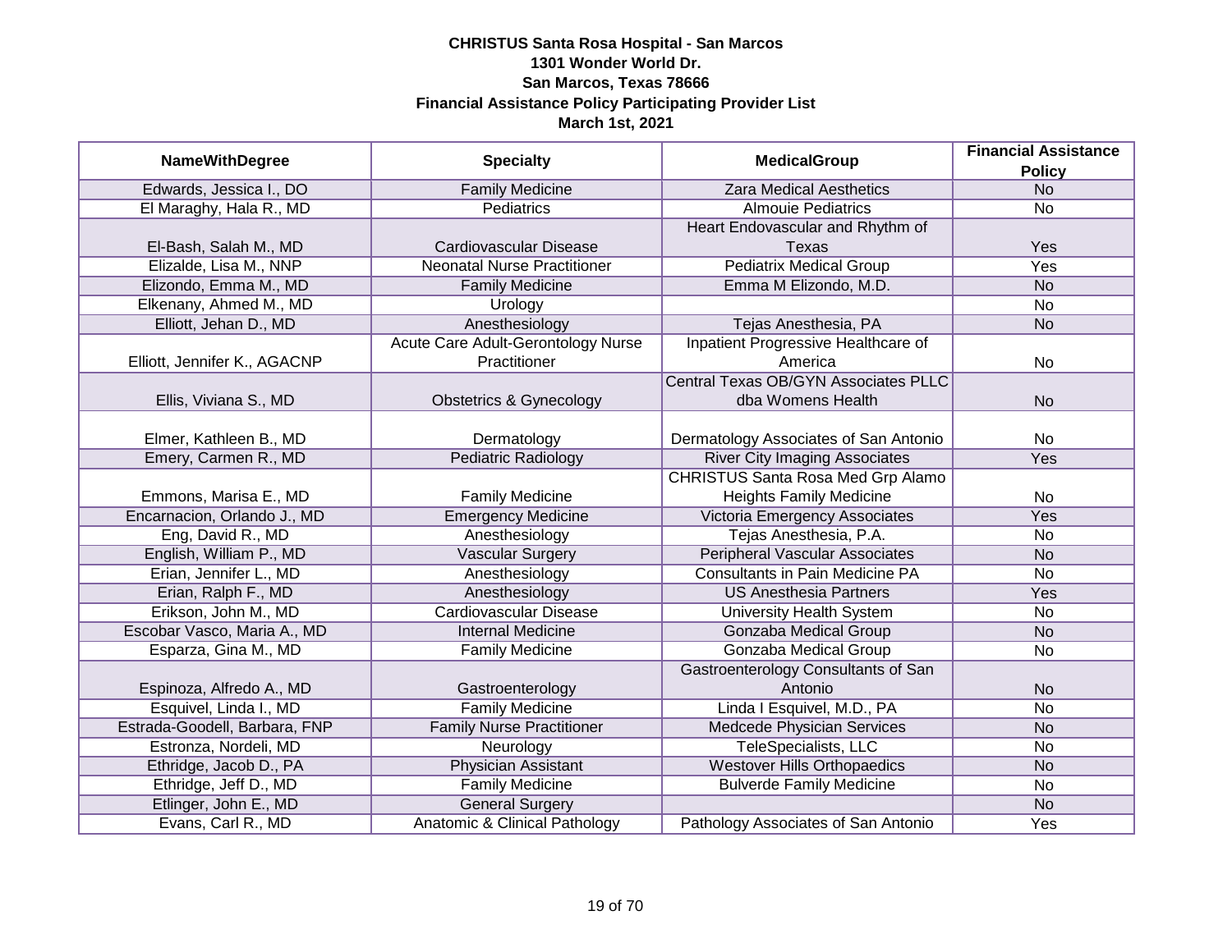**CHRISTUS Santa Rosa Hospital - San Marcos**
**1301 Wonder World Dr.**
**San Marcos, Texas 78666**
**Financial Assistance Policy Participating Provider List**
**March 1st, 2021**

| NameWithDegree | Specialty | MedicalGroup | Financial Assistance Policy |
|---|---|---|---|
| Edwards, Jessica I., DO | Family Medicine | Zara Medical Aesthetics | No |
| El Maraghy, Hala R., MD | Pediatrics | Almouie Pediatrics | No |
| El-Bash, Salah M., MD | Cardiovascular Disease | Heart Endovascular and Rhythm of Texas | Yes |
| Elizalde, Lisa M., NNP | Neonatal Nurse Practitioner | Pediatrix Medical Group | Yes |
| Elizondo, Emma M., MD | Family Medicine | Emma M Elizondo, M.D. | No |
| Elkenany, Ahmed M., MD | Urology | | No |
| Elliott, Jehan D., MD | Anesthesiology | Tejas Anesthesia, PA | No |
| Elliott, Jennifer K., AGACNP | Acute Care Adult-Gerontology Nurse Practitioner | Inpatient Progressive Healthcare of America | No |
| Ellis, Viviana S., MD | Obstetrics & Gynecology | Central Texas OB/GYN Associates PLLC dba Womens Health | No |
| Elmer, Kathleen B., MD | Dermatology | Dermatology Associates of San Antonio | No |
| Emery, Carmen R., MD | Pediatric Radiology | River City Imaging Associates | Yes |
| Emmons, Marisa E., MD | Family Medicine | CHRISTUS Santa Rosa Med Grp Alamo Heights Family Medicine | No |
| Encarnacion, Orlando J., MD | Emergency Medicine | Victoria Emergency Associates | Yes |
| Eng, David R., MD | Anesthesiology | Tejas Anesthesia, P.A. | No |
| English, William P., MD | Vascular Surgery | Peripheral Vascular Associates | No |
| Erian, Jennifer L., MD | Anesthesiology | Consultants in Pain Medicine PA | No |
| Erian, Ralph F., MD | Anesthesiology | US Anesthesia Partners | Yes |
| Erikson, John M., MD | Cardiovascular Disease | University Health System | No |
| Escobar Vasco, Maria A., MD | Internal Medicine | Gonzaba Medical Group | No |
| Esparza, Gina M., MD | Family Medicine | Gonzaba Medical Group | No |
| Espinoza, Alfredo A., MD | Gastroenterology | Gastroenterology Consultants of San Antonio | No |
| Esquivel, Linda I., MD | Family Medicine | Linda I Esquivel, M.D., PA | No |
| Estrada-Goodell, Barbara, FNP | Family Nurse Practitioner | Medcede Physician Services | No |
| Estronza, Nordeli, MD | Neurology | TeleSpecialists, LLC | No |
| Ethridge, Jacob D., PA | Physician Assistant | Westover Hills Orthopaedics | No |
| Ethridge, Jeff D., MD | Family Medicine | Bulverde Family Medicine | No |
| Etlinger, John E., MD | General Surgery | | No |
| Evans, Carl R., MD | Anatomic & Clinical Pathology | Pathology Associates of San Antonio | Yes |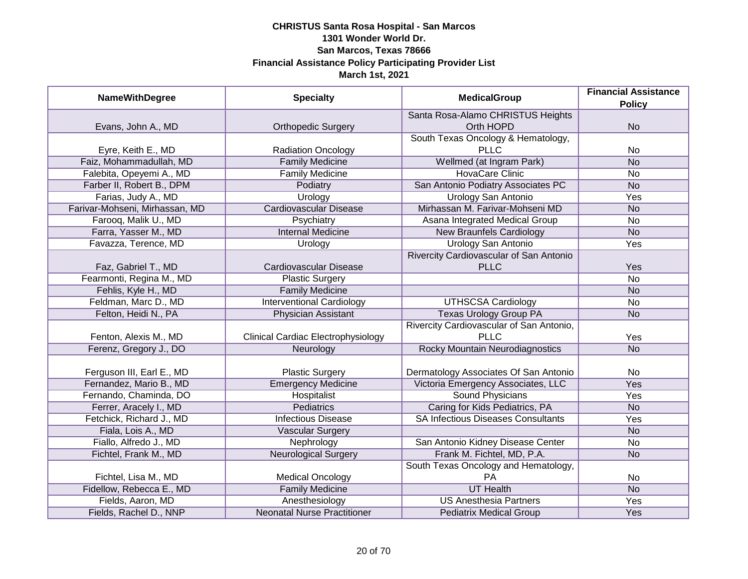**CHRISTUS Santa Rosa Hospital - San Marcos**
**1301 Wonder World Dr.**
**San Marcos, Texas 78666**
**Financial Assistance Policy Participating Provider List**
**March 1st, 2021**

| NameWithDegree | Specialty | MedicalGroup | Financial Assistance Policy |
|---|---|---|---|
| Evans, John A., MD | Orthopedic Surgery | Santa Rosa-Alamo CHRISTUS Heights Orth HOPD | No |
| Eyre, Keith E., MD | Radiation Oncology | South Texas Oncology & Hematology, PLLC | No |
| Faiz, Mohammadullah, MD | Family Medicine | Wellmed (at Ingram Park) | No |
| Falebita, Opeyemi A., MD | Family Medicine | HovaCare Clinic | No |
| Farber II, Robert B., DPM | Podiatry | San Antonio Podiatry Associates PC | No |
| Farias, Judy A., MD | Urology | Urology San Antonio | Yes |
| Farivar-Mohseni, Mirhassan, MD | Cardiovascular Disease | Mirhassan M. Farivar-Mohseni MD | No |
| Farooq, Malik U., MD | Psychiatry | Asana Integrated Medical Group | No |
| Farra, Yasser M., MD | Internal Medicine | New Braunfels Cardiology | No |
| Favazza, Terence, MD | Urology | Urology San Antonio | Yes |
| Faz, Gabriel T., MD | Cardiovascular Disease | Rivercity Cardiovascular of San Antonio PLLC | Yes |
| Fearmonti, Regina M., MD | Plastic Surgery | | No |
| Fehlis, Kyle H., MD | Family Medicine | | No |
| Feldman, Marc D., MD | Interventional Cardiology | UTHSCSA Cardiology | No |
| Felton, Heidi N., PA | Physician Assistant | Texas Urology Group PA | No |
| Fenton, Alexis M., MD | Clinical Cardiac Electrophysiology | Rivercity Cardiovascular of San Antonio, PLLC | Yes |
| Ferenz, Gregory J., DO | Neurology | Rocky Mountain Neurodiagnostics | No |
| Ferguson III, Earl E., MD | Plastic Surgery | Dermatology Associates Of San Antonio | No |
| Fernandez, Mario B., MD | Emergency Medicine | Victoria Emergency Associates, LLC | Yes |
| Fernando, Chaminda, DO | Hospitalist | Sound Physicians | Yes |
| Ferrer, Aracely I., MD | Pediatrics | Caring for Kids Pediatrics, PA | No |
| Fetchick, Richard J., MD | Infectious Disease | SA Infectious Diseases Consultants | Yes |
| Fiala, Lois A., MD | Vascular Surgery | | No |
| Fiallo, Alfredo J., MD | Nephrology | San Antonio Kidney Disease Center | No |
| Fichtel, Frank M., MD | Neurological Surgery | Frank M. Fichtel, MD, P.A. | No |
| Fichtel, Lisa M., MD | Medical Oncology | South Texas Oncology and Hematology, PA | No |
| Fidellow, Rebecca E., MD | Family Medicine | UT Health | No |
| Fields, Aaron, MD | Anesthesiology | US Anesthesia Partners | Yes |
| Fields, Rachel D., NNP | Neonatal Nurse Practitioner | Pediatrix Medical Group | Yes |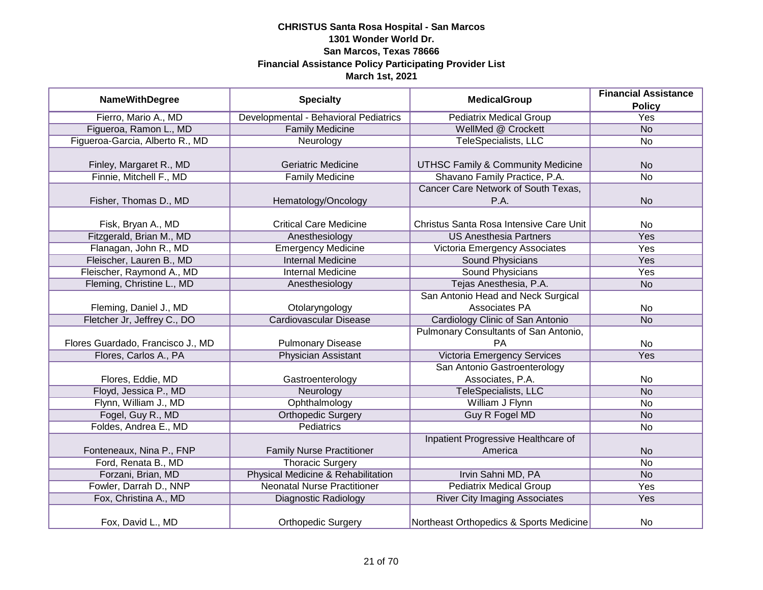**CHRISTUS Santa Rosa Hospital - San Marcos**
**1301 Wonder World Dr.**
**San Marcos, Texas 78666**
**Financial Assistance Policy Participating Provider List**
**March 1st, 2021**

| NameWithDegree | Specialty | MedicalGroup | Financial Assistance Policy |
|---|---|---|---|
| Fierro, Mario A., MD | Developmental - Behavioral Pediatrics | Pediatrix Medical Group | Yes |
| Figueroa, Ramon L., MD | Family Medicine | WellMed @ Crockett | No |
| Figueroa-Garcia, Alberto R., MD | Neurology | TeleSpecialists, LLC | No |
| Finley, Margaret R., MD | Geriatric Medicine | UTHSC Family & Community Medicine | No |
| Finnie, Mitchell F., MD | Family Medicine | Shavano Family Practice, P.A. | No |
| Fisher, Thomas D., MD | Hematology/Oncology | Cancer Care Network of South Texas, P.A. | No |
| Fisk, Bryan A., MD | Critical Care Medicine | Christus Santa Rosa Intensive Care Unit | No |
| Fitzgerald, Brian M., MD | Anesthesiology | US Anesthesia Partners | Yes |
| Flanagan, John R., MD | Emergency Medicine | Victoria Emergency Associates | Yes |
| Fleischer, Lauren B., MD | Internal Medicine | Sound Physicians | Yes |
| Fleischer, Raymond A., MD | Internal Medicine | Sound Physicians | Yes |
| Fleming, Christine L., MD | Anesthesiology | Tejas Anesthesia, P.A. | No |
| Fleming, Daniel J., MD | Otolaryngology | San Antonio Head and Neck Surgical Associates PA | No |
| Fletcher Jr, Jeffrey C., DO | Cardiovascular Disease | Cardiology Clinic of San Antonio | No |
| Flores Guardado, Francisco J., MD | Pulmonary Disease | Pulmonary Consultants of San Antonio, PA | No |
| Flores, Carlos A., PA | Physician Assistant | Victoria Emergency Services | Yes |
| Flores, Eddie, MD | Gastroenterology | San Antonio Gastroenterology Associates, P.A. | No |
| Floyd, Jessica P., MD | Neurology | TeleSpecialists, LLC | No |
| Flynn, William J., MD | Ophthalmology | William J Flynn | No |
| Fogel, Guy R., MD | Orthopedic Surgery | Guy R Fogel MD | No |
| Foldes, Andrea E., MD | Pediatrics | | No |
| Fonteneaux, Nina P., FNP | Family Nurse Practitioner | Inpatient Progressive Healthcare of America | No |
| Ford, Renata B., MD | Thoracic Surgery | | No |
| Forzani, Brian, MD | Physical Medicine & Rehabilitation | Irvin Sahni MD, PA | No |
| Fowler, Darrah D., NNP | Neonatal Nurse Practitioner | Pediatrix Medical Group | Yes |
| Fox, Christina A., MD | Diagnostic Radiology | River City Imaging Associates | Yes |
| Fox, David L., MD | Orthopedic Surgery | Northeast Orthopedics & Sports Medicine | No |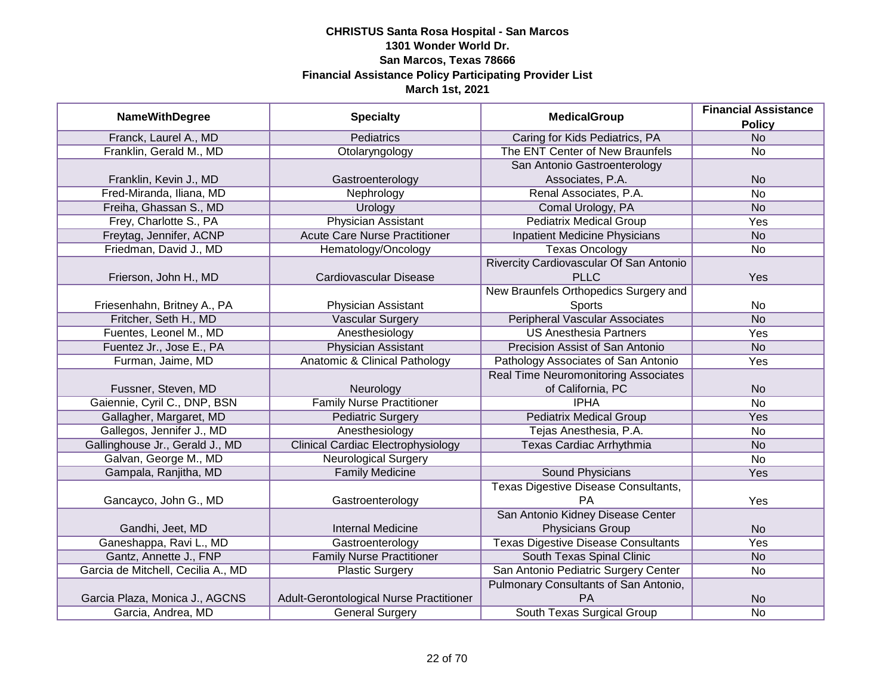**CHRISTUS Santa Rosa Hospital - San Marcos**
**1301 Wonder World Dr.**
**San Marcos, Texas 78666**
**Financial Assistance Policy Participating Provider List**
**March 1st, 2021**

| NameWithDegree | Specialty | MedicalGroup | Financial Assistance Policy |
|---|---|---|---|
| Franck, Laurel A., MD | Pediatrics | Caring for Kids Pediatrics, PA | No |
| Franklin, Gerald M., MD | Otolaryngology | The ENT Center of New Braunfels | No |
| Franklin, Kevin J., MD | Gastroenterology | San Antonio Gastroenterology Associates, P.A. | No |
| Fred-Miranda, Iliana, MD | Nephrology | Renal Associates, P.A. | No |
| Freiha, Ghassan S., MD | Urology | Comal Urology, PA | No |
| Frey, Charlotte S., PA | Physician Assistant | Pediatrix Medical Group | Yes |
| Freytag, Jennifer, ACNP | Acute Care Nurse Practitioner | Inpatient Medicine Physicians | No |
| Friedman, David J., MD | Hematology/Oncology | Texas Oncology | No |
| Frierson, John H., MD | Cardiovascular Disease | Rivercity Cardiovascular Of San Antonio PLLC | Yes |
| Friesenhahn, Britney A., PA | Physician Assistant | New Braunfels Orthopedics Surgery and Sports | No |
| Fritcher, Seth H., MD | Vascular Surgery | Peripheral Vascular Associates | No |
| Fuentes, Leonel M., MD | Anesthesiology | US Anesthesia Partners | Yes |
| Fuentez Jr., Jose E., PA | Physician Assistant | Precision Assist of San Antonio | No |
| Furman, Jaime, MD | Anatomic & Clinical Pathology | Pathology Associates of San Antonio | Yes |
| Fussner, Steven, MD | Neurology | Real Time Neuromonitoring Associates of California, PC | No |
| Gaiennie, Cyril C., DNP, BSN | Family Nurse Practitioner | IPHA | No |
| Gallagher, Margaret, MD | Pediatric Surgery | Pediatrix Medical Group | Yes |
| Gallegos, Jennifer J., MD | Anesthesiology | Tejas Anesthesia, P.A. | No |
| Gallinghouse Jr., Gerald J., MD | Clinical Cardiac Electrophysiology | Texas Cardiac Arrhythmia | No |
| Galvan, George M., MD | Neurological Surgery | | No |
| Gampala, Ranjitha, MD | Family Medicine | Sound Physicians | Yes |
| Gancayco, John G., MD | Gastroenterology | Texas Digestive Disease Consultants, PA | Yes |
| Gandhi, Jeet, MD | Internal Medicine | San Antonio Kidney Disease Center Physicians Group | No |
| Ganeshappa, Ravi L., MD | Gastroenterology | Texas Digestive Disease Consultants | Yes |
| Gantz, Annette J., FNP | Family Nurse Practitioner | South Texas Spinal Clinic | No |
| Garcia de Mitchell, Cecilia A., MD | Plastic Surgery | San Antonio Pediatric Surgery Center | No |
| Garcia Plaza, Monica J., AGCNS | Adult-Gerontological Nurse Practitioner | Pulmonary Consultants of San Antonio, PA | No |
| Garcia, Andrea, MD | General Surgery | South Texas Surgical Group | No |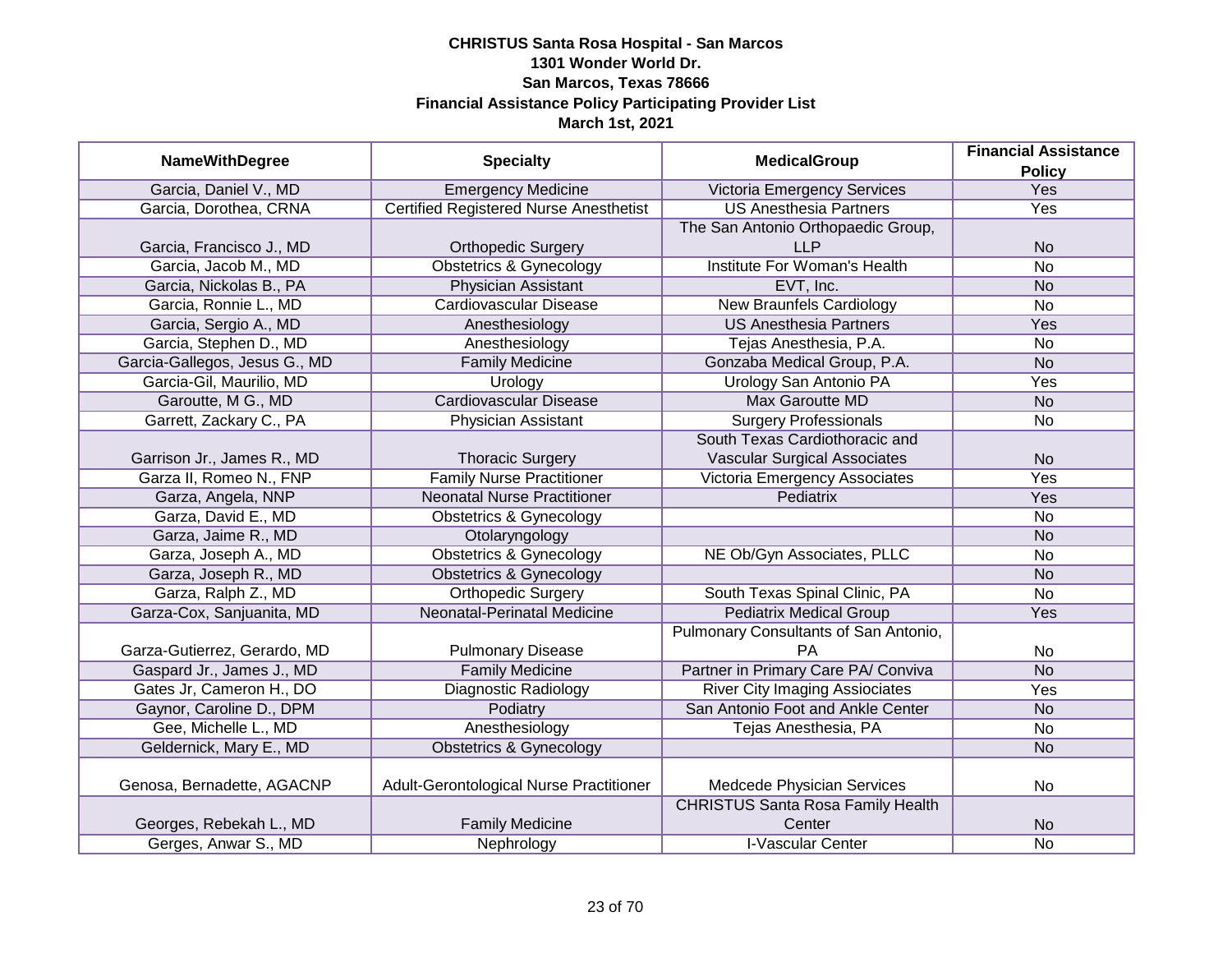**CHRISTUS Santa Rosa Hospital - San Marcos**
**1301 Wonder World Dr.**
**San Marcos, Texas 78666**
**Financial Assistance Policy Participating Provider List**
**March 1st, 2021**

| NameWithDegree | Specialty | MedicalGroup | Financial Assistance Policy |
|---|---|---|---|
| Garcia, Daniel V., MD | Emergency Medicine | Victoria Emergency Services | Yes |
| Garcia, Dorothea, CRNA | Certified Registered Nurse Anesthetist | US Anesthesia Partners | Yes |
| Garcia, Francisco J., MD | Orthopedic Surgery | The San Antonio Orthopaedic Group, LLP | No |
| Garcia, Jacob M., MD | Obstetrics & Gynecology | Institute For Woman's Health | No |
| Garcia, Nickolas B., PA | Physician Assistant | EVT, Inc. | No |
| Garcia, Ronnie L., MD | Cardiovascular Disease | New Braunfels Cardiology | No |
| Garcia, Sergio A., MD | Anesthesiology | US Anesthesia Partners | Yes |
| Garcia, Stephen D., MD | Anesthesiology | Tejas Anesthesia, P.A. | No |
| Garcia-Gallegos, Jesus G., MD | Family Medicine | Gonzaba Medical Group, P.A. | No |
| Garcia-Gil, Maurilio, MD | Urology | Urology San Antonio PA | Yes |
| Garoutte, M G., MD | Cardiovascular Disease | Max Garoutte MD | No |
| Garrett, Zackary C., PA | Physician Assistant | Surgery Professionals | No |
| Garrison Jr., James R., MD | Thoracic Surgery | South Texas Cardiothoracic and Vascular Surgical Associates | No |
| Garza II, Romeo N., FNP | Family Nurse Practitioner | Victoria Emergency Associates | Yes |
| Garza, Angela, NNP | Neonatal Nurse Practitioner | Pediatrix | Yes |
| Garza, David E., MD | Obstetrics & Gynecology | | No |
| Garza, Jaime R., MD | Otolaryngology | | No |
| Garza, Joseph A., MD | Obstetrics & Gynecology | NE Ob/Gyn Associates, PLLC | No |
| Garza, Joseph R., MD | Obstetrics & Gynecology | | No |
| Garza, Ralph Z., MD | Orthopedic Surgery | South Texas Spinal Clinic, PA | No |
| Garza-Cox, Sanjuanita, MD | Neonatal-Perinatal Medicine | Pediatrix Medical Group | Yes |
| Garza-Gutierrez, Gerardo, MD | Pulmonary Disease | Pulmonary Consultants of San Antonio, PA | No |
| Gaspard Jr., James J., MD | Family Medicine | Partner in Primary Care PA/ Conviva | No |
| Gates Jr, Cameron H., DO | Diagnostic Radiology | River City Imaging Assiociates | Yes |
| Gaynor, Caroline D., DPM | Podiatry | San Antonio Foot and Ankle Center | No |
| Gee, Michelle L., MD | Anesthesiology | Tejas Anesthesia, PA | No |
| Geldernick, Mary E., MD | Obstetrics & Gynecology | | No |
| Genosa, Bernadette, AGACNP | Adult-Gerontological Nurse Practitioner | Medcede Physician Services | No |
| Georges, Rebekah L., MD | Family Medicine | CHRISTUS Santa Rosa Family Health Center | No |
| Gerges, Anwar S., MD | Nephrology | I-Vascular Center | No |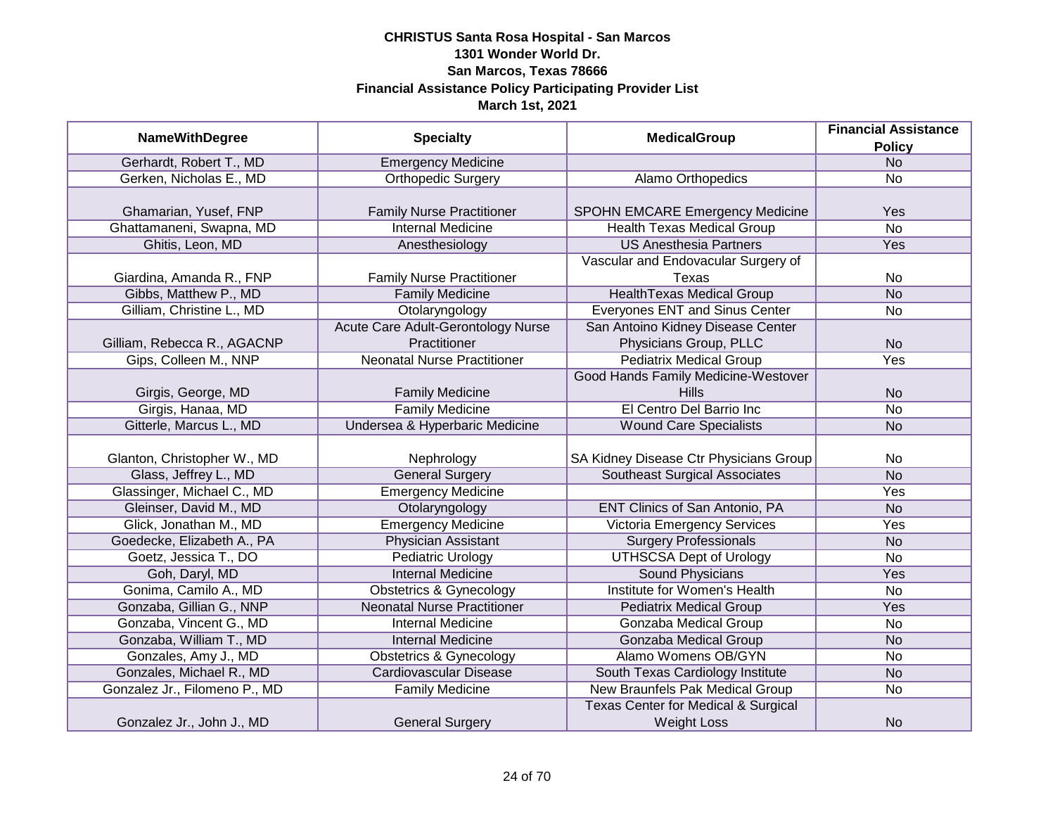**CHRISTUS Santa Rosa Hospital - San Marcos**
**1301 Wonder World Dr.**
**San Marcos, Texas 78666**
**Financial Assistance Policy Participating Provider List**
**March 1st, 2021**

| NameWithDegree | Specialty | MedicalGroup | Financial Assistance Policy |
|---|---|---|---|
| Gerhardt, Robert T., MD | Emergency Medicine | | No |
| Gerken, Nicholas E., MD | Orthopedic Surgery | Alamo Orthopedics | No |
| Ghamarian, Yusef, FNP | Family Nurse Practitioner | SPOHN EMCARE Emergency Medicine | Yes |
| Ghattamaneni, Swapna, MD | Internal Medicine | Health Texas Medical Group | No |
| Ghitis, Leon, MD | Anesthesiology | US Anesthesia Partners | Yes |
| Giardina, Amanda R., FNP | Family Nurse Practitioner | Vascular and Endovacular Surgery of Texas | No |
| Gibbs, Matthew P., MD | Family Medicine | HealthTexas Medical Group | No |
| Gilliam, Christine L., MD | Otolaryngology | Everyones ENT and Sinus Center | No |
| Gilliam, Rebecca R., AGACNP | Acute Care Adult-Gerontology Nurse Practitioner | San Antoino Kidney Disease Center Physicians Group, PLLC | No |
| Gips, Colleen M., NNP | Neonatal Nurse Practitioner | Pediatrix Medical Group | Yes |
| Girgis, George, MD | Family Medicine | Good Hands Family Medicine-Westover Hills | No |
| Girgis, Hanaa, MD | Family Medicine | El Centro Del Barrio Inc | No |
| Gitterle, Marcus L., MD | Undersea & Hyperbaric Medicine | Wound Care Specialists | No |
| Glanton, Christopher W., MD | Nephrology | SA Kidney Disease Ctr Physicians Group | No |
| Glass, Jeffrey L., MD | General Surgery | Southeast Surgical Associates | No |
| Glassinger, Michael C., MD | Emergency Medicine | | Yes |
| Gleinser, David M., MD | Otolaryngology | ENT Clinics of San Antonio, PA | No |
| Glick, Jonathan M., MD | Emergency Medicine | Victoria Emergency Services | Yes |
| Goedecke, Elizabeth A., PA | Physician Assistant | Surgery Professionals | No |
| Goetz, Jessica T., DO | Pediatric Urology | UTHSCSA Dept of Urology | No |
| Goh, Daryl, MD | Internal Medicine | Sound Physicians | Yes |
| Gonima, Camilo A., MD | Obstetrics & Gynecology | Institute for Women's Health | No |
| Gonzaba, Gillian G., NNP | Neonatal Nurse Practitioner | Pediatrix Medical Group | Yes |
| Gonzaba, Vincent G., MD | Internal Medicine | Gonzaba Medical Group | No |
| Gonzaba, William T., MD | Internal Medicine | Gonzaba Medical Group | No |
| Gonzales, Amy J., MD | Obstetrics & Gynecology | Alamo Womens OB/GYN | No |
| Gonzales, Michael R., MD | Cardiovascular Disease | South Texas Cardiology Institute | No |
| Gonzalez Jr., Filomeno P., MD | Family Medicine | New Braunfels Pak Medical Group | No |
| Gonzalez Jr., John J., MD | General Surgery | Texas Center for Medical & Surgical Weight Loss | No |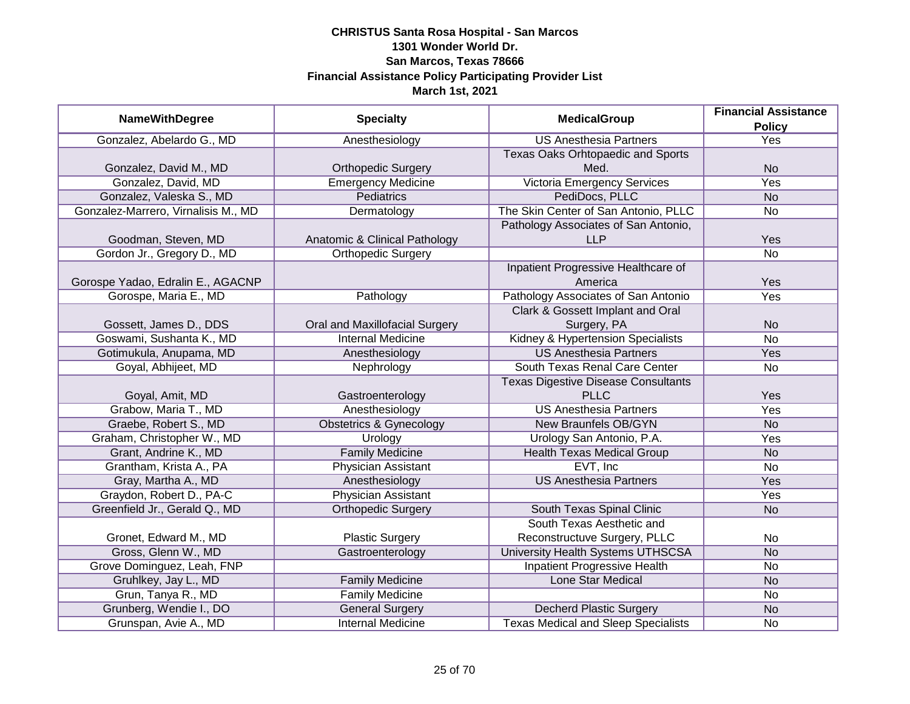**CHRISTUS Santa Rosa Hospital - San Marcos**
**1301 Wonder World Dr.**
**San Marcos, Texas 78666**
**Financial Assistance Policy Participating Provider List**
**March 1st, 2021**

| NameWithDegree | Specialty | MedicalGroup | Financial Assistance Policy |
|---|---|---|---|
| Gonzalez, Abelardo G., MD | Anesthesiology | US Anesthesia Partners | Yes |
| Gonzalez, David M., MD | Orthopedic Surgery | Texas Oaks Orhtopaedic and Sports Med. | No |
| Gonzalez, David, MD | Emergency Medicine | Victoria Emergency Services | Yes |
| Gonzalez, Valeska S., MD | Pediatrics | PediDocs, PLLC | No |
| Gonzalez-Marrero, Virnalisis M., MD | Dermatology | The Skin Center of San Antonio, PLLC | No |
| Goodman, Steven, MD | Anatomic & Clinical Pathology | Pathology Associates of San Antonio, LLP | Yes |
| Gordon Jr., Gregory D., MD | Orthopedic Surgery | | No |
| Gorospe Yadao, Edralin E., AGACNP | | Inpatient Progressive Healthcare of America | Yes |
| Gorospe, Maria E., MD | Pathology | Pathology Associates of San Antonio | Yes |
| Gossett, James D., DDS | Oral and Maxillofacial Surgery | Clark & Gossett Implant and Oral Surgery, PA | No |
| Goswami, Sushanta K., MD | Internal Medicine | Kidney & Hypertension Specialists | No |
| Gotimukula, Anupama, MD | Anesthesiology | US Anesthesia Partners | Yes |
| Goyal, Abhijeet, MD | Nephrology | South Texas Renal Care Center | No |
| Goyal, Amit, MD | Gastroenterology | Texas Digestive Disease Consultants PLLC | Yes |
| Grabow, Maria T., MD | Anesthesiology | US Anesthesia Partners | Yes |
| Graebe, Robert S., MD | Obstetrics & Gynecology | New Braunfels OB/GYN | No |
| Graham, Christopher W., MD | Urology | Urology San Antonio, P.A. | Yes |
| Grant, Andrine K., MD | Family Medicine | Health Texas Medical Group | No |
| Grantham, Krista A., PA | Physician Assistant | EVT, Inc | No |
| Gray, Martha A., MD | Anesthesiology | US Anesthesia Partners | Yes |
| Graydon, Robert D., PA-C | Physician Assistant | | Yes |
| Greenfield Jr., Gerald Q., MD | Orthopedic Surgery | South Texas Spinal Clinic | No |
| Gronet, Edward M., MD | Plastic Surgery | South Texas Aesthetic and Reconstructuve Surgery, PLLC | No |
| Gross, Glenn W., MD | Gastroenterology | University Health Systems UTHSCSA | No |
| Grove Dominguez, Leah, FNP | | Inpatient Progressive Health | No |
| Gruhlkey, Jay L., MD | Family Medicine | Lone Star Medical | No |
| Grun, Tanya R., MD | Family Medicine | | No |
| Grunberg, Wendie I., DO | General Surgery | Decherd Plastic Surgery | No |
| Grunspan, Avie A., MD | Internal Medicine | Texas Medical and Sleep Specialists | No |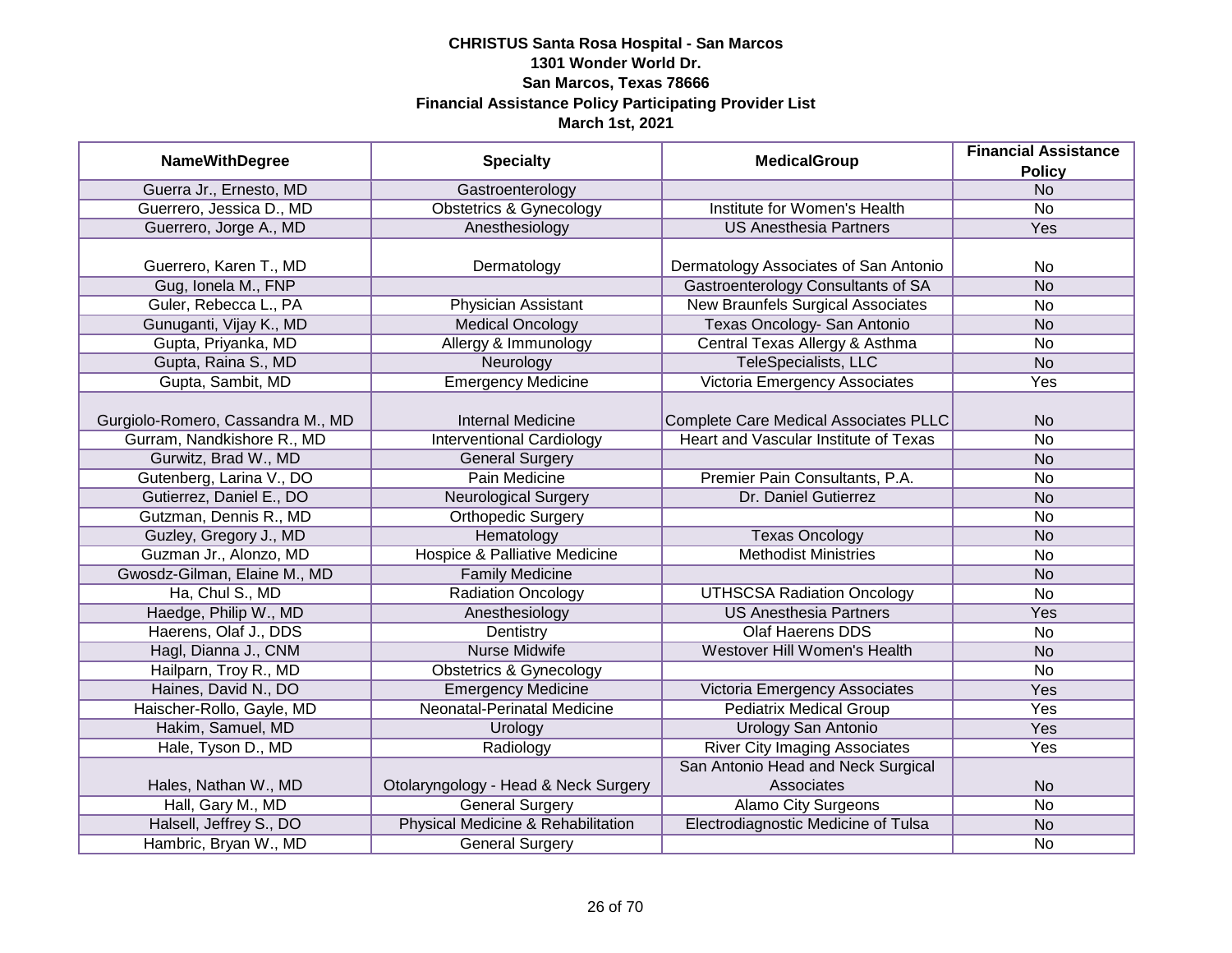**CHRISTUS Santa Rosa Hospital - San Marcos**
**1301 Wonder World Dr.**
**San Marcos, Texas 78666**
**Financial Assistance Policy Participating Provider List**
**March 1st, 2021**

| NameWithDegree | Specialty | MedicalGroup | Financial Assistance Policy |
|---|---|---|---|
| Guerra Jr., Ernesto, MD | Gastroenterology | | No |
| Guerrero, Jessica D., MD | Obstetrics & Gynecology | Institute for Women's Health | No |
| Guerrero, Jorge A., MD | Anesthesiology | US Anesthesia Partners | Yes |
| Guerrero, Karen T., MD | Dermatology | Dermatology Associates of San Antonio | No |
| Gug, Ionela M., FNP | | Gastroenterology Consultants of SA | No |
| Guler, Rebecca L., PA | Physician Assistant | New Braunfels Surgical Associates | No |
| Gunuganti, Vijay K., MD | Medical Oncology | Texas Oncology- San Antonio | No |
| Gupta, Priyanka, MD | Allergy & Immunology | Central Texas Allergy & Asthma | No |
| Gupta, Raina S., MD | Neurology | TeleSpecialists, LLC | No |
| Gupta, Sambit, MD | Emergency Medicine | Victoria Emergency Associates | Yes |
| Gurgiolo-Romero, Cassandra M., MD | Internal Medicine | Complete Care Medical Associates PLLC | No |
| Gurram, Nandkishore R., MD | Interventional Cardiology | Heart and Vascular Institute of Texas | No |
| Gurwitz, Brad W., MD | General Surgery | | No |
| Gutenberg, Larina V., DO | Pain Medicine | Premier Pain Consultants, P.A. | No |
| Gutierrez, Daniel E., DO | Neurological Surgery | Dr. Daniel Gutierrez | No |
| Gutzman, Dennis R., MD | Orthopedic Surgery | | No |
| Guzley, Gregory J., MD | Hematology | Texas Oncology | No |
| Guzman Jr., Alonzo, MD | Hospice & Palliative Medicine | Methodist Ministries | No |
| Gwosdz-Gilman, Elaine M., MD | Family Medicine | | No |
| Ha, Chul S., MD | Radiation Oncology | UTHSCSA Radiation Oncology | No |
| Haedge, Philip W., MD | Anesthesiology | US Anesthesia Partners | Yes |
| Haerens, Olaf J., DDS | Dentistry | Olaf Haerens DDS | No |
| Hagl, Dianna J., CNM | Nurse Midwife | Westover Hill Women's Health | No |
| Hailparn, Troy R., MD | Obstetrics & Gynecology | | No |
| Haines, David N., DO | Emergency Medicine | Victoria Emergency Associates | Yes |
| Haischer-Rollo, Gayle, MD | Neonatal-Perinatal Medicine | Pediatrix Medical Group | Yes |
| Hakim, Samuel, MD | Urology | Urology San Antonio | Yes |
| Hale, Tyson D., MD | Radiology | River City Imaging Associates | Yes |
| Hales, Nathan W., MD | Otolaryngology - Head & Neck Surgery | San Antonio Head and Neck Surgical Associates | No |
| Hall, Gary M., MD | General Surgery | Alamo City Surgeons | No |
| Halsell, Jeffrey S., DO | Physical Medicine & Rehabilitation | Electrodiagnostic Medicine of Tulsa | No |
| Hambric, Bryan W., MD | General Surgery | | No |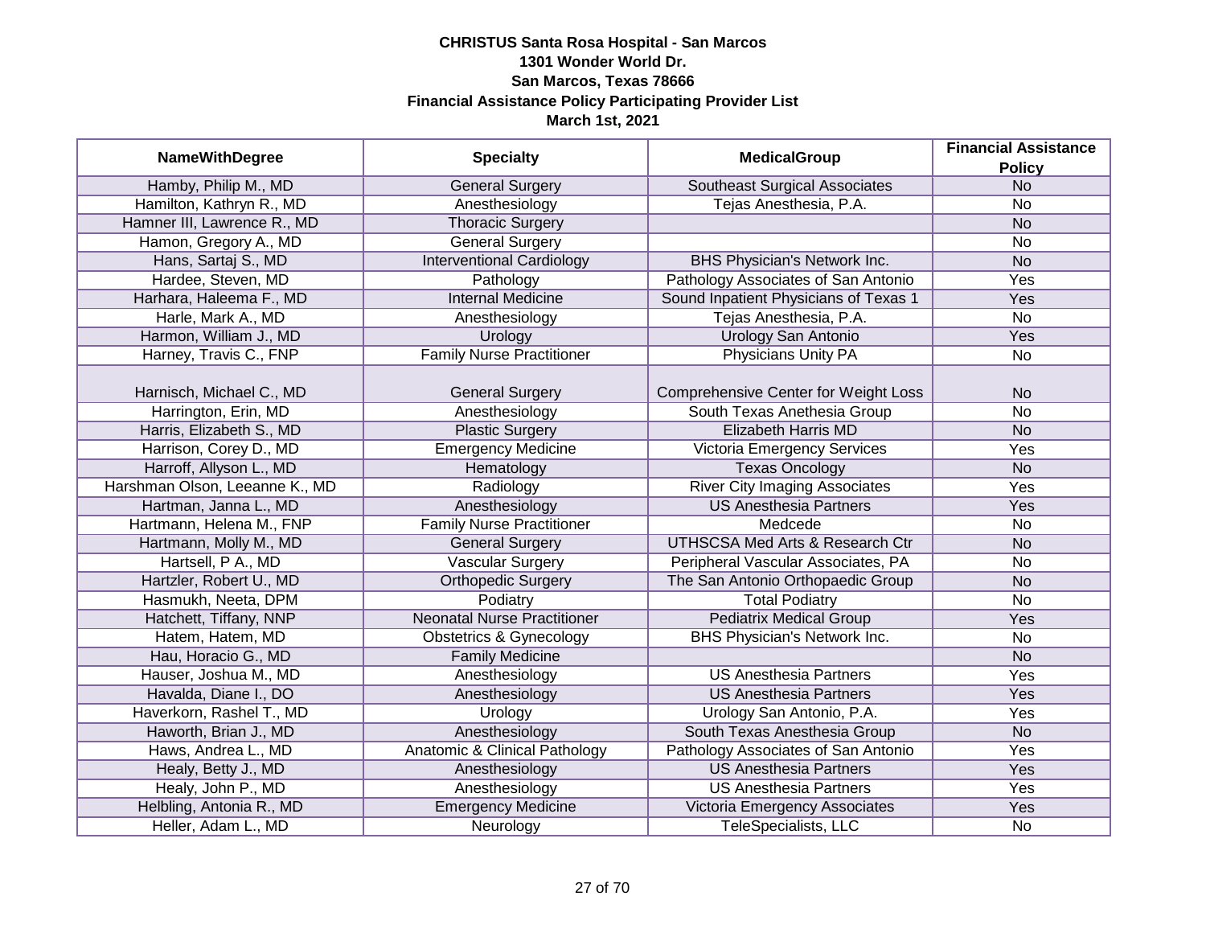**CHRISTUS Santa Rosa Hospital - San Marcos**
**1301 Wonder World Dr.**
**San Marcos, Texas 78666**
**Financial Assistance Policy Participating Provider List**
**March 1st, 2021**

| NameWithDegree | Specialty | MedicalGroup | Financial Assistance Policy |
|---|---|---|---|
| Hamby, Philip M., MD | General Surgery | Southeast Surgical Associates | No |
| Hamilton, Kathryn R., MD | Anesthesiology | Tejas Anesthesia, P.A. | No |
| Hamner III, Lawrence R., MD | Thoracic Surgery | | No |
| Hamon, Gregory A., MD | General Surgery | | No |
| Hans, Sartaj S., MD | Interventional Cardiology | BHS Physician's Network Inc. | No |
| Hardee, Steven, MD | Pathology | Pathology Associates of San Antonio | Yes |
| Harhara, Haleema F., MD | Internal Medicine | Sound Inpatient Physicians of Texas 1 | Yes |
| Harle, Mark A., MD | Anesthesiology | Tejas Anesthesia, P.A. | No |
| Harmon, William J., MD | Urology | Urology San Antonio | Yes |
| Harney, Travis C., FNP | Family Nurse Practitioner | Physicians Unity PA | No |
| Harnisch, Michael C., MD | General Surgery | Comprehensive Center for Weight Loss | No |
| Harrington, Erin, MD | Anesthesiology | South Texas Anethesia Group | No |
| Harris, Elizabeth S., MD | Plastic Surgery | Elizabeth Harris MD | No |
| Harrison, Corey D., MD | Emergency Medicine | Victoria Emergency Services | Yes |
| Harroff, Allyson L., MD | Hematology | Texas Oncology | No |
| Harshman Olson, Leeanne K., MD | Radiology | River City Imaging Associates | Yes |
| Hartman, Janna L., MD | Anesthesiology | US Anesthesia Partners | Yes |
| Hartmann, Helena M., FNP | Family Nurse Practitioner | Medcede | No |
| Hartmann, Molly M., MD | General Surgery | UTHSCSA Med Arts & Research Ctr | No |
| Hartsell, P A., MD | Vascular Surgery | Peripheral Vascular Associates, PA | No |
| Hartzler, Robert U., MD | Orthopedic Surgery | The San Antonio Orthopaedic Group | No |
| Hasmukh, Neeta, DPM | Podiatry | Total Podiatry | No |
| Hatchett, Tiffany, NNP | Neonatal Nurse Practitioner | Pediatrix Medical Group | Yes |
| Hatem, Hatem, MD | Obstetrics & Gynecology | BHS Physician's Network Inc. | No |
| Hau, Horacio G., MD | Family Medicine | | No |
| Hauser, Joshua M., MD | Anesthesiology | US Anesthesia Partners | Yes |
| Havalda, Diane I., DO | Anesthesiology | US Anesthesia Partners | Yes |
| Haverkorn, Rashel T., MD | Urology | Urology San Antonio, P.A. | Yes |
| Haworth, Brian J., MD | Anesthesiology | South Texas Anesthesia Group | No |
| Haws, Andrea L., MD | Anatomic & Clinical Pathology | Pathology Associates of San Antonio | Yes |
| Healy, Betty J., MD | Anesthesiology | US Anesthesia Partners | Yes |
| Healy, John P., MD | Anesthesiology | US Anesthesia Partners | Yes |
| Helbling, Antonia R., MD | Emergency Medicine | Victoria Emergency Associates | Yes |
| Heller, Adam L., MD | Neurology | TeleSpecialists, LLC | No |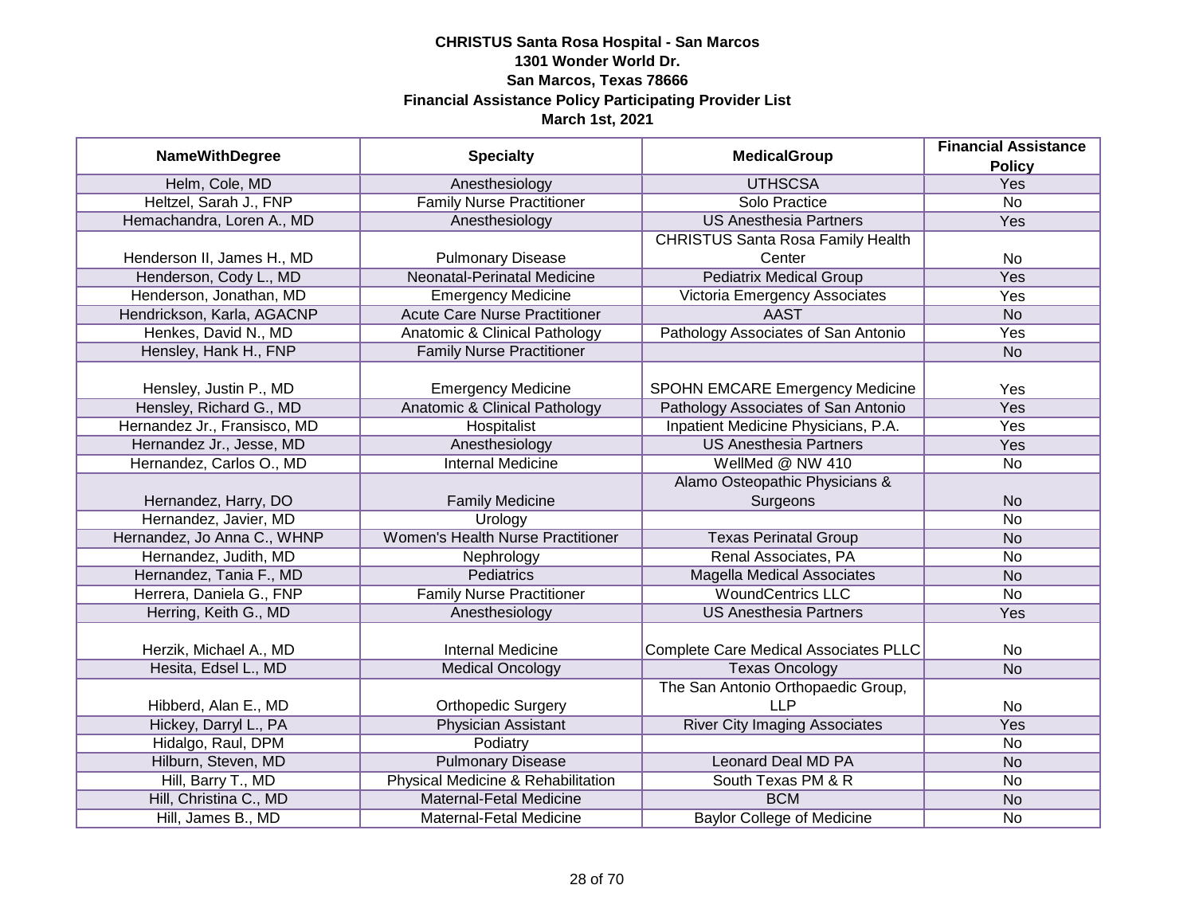**CHRISTUS Santa Rosa Hospital - San Marcos**
**1301 Wonder World Dr.**
**San Marcos, Texas 78666**
**Financial Assistance Policy Participating Provider List**
**March 1st, 2021**

| NameWithDegree | Specialty | MedicalGroup | Financial Assistance Policy |
|---|---|---|---|
| Helm, Cole, MD | Anesthesiology | UTHSCSA | Yes |
| Heltzel, Sarah J., FNP | Family Nurse Practitioner | Solo Practice | No |
| Hemachandra, Loren A., MD | Anesthesiology | US Anesthesia Partners | Yes |
| Henderson II, James H., MD | Pulmonary Disease | CHRISTUS Santa Rosa Family Health Center | No |
| Henderson, Cody L., MD | Neonatal-Perinatal Medicine | Pediatrix Medical Group | Yes |
| Henderson, Jonathan, MD | Emergency Medicine | Victoria Emergency Associates | Yes |
| Hendrickson, Karla, AGACNP | Acute Care Nurse Practitioner | AAST | No |
| Henkes, David N., MD | Anatomic & Clinical Pathology | Pathology Associates of San Antonio | Yes |
| Hensley, Hank H., FNP | Family Nurse Practitioner | | No |
| Hensley, Justin P., MD | Emergency Medicine | SPOHN EMCARE Emergency Medicine | Yes |
| Hensley, Richard G., MD | Anatomic & Clinical Pathology | Pathology Associates of San Antonio | Yes |
| Hernandez Jr., Fransisco, MD | Hospitalist | Inpatient Medicine Physicians, P.A. | Yes |
| Hernandez Jr., Jesse, MD | Anesthesiology | US Anesthesia Partners | Yes |
| Hernandez, Carlos O., MD | Internal Medicine | WellMed @ NW 410 | No |
| Hernandez, Harry, DO | Family Medicine | Alamo Osteopathic Physicians & Surgeons | No |
| Hernandez, Javier, MD | Urology | | No |
| Hernandez, Jo Anna C., WHNP | Women's Health Nurse Practitioner | Texas Perinatal Group | No |
| Hernandez, Judith, MD | Nephrology | Renal Associates, PA | No |
| Hernandez, Tania F., MD | Pediatrics | Magella Medical Associates | No |
| Herrera, Daniela G., FNP | Family Nurse Practitioner | WoundCentrics LLC | No |
| Herring, Keith G., MD | Anesthesiology | US Anesthesia Partners | Yes |
| Herzik, Michael A., MD | Internal Medicine | Complete Care Medical Associates PLLC | No |
| Hesita, Edsel L., MD | Medical Oncology | Texas Oncology | No |
| Hibberd, Alan E., MD | Orthopedic Surgery | The San Antonio Orthopaedic Group, LLP | No |
| Hickey, Darryl L., PA | Physician Assistant | River City Imaging Associates | Yes |
| Hidalgo, Raul, DPM | Podiatry | | No |
| Hilburn, Steven, MD | Pulmonary Disease | Leonard Deal MD PA | No |
| Hill, Barry T., MD | Physical Medicine & Rehabilitation | South Texas PM & R | No |
| Hill, Christina C., MD | Maternal-Fetal Medicine | BCM | No |
| Hill, James B., MD | Maternal-Fetal Medicine | Baylor College of Medicine | No |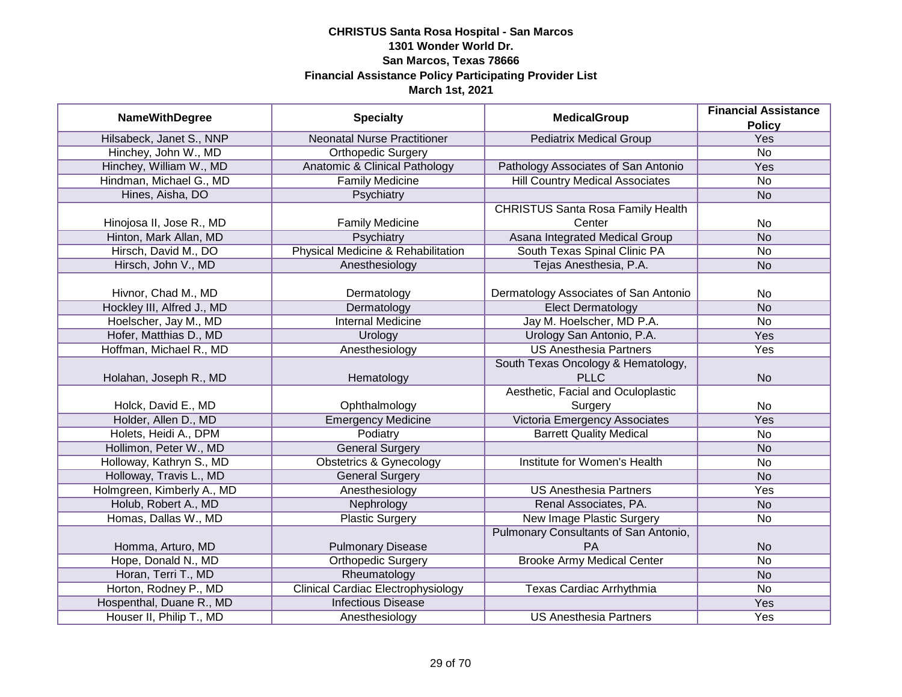**CHRISTUS Santa Rosa Hospital - San Marcos**
**1301 Wonder World Dr.**
**San Marcos, Texas 78666**
**Financial Assistance Policy Participating Provider List**
**March 1st, 2021**

| NameWithDegree | Specialty | MedicalGroup | Financial Assistance Policy |
|---|---|---|---|
| Hilsabeck, Janet S., NNP | Neonatal Nurse Practitioner | Pediatrix Medical Group | Yes |
| Hinchey, John W., MD | Orthopedic Surgery | | No |
| Hinchey, William W., MD | Anatomic & Clinical Pathology | Pathology Associates of San Antonio | Yes |
| Hindman, Michael G., MD | Family Medicine | Hill Country Medical Associates | No |
| Hines, Aisha, DO | Psychiatry | | No |
| Hinojosa II, Jose R., MD | Family Medicine | CHRISTUS Santa Rosa Family Health Center | No |
| Hinton, Mark Allan, MD | Psychiatry | Asana Integrated Medical Group | No |
| Hirsch, David M., DO | Physical Medicine & Rehabilitation | South Texas Spinal Clinic PA | No |
| Hirsch, John V., MD | Anesthesiology | Tejas Anesthesia, P.A. | No |
| Hivnor, Chad M., MD | Dermatology | Dermatology Associates of San Antonio | No |
| Hockley III, Alfred J., MD | Dermatology | Elect Dermatology | No |
| Hoelscher, Jay M., MD | Internal Medicine | Jay M. Hoelscher, MD P.A. | No |
| Hofer, Matthias D., MD | Urology | Urology San Antonio, P.A. | Yes |
| Hoffman, Michael R., MD | Anesthesiology | US Anesthesia Partners | Yes |
| Holahan, Joseph R., MD | Hematology | South Texas Oncology & Hematology, PLLC | No |
| Holck, David E., MD | Ophthalmology | Aesthetic, Facial and Oculoplastic Surgery | No |
| Holder, Allen D., MD | Emergency Medicine | Victoria Emergency Associates | Yes |
| Holets, Heidi A., DPM | Podiatry | Barrett Quality Medical | No |
| Hollimon, Peter W., MD | General Surgery | | No |
| Holloway, Kathryn S., MD | Obstetrics & Gynecology | Institute for Women's Health | No |
| Holloway, Travis L., MD | General Surgery | | No |
| Holmgreen, Kimberly A., MD | Anesthesiology | US Anesthesia Partners | Yes |
| Holub, Robert A., MD | Nephrology | Renal Associates, PA. | No |
| Homas, Dallas W., MD | Plastic Surgery | New Image Plastic Surgery | No |
| Homma, Arturo, MD | Pulmonary Disease | Pulmonary Consultants of San Antonio, PA | No |
| Hope, Donald N., MD | Orthopedic Surgery | Brooke Army Medical Center | No |
| Horan, Terri T., MD | Rheumatology | | No |
| Horton, Rodney P., MD | Clinical Cardiac Electrophysiology | Texas Cardiac Arrhythmia | No |
| Hospenthal, Duane R., MD | Infectious Disease | | Yes |
| Houser II, Philip T., MD | Anesthesiology | US Anesthesia Partners | Yes |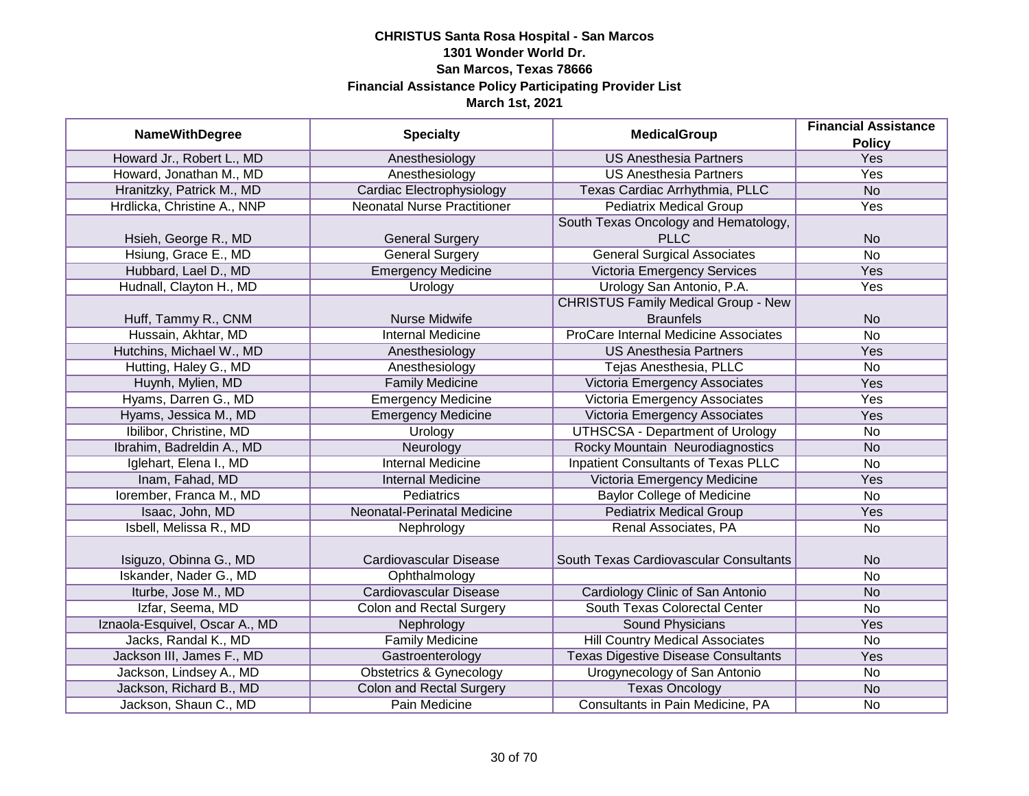**CHRISTUS Santa Rosa Hospital - San Marcos**
**1301 Wonder World Dr.**
**San Marcos, Texas 78666**
**Financial Assistance Policy Participating Provider List**
**March 1st, 2021**

| NameWithDegree | Specialty | MedicalGroup | Financial Assistance Policy |
|---|---|---|---|
| Howard Jr., Robert L., MD | Anesthesiology | US Anesthesia Partners | Yes |
| Howard, Jonathan M., MD | Anesthesiology | US Anesthesia Partners | Yes |
| Hranitzky, Patrick M., MD | Cardiac Electrophysiology | Texas Cardiac Arrhythmia, PLLC | No |
| Hrdlicka, Christine A., NNP | Neonatal Nurse Practitioner | Pediatrix Medical Group | Yes |
| Hsieh, George R., MD | General Surgery | South Texas Oncology and Hematology, PLLC | No |
| Hsiung, Grace E., MD | General Surgery | General Surgical Associates | No |
| Hubbard, Lael D., MD | Emergency Medicine | Victoria Emergency Services | Yes |
| Hudnall, Clayton H., MD | Urology | Urology San Antonio, P.A. | Yes |
| Huff, Tammy R., CNM | Nurse Midwife | CHRISTUS Family Medical Group - New Braunfels | No |
| Hussain, Akhtar, MD | Internal Medicine | ProCare Internal Medicine Associates | No |
| Hutchins, Michael W., MD | Anesthesiology | US Anesthesia Partners | Yes |
| Hutting, Haley G., MD | Anesthesiology | Tejas Anesthesia, PLLC | No |
| Huynh, Mylien, MD | Family Medicine | Victoria Emergency Associates | Yes |
| Hyams, Darren G., MD | Emergency Medicine | Victoria Emergency Associates | Yes |
| Hyams, Jessica M., MD | Emergency Medicine | Victoria Emergency Associates | Yes |
| Ibilibor, Christine, MD | Urology | UTHSCSA - Department of Urology | No |
| Ibrahim, Badreldin A., MD | Neurology | Rocky Mountain Neurodiagnostics | No |
| Iglehart, Elena I., MD | Internal Medicine | Inpatient Consultants of Texas PLLC | No |
| Inam, Fahad, MD | Internal Medicine | Victoria Emergency Medicine | Yes |
| Iorember, Franca M., MD | Pediatrics | Baylor College of Medicine | No |
| Isaac, John, MD | Neonatal-Perinatal Medicine | Pediatrix Medical Group | Yes |
| Isbell, Melissa R., MD | Nephrology | Renal Associates, PA | No |
| Isiguzo, Obinna G., MD | Cardiovascular Disease | South Texas Cardiovascular Consultants | No |
| Iskander, Nader G., MD | Ophthalmology | | No |
| Iturbe, Jose M., MD | Cardiovascular Disease | Cardiology Clinic of San Antonio | No |
| Izfar, Seema, MD | Colon and Rectal Surgery | South Texas Colorectal Center | No |
| Iznaola-Esquivel, Oscar A., MD | Nephrology | Sound Physicians | Yes |
| Jacks, Randal K., MD | Family Medicine | Hill Country Medical Associates | No |
| Jackson III, James F., MD | Gastroenterology | Texas Digestive Disease Consultants | Yes |
| Jackson, Lindsey A., MD | Obstetrics & Gynecology | Urogynecology of San Antonio | No |
| Jackson, Richard B., MD | Colon and Rectal Surgery | Texas Oncology | No |
| Jackson, Shaun C., MD | Pain Medicine | Consultants in Pain Medicine, PA | No |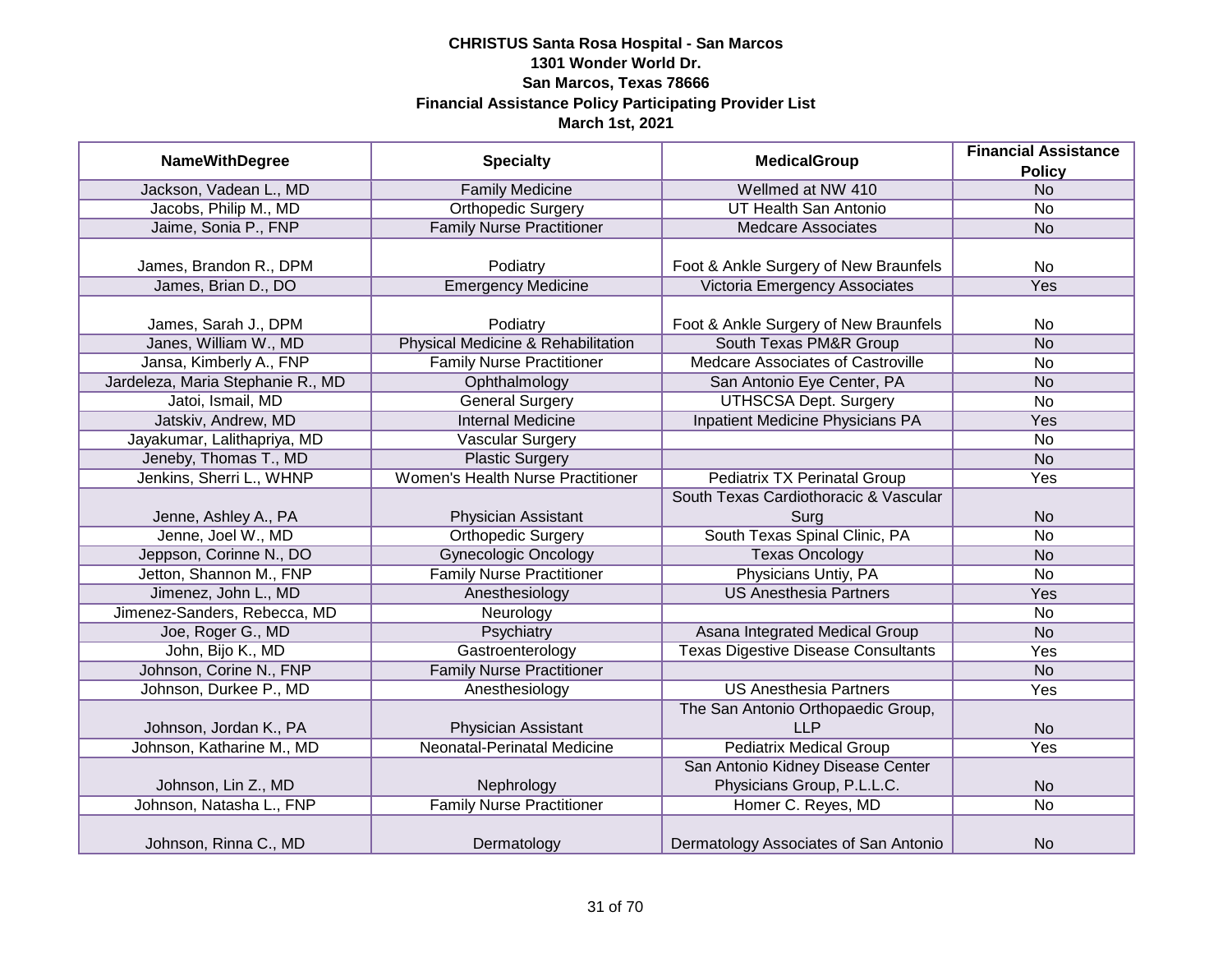**CHRISTUS Santa Rosa Hospital - San Marcos**
**1301 Wonder World Dr.**
**San Marcos, Texas 78666**
**Financial Assistance Policy Participating Provider List**
**March 1st, 2021**

| NameWithDegree | Specialty | MedicalGroup | Financial Assistance Policy |
|---|---|---|---|
| Jackson, Vadean L., MD | Family Medicine | Wellmed at NW 410 | No |
| Jacobs, Philip M., MD | Orthopedic Surgery | UT Health San Antonio | No |
| Jaime, Sonia P., FNP | Family Nurse Practitioner | Medcare Associates | No |
| James, Brandon R., DPM | Podiatry | Foot & Ankle Surgery of New Braunfels | No |
| James, Brian D., DO | Emergency Medicine | Victoria Emergency Associates | Yes |
| James, Sarah J., DPM | Podiatry | Foot & Ankle Surgery of New Braunfels | No |
| Janes, William W., MD | Physical Medicine & Rehabilitation | South Texas PM&R Group | No |
| Jansa, Kimberly A., FNP | Family Nurse Practitioner | Medcare Associates of Castroville | No |
| Jardeleza, Maria Stephanie R., MD | Ophthalmology | San Antonio Eye Center, PA | No |
| Jatoi, Ismail, MD | General Surgery | UTHSCSA Dept. Surgery | No |
| Jatskiv, Andrew, MD | Internal Medicine | Inpatient Medicine Physicians PA | Yes |
| Jayakumar, Lalithapriya, MD | Vascular Surgery | | No |
| Jeneby, Thomas T., MD | Plastic Surgery | | No |
| Jenkins, Sherri L., WHNP | Women's Health Nurse Practitioner | Pediatrix TX Perinatal Group | Yes |
| Jenne, Ashley A., PA | Physician Assistant | South Texas Cardiothoracic & Vascular Surg | No |
| Jenne, Joel W., MD | Orthopedic Surgery | South Texas Spinal Clinic, PA | No |
| Jeppson, Corinne N., DO | Gynecologic Oncology | Texas Oncology | No |
| Jetton, Shannon M., FNP | Family Nurse Practitioner | Physicians Untiy, PA | No |
| Jimenez, John L., MD | Anesthesiology | US Anesthesia Partners | Yes |
| Jimenez-Sanders, Rebecca, MD | Neurology | | No |
| Joe, Roger G., MD | Psychiatry | Asana Integrated Medical Group | No |
| John, Bijo K., MD | Gastroenterology | Texas Digestive Disease Consultants | Yes |
| Johnson, Corine N., FNP | Family Nurse Practitioner | | No |
| Johnson, Durkee P., MD | Anesthesiology | US Anesthesia Partners | Yes |
| Johnson, Jordan K., PA | Physician Assistant | The San Antonio Orthopaedic Group, LLP | No |
| Johnson, Katharine M., MD | Neonatal-Perinatal Medicine | Pediatrix Medical Group | Yes |
| Johnson, Lin Z., MD | Nephrology | San Antonio Kidney Disease Center Physicians Group, P.L.L.C. | No |
| Johnson, Natasha L., FNP | Family Nurse Practitioner | Homer C. Reyes, MD | No |
| Johnson, Rinna C., MD | Dermatology | Dermatology Associates of San Antonio | No |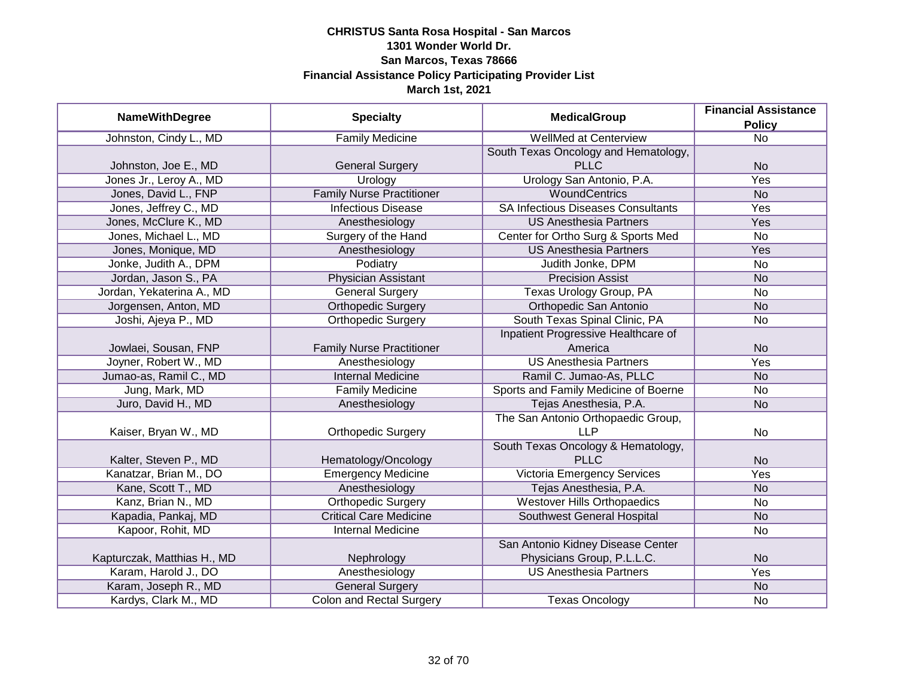# CHRISTUS Santa Rosa Hospital - San Marcos
## 1301 Wonder World Dr.
## San Marcos, Texas 78666
## Financial Assistance Policy Participating Provider List
## March 1st, 2021

| NameWithDegree | Specialty | MedicalGroup | Financial Assistance Policy |
|---|---|---|---|
| Johnston, Cindy L., MD | Family Medicine | WellMed at Centerview | No |
| Johnston, Joe E., MD | General Surgery | South Texas Oncology and Hematology, PLLC | No |
| Jones Jr., Leroy A., MD | Urology | Urology San Antonio, P.A. | Yes |
| Jones, David L., FNP | Family Nurse Practitioner | WoundCentrics | No |
| Jones, Jeffrey C., MD | Infectious Disease | SA Infectious Diseases Consultants | Yes |
| Jones, McClure K., MD | Anesthesiology | US Anesthesia Partners | Yes |
| Jones, Michael L., MD | Surgery of the Hand | Center for Ortho Surg & Sports Med | No |
| Jones, Monique, MD | Anesthesiology | US Anesthesia Partners | Yes |
| Jonke, Judith A., DPM | Podiatry | Judith Jonke, DPM | No |
| Jordan, Jason S., PA | Physician Assistant | Precision Assist | No |
| Jordan, Yekaterina A., MD | General Surgery | Texas Urology Group, PA | No |
| Jorgensen, Anton, MD | Orthopedic Surgery | Orthopedic San Antonio | No |
| Joshi, Ajeya P., MD | Orthopedic Surgery | South Texas Spinal Clinic, PA | No |
| Jowlaei, Sousan, FNP | Family Nurse Practitioner | Inpatient Progressive Healthcare of America | No |
| Joyner, Robert W., MD | Anesthesiology | US Anesthesia Partners | Yes |
| Jumao-as, Ramil C., MD | Internal Medicine | Ramil C. Jumao-As, PLLC | No |
| Jung, Mark, MD | Family Medicine | Sports and Family Medicine of Boerne | No |
| Juro, David H., MD | Anesthesiology | Tejas Anesthesia, P.A. | No |
| Kaiser, Bryan W., MD | Orthopedic Surgery | The San Antonio Orthopaedic Group, LLP | No |
| Kalter, Steven P., MD | Hematology/Oncology | South Texas Oncology & Hematology, PLLC | No |
| Kanatzar, Brian M., DO | Emergency Medicine | Victoria Emergency Services | Yes |
| Kane, Scott T., MD | Anesthesiology | Tejas Anesthesia, P.A. | No |
| Kanz, Brian N., MD | Orthopedic Surgery | Westover Hills Orthopaedics | No |
| Kapadia, Pankaj, MD | Critical Care Medicine | Southwest General Hospital | No |
| Kapoor, Rohit, MD | Internal Medicine | | No |
| Kapturczak, Matthias H., MD | Nephrology | San Antonio Kidney Disease Center Physicians Group, P.L.L.C. | No |
| Karam, Harold J., DO | Anesthesiology | US Anesthesia Partners | Yes |
| Karam, Joseph R., MD | General Surgery | | No |
| Kardys, Clark M., MD | Colon and Rectal Surgery | Texas Oncology | No |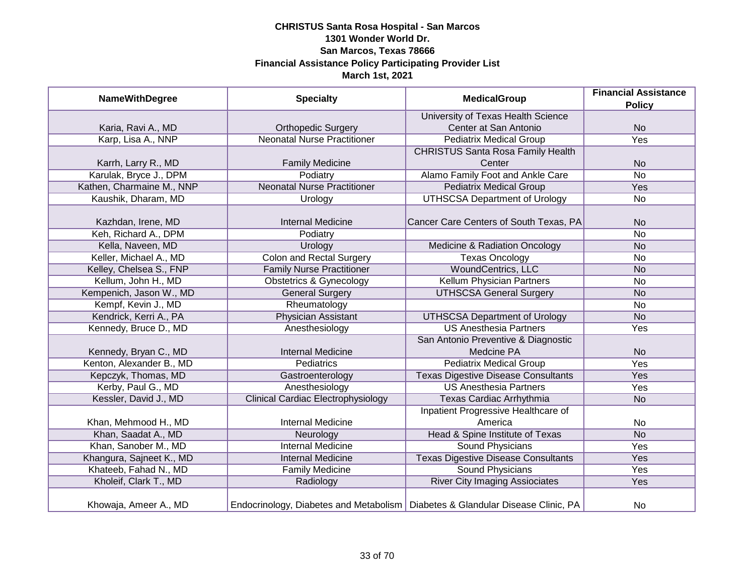**CHRISTUS Santa Rosa Hospital - San Marcos**
**1301 Wonder World Dr.**
**San Marcos, Texas 78666**
**Financial Assistance Policy Participating Provider List**
**March 1st, 2021**

| NameWithDegree | Specialty | MedicalGroup | Financial Assistance Policy |
|---|---|---|---|
| Karia, Ravi A., MD | Orthopedic Surgery | University of Texas Health Science Center at San Antonio | No |
| Karp, Lisa A., NNP | Neonatal Nurse Practitioner | Pediatrix Medical Group | Yes |
| Karrh, Larry R., MD | Family Medicine | CHRISTUS Santa Rosa Family Health Center | No |
| Karulak, Bryce J., DPM | Podiatry | Alamo Family Foot and Ankle Care | No |
| Kathen, Charmaine M., NNP | Neonatal Nurse Practitioner | Pediatrix Medical Group | Yes |
| Kaushik, Dharam, MD | Urology | UTHSCSA Department of Urology | No |
| Kazhdan, Irene, MD | Internal Medicine | Cancer Care Centers of South Texas, PA | No |
| Keh, Richard A., DPM | Podiatry | | No |
| Kella, Naveen, MD | Urology | Medicine & Radiation Oncology | No |
| Keller, Michael A., MD | Colon and Rectal Surgery | Texas Oncology | No |
| Kelley, Chelsea S., FNP | Family Nurse Practitioner | WoundCentrics, LLC | No |
| Kellum, John H., MD | Obstetrics & Gynecology | Kellum Physician Partners | No |
| Kempenich, Jason W., MD | General Surgery | UTHSCSA General Surgery | No |
| Kempf, Kevin J., MD | Rheumatology | | No |
| Kendrick, Kerri A., PA | Physician Assistant | UTHSCSA Department of Urology | No |
| Kennedy, Bruce D., MD | Anesthesiology | US Anesthesia Partners | Yes |
| Kennedy, Bryan C., MD | Internal Medicine | San Antonio Preventive & Diagnostic Medcine PA | No |
| Kenton, Alexander B., MD | Pediatrics | Pediatrix Medical Group | Yes |
| Kepczyk, Thomas, MD | Gastroenterology | Texas Digestive Disease Consultants | Yes |
| Kerby, Paul G., MD | Anesthesiology | US Anesthesia Partners | Yes |
| Kessler, David J., MD | Clinical Cardiac Electrophysiology | Texas Cardiac Arrhythmia | No |
| Khan, Mehmood H., MD | Internal Medicine | Inpatient Progressive Healthcare of America | No |
| Khan, Saadat A., MD | Neurology | Head & Spine Institute of Texas | No |
| Khan, Sanober M., MD | Internal Medicine | Sound Physicians | Yes |
| Khangura, Sajneet K., MD | Internal Medicine | Texas Digestive Disease Consultants | Yes |
| Khateeb, Fahad N., MD | Family Medicine | Sound Physicians | Yes |
| Kholeif, Clark T., MD | Radiology | River City Imaging Assiociates | Yes |
| Khowaja, Ameer A., MD | Endocrinology, Diabetes and Metabolism | Diabetes & Glandular Disease Clinic, PA | No |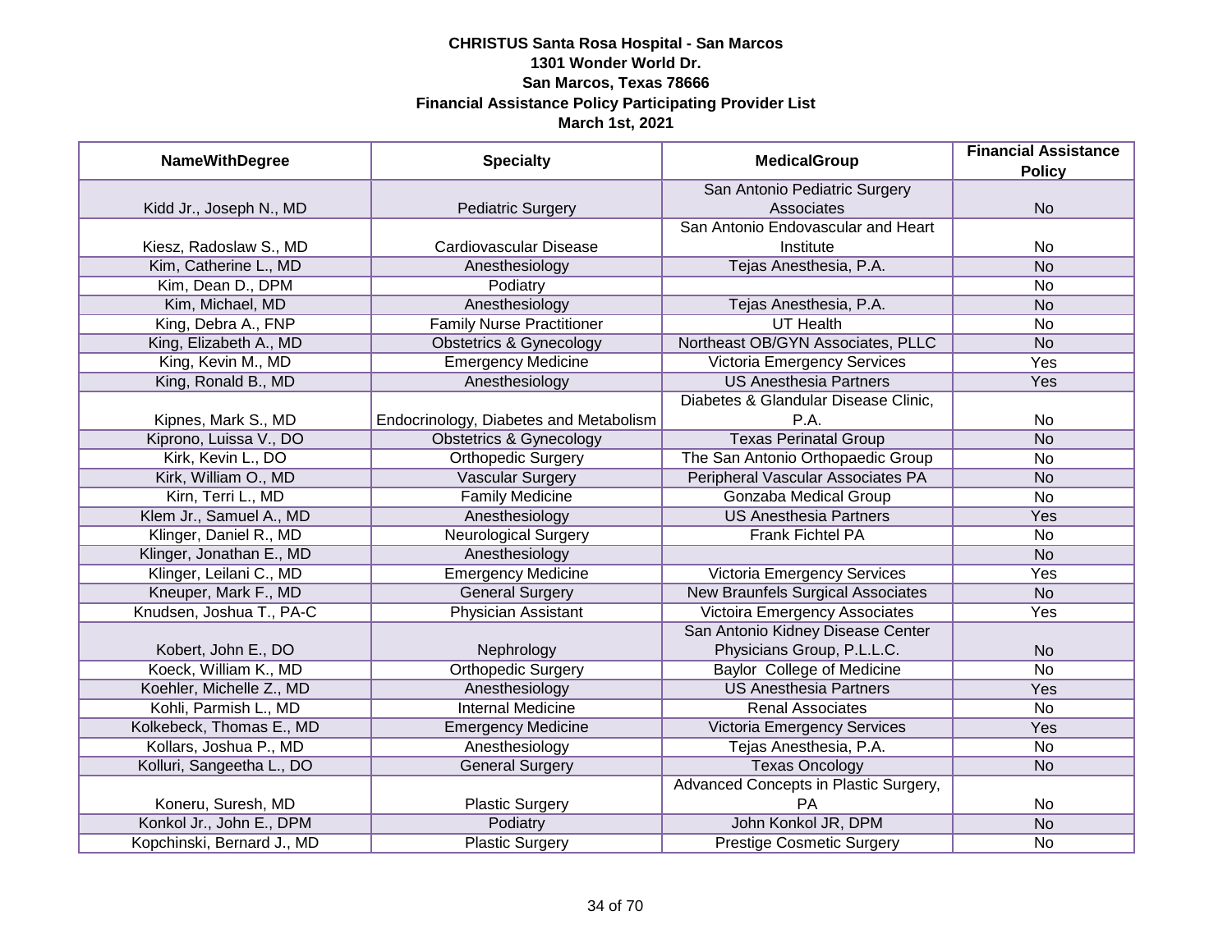**CHRISTUS Santa Rosa Hospital - San Marcos**
**1301 Wonder World Dr.**
**San Marcos, Texas 78666**
**Financial Assistance Policy Participating Provider List**
**March 1st, 2021**

| NameWithDegree | Specialty | MedicalGroup | Financial Assistance Policy |
|---|---|---|---|
| Kidd Jr., Joseph N., MD | Pediatric Surgery | San Antonio Pediatric Surgery Associates | No |
| Kiesz, Radoslaw S., MD | Cardiovascular Disease | San Antonio Endovascular and Heart Institute | No |
| Kim, Catherine L., MD | Anesthesiology | Tejas Anesthesia, P.A. | No |
| Kim, Dean D., DPM | Podiatry | | No |
| Kim, Michael, MD | Anesthesiology | Tejas Anesthesia, P.A. | No |
| King, Debra A., FNP | Family Nurse Practitioner | UT Health | No |
| King, Elizabeth A., MD | Obstetrics & Gynecology | Northeast OB/GYN Associates, PLLC | No |
| King, Kevin M., MD | Emergency Medicine | Victoria Emergency Services | Yes |
| King, Ronald B., MD | Anesthesiology | US Anesthesia Partners | Yes |
| Kipnes, Mark S., MD | Endocrinology, Diabetes and Metabolism | Diabetes & Glandular Disease Clinic, P.A. | No |
| Kiprono, Luissa V., DO | Obstetrics & Gynecology | Texas Perinatal Group | No |
| Kirk, Kevin L., DO | Orthopedic Surgery | The San Antonio Orthopaedic Group | No |
| Kirk, William O., MD | Vascular Surgery | Peripheral Vascular Associates PA | No |
| Kirn, Terri L., MD | Family Medicine | Gonzaba Medical Group | No |
| Klem Jr., Samuel A., MD | Anesthesiology | US Anesthesia Partners | Yes |
| Klinger, Daniel R., MD | Neurological Surgery | Frank Fichtel PA | No |
| Klinger, Jonathan E., MD | Anesthesiology | | No |
| Klinger, Leilani C., MD | Emergency Medicine | Victoria Emergency Services | Yes |
| Kneuper, Mark F., MD | General Surgery | New Braunfels Surgical Associates | No |
| Knudsen, Joshua T., PA-C | Physician Assistant | Victoira Emergency Associates | Yes |
| Kobert, John E., DO | Nephrology | San Antonio Kidney Disease Center Physicians Group, P.L.L.C. | No |
| Koeck, William K., MD | Orthopedic Surgery | Baylor College of Medicine | No |
| Koehler, Michelle Z., MD | Anesthesiology | US Anesthesia Partners | Yes |
| Kohli, Parmish L., MD | Internal Medicine | Renal Associates | No |
| Kolkebeck, Thomas E., MD | Emergency Medicine | Victoria Emergency Services | Yes |
| Kollars, Joshua P., MD | Anesthesiology | Tejas Anesthesia, P.A. | No |
| Kolluri, Sangeetha L., DO | General Surgery | Texas Oncology | No |
| Koneru, Suresh, MD | Plastic Surgery | Advanced Concepts in Plastic Surgery, PA | No |
| Konkol Jr., John E., DPM | Podiatry | John Konkol JR, DPM | No |
| Kopchinski, Bernard J., MD | Plastic Surgery | Prestige Cosmetic Surgery | No |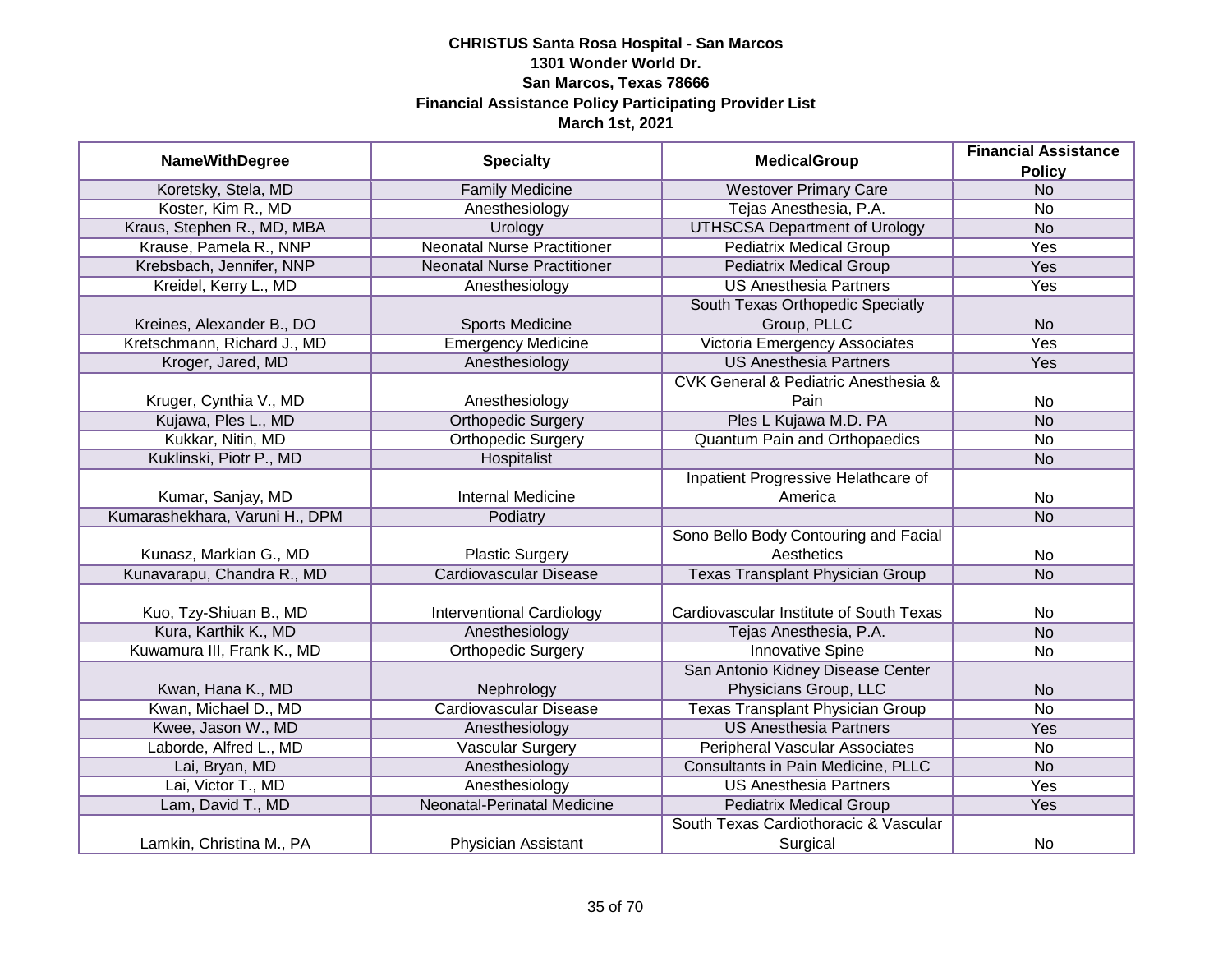**CHRISTUS Santa Rosa Hospital - San Marcos**
**1301 Wonder World Dr.**
**San Marcos, Texas 78666**
**Financial Assistance Policy Participating Provider List**
**March 1st, 2021**

| NameWithDegree | Specialty | MedicalGroup | Financial Assistance Policy |
|---|---|---|---|
| Koretsky, Stela, MD | Family Medicine | Westover Primary Care | No |
| Koster, Kim R., MD | Anesthesiology | Tejas Anesthesia, P.A. | No |
| Kraus, Stephen R., MD, MBA | Urology | UTHSCSA Department of Urology | No |
| Krause, Pamela R., NNP | Neonatal Nurse Practitioner | Pediatrix Medical Group | Yes |
| Krebsbach, Jennifer, NNP | Neonatal Nurse Practitioner | Pediatrix Medical Group | Yes |
| Kreidel, Kerry L., MD | Anesthesiology | US Anesthesia Partners | Yes |
| Kreines, Alexander B., DO | Sports Medicine | South Texas Orthopedic Specialty Group, PLLC | No |
| Kretschmann, Richard J., MD | Emergency Medicine | Victoria Emergency Associates | Yes |
| Kroger, Jared, MD | Anesthesiology | US Anesthesia Partners | Yes |
| Kruger, Cynthia V., MD | Anesthesiology | CVK General & Pediatric Anesthesia & Pain | No |
| Kujawa, Ples L., MD | Orthopedic Surgery | Ples L Kujawa M.D. PA | No |
| Kukkar, Nitin, MD | Orthopedic Surgery | Quantum Pain and Orthopaedics | No |
| Kuklinski, Piotr P., MD | Hospitalist | | No |
| Kumar, Sanjay, MD | Internal Medicine | Inpatient Progressive Helathcare of America | No |
| Kumarashekhara, Varuni H., DPM | Podiatry | | No |
| Kunasz, Markian G., MD | Plastic Surgery | Sono Bello Body Contouring and Facial Aesthetics | No |
| Kunavarapu, Chandra R., MD | Cardiovascular Disease | Texas Transplant Physician Group | No |
| Kuo, Tzy-Shiuan B., MD | Interventional Cardiology | Cardiovascular Institute of South Texas | No |
| Kura, Karthik K., MD | Anesthesiology | Tejas Anesthesia, P.A. | No |
| Kuwamura III, Frank K., MD | Orthopedic Surgery | Innovative Spine | No |
| Kwan, Hana K., MD | Nephrology | San Antonio Kidney Disease Center Physicians Group, LLC | No |
| Kwan, Michael D., MD | Cardiovascular Disease | Texas Transplant Physician Group | No |
| Kwee, Jason W., MD | Anesthesiology | US Anesthesia Partners | Yes |
| Laborde, Alfred L., MD | Vascular Surgery | Peripheral Vascular Associates | No |
| Lai, Bryan, MD | Anesthesiology | Consultants in Pain Medicine, PLLC | No |
| Lai, Victor T., MD | Anesthesiology | US Anesthesia Partners | Yes |
| Lam, David T., MD | Neonatal-Perinatal Medicine | Pediatrix Medical Group | Yes |
| Lamkin, Christina M., PA | Physician Assistant | South Texas Cardiothoracic & Vascular Surgical | No |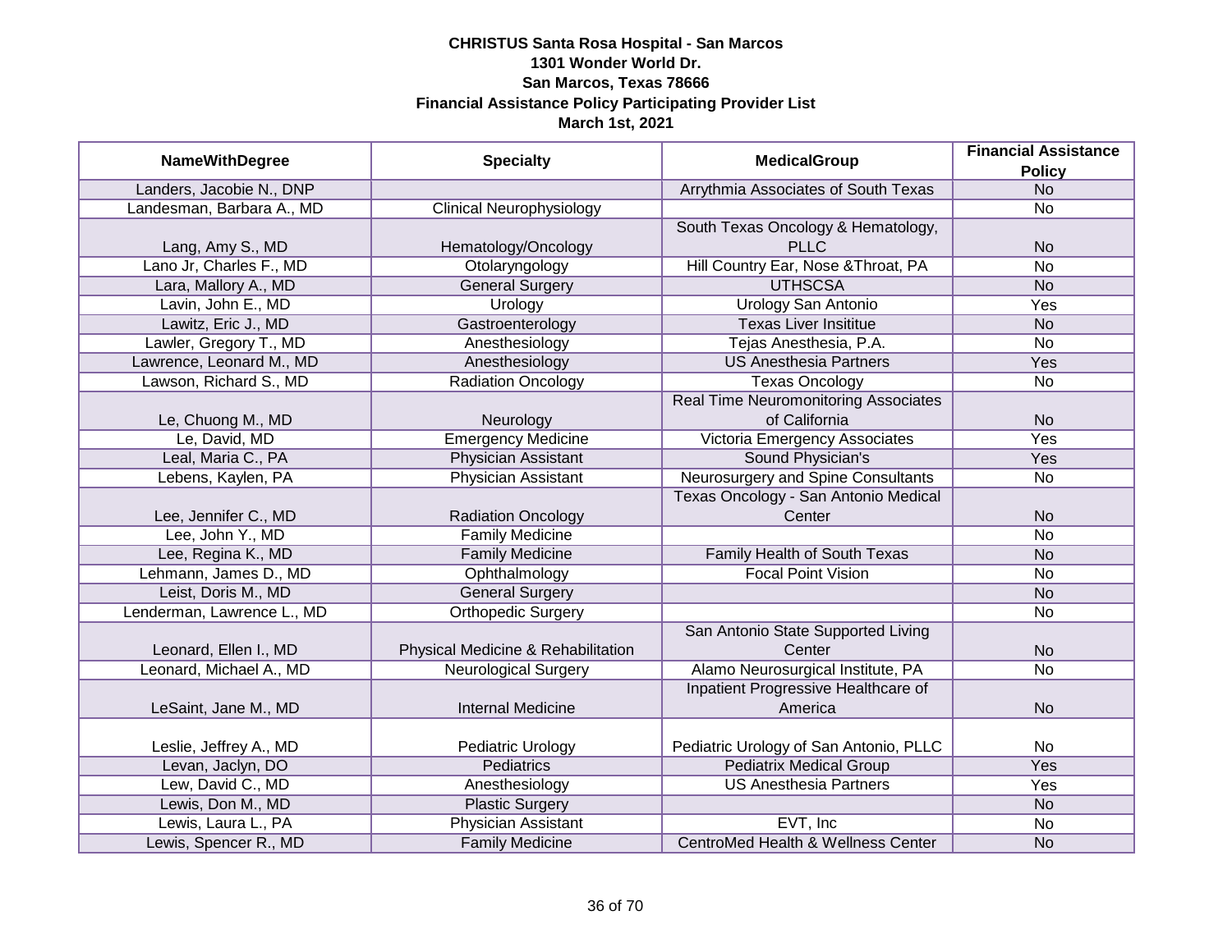# CHRISTUS Santa Rosa Hospital - San Marcos
## 1301 Wonder World Dr.
## San Marcos, Texas 78666
## Financial Assistance Policy Participating Provider List
## March 1st, 2021

| NameWithDegree | Specialty | MedicalGroup | Financial Assistance Policy |
|---|---|---|---|
| Landers, Jacobie N., DNP | | Arrythmia Associates of South Texas | No |
| Landesman, Barbara A., MD | Clinical Neurophysiology | | No |
| Lang, Amy S., MD | Hematology/Oncology | South Texas Oncology & Hematology, PLLC | No |
| Lano Jr, Charles F., MD | Otolaryngology | Hill Country Ear, Nose &Throat, PA | No |
| Lara, Mallory A., MD | General Surgery | UTHSCSA | No |
| Lavin, John E., MD | Urology | Urology San Antonio | Yes |
| Lawitz, Eric J., MD | Gastroenterology | Texas Liver Insititue | No |
| Lawler, Gregory T., MD | Anesthesiology | Tejas Anesthesia, P.A. | No |
| Lawrence, Leonard M., MD | Anesthesiology | US Anesthesia Partners | Yes |
| Lawson, Richard S., MD | Radiation Oncology | Texas Oncology | No |
| Le, Chuong M., MD | Neurology | Real Time Neuromonitoring Associates of California | No |
| Le, David, MD | Emergency Medicine | Victoria Emergency Associates | Yes |
| Leal, Maria C., PA | Physician Assistant | Sound Physician's | Yes |
| Lebens, Kaylen, PA | Physician Assistant | Neurosurgery and Spine Consultants | No |
| Lee, Jennifer C., MD | Radiation Oncology | Texas Oncology - San Antonio Medical Center | No |
| Lee, John Y., MD | Family Medicine | | No |
| Lee, Regina K., MD | Family Medicine | Family Health of South Texas | No |
| Lehmann, James D., MD | Ophthalmology | Focal Point Vision | No |
| Leist, Doris M., MD | General Surgery | | No |
| Lenderman, Lawrence L., MD | Orthopedic Surgery | | No |
| Leonard, Ellen I., MD | Physical Medicine & Rehabilitation | San Antonio State Supported Living Center | No |
| Leonard, Michael A., MD | Neurological Surgery | Alamo Neurosurgical Institute, PA | No |
| LeSaint, Jane M., MD | Internal Medicine | Inpatient Progressive Healthcare of America | No |
| Leslie, Jeffrey A., MD | Pediatric Urology | Pediatric Urology of San Antonio, PLLC | No |
| Levan, Jaclyn, DO | Pediatrics | Pediatrix Medical Group | Yes |
| Lew, David C., MD | Anesthesiology | US Anesthesia Partners | Yes |
| Lewis, Don M., MD | Plastic Surgery | | No |
| Lewis, Laura L., PA | Physician Assistant | EVT, Inc | No |
| Lewis, Spencer R., MD | Family Medicine | CentroMed Health & Wellness Center | No |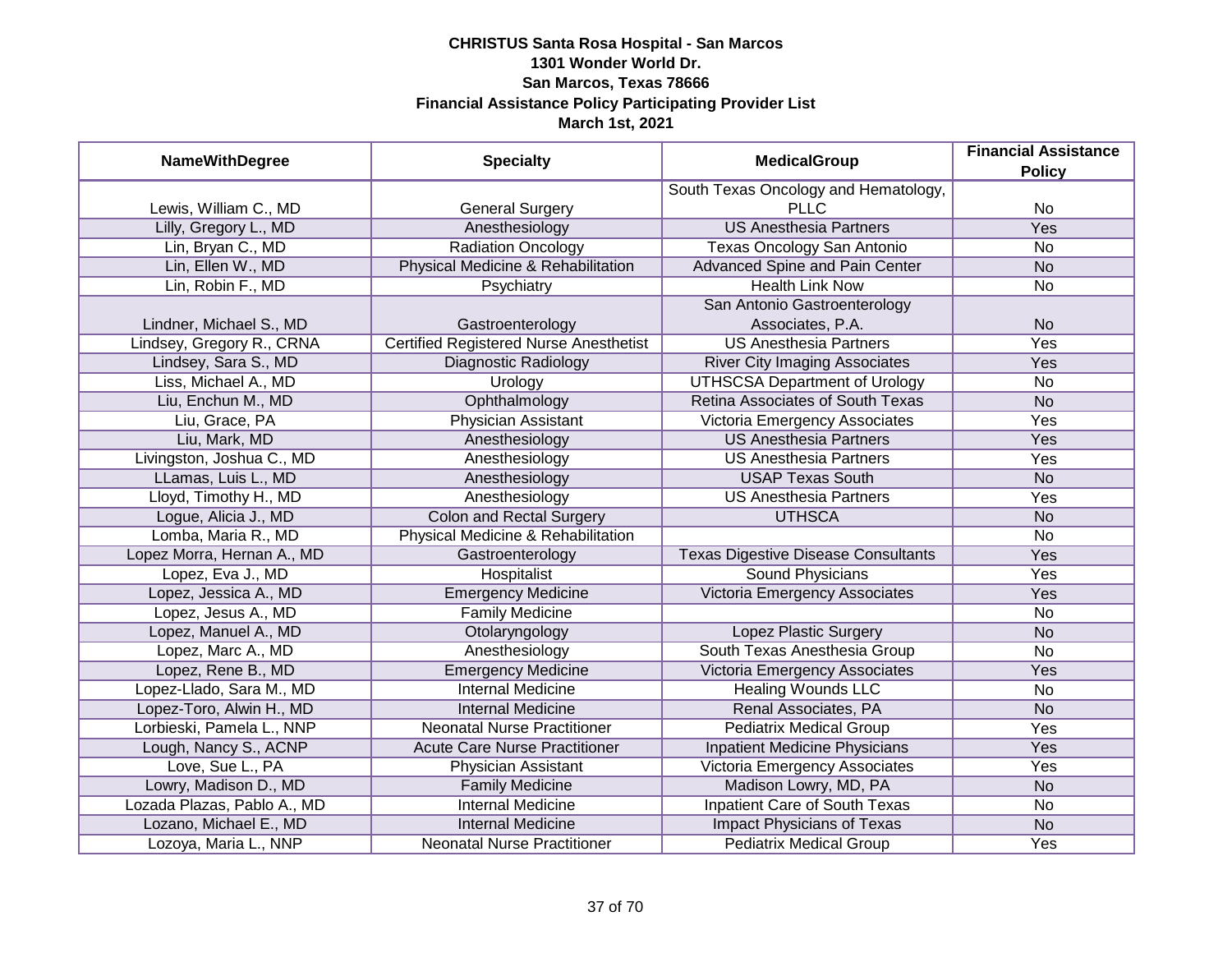**CHRISTUS Santa Rosa Hospital - San Marcos**
**1301 Wonder World Dr.**
**San Marcos, Texas 78666**
**Financial Assistance Policy Participating Provider List**
**March 1st, 2021**

| NameWithDegree | Specialty | MedicalGroup | Financial Assistance Policy |
|---|---|---|---|
| Lewis, William C., MD | General Surgery | South Texas Oncology and Hematology, PLLC | No |
| Lilly, Gregory L., MD | Anesthesiology | US Anesthesia Partners | Yes |
| Lin, Bryan C., MD | Radiation Oncology | Texas Oncology San Antonio | No |
| Lin, Ellen W., MD | Physical Medicine & Rehabilitation | Advanced Spine and Pain Center | No |
| Lin, Robin F., MD | Psychiatry | Health Link Now | No |
| Lindner, Michael S., MD | Gastroenterology | San Antonio Gastroenterology Associates, P.A. | No |
| Lindsey, Gregory R., CRNA | Certified Registered Nurse Anesthetist | US Anesthesia Partners | Yes |
| Lindsey, Sara S., MD | Diagnostic Radiology | River City Imaging Associates | Yes |
| Liss, Michael A., MD | Urology | UTHSCSA Department of Urology | No |
| Liu, Enchun M., MD | Ophthalmology | Retina Associates of South Texas | No |
| Liu, Grace, PA | Physician Assistant | Victoria Emergency Associates | Yes |
| Liu, Mark, MD | Anesthesiology | US Anesthesia Partners | Yes |
| Livingston, Joshua C., MD | Anesthesiology | US Anesthesia Partners | Yes |
| LLamas, Luis L., MD | Anesthesiology | USAP Texas South | No |
| Lloyd, Timothy H., MD | Anesthesiology | US Anesthesia Partners | Yes |
| Logue, Alicia J., MD | Colon and Rectal Surgery | UTHSCA | No |
| Lomba, Maria R., MD | Physical Medicine & Rehabilitation | | No |
| Lopez Morra, Hernan A., MD | Gastroenterology | Texas Digestive Disease Consultants | Yes |
| Lopez, Eva J., MD | Hospitalist | Sound Physicians | Yes |
| Lopez, Jessica A., MD | Emergency Medicine | Victoria Emergency Associates | Yes |
| Lopez, Jesus A., MD | Family Medicine | | No |
| Lopez, Manuel A., MD | Otolaryngology | Lopez Plastic Surgery | No |
| Lopez, Marc A., MD | Anesthesiology | South Texas Anesthesia Group | No |
| Lopez, Rene B., MD | Emergency Medicine | Victoria Emergency Associates | Yes |
| Lopez-Llado, Sara M., MD | Internal Medicine | Healing Wounds LLC | No |
| Lopez-Toro, Alwin H., MD | Internal Medicine | Renal Associates, PA | No |
| Lorbieski, Pamela L., NNP | Neonatal Nurse Practitioner | Pediatrix Medical Group | Yes |
| Lough, Nancy S., ACNP | Acute Care Nurse Practitioner | Inpatient Medicine Physicians | Yes |
| Love, Sue L., PA | Physician Assistant | Victoria Emergency Associates | Yes |
| Lowry, Madison D., MD | Family Medicine | Madison Lowry, MD, PA | No |
| Lozada Plazas, Pablo A., MD | Internal Medicine | Inpatient Care of South Texas | No |
| Lozano, Michael E., MD | Internal Medicine | Impact Physicians of Texas | No |
| Lozoya, Maria L., NNP | Neonatal Nurse Practitioner | Pediatrix Medical Group | Yes |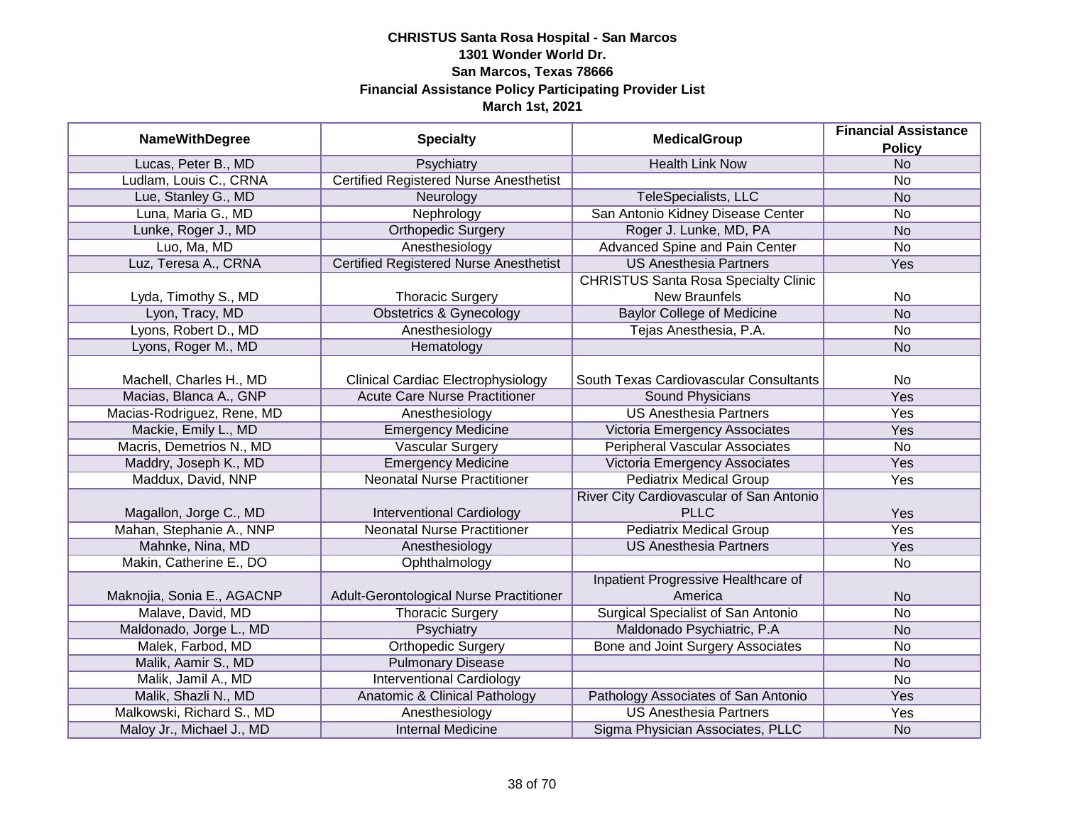**CHRISTUS Santa Rosa Hospital - San Marcos**
**1301 Wonder World Dr.**
**San Marcos, Texas 78666**
**Financial Assistance Policy Participating Provider List**
**March 1st, 2021**

| NameWithDegree | Specialty | MedicalGroup | Financial Assistance Policy |
|---|---|---|---|
| Lucas, Peter B., MD | Psychiatry | Health Link Now | No |
| Ludlam, Louis C., CRNA | Certified Registered Nurse Anesthetist | | No |
| Lue, Stanley G., MD | Neurology | TeleSpecialists, LLC | No |
| Luna, Maria G., MD | Nephrology | San Antonio Kidney Disease Center | No |
| Lunke, Roger J., MD | Orthopedic Surgery | Roger J. Lunke, MD, PA | No |
| Luo, Ma, MD | Anesthesiology | Advanced Spine and Pain Center | No |
| Luz, Teresa A., CRNA | Certified Registered Nurse Anesthetist | US Anesthesia Partners | Yes |
| Lyda, Timothy S., MD | Thoracic Surgery | CHRISTUS Santa Rosa Specialty Clinic New Braunfels | No |
| Lyon, Tracy, MD | Obstetrics & Gynecology | Baylor College of Medicine | No |
| Lyons, Robert D., MD | Anesthesiology | Tejas Anesthesia, P.A. | No |
| Lyons, Roger M., MD | Hematology | | No |
| Machell, Charles H., MD | Clinical Cardiac Electrophysiology | South Texas Cardiovascular Consultants | No |
| Macias, Blanca A., GNP | Acute Care Nurse Practitioner | Sound Physicians | Yes |
| Macias-Rodriguez, Rene, MD | Anesthesiology | US Anesthesia Partners | Yes |
| Mackie, Emily L., MD | Emergency Medicine | Victoria Emergency Associates | Yes |
| Macris, Demetrios N., MD | Vascular Surgery | Peripheral Vascular Associates | No |
| Maddry, Joseph K., MD | Emergency Medicine | Victoria Emergency Associates | Yes |
| Maddux, David, NNP | Neonatal Nurse Practitioner | Pediatrix Medical Group | Yes |
| Magallon, Jorge C., MD | Interventional Cardiology | River City Cardiovascular of San Antonio PLLC | Yes |
| Mahan, Stephanie A., NNP | Neonatal Nurse Practitioner | Pediatrix Medical Group | Yes |
| Mahnke, Nina, MD | Anesthesiology | US Anesthesia Partners | Yes |
| Makin, Catherine E., DO | Ophthalmology | | No |
| Maknojia, Sonia E., AGACNP | Adult-Gerontological Nurse Practitioner | Inpatient Progressive Healthcare of America | No |
| Malave, David, MD | Thoracic Surgery | Surgical Specialist of San Antonio | No |
| Maldonado, Jorge L., MD | Psychiatry | Maldonado Psychiatric, P.A | No |
| Malek, Farbod, MD | Orthopedic Surgery | Bone and Joint Surgery Associates | No |
| Malik, Aamir S., MD | Pulmonary Disease | | No |
| Malik, Jamil A., MD | Interventional Cardiology | | No |
| Malik, Shazli N., MD | Anatomic & Clinical Pathology | Pathology Associates of San Antonio | Yes |
| Malkowski, Richard S., MD | Anesthesiology | US Anesthesia Partners | Yes |
| Maloy Jr., Michael J., MD | Internal Medicine | Sigma Physician Associates, PLLC | No |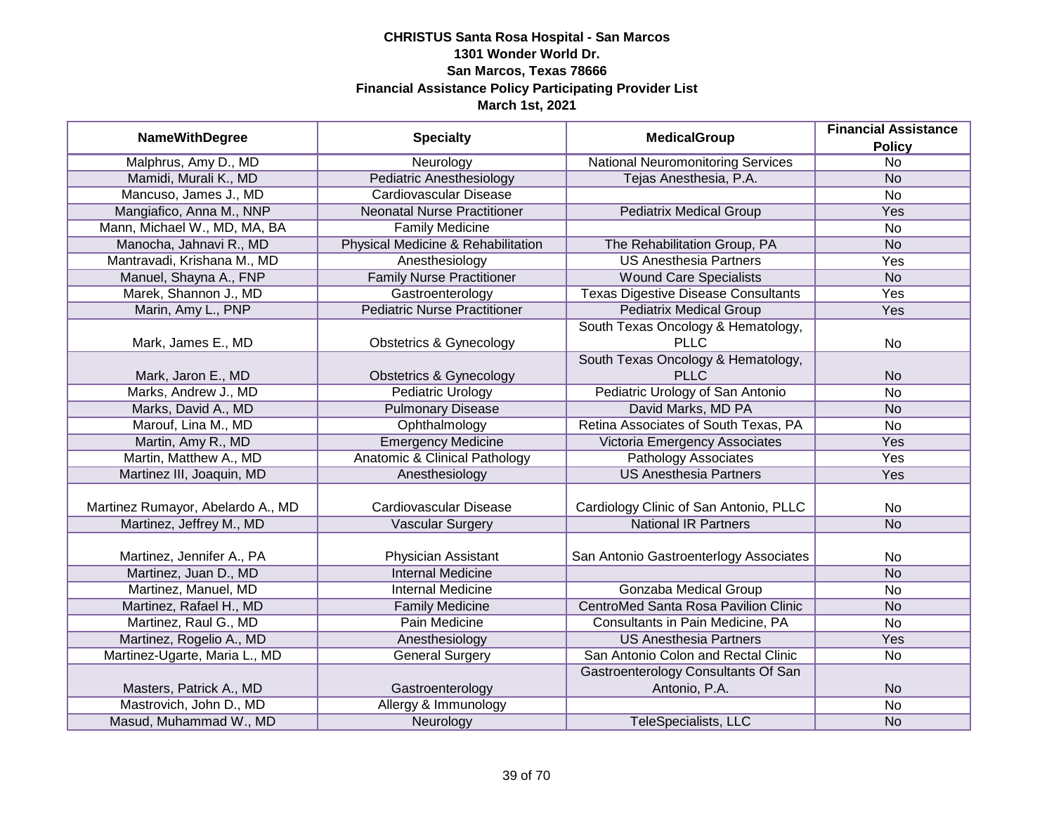**CHRISTUS Santa Rosa Hospital - San Marcos**
**1301 Wonder World Dr.**
**San Marcos, Texas 78666**
**Financial Assistance Policy Participating Provider List**
**March 1st, 2021**

| NameWithDegree | Specialty | MedicalGroup | Financial Assistance Policy |
|---|---|---|---|
| Malphrus, Amy D., MD | Neurology | National Neuromonitoring Services | No |
| Mamidi, Murali K., MD | Pediatric Anesthesiology | Tejas Anesthesia, P.A. | No |
| Mancuso, James J., MD | Cardiovascular Disease | | No |
| Mangiafico, Anna M., NNP | Neonatal Nurse Practitioner | Pediatrix Medical Group | Yes |
| Mann, Michael W., MD, MA, BA | Family Medicine | | No |
| Manocha, Jahnavi R., MD | Physical Medicine & Rehabilitation | The Rehabilitation Group, PA | No |
| Mantravadi, Krishana M., MD | Anesthesiology | US Anesthesia Partners | Yes |
| Manuel, Shayna A., FNP | Family Nurse Practitioner | Wound Care Specialists | No |
| Marek, Shannon J., MD | Gastroenterology | Texas Digestive Disease Consultants | Yes |
| Marin, Amy L., PNP | Pediatric Nurse Practitioner | Pediatrix Medical Group | Yes |
| Mark, James E., MD | Obstetrics & Gynecology | South Texas Oncology & Hematology, PLLC | No |
| Mark, Jaron E., MD | Obstetrics & Gynecology | South Texas Oncology & Hematology, PLLC | No |
| Marks, Andrew J., MD | Pediatric Urology | Pediatric Urology of San Antonio | No |
| Marks, David A., MD | Pulmonary Disease | David Marks, MD PA | No |
| Marouf, Lina M., MD | Ophthalmology | Retina Associates of South Texas, PA | No |
| Martin, Amy R., MD | Emergency Medicine | Victoria Emergency Associates | Yes |
| Martin, Matthew A., MD | Anatomic & Clinical Pathology | Pathology Associates | Yes |
| Martinez III, Joaquin, MD | Anesthesiology | US Anesthesia Partners | Yes |
| Martinez Rumayor, Abelardo A., MD | Cardiovascular Disease | Cardiology Clinic of San Antonio, PLLC | No |
| Martinez, Jeffrey M., MD | Vascular Surgery | National IR Partners | No |
| Martinez, Jennifer A., PA | Physician Assistant | San Antonio Gastroenterlogy Associates | No |
| Martinez, Juan D., MD | Internal Medicine | | No |
| Martinez, Manuel, MD | Internal Medicine | Gonzaba Medical Group | No |
| Martinez, Rafael H., MD | Family Medicine | CentroMed Santa Rosa Pavilion Clinic | No |
| Martinez, Raul G., MD | Pain Medicine | Consultants in Pain Medicine, PA | No |
| Martinez, Rogelio A., MD | Anesthesiology | US Anesthesia Partners | Yes |
| Martinez-Ugarte, Maria L., MD | General Surgery | San Antonio Colon and Rectal Clinic | No |
| Masters, Patrick A., MD | Gastroenterology | Gastroenterology Consultants Of San Antonio, P.A. | No |
| Mastrovich, John D., MD | Allergy & Immunology | | No |
| Masud, Muhammad W., MD | Neurology | TeleSpecialists, LLC | No |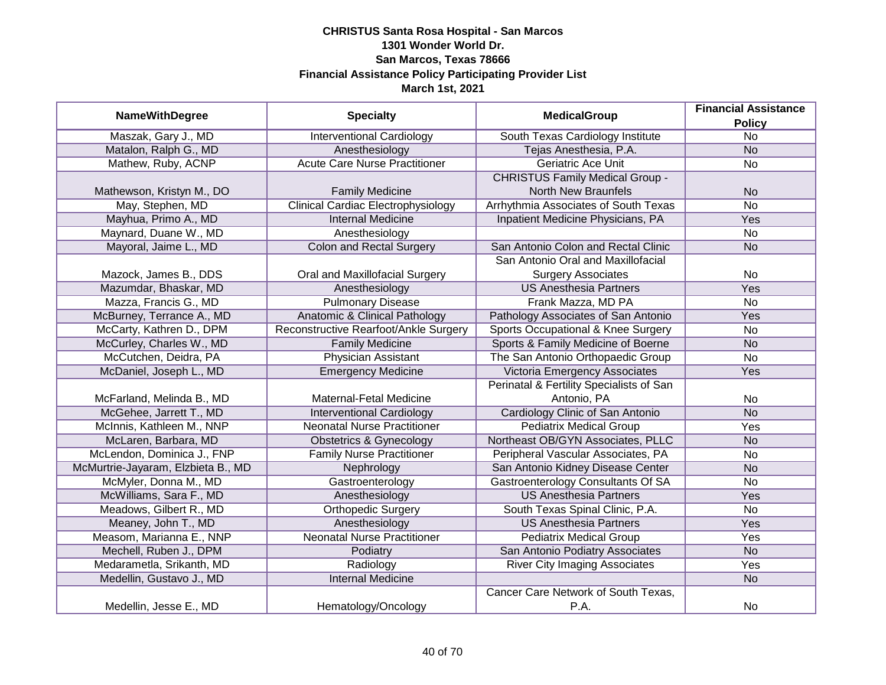**CHRISTUS Santa Rosa Hospital - San Marcos**
**1301 Wonder World Dr.**
**San Marcos, Texas 78666**
**Financial Assistance Policy Participating Provider List**
**March 1st, 2021**

| NameWithDegree | Specialty | MedicalGroup | Financial Assistance Policy |
|---|---|---|---|
| Maszak, Gary J., MD | Interventional Cardiology | South Texas Cardiology Institute | No |
| Matalon, Ralph G., MD | Anesthesiology | Tejas Anesthesia, P.A. | No |
| Mathew, Ruby, ACNP | Acute Care Nurse Practitioner | Geriatric Ace Unit | No |
| Mathewson, Kristyn M., DO | Family Medicine | CHRISTUS Family Medical Group - North New Braunfels | No |
| May, Stephen, MD | Clinical Cardiac Electrophysiology | Arrhythmia Associates of South Texas | No |
| Mayhua, Primo A., MD | Internal Medicine | Inpatient Medicine Physicians, PA | Yes |
| Maynard, Duane W., MD | Anesthesiology | | No |
| Mayoral, Jaime L., MD | Colon and Rectal Surgery | San Antonio Colon and Rectal Clinic | No |
| Mazock, James B., DDS | Oral and Maxillofacial Surgery | San Antonio Oral and Maxillofacial Surgery Associates | No |
| Mazumdar, Bhaskar, MD | Anesthesiology | US Anesthesia Partners | Yes |
| Mazza, Francis G., MD | Pulmonary Disease | Frank Mazza, MD PA | No |
| McBurney, Terrance A., MD | Anatomic & Clinical Pathology | Pathology Associates of San Antonio | Yes |
| McCarty, Kathren D., DPM | Reconstructive Rearfoot/Ankle Surgery | Sports Occupational & Knee Surgery | No |
| McCurley, Charles W., MD | Family Medicine | Sports & Family Medicine of Boerne | No |
| McCutchen, Deidra, PA | Physician Assistant | The San Antonio Orthopaedic Group | No |
| McDaniel, Joseph L., MD | Emergency Medicine | Victoria Emergency Associates | Yes |
| McFarland, Melinda B., MD | Maternal-Fetal Medicine | Perinatal & Fertility Specialists of San Antonio, PA | No |
| McGehee, Jarrett T., MD | Interventional Cardiology | Cardiology Clinic of San Antonio | No |
| McInnis, Kathleen M., NNP | Neonatal Nurse Practitioner | Pediatrix Medical Group | Yes |
| McLaren, Barbara, MD | Obstetrics & Gynecology | Northeast OB/GYN Associates, PLLC | No |
| McLendon, Dominica J., FNP | Family Nurse Practitioner | Peripheral Vascular Associates, PA | No |
| McMurtrie-Jayaram, Elzbieta B., MD | Nephrology | San Antonio Kidney Disease Center | No |
| McMyler, Donna M., MD | Gastroenterology | Gastroenterology Consultants Of SA | No |
| McWilliams, Sara F., MD | Anesthesiology | US Anesthesia Partners | Yes |
| Meadows, Gilbert R., MD | Orthopedic Surgery | South Texas Spinal Clinic, P.A. | No |
| Meaney, John T., MD | Anesthesiology | US Anesthesia Partners | Yes |
| Measom, Marianna E., NNP | Neonatal Nurse Practitioner | Pediatrix Medical Group | Yes |
| Mechell, Ruben J., DPM | Podiatry | San Antonio Podiatry Associates | No |
| Medarametla, Srikanth, MD | Radiology | River City Imaging Associates | Yes |
| Medellin, Gustavo J., MD | Internal Medicine | | No |
| Medellin, Jesse E., MD | Hematology/Oncology | Cancer Care Network of South Texas, P.A. | No |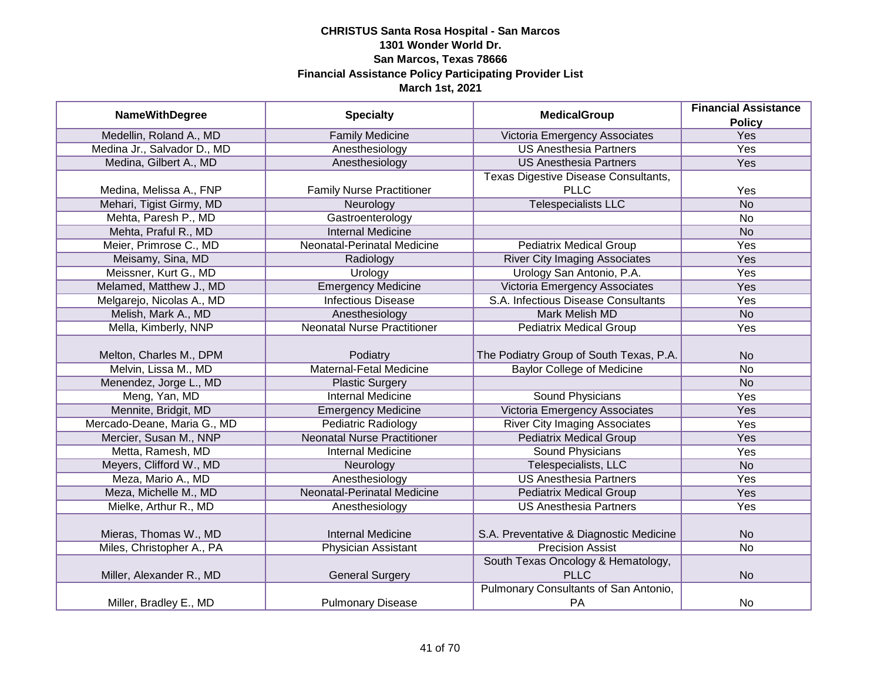**CHRISTUS Santa Rosa Hospital - San Marcos**
**1301 Wonder World Dr.**
**San Marcos, Texas 78666**
**Financial Assistance Policy Participating Provider List**
**March 1st, 2021**

| NameWithDegree | Specialty | MedicalGroup | Financial Assistance Policy |
|---|---|---|---|
| Medellin, Roland A., MD | Family Medicine | Victoria Emergency Associates | Yes |
| Medina Jr., Salvador D., MD | Anesthesiology | US Anesthesia Partners | Yes |
| Medina, Gilbert A., MD | Anesthesiology | US Anesthesia Partners | Yes |
| Medina, Melissa A., FNP | Family Nurse Practitioner | Texas Digestive Disease Consultants, PLLC | Yes |
| Mehari, Tigist Girmy, MD | Neurology | Telespecialists LLC | No |
| Mehta, Paresh P., MD | Gastroenterology | | No |
| Mehta, Praful R., MD | Internal Medicine | | No |
| Meier, Primrose C., MD | Neonatal-Perinatal Medicine | Pediatrix Medical Group | Yes |
| Meisamy, Sina, MD | Radiology | River City Imaging Associates | Yes |
| Meissner, Kurt G., MD | Urology | Urology San Antonio, P.A. | Yes |
| Melamed, Matthew J., MD | Emergency Medicine | Victoria Emergency Associates | Yes |
| Melgarejo, Nicolas A., MD | Infectious Disease | S.A. Infectious Disease Consultants | Yes |
| Melish, Mark A., MD | Anesthesiology | Mark Melish MD | No |
| Mella, Kimberly, NNP | Neonatal Nurse Practitioner | Pediatrix Medical Group | Yes |
| Melton, Charles M., DPM | Podiatry | The Podiatry Group of South Texas, P.A. | No |
| Melvin, Lissa M., MD | Maternal-Fetal Medicine | Baylor College of Medicine | No |
| Menendez, Jorge L., MD | Plastic Surgery | | No |
| Meng, Yan, MD | Internal Medicine | Sound Physicians | Yes |
| Mennite, Bridgit, MD | Emergency Medicine | Victoria Emergency Associates | Yes |
| Mercado-Deane, Maria G., MD | Pediatric Radiology | River City Imaging Associates | Yes |
| Mercier, Susan M., NNP | Neonatal Nurse Practitioner | Pediatrix Medical Group | Yes |
| Metta, Ramesh, MD | Internal Medicine | Sound Physicians | Yes |
| Meyers, Clifford W., MD | Neurology | Telespecialists, LLC | No |
| Meza, Mario A., MD | Anesthesiology | US Anesthesia Partners | Yes |
| Meza, Michelle M., MD | Neonatal-Perinatal Medicine | Pediatrix Medical Group | Yes |
| Mielke, Arthur R., MD | Anesthesiology | US Anesthesia Partners | Yes |
| Mieras, Thomas W., MD | Internal Medicine | S.A. Preventative & Diagnostic Medicine | No |
| Miles, Christopher A., PA | Physician Assistant | Precision Assist | No |
| Miller, Alexander R., MD | General Surgery | South Texas Oncology & Hematology, PLLC | No |
| Miller, Bradley E., MD | Pulmonary Disease | Pulmonary Consultants of San Antonio, PA | No |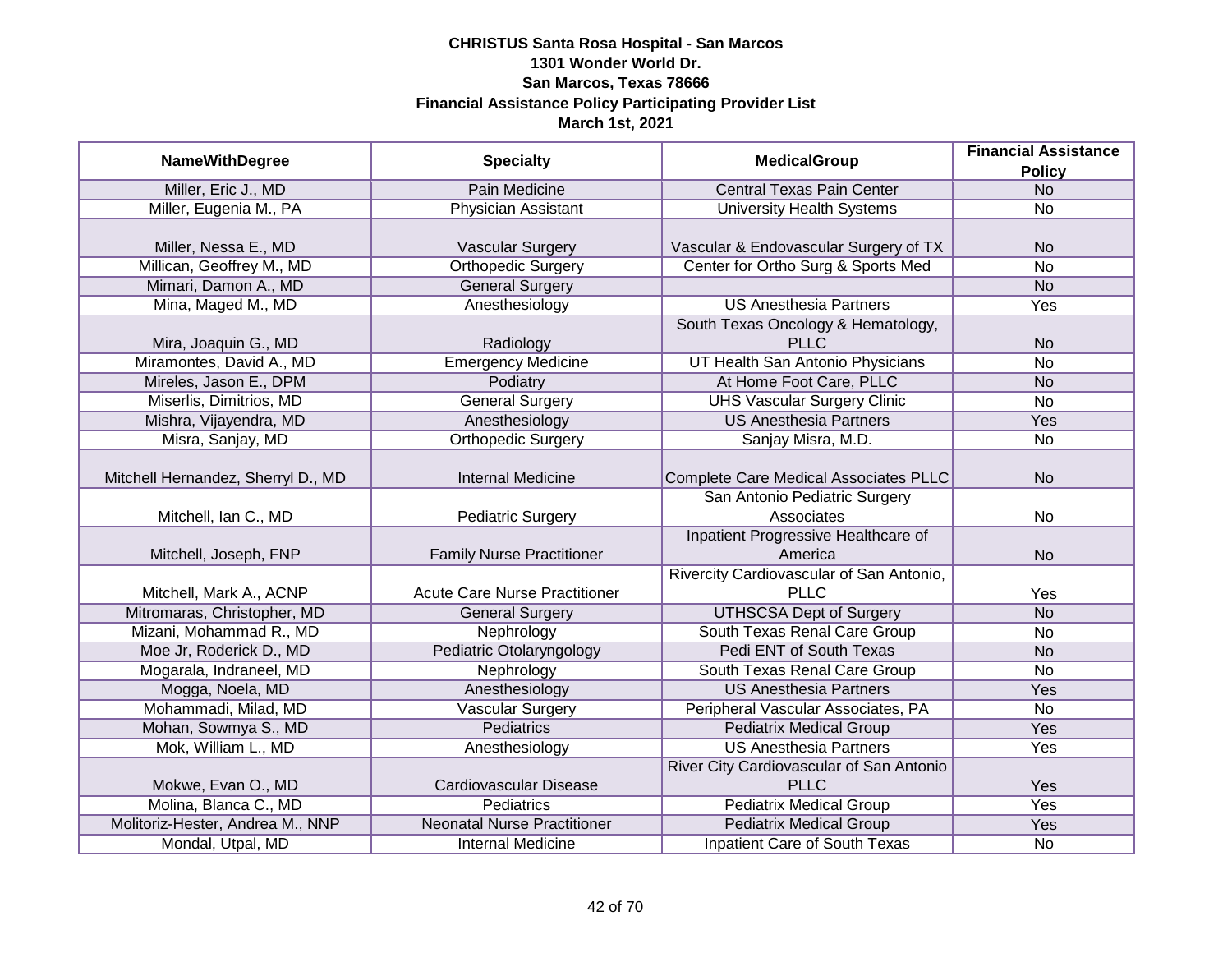**CHRISTUS Santa Rosa Hospital - San Marcos**
**1301 Wonder World Dr.**
**San Marcos, Texas 78666**
**Financial Assistance Policy Participating Provider List**
**March 1st, 2021**

| NameWithDegree | Specialty | MedicalGroup | Financial Assistance Policy |
|---|---|---|---|
| Miller, Eric J., MD | Pain Medicine | Central Texas Pain Center | No |
| Miller, Eugenia M., PA | Physician Assistant | University Health Systems | No |
| Miller, Nessa E., MD | Vascular Surgery | Vascular & Endovascular Surgery of TX | No |
| Millican, Geoffrey M., MD | Orthopedic Surgery | Center for Ortho Surg & Sports Med | No |
| Mimari, Damon A., MD | General Surgery | | No |
| Mina, Maged M., MD | Anesthesiology | US Anesthesia Partners | Yes |
| Mira, Joaquin G., MD | Radiology | South Texas Oncology & Hematology, PLLC | No |
| Miramontes, David A., MD | Emergency Medicine | UT Health San Antonio Physicians | No |
| Mireles, Jason E., DPM | Podiatry | At Home Foot Care, PLLC | No |
| Miserlis, Dimitrios, MD | General Surgery | UHS Vascular Surgery Clinic | No |
| Mishra, Vijayendra, MD | Anesthesiology | US Anesthesia Partners | Yes |
| Misra, Sanjay, MD | Orthopedic Surgery | Sanjay Misra, M.D. | No |
| Mitchell Hernandez, Sherryl D., MD | Internal Medicine | Complete Care Medical Associates PLLC | No |
| Mitchell, Ian C., MD | Pediatric Surgery | San Antonio Pediatric Surgery Associates | No |
| Mitchell, Joseph, FNP | Family Nurse Practitioner | Inpatient Progressive Healthcare of America | No |
| Mitchell, Mark A., ACNP | Acute Care Nurse Practitioner | Rivercity Cardiovascular of San Antonio, PLLC | Yes |
| Mitromaras, Christopher, MD | General Surgery | UTHSCSA Dept of Surgery | No |
| Mizani, Mohammad R., MD | Nephrology | South Texas Renal Care Group | No |
| Moe Jr, Roderick D., MD | Pediatric Otolaryngology | Pedi ENT of South Texas | No |
| Mogarala, Indraneel, MD | Nephrology | South Texas Renal Care Group | No |
| Mogga, Noela, MD | Anesthesiology | US Anesthesia Partners | Yes |
| Mohammadi, Milad, MD | Vascular Surgery | Peripheral Vascular Associates, PA | No |
| Mohan, Sowmya S., MD | Pediatrics | Pediatrix Medical Group | Yes |
| Mok, William L., MD | Anesthesiology | US Anesthesia Partners | Yes |
| Mokwe, Evan O., MD | Cardiovascular Disease | River City Cardiovascular of San Antonio PLLC | Yes |
| Molina, Blanca C., MD | Pediatrics | Pediatrix Medical Group | Yes |
| Molitoriz-Hester, Andrea M., NNP | Neonatal Nurse Practitioner | Pediatrix Medical Group | Yes |
| Mondal, Utpal, MD | Internal Medicine | Inpatient Care of South Texas | No |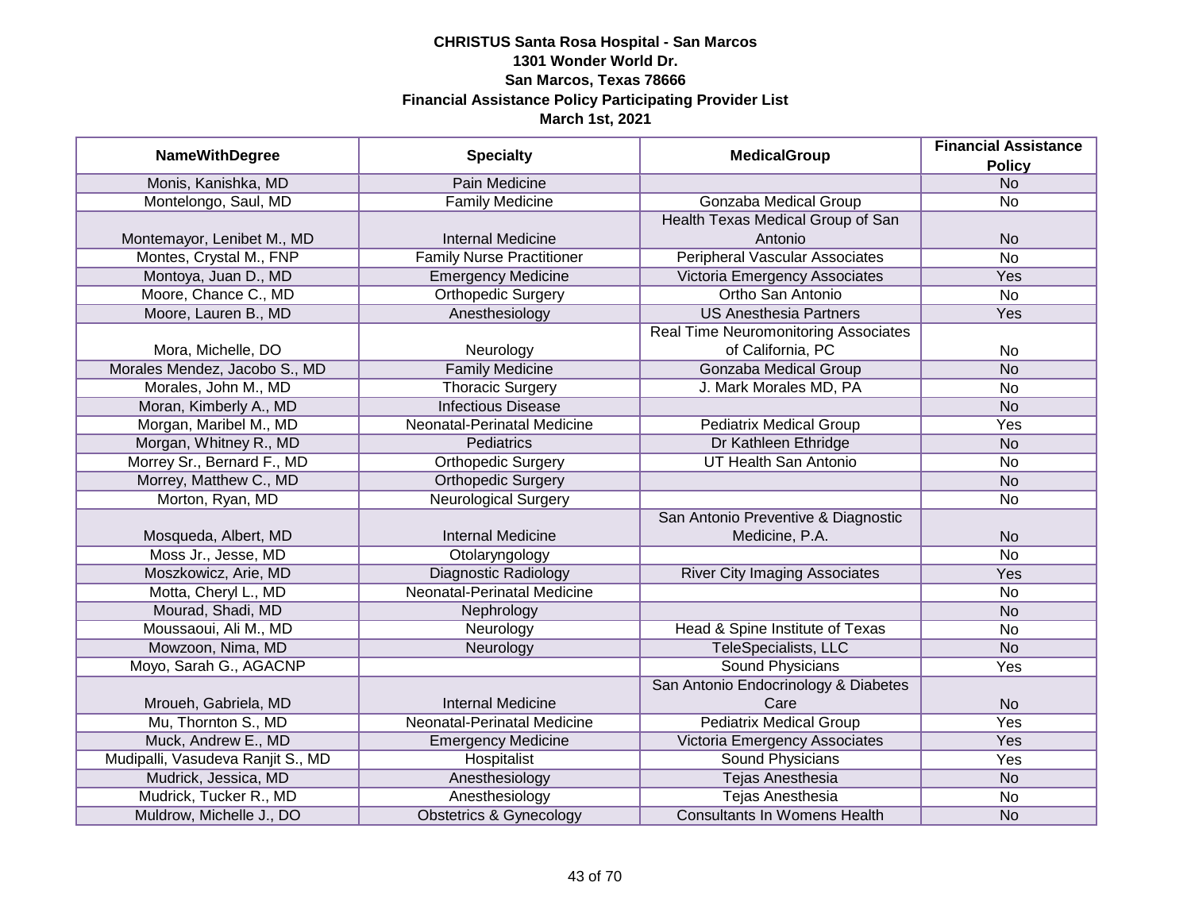**CHRISTUS Santa Rosa Hospital - San Marcos**
**1301 Wonder World Dr.**
**San Marcos, Texas 78666**
**Financial Assistance Policy Participating Provider List**
**March 1st, 2021**

| NameWithDegree | Specialty | MedicalGroup | Financial Assistance Policy |
|---|---|---|---|
| Monis, Kanishka, MD | Pain Medicine | | No |
| Montelongo, Saul, MD | Family Medicine | Gonzaba Medical Group | No |
| Montemayor, Lenibet M., MD | Internal Medicine | Health Texas Medical Group of San Antonio | No |
| Montes, Crystal M., FNP | Family Nurse Practitioner | Peripheral Vascular Associates | No |
| Montoya, Juan D., MD | Emergency Medicine | Victoria Emergency Associates | Yes |
| Moore, Chance C., MD | Orthopedic Surgery | Ortho San Antonio | No |
| Moore, Lauren B., MD | Anesthesiology | US Anesthesia Partners | Yes |
| Mora, Michelle, DO | Neurology | Real Time Neuromonitoring Associates of California, PC | No |
| Morales Mendez, Jacobo S., MD | Family Medicine | Gonzaba Medical Group | No |
| Morales, John M., MD | Thoracic Surgery | J. Mark Morales MD, PA | No |
| Moran, Kimberly A., MD | Infectious Disease | | No |
| Morgan, Maribel M., MD | Neonatal-Perinatal Medicine | Pediatrix Medical Group | Yes |
| Morgan, Whitney R., MD | Pediatrics | Dr Kathleen Ethridge | No |
| Morrey Sr., Bernard F., MD | Orthopedic Surgery | UT Health San Antonio | No |
| Morrey, Matthew C., MD | Orthopedic Surgery | | No |
| Morton, Ryan, MD | Neurological Surgery | | No |
| Mosqueda, Albert, MD | Internal Medicine | San Antonio Preventive & Diagnostic Medicine, P.A. | No |
| Moss Jr., Jesse, MD | Otolaryngology | | No |
| Moszkowicz, Arie, MD | Diagnostic Radiology | River City Imaging Associates | Yes |
| Motta, Cheryl L., MD | Neonatal-Perinatal Medicine | | No |
| Mourad, Shadi, MD | Nephrology | | No |
| Moussaoui, Ali M., MD | Neurology | Head & Spine Institute of Texas | No |
| Mowzoon, Nima, MD | Neurology | TeleSpecialists, LLC | No |
| Moyo, Sarah G., AGACNP | | Sound Physicians | Yes |
| Mroueh, Gabriela, MD | Internal Medicine | San Antonio Endocrinology & Diabetes Care | No |
| Mu, Thornton S., MD | Neonatal-Perinatal Medicine | Pediatrix Medical Group | Yes |
| Muck, Andrew E., MD | Emergency Medicine | Victoria Emergency Associates | Yes |
| Mudipalli, Vasudeva Ranjit S., MD | Hospitalist | Sound Physicians | Yes |
| Mudrick, Jessica, MD | Anesthesiology | Tejas Anesthesia | No |
| Mudrick, Tucker R., MD | Anesthesiology | Tejas Anesthesia | No |
| Muldrow, Michelle J., DO | Obstetrics & Gynecology | Consultants In Womens Health | No |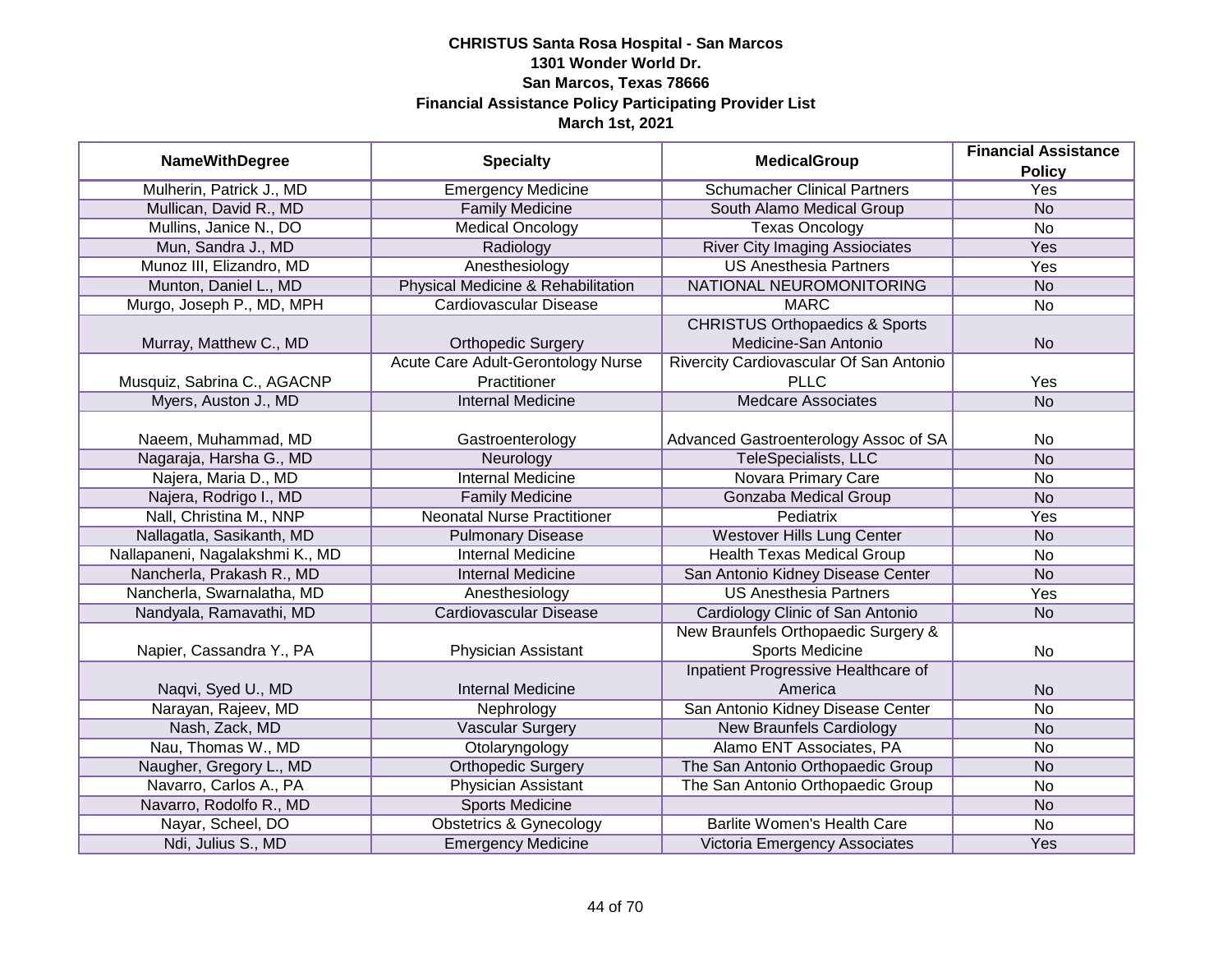**CHRISTUS Santa Rosa Hospital - San Marcos**
**1301 Wonder World Dr.**
**San Marcos, Texas 78666**
**Financial Assistance Policy Participating Provider List**
**March 1st, 2021**

| NameWithDegree | Specialty | MedicalGroup | Financial Assistance Policy |
|---|---|---|---|
| Mulherin, Patrick J., MD | Emergency Medicine | Schumacher Clinical Partners | Yes |
| Mullican, David R., MD | Family Medicine | South Alamo Medical Group | No |
| Mullins, Janice N., DO | Medical Oncology | Texas Oncology | No |
| Mun, Sandra J., MD | Radiology | River City Imaging Asiociates | Yes |
| Munoz III, Elizandro, MD | Anesthesiology | US Anesthesia Partners | Yes |
| Munton, Daniel L., MD | Physical Medicine & Rehabilitation | NATIONAL NEUROMONITORING | No |
| Murgo, Joseph P., MD, MPH | Cardiovascular Disease | MARC | No |
| Murray, Matthew C., MD | Orthopedic Surgery | CHRISTUS Orthopaedics & Sports Medicine-San Antonio | No |
| Musquiz, Sabrina C., AGACNP | Acute Care Adult-Gerontology Nurse Practitioner | Rivercity Cardiovascular Of San Antonio PLLC | Yes |
| Myers, Auston J., MD | Internal Medicine | Medcare Associates | No |
| Naeem, Muhammad, MD | Gastroenterology | Advanced Gastroenterology Assoc of SA | No |
| Nagaraja, Harsha G., MD | Neurology | TeleSpecialists, LLC | No |
| Najera, Maria D., MD | Internal Medicine | Novara Primary Care | No |
| Najera, Rodrigo I., MD | Family Medicine | Gonzaba Medical Group | No |
| Nall, Christina M., NNP | Neonatal Nurse Practitioner | Pediatrix | Yes |
| Nallagatla, Sasikanth, MD | Pulmonary Disease | Westover Hills Lung Center | No |
| Nallapaneni, Nagalakshmi K., MD | Internal Medicine | Health Texas Medical Group | No |
| Nancherla, Prakash R., MD | Internal Medicine | San Antonio Kidney Disease Center | No |
| Nancherla, Swarnalatha, MD | Anesthesiology | US Anesthesia Partners | Yes |
| Nandyala, Ramavathi, MD | Cardiovascular Disease | Cardiology Clinic of San Antonio | No |
| Napier, Cassandra Y., PA | Physician Assistant | New Braunfels Orthopaedic Surgery & Sports Medicine | No |
| Naqvi, Syed U., MD | Internal Medicine | Inpatient Progressive Healthcare of America | No |
| Narayan, Rajeev, MD | Nephrology | San Antonio Kidney Disease Center | No |
| Nash, Zack, MD | Vascular Surgery | New Braunfels Cardiology | No |
| Nau, Thomas W., MD | Otolaryngology | Alamo ENT Associates, PA | No |
| Naugher, Gregory L., MD | Orthopedic Surgery | The San Antonio Orthopaedic Group | No |
| Navarro, Carlos A., PA | Physician Assistant | The San Antonio Orthopaedic Group | No |
| Navarro, Rodolfo R., MD | Sports Medicine | | No |
| Nayar, Scheel, DO | Obstetrics & Gynecology | Barlite Women's Health Care | No |
| Ndi, Julius S., MD | Emergency Medicine | Victoria Emergency Associates | Yes |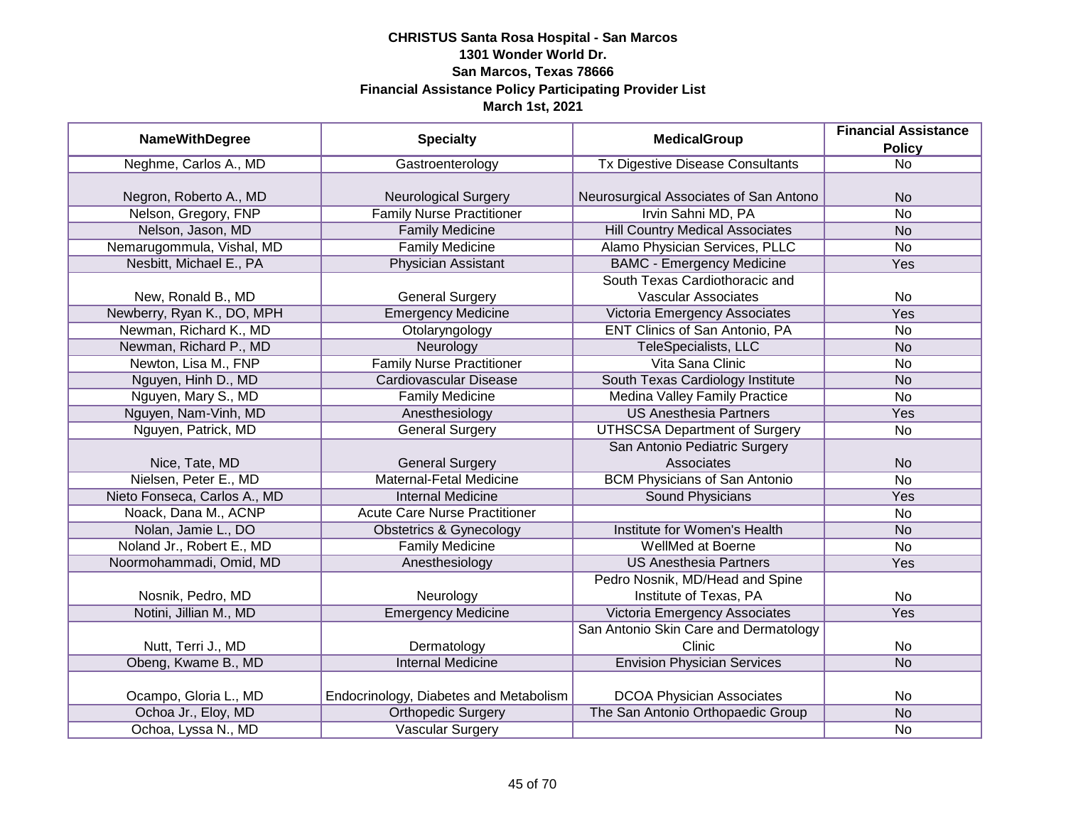**CHRISTUS Santa Rosa Hospital - San Marcos**
**1301 Wonder World Dr.**
**San Marcos, Texas 78666**
**Financial Assistance Policy Participating Provider List**
**March 1st, 2021**

| NameWithDegree | Specialty | MedicalGroup | Financial Assistance Policy |
|---|---|---|---|
| Neghme, Carlos A., MD | Gastroenterology | Tx Digestive Disease Consultants | No |
| Negron, Roberto A., MD | Neurological Surgery | Neurosurgical Associates of San Antono | No |
| Nelson, Gregory, FNP | Family Nurse Practitioner | Irvin Sahni MD, PA | No |
| Nelson, Jason, MD | Family Medicine | Hill Country Medical Associates | No |
| Nemarugommula, Vishal, MD | Family Medicine | Alamo Physician Services, PLLC | No |
| Nesbitt, Michael E., PA | Physician Assistant | BAMC - Emergency Medicine | Yes |
| New, Ronald B., MD | General Surgery | South Texas Cardiothoracic and Vascular Associates | No |
| Newberry, Ryan K., DO, MPH | Emergency Medicine | Victoria Emergency Associates | Yes |
| Newman, Richard K., MD | Otolaryngology | ENT Clinics of San Antonio, PA | No |
| Newman, Richard P., MD | Neurology | TeleSpecialists, LLC | No |
| Newton, Lisa M., FNP | Family Nurse Practitioner | Vita Sana Clinic | No |
| Nguyen, Hinh D., MD | Cardiovascular Disease | South Texas Cardiology Institute | No |
| Nguyen, Mary S., MD | Family Medicine | Medina Valley Family Practice | No |
| Nguyen, Nam-Vinh, MD | Anesthesiology | US Anesthesia Partners | Yes |
| Nguyen, Patrick, MD | General Surgery | UTHSCSA Department of Surgery | No |
| Nice, Tate, MD | General Surgery | San Antonio Pediatric Surgery Associates | No |
| Nielsen, Peter E., MD | Maternal-Fetal Medicine | BCM Physicians of San Antonio | No |
| Nieto Fonseca, Carlos A., MD | Internal Medicine | Sound Physicians | Yes |
| Noack, Dana M., ACNP | Acute Care Nurse Practitioner | | No |
| Nolan, Jamie L., DO | Obstetrics & Gynecology | Institute for Women's Health | No |
| Noland Jr., Robert E., MD | Family Medicine | WellMed at Boerne | No |
| Noormohammadi, Omid, MD | Anesthesiology | US Anesthesia Partners | Yes |
| Nosnik, Pedro, MD | Neurology | Pedro Nosnik, MD/Head and Spine Institute of Texas, PA | No |
| Notini, Jillian M., MD | Emergency Medicine | Victoria Emergency Associates | Yes |
| Nutt, Terri J., MD | Dermatology | San Antonio Skin Care and Dermatology Clinic | No |
| Obeng, Kwame B., MD | Internal Medicine | Envision Physician Services | No |
| Ocampo, Gloria L., MD | Endocrinology, Diabetes and Metabolism | DCOA Physician Associates | No |
| Ochoa Jr., Eloy, MD | Orthopedic Surgery | The San Antonio Orthopaedic Group | No |
| Ochoa, Lyssa N., MD | Vascular Surgery | | No |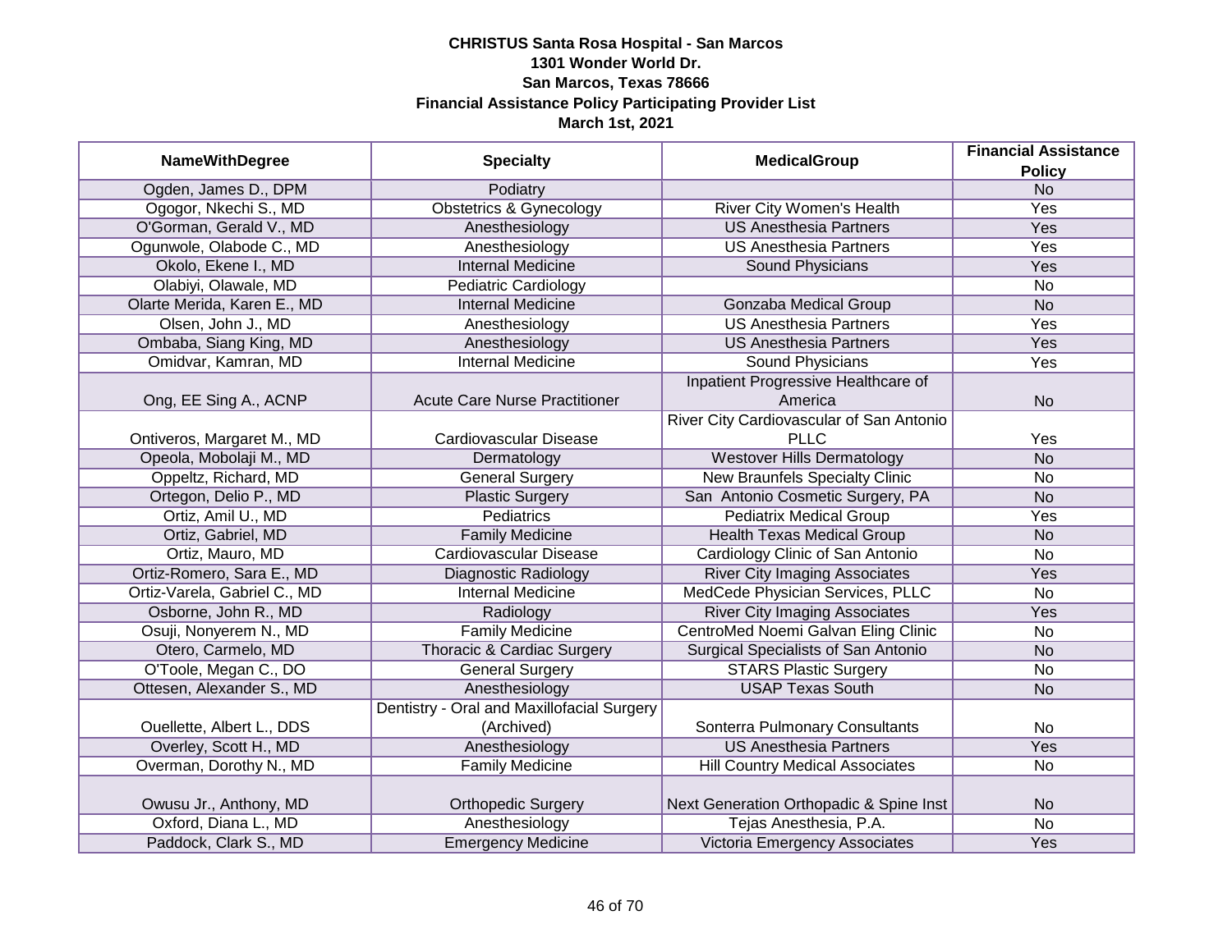**CHRISTUS Santa Rosa Hospital - San Marcos**
**1301 Wonder World Dr.**
**San Marcos, Texas 78666**
**Financial Assistance Policy Participating Provider List**
**March 1st, 2021**

| NameWithDegree | Specialty | MedicalGroup | Financial Assistance Policy |
|---|---|---|---|
| Ogden, James D., DPM | Podiatry | | No |
| Ogogor, Nkechi S., MD | Obstetrics & Gynecology | River City Women's Health | Yes |
| O'Gorman, Gerald V., MD | Anesthesiology | US Anesthesia Partners | Yes |
| Ogunwole, Olabode C., MD | Anesthesiology | US Anesthesia Partners | Yes |
| Okolo, Ekene I., MD | Internal Medicine | Sound Physicians | Yes |
| Olabiyi, Olawale, MD | Pediatric Cardiology | | No |
| Olarte Merida, Karen E., MD | Internal Medicine | Gonzaba Medical Group | No |
| Olsen, John J., MD | Anesthesiology | US Anesthesia Partners | Yes |
| Ombaba, Siang King, MD | Anesthesiology | US Anesthesia Partners | Yes |
| Omidvar, Kamran, MD | Internal Medicine | Sound Physicians | Yes |
| Ong, EE Sing A., ACNP | Acute Care Nurse Practitioner | Inpatient Progressive Healthcare of America | No |
| Ontiveros, Margaret M., MD | Cardiovascular Disease | River City Cardiovascular of San Antonio PLLC | Yes |
| Opeola, Mobolaji M., MD | Dermatology | Westover Hills Dermatology | No |
| Oppeltz, Richard, MD | General Surgery | New Braunfels Specialty Clinic | No |
| Ortegon, Delio P., MD | Plastic Surgery | San Antonio Cosmetic Surgery, PA | No |
| Ortiz, Amil U., MD | Pediatrics | Pediatrix Medical Group | Yes |
| Ortiz, Gabriel, MD | Family Medicine | Health Texas Medical Group | No |
| Ortiz, Mauro, MD | Cardiovascular Disease | Cardiology Clinic of San Antonio | No |
| Ortiz-Romero, Sara E., MD | Diagnostic Radiology | River City Imaging Associates | Yes |
| Ortiz-Varela, Gabriel C., MD | Internal Medicine | MedCede Physician Services, PLLC | No |
| Osborne, John R., MD | Radiology | River City Imaging Associates | Yes |
| Osuji, Nonyerem N., MD | Family Medicine | CentroMed Noemi Galvan Eling Clinic | No |
| Otero, Carmelo, MD | Thoracic & Cardiac Surgery | Surgical Specialists of San Antonio | No |
| O'Toole, Megan C., DO | General Surgery | STARS Plastic Surgery | No |
| Ottesen, Alexander S., MD | Anesthesiology | USAP Texas South | No |
| Ouellette, Albert L., DDS | Dentistry - Oral and Maxillofacial Surgery (Archived) | Sonterra Pulmonary Consultants | No |
| Overley, Scott H., MD | Anesthesiology | US Anesthesia Partners | Yes |
| Overman, Dorothy N., MD | Family Medicine | Hill Country Medical Associates | No |
| Owusu Jr., Anthony, MD | Orthopedic Surgery | Next Generation Orthopadic & Spine Inst | No |
| Oxford, Diana L., MD | Anesthesiology | Tejas Anesthesia, P.A. | No |
| Paddock, Clark S., MD | Emergency Medicine | Victoria Emergency Associates | Yes |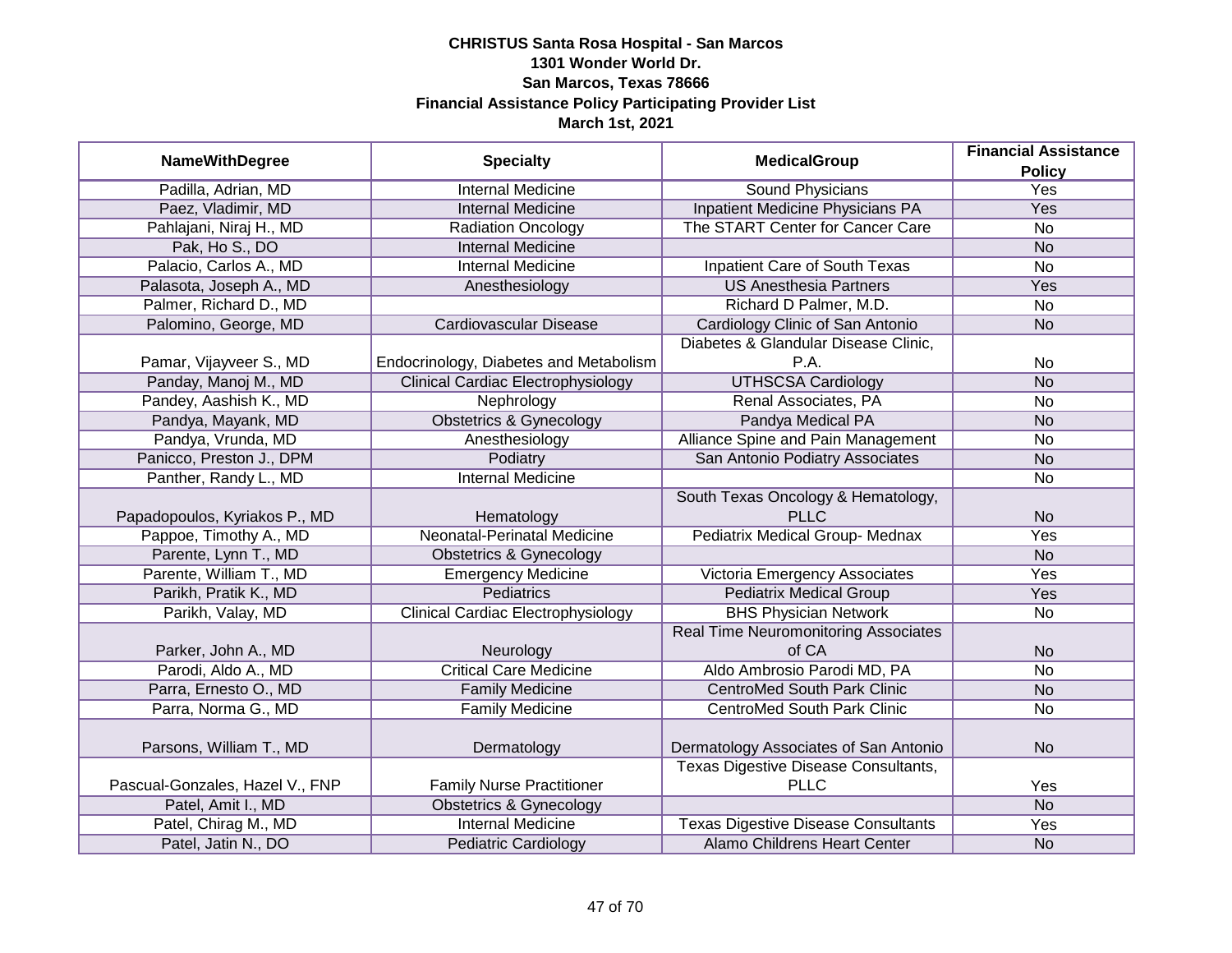# CHRISTUS Santa Rosa Hospital - San Marcos
## 1301 Wonder World Dr.
## San Marcos, Texas 78666
## Financial Assistance Policy Participating Provider List
## March 1st, 2021

| NameWithDegree | Specialty | MedicalGroup | Financial Assistance Policy |
|---|---|---|---|
| Padilla, Adrian, MD | Internal Medicine | Sound Physicians | Yes |
| Paez, Vladimir, MD | Internal Medicine | Inpatient Medicine Physicians PA | Yes |
| Pahlajani, Niraj H., MD | Radiation Oncology | The START Center for Cancer Care | No |
| Pak, Ho S., DO | Internal Medicine | | No |
| Palacio, Carlos A., MD | Internal Medicine | Inpatient Care of South Texas | No |
| Palasota, Joseph A., MD | Anesthesiology | US Anesthesia Partners | Yes |
| Palmer, Richard D., MD | | Richard D Palmer, M.D. | No |
| Palomino, George, MD | Cardiovascular Disease | Cardiology Clinic of San Antonio | No |
| Pamar, Vijayveer S., MD | Endocrinology, Diabetes and Metabolism | Diabetes & Glandular Disease Clinic, P.A. | No |
| Panday, Manoj M., MD | Clinical Cardiac Electrophysiology | UTHSCSA Cardiology | No |
| Pandey, Aashish K., MD | Nephrology | Renal Associates, PA | No |
| Pandya, Mayank, MD | Obstetrics & Gynecology | Pandya Medical PA | No |
| Pandya, Vrunda, MD | Anesthesiology | Alliance Spine and Pain Management | No |
| Panicco, Preston J., DPM | Podiatry | San Antonio Podiatry Associates | No |
| Panther, Randy L., MD | Internal Medicine | | No |
| Papadopoulos, Kyriakos P., MD | Hematology | South Texas Oncology & Hematology, PLLC | No |
| Pappoe, Timothy A., MD | Neonatal-Perinatal Medicine | Pediatrix Medical Group- Mednax | Yes |
| Parente, Lynn T., MD | Obstetrics & Gynecology | | No |
| Parente, William T., MD | Emergency Medicine | Victoria Emergency Associates | Yes |
| Parikh, Pratik K., MD | Pediatrics | Pediatrix Medical Group | Yes |
| Parikh, Valay, MD | Clinical Cardiac Electrophysiology | BHS Physician Network | No |
| Parker, John A., MD | Neurology | Real Time Neuromonitoring Associates of CA | No |
| Parodi, Aldo A., MD | Critical Care Medicine | Aldo Ambrosio Parodi MD, PA | No |
| Parra, Ernesto O., MD | Family Medicine | CentroMed South Park Clinic | No |
| Parra, Norma G., MD | Family Medicine | CentroMed South Park Clinic | No |
| Parsons, William T., MD | Dermatology | Dermatology Associates of San Antonio | No |
| Pascual-Gonzales, Hazel V., FNP | Family Nurse Practitioner | Texas Digestive Disease Consultants, PLLC | Yes |
| Patel, Amit I., MD | Obstetrics & Gynecology | | No |
| Patel, Chirag M., MD | Internal Medicine | Texas Digestive Disease Consultants | Yes |
| Patel, Jatin N., DO | Pediatric Cardiology | Alamo Childrens Heart Center | No |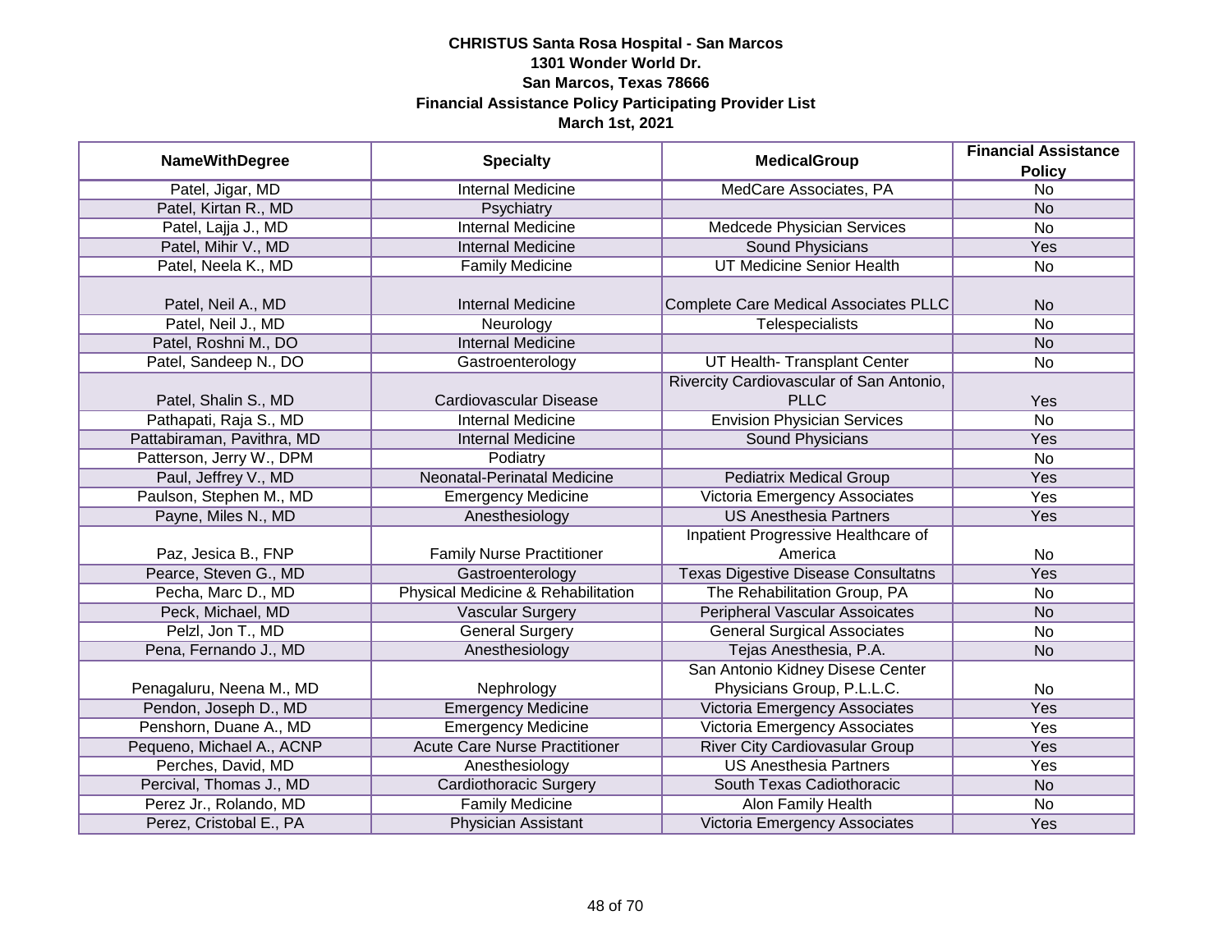**CHRISTUS Santa Rosa Hospital - San Marcos**
**1301 Wonder World Dr.**
**San Marcos, Texas 78666**
**Financial Assistance Policy Participating Provider List**
**March 1st, 2021**

| NameWithDegree | Specialty | MedicalGroup | Financial Assistance Policy |
|---|---|---|---|
| Patel, Jigar, MD | Internal Medicine | MedCare Associates, PA | No |
| Patel, Kirtan R., MD | Psychiatry | | No |
| Patel, Lajja J., MD | Internal Medicine | Medcede Physician Services | No |
| Patel, Mihir V., MD | Internal Medicine | Sound Physicians | Yes |
| Patel, Neela K., MD | Family Medicine | UT Medicine Senior Health | No |
| Patel, Neil A., MD | Internal Medicine | Complete Care Medical Associates PLLC | No |
| Patel, Neil J., MD | Neurology | Telespecialists | No |
| Patel, Roshni M., DO | Internal Medicine | | No |
| Patel, Sandeep N., DO | Gastroenterology | UT Health- Transplant Center | No |
| Patel, Shalin S., MD | Cardiovascular Disease | Rivercity Cardiovascular of San Antonio, PLLC | Yes |
| Pathapati, Raja S., MD | Internal Medicine | Envision Physician Services | No |
| Pattabiraman, Pavithra, MD | Internal Medicine | Sound Physicians | Yes |
| Patterson, Jerry W., DPM | Podiatry | | No |
| Paul, Jeffrey V., MD | Neonatal-Perinatal Medicine | Pediatrix Medical Group | Yes |
| Paulson, Stephen M., MD | Emergency Medicine | Victoria Emergency Associates | Yes |
| Payne, Miles N., MD | Anesthesiology | US Anesthesia Partners | Yes |
| Paz, Jesica B., FNP | Family Nurse Practitioner | Inpatient Progressive Healthcare of America | No |
| Pearce, Steven G., MD | Gastroenterology | Texas Digestive Disease Consultatns | Yes |
| Pecha, Marc D., MD | Physical Medicine & Rehabilitation | The Rehabilitation Group, PA | No |
| Peck, Michael, MD | Vascular Surgery | Peripheral Vascular Assoicates | No |
| Pelzl, Jon T., MD | General Surgery | General Surgical Associates | No |
| Pena, Fernando J., MD | Anesthesiology | Tejas Anesthesia, P.A. | No |
| Penagaluru, Neena M., MD | Nephrology | San Antonio Kidney Disese Center Physicians Group, P.L.L.C. | No |
| Pendon, Joseph D., MD | Emergency Medicine | Victoria Emergency Associates | Yes |
| Penshorn, Duane A., MD | Emergency Medicine | Victoria Emergency Associates | Yes |
| Pequeno, Michael A., ACNP | Acute Care Nurse Practitioner | River City Cardiovasular Group | Yes |
| Perches, David, MD | Anesthesiology | US Anesthesia Partners | Yes |
| Percival, Thomas J., MD | Cardiothoracic Surgery | South Texas Cadiothoracic | No |
| Perez Jr., Rolando, MD | Family Medicine | Alon Family Health | No |
| Perez, Cristobal E., PA | Physician Assistant | Victoria Emergency Associates | Yes |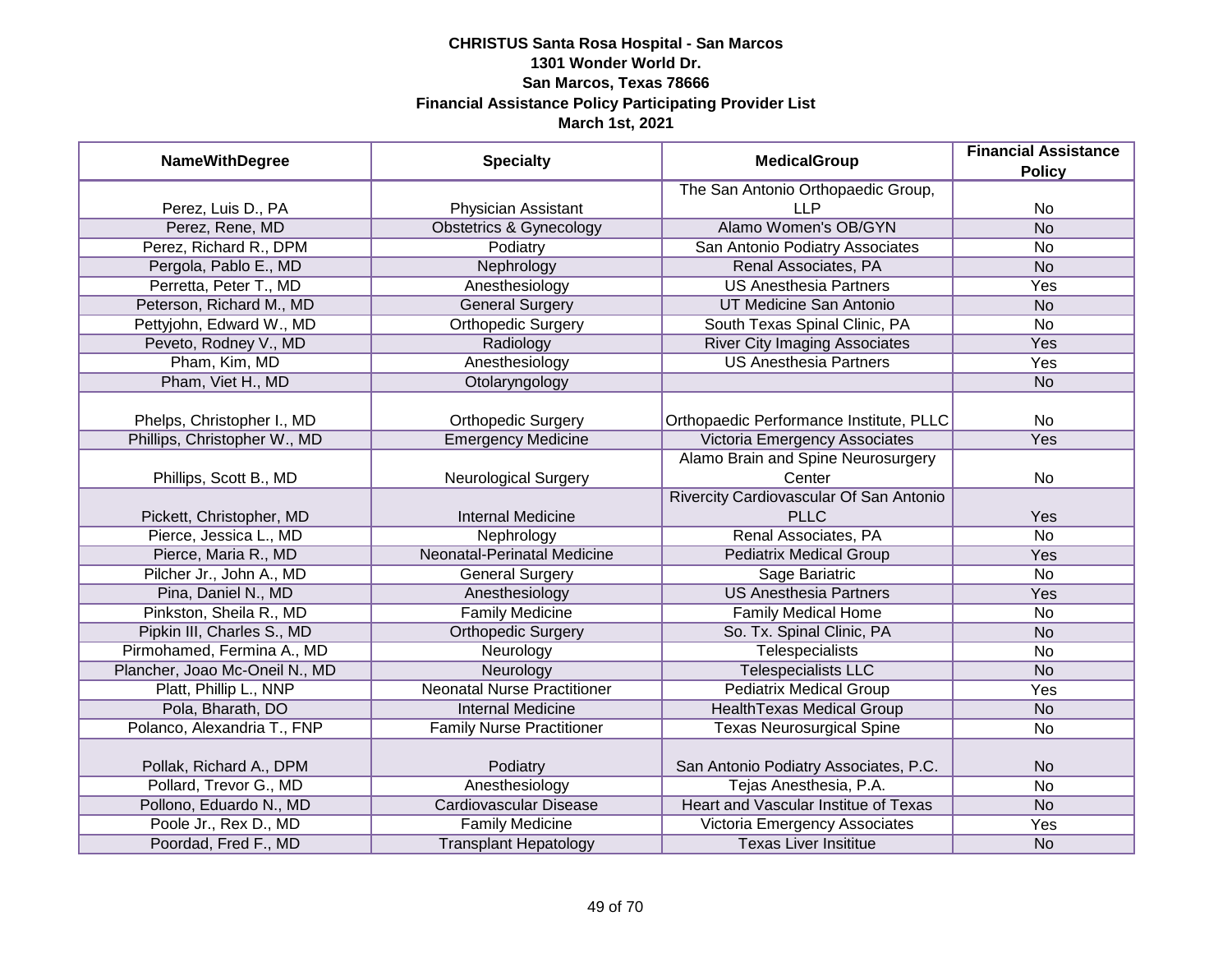**CHRISTUS Santa Rosa Hospital - San Marcos**
**1301 Wonder World Dr.**
**San Marcos, Texas 78666**
**Financial Assistance Policy Participating Provider List**
**March 1st, 2021**

| NameWithDegree | Specialty | MedicalGroup | Financial Assistance Policy |
|---|---|---|---|
| Perez, Luis D., PA | Physician Assistant | The San Antonio Orthopaedic Group, LLP | No |
| Perez, Rene, MD | Obstetrics & Gynecology | Alamo Women's OB/GYN | No |
| Perez, Richard R., DPM | Podiatry | San Antonio Podiatry Associates | No |
| Pergola, Pablo E., MD | Nephrology | Renal Associates, PA | No |
| Perretta, Peter T., MD | Anesthesiology | US Anesthesia Partners | Yes |
| Peterson, Richard M., MD | General Surgery | UT Medicine San Antonio | No |
| Pettyjohn, Edward W., MD | Orthopedic Surgery | South Texas Spinal Clinic, PA | No |
| Peveto, Rodney V., MD | Radiology | River City Imaging Associates | Yes |
| Pham, Kim, MD | Anesthesiology | US Anesthesia Partners | Yes |
| Pham, Viet H., MD | Otolaryngology | | No |
| Phelps, Christopher I., MD | Orthopedic Surgery | Orthopaedic Performance Institute, PLLC | No |
| Phillips, Christopher W., MD | Emergency Medicine | Victoria Emergency Associates | Yes |
| Phillips, Scott B., MD | Neurological Surgery | Alamo Brain and Spine Neurosurgery Center | No |
| Pickett, Christopher, MD | Internal Medicine | Rivercity Cardiovascular Of San Antonio PLLC | Yes |
| Pierce, Jessica L., MD | Nephrology | Renal Associates, PA | No |
| Pierce, Maria R., MD | Neonatal-Perinatal Medicine | Pediatrix Medical Group | Yes |
| Pilcher Jr., John A., MD | General Surgery | Sage Bariatric | No |
| Pina, Daniel N., MD | Anesthesiology | US Anesthesia Partners | Yes |
| Pinkston, Sheila R., MD | Family Medicine | Family Medical Home | No |
| Pipkin III, Charles S., MD | Orthopedic Surgery | So. Tx. Spinal Clinic, PA | No |
| Pirmohamed, Fermina A., MD | Neurology | Telespecialists | No |
| Plancher, Joao Mc-Oneil N., MD | Neurology | Telespecialists LLC | No |
| Platt, Phillip L., NNP | Neonatal Nurse Practitioner | Pediatrix Medical Group | Yes |
| Pola, Bharath, DO | Internal Medicine | HealthTexas Medical Group | No |
| Polanco, Alexandria T., FNP | Family Nurse Practitioner | Texas Neurosurgical Spine | No |
| Pollak, Richard A., DPM | Podiatry | San Antonio Podiatry Associates, P.C. | No |
| Pollard, Trevor G., MD | Anesthesiology | Tejas Anesthesia, P.A. | No |
| Pollono, Eduardo N., MD | Cardiovascular Disease | Heart and Vascular Institue of Texas | No |
| Poole Jr., Rex D., MD | Family Medicine | Victoria Emergency Associates | Yes |
| Poordad, Fred F., MD | Transplant Hepatology | Texas Liver Insititue | No |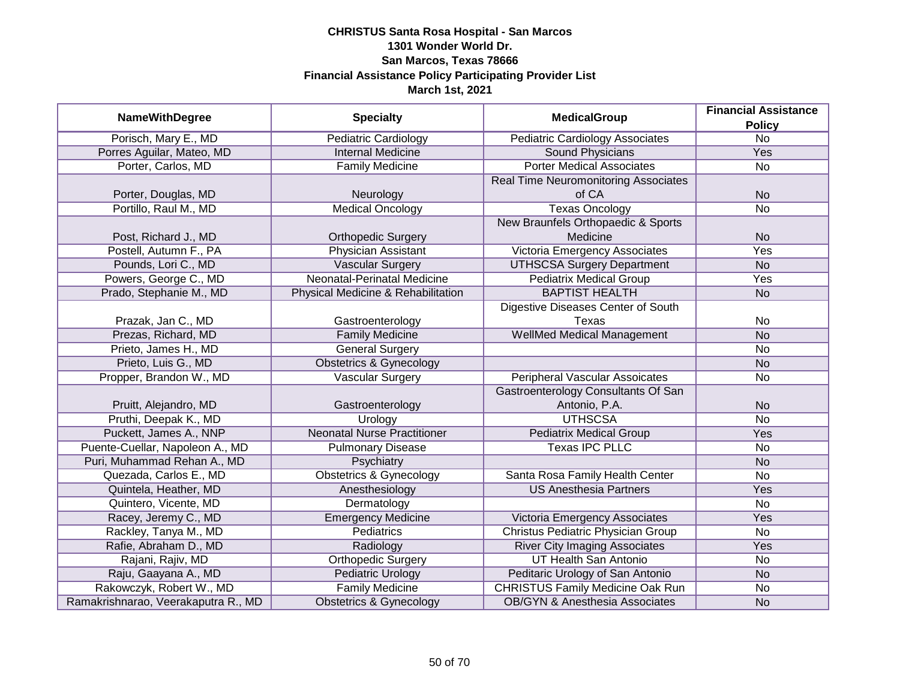**CHRISTUS Santa Rosa Hospital - San Marcos**
**1301 Wonder World Dr.**
**San Marcos, Texas 78666**
**Financial Assistance Policy Participating Provider List**
**March 1st, 2021**

| NameWithDegree | Specialty | MedicalGroup | Financial Assistance Policy |
|---|---|---|---|
| Porisch, Mary E., MD | Pediatric Cardiology | Pediatric Cardiology Associates | No |
| Porres Aguilar, Mateo, MD | Internal Medicine | Sound Physicians | Yes |
| Porter, Carlos, MD | Family Medicine | Porter Medical Associates | No |
| Porter, Douglas, MD | Neurology | Real Time Neuromonitoring Associates of CA | No |
| Portillo, Raul M., MD | Medical Oncology | Texas Oncology | No |
| Post, Richard J., MD | Orthopedic Surgery | New Braunfels Orthopaedic & Sports Medicine | No |
| Postell, Autumn F., PA | Physician Assistant | Victoria Emergency Associates | Yes |
| Pounds, Lori C., MD | Vascular Surgery | UTHSCSA Surgery Department | No |
| Powers, George C., MD | Neonatal-Perinatal Medicine | Pediatrix Medical Group | Yes |
| Prado, Stephanie M., MD | Physical Medicine & Rehabilitation | BAPTIST HEALTH | No |
| Prazak, Jan C., MD | Gastroenterology | Digestive Diseases Center of South Texas | No |
| Prezas, Richard, MD | Family Medicine | WellMed Medical Management | No |
| Prieto, James H., MD | General Surgery | | No |
| Prieto, Luis G., MD | Obstetrics & Gynecology | | No |
| Propper, Brandon W., MD | Vascular Surgery | Peripheral Vascular Assoicates | No |
| Pruitt, Alejandro, MD | Gastroenterology | Gastroenterology Consultants Of San Antonio, P.A. | No |
| Pruthi, Deepak K., MD | Urology | UTHSCSA | No |
| Puckett, James A., NNP | Neonatal Nurse Practitioner | Pediatrix Medical Group | Yes |
| Puente-Cuellar, Napoleon A., MD | Pulmonary Disease | Texas IPC PLLC | No |
| Puri, Muhammad Rehan A., MD | Psychiatry | | No |
| Quezada, Carlos E., MD | Obstetrics & Gynecology | Santa Rosa Family Health Center | No |
| Quintela, Heather, MD | Anesthesiology | US Anesthesia Partners | Yes |
| Quintero, Vicente, MD | Dermatology | | No |
| Racey, Jeremy C., MD | Emergency Medicine | Victoria Emergency Associates | Yes |
| Rackley, Tanya M., MD | Pediatrics | Christus Pediatric Physician Group | No |
| Rafie, Abraham D., MD | Radiology | River City Imaging Associates | Yes |
| Rajani, Rajiv, MD | Orthopedic Surgery | UT Health San Antonio | No |
| Raju, Gaayana A., MD | Pediatric Urology | Peditaric Urology of San Antonio | No |
| Rakowczyk, Robert W., MD | Family Medicine | CHRISTUS Family Medicine Oak Run | No |
| Ramakrishnarao, Veerakaputra R., MD | Obstetrics & Gynecology | OB/GYN & Anesthesia Associates | No |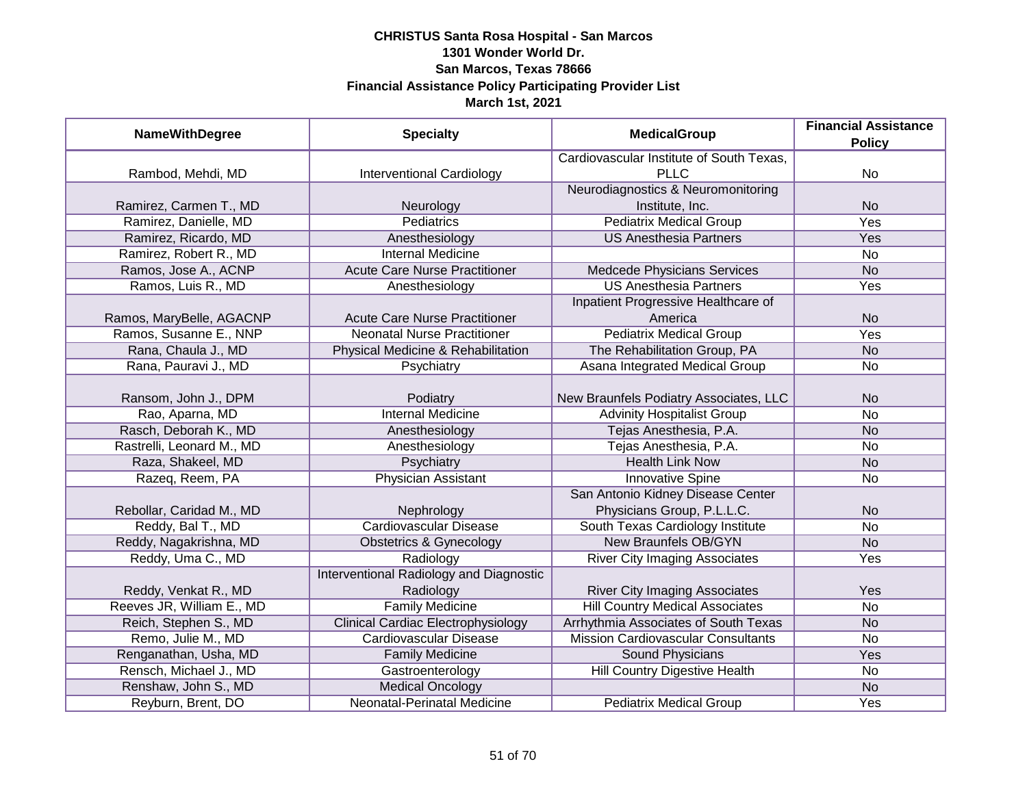**CHRISTUS Santa Rosa Hospital - San Marcos**
**1301 Wonder World Dr.**
**San Marcos, Texas 78666**
**Financial Assistance Policy Participating Provider List**
**March 1st, 2021**

| NameWithDegree | Specialty | MedicalGroup | Financial Assistance Policy |
|---|---|---|---|
| Rambod, Mehdi, MD | Interventional Cardiology | Cardiovascular Institute of South Texas, PLLC | No |
| Ramirez, Carmen T., MD | Neurology | Neurodiagnostics & Neuromonitoring Institute, Inc. | No |
| Ramirez, Danielle, MD | Pediatrics | Pediatrix Medical Group | Yes |
| Ramirez, Ricardo, MD | Anesthesiology | US Anesthesia Partners | Yes |
| Ramirez, Robert R., MD | Internal Medicine | | No |
| Ramos, Jose A., ACNP | Acute Care Nurse Practitioner | Medcede Physicians Services | No |
| Ramos, Luis R., MD | Anesthesiology | US Anesthesia Partners | Yes |
| Ramos, MaryBelle, AGACNP | Acute Care Nurse Practitioner | Inpatient Progressive Healthcare of America | No |
| Ramos, Susanne E., NNP | Neonatal Nurse Practitioner | Pediatrix Medical Group | Yes |
| Rana, Chaula J., MD | Physical Medicine & Rehabilitation | The Rehabilitation Group, PA | No |
| Rana, Pauravi J., MD | Psychiatry | Asana Integrated Medical Group | No |
| Ransom, John J., DPM | Podiatry | New Braunfels Podiatry Associates, LLC | No |
| Rao, Aparna, MD | Internal Medicine | Advinity Hospitalist Group | No |
| Rasch, Deborah K., MD | Anesthesiology | Tejas Anesthesia, P.A. | No |
| Rastrelli, Leonard M., MD | Anesthesiology | Tejas Anesthesia, P.A. | No |
| Raza, Shakeel, MD | Psychiatry | Health Link Now | No |
| Razeq, Reem, PA | Physician Assistant | Innovative Spine | No |
| Rebollar, Caridad M., MD | Nephrology | San Antonio Kidney Disease Center Physicians Group, P.L.L.C. | No |
| Reddy, Bal T., MD | Cardiovascular Disease | South Texas Cardiology Institute | No |
| Reddy, Nagakrishna, MD | Obstetrics & Gynecology | New Braunfels OB/GYN | No |
| Reddy, Uma C., MD | Radiology | River City Imaging Associates | Yes |
| Reddy, Venkat R., MD | Interventional Radiology and Diagnostic Radiology | River City Imaging Associates | Yes |
| Reeves JR, William E., MD | Family Medicine | Hill Country Medical Associates | No |
| Reich, Stephen S., MD | Clinical Cardiac Electrophysiology | Arrhythmia Associates of South Texas | No |
| Remo, Julie M., MD | Cardiovascular Disease | Mission Cardiovascular Consultants | No |
| Renganathan, Usha, MD | Family Medicine | Sound Physicians | Yes |
| Rensch, Michael J., MD | Gastroenterology | Hill Country Digestive Health | No |
| Renshaw, John S., MD | Medical Oncology | | No |
| Reyburn, Brent, DO | Neonatal-Perinatal Medicine | Pediatrix Medical Group | Yes |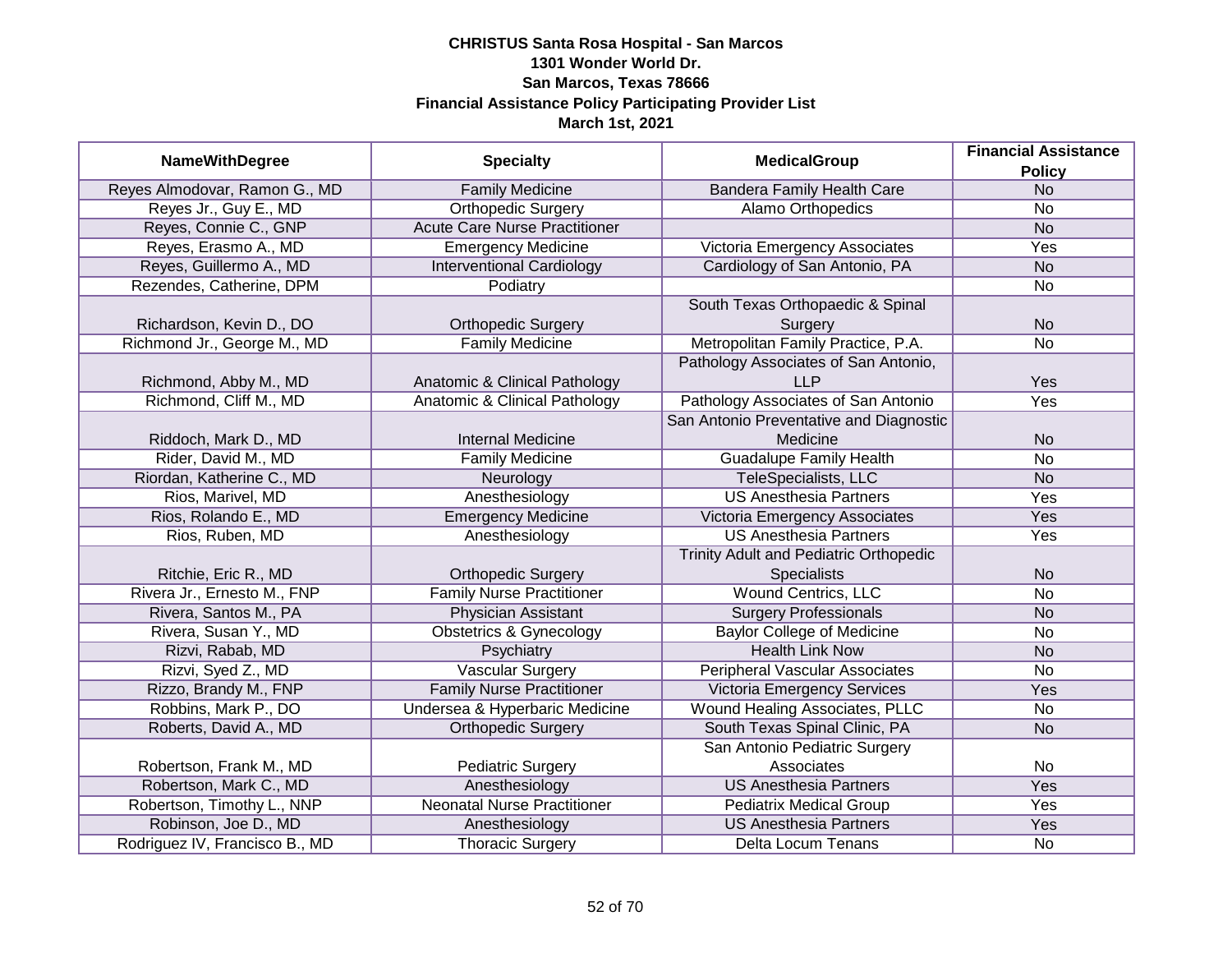**CHRISTUS Santa Rosa Hospital - San Marcos**
**1301 Wonder World Dr.**
**San Marcos, Texas 78666**
**Financial Assistance Policy Participating Provider List**
**March 1st, 2021**

| NameWithDegree | Specialty | MedicalGroup | Financial Assistance Policy |
|---|---|---|---|
| Reyes Almodovar, Ramon G., MD | Family Medicine | Bandera Family Health Care | No |
| Reyes Jr., Guy E., MD | Orthopedic Surgery | Alamo Orthopedics | No |
| Reyes, Connie C., GNP | Acute Care Nurse Practitioner | | No |
| Reyes, Erasmo A., MD | Emergency Medicine | Victoria Emergency Associates | Yes |
| Reyes, Guillermo A., MD | Interventional Cardiology | Cardiology of San Antonio, PA | No |
| Rezendes, Catherine, DPM | Podiatry | | No |
| Richardson, Kevin D., DO | Orthopedic Surgery | South Texas Orthopaedic & Spinal Surgery | No |
| Richmond Jr., George M., MD | Family Medicine | Metropolitan Family Practice, P.A. | No |
| Richmond, Abby M., MD | Anatomic & Clinical Pathology | Pathology Associates of San Antonio, LLP | Yes |
| Richmond, Cliff M., MD | Anatomic & Clinical Pathology | Pathology Associates of San Antonio | Yes |
| Riddoch, Mark D., MD | Internal Medicine | San Antonio Preventative and Diagnostic Medicine | No |
| Rider, David M., MD | Family Medicine | Guadalupe Family Health | No |
| Riordan, Katherine C., MD | Neurology | TeleSpecialists, LLC | No |
| Rios, Marivel, MD | Anesthesiology | US Anesthesia Partners | Yes |
| Rios, Rolando E., MD | Emergency Medicine | Victoria Emergency Associates | Yes |
| Rios, Ruben, MD | Anesthesiology | US Anesthesia Partners | Yes |
| Ritchie, Eric R., MD | Orthopedic Surgery | Trinity Adult and Pediatric Orthopedic Specialists | No |
| Rivera Jr., Ernesto M., FNP | Family Nurse Practitioner | Wound Centrics, LLC | No |
| Rivera, Santos M., PA | Physician Assistant | Surgery Professionals | No |
| Rivera, Susan Y., MD | Obstetrics & Gynecology | Baylor College of Medicine | No |
| Rizvi, Rabab, MD | Psychiatry | Health Link Now | No |
| Rizvi, Syed Z., MD | Vascular Surgery | Peripheral Vascular Associates | No |
| Rizzo, Brandy M., FNP | Family Nurse Practitioner | Victoria Emergency Services | Yes |
| Robbins, Mark P., DO | Undersea & Hyperbaric Medicine | Wound Healing Associates, PLLC | No |
| Roberts, David A., MD | Orthopedic Surgery | South Texas Spinal Clinic, PA | No |
| Robertson, Frank M., MD | Pediatric Surgery | San Antonio Pediatric Surgery Associates | No |
| Robertson, Mark C., MD | Anesthesiology | US Anesthesia Partners | Yes |
| Robertson, Timothy L., NNP | Neonatal Nurse Practitioner | Pediatrix Medical Group | Yes |
| Robinson, Joe D., MD | Anesthesiology | US Anesthesia Partners | Yes |
| Rodriguez IV, Francisco B., MD | Thoracic Surgery | Delta Locum Tenans | No |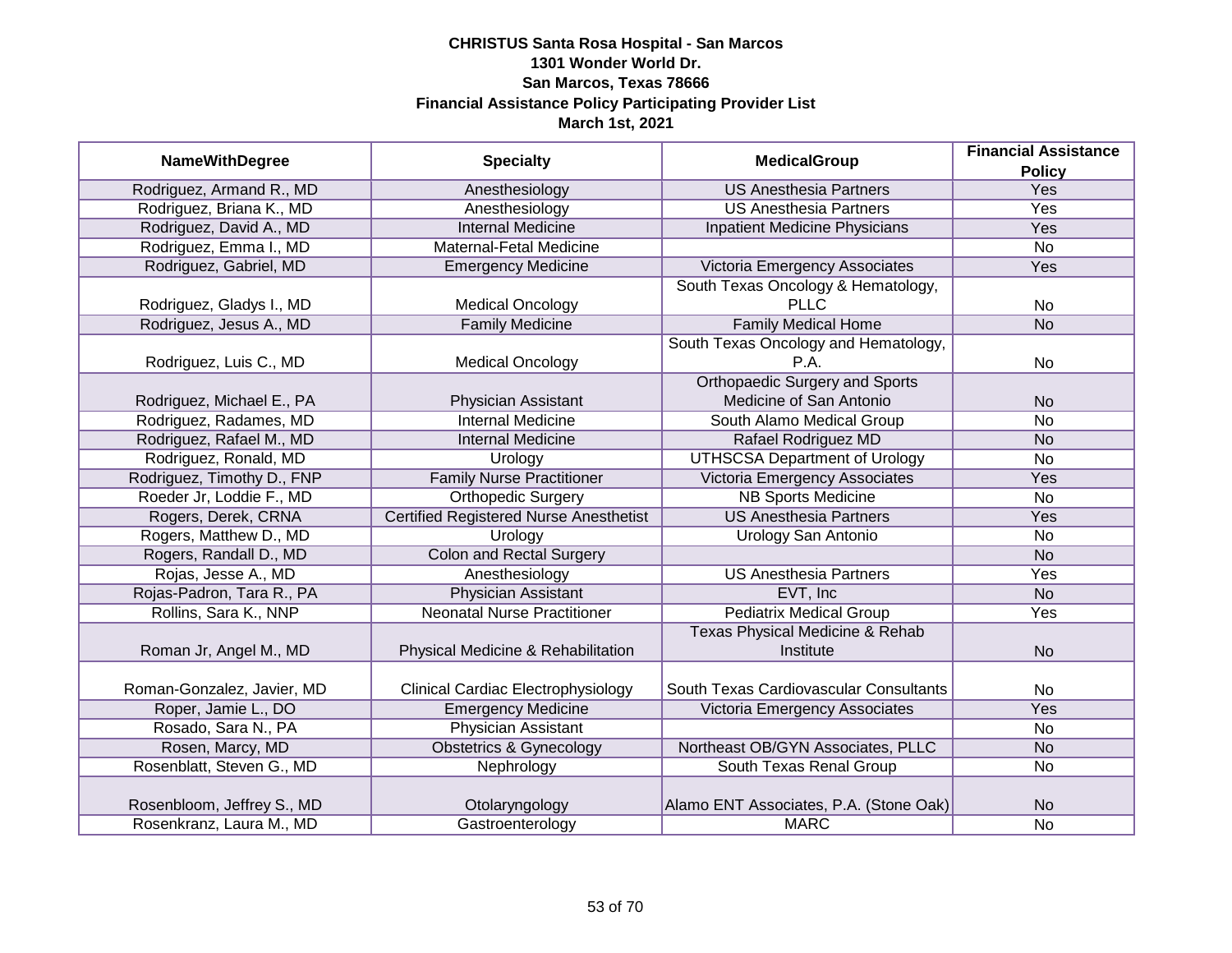**CHRISTUS Santa Rosa Hospital - San Marcos**
**1301 Wonder World Dr.**
**San Marcos, Texas 78666**
**Financial Assistance Policy Participating Provider List**
**March 1st, 2021**

| NameWithDegree | Specialty | MedicalGroup | Financial Assistance Policy |
|---|---|---|---|
| Rodriguez, Armand R., MD | Anesthesiology | US Anesthesia Partners | Yes |
| Rodriguez, Briana K., MD | Anesthesiology | US Anesthesia Partners | Yes |
| Rodriguez, David A., MD | Internal Medicine | Inpatient Medicine Physicians | Yes |
| Rodriguez, Emma I., MD | Maternal-Fetal Medicine | | No |
| Rodriguez, Gabriel, MD | Emergency Medicine | Victoria Emergency Associates | Yes |
| Rodriguez, Gladys I., MD | Medical Oncology | South Texas Oncology & Hematology, PLLC | No |
| Rodriguez, Jesus A., MD | Family Medicine | Family Medical Home | No |
| Rodriguez, Luis C., MD | Medical Oncology | South Texas Oncology and Hematology, P.A. | No |
| Rodriguez, Michael E., PA | Physician Assistant | Orthopaedic Surgery and Sports Medicine of San Antonio | No |
| Rodriguez, Radames, MD | Internal Medicine | South Alamo Medical Group | No |
| Rodriguez, Rafael M., MD | Internal Medicine | Rafael Rodriguez MD | No |
| Rodriguez, Ronald, MD | Urology | UTHSCSA Department of Urology | No |
| Rodriguez, Timothy D., FNP | Family Nurse Practitioner | Victoria Emergency Associates | Yes |
| Roeder Jr, Loddie F., MD | Orthopedic Surgery | NB Sports Medicine | No |
| Rogers, Derek, CRNA | Certified Registered Nurse Anesthetist | US Anesthesia Partners | Yes |
| Rogers, Matthew D., MD | Urology | Urology San Antonio | No |
| Rogers, Randall D., MD | Colon and Rectal Surgery | | No |
| Rojas, Jesse A., MD | Anesthesiology | US Anesthesia Partners | Yes |
| Rojas-Padron, Tara R., PA | Physician Assistant | EVT, Inc | No |
| Rollins, Sara K., NNP | Neonatal Nurse Practitioner | Pediatrix Medical Group | Yes |
| Roman Jr, Angel M., MD | Physical Medicine & Rehabilitation | Texas Physical Medicine & Rehab Institute | No |
| Roman-Gonzalez, Javier, MD | Clinical Cardiac Electrophysiology | South Texas Cardiovascular Consultants | No |
| Roper, Jamie L., DO | Emergency Medicine | Victoria Emergency Associates | Yes |
| Rosado, Sara N., PA | Physician Assistant | | No |
| Rosen, Marcy, MD | Obstetrics & Gynecology | Northeast OB/GYN Associates, PLLC | No |
| Rosenblatt, Steven G., MD | Nephrology | South Texas Renal Group | No |
| Rosenbloom, Jeffrey S., MD | Otolaryngology | Alamo ENT Associates, P.A. (Stone Oak) | No |
| Rosenkranz, Laura M., MD | Gastroenterology | MARC | No |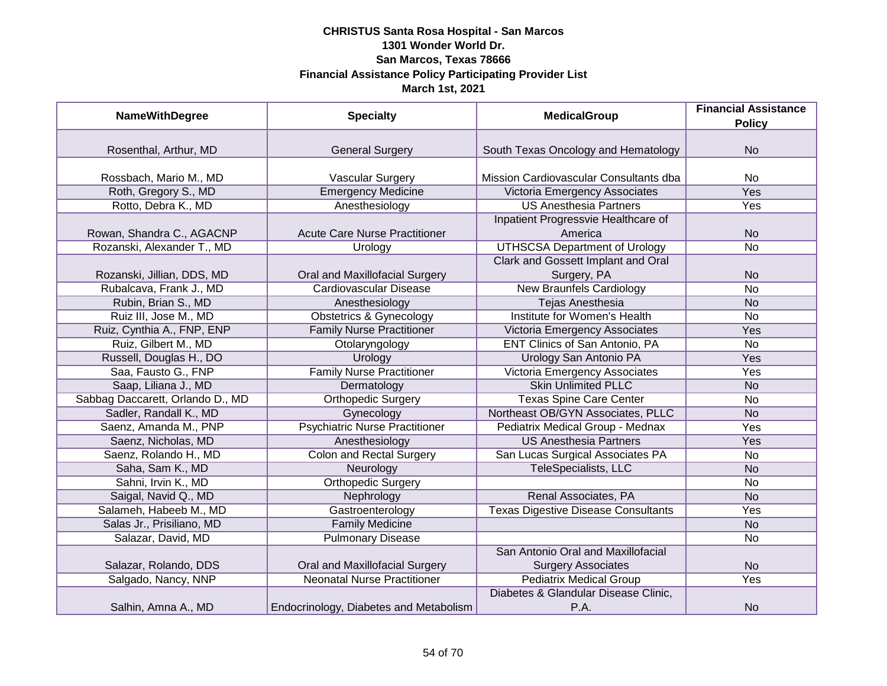**CHRISTUS Santa Rosa Hospital - San Marcos**
**1301 Wonder World Dr.**
**San Marcos, Texas 78666**
**Financial Assistance Policy Participating Provider List**
**March 1st, 2021**

| NameWithDegree | Specialty | MedicalGroup | Financial Assistance Policy |
|---|---|---|---|
| Rosenthal, Arthur, MD | General Surgery | South Texas Oncology and Hematology | No |
| Rossbach, Mario M., MD | Vascular Surgery | Mission Cardiovascular Consultants dba | No |
| Roth, Gregory S., MD | Emergency Medicine | Victoria Emergency Associates | Yes |
| Rotto, Debra K., MD | Anesthesiology | US Anesthesia Partners | Yes |
| Rowan, Shandra C., AGACNP | Acute Care Nurse Practitioner | Inpatient Progressvie Healthcare of America | No |
| Rozanski, Alexander T., MD | Urology | UTHSCSA Department of Urology | No |
| Rozanski, Jillian, DDS, MD | Oral and Maxillofacial Surgery | Clark and Gossett Implant and Oral Surgery, PA | No |
| Rubalcava, Frank J., MD | Cardiovascular Disease | New Braunfels Cardiology | No |
| Rubin, Brian S., MD | Anesthesiology | Tejas Anesthesia | No |
| Ruiz III, Jose M., MD | Obstetrics & Gynecology | Institute for Women's Health | No |
| Ruiz, Cynthia A., FNP, ENP | Family Nurse Practitioner | Victoria Emergency Associates | Yes |
| Ruiz, Gilbert M., MD | Otolaryngology | ENT Clinics of San Antonio, PA | No |
| Russell, Douglas H., DO | Urology | Urology San Antonio PA | Yes |
| Saa, Fausto G., FNP | Family Nurse Practitioner | Victoria Emergency Associates | Yes |
| Saap, Liliana J., MD | Dermatology | Skin Unlimited PLLC | No |
| Sabbag Daccarett, Orlando D., MD | Orthopedic Surgery | Texas Spine Care Center | No |
| Sadler, Randall K., MD | Gynecology | Northeast OB/GYN Associates, PLLC | No |
| Saenz, Amanda M., PNP | Psychiatric Nurse Practitioner | Pediatrix Medical Group - Mednax | Yes |
| Saenz, Nicholas, MD | Anesthesiology | US Anesthesia Partners | Yes |
| Saenz, Rolando H., MD | Colon and Rectal Surgery | San Lucas Surgical Associates PA | No |
| Saha, Sam K., MD | Neurology | TeleSpecialists, LLC | No |
| Sahni, Irvin K., MD | Orthopedic Surgery | | No |
| Saigal, Navid Q., MD | Nephrology | Renal Associates, PA | No |
| Salameh, Habeeb M., MD | Gastroenterology | Texas Digestive Disease Consultants | Yes |
| Salas Jr., Prisiliano, MD | Family Medicine | | No |
| Salazar, David, MD | Pulmonary Disease | | No |
| Salazar, Rolando, DDS | Oral and Maxillofacial Surgery | San Antonio Oral and Maxillofacial Surgery Associates | No |
| Salgado, Nancy, NNP | Neonatal Nurse Practitioner | Pediatrix Medical Group | Yes |
| Salhin, Amna A., MD | Endocrinology, Diabetes and Metabolism | Diabetes & Glandular Disease Clinic, P.A. | No |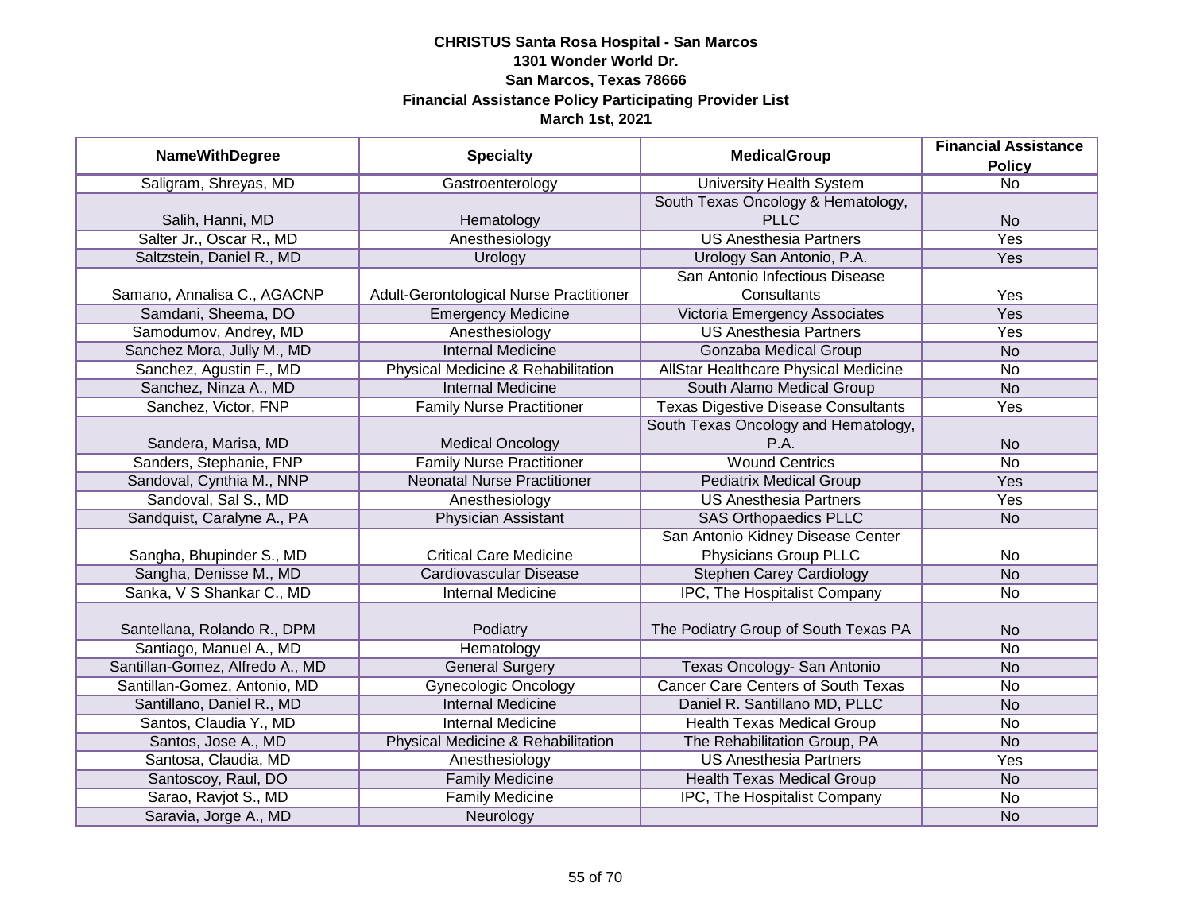**CHRISTUS Santa Rosa Hospital - San Marcos**
**1301 Wonder World Dr.**
**San Marcos, Texas 78666**
**Financial Assistance Policy Participating Provider List**
**March 1st, 2021**

| NameWithDegree | Specialty | MedicalGroup | Financial Assistance Policy |
|---|---|---|---|
| Saligram, Shreyas, MD | Gastroenterology | University Health System | No |
| Salih, Hanni, MD | Hematology | South Texas Oncology & Hematology, PLLC | No |
| Salter Jr., Oscar R., MD | Anesthesiology | US Anesthesia Partners | Yes |
| Saltzstein, Daniel R., MD | Urology | Urology San Antonio, P.A. | Yes |
| Samano, Annalisa C., AGACNP | Adult-Gerontological Nurse Practitioner | San Antonio Infectious Disease Consultants | Yes |
| Samdani, Sheema, DO | Emergency Medicine | Victoria Emergency Associates | Yes |
| Samodumov, Andrey, MD | Anesthesiology | US Anesthesia Partners | Yes |
| Sanchez Mora, Jully M., MD | Internal Medicine | Gonzaba Medical Group | No |
| Sanchez, Agustin F., MD | Physical Medicine & Rehabilitation | AllStar Healthcare Physical Medicine | No |
| Sanchez, Ninza A., MD | Internal Medicine | South Alamo Medical Group | No |
| Sanchez, Victor, FNP | Family Nurse Practitioner | Texas Digestive Disease Consultants | Yes |
| Sandera, Marisa, MD | Medical Oncology | South Texas Oncology and Hematology, P.A. | No |
| Sanders, Stephanie, FNP | Family Nurse Practitioner | Wound Centrics | No |
| Sandoval, Cynthia M., NNP | Neonatal Nurse Practitioner | Pediatrix Medical Group | Yes |
| Sandoval, Sal S., MD | Anesthesiology | US Anesthesia Partners | Yes |
| Sandquist, Caralyne A., PA | Physician Assistant | SAS Orthopaedics PLLC | No |
| Sangha, Bhupinder S., MD | Critical Care Medicine | San Antonio Kidney Disease Center Physicians Group PLLC | No |
| Sangha, Denisse M., MD | Cardiovascular Disease | Stephen Carey Cardiology | No |
| Sanka, V S Shankar C., MD | Internal Medicine | IPC, The Hospitalist Company | No |
| Santellana, Rolando R., DPM | Podiatry | The Podiatry Group of South Texas PA | No |
| Santiago, Manuel A., MD | Hematology | | No |
| Santillan-Gomez, Alfredo A., MD | General Surgery | Texas Oncology- San Antonio | No |
| Santillan-Gomez, Antonio, MD | Gynecologic Oncology | Cancer Care Centers of South Texas | No |
| Santillano, Daniel R., MD | Internal Medicine | Daniel R. Santillano MD, PLLC | No |
| Santos, Claudia Y., MD | Internal Medicine | Health Texas Medical Group | No |
| Santos, Jose A., MD | Physical Medicine & Rehabilitation | The Rehabilitation Group, PA | No |
| Santosa, Claudia, MD | Anesthesiology | US Anesthesia Partners | Yes |
| Santoscoy, Raul, DO | Family Medicine | Health Texas Medical Group | No |
| Sarao, Ravjot S., MD | Family Medicine | IPC, The Hospitalist Company | No |
| Saravia, Jorge A., MD | Neurology | | No |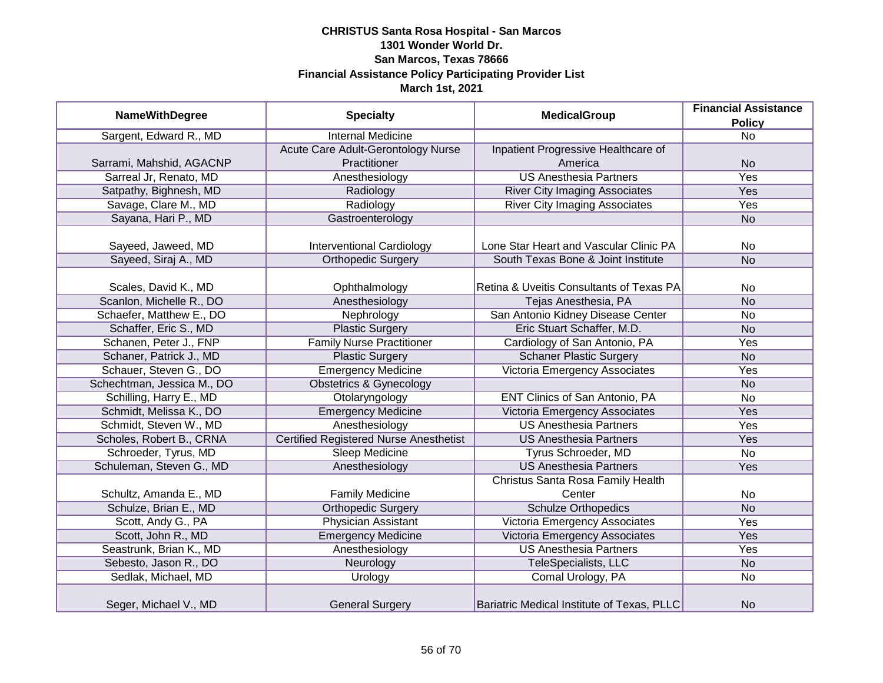**CHRISTUS Santa Rosa Hospital - San Marcos**
**1301 Wonder World Dr.**
**San Marcos, Texas 78666**
**Financial Assistance Policy Participating Provider List**
**March 1st, 2021**

| NameWithDegree | Specialty | MedicalGroup | Financial Assistance Policy |
|---|---|---|---|
| Sargent, Edward R., MD | Internal Medicine | | No |
| Sarrami, Mahshid, AGACNP | Acute Care Adult-Gerontology Nurse Practitioner | Inpatient Progressive Healthcare of America | No |
| Sarreal Jr, Renato, MD | Anesthesiology | US Anesthesia Partners | Yes |
| Satpathy, Bighnesh, MD | Radiology | River City Imaging Associates | Yes |
| Savage, Clare M., MD | Radiology | River City Imaging Associates | Yes |
| Sayana, Hari P., MD | Gastroenterology | | No |
| Sayeed, Jaweed, MD | Interventional Cardiology | Lone Star Heart and Vascular Clinic PA | No |
| Sayeed, Siraj A., MD | Orthopedic Surgery | South Texas Bone & Joint Institute | No |
| Scales, David K., MD | Ophthalmology | Retina & Uveitis Consultants of Texas PA | No |
| Scanlon, Michelle R., DO | Anesthesiology | Tejas Anesthesia, PA | No |
| Schaefer, Matthew E., DO | Nephrology | San Antonio Kidney Disease Center | No |
| Schaffer, Eric S., MD | Plastic Surgery | Eric Stuart Schaffer, M.D. | No |
| Schanen, Peter J., FNP | Family Nurse Practitioner | Cardiology of San Antonio, PA | Yes |
| Schaner, Patrick J., MD | Plastic Surgery | Schaner Plastic Surgery | No |
| Schauer, Steven G., DO | Emergency Medicine | Victoria Emergency Associates | Yes |
| Schechtman, Jessica M., DO | Obstetrics & Gynecology | | No |
| Schilling, Harry E., MD | Otolaryngology | ENT Clinics of San Antonio, PA | No |
| Schmidt, Melissa K., DO | Emergency Medicine | Victoria Emergency Associates | Yes |
| Schmidt, Steven W., MD | Anesthesiology | US Anesthesia Partners | Yes |
| Scholes, Robert B., CRNA | Certified Registered Nurse Anesthetist | US Anesthesia Partners | Yes |
| Schroeder, Tyrus, MD | Sleep Medicine | Tyrus Schroeder, MD | No |
| Schuleman, Steven G., MD | Anesthesiology | US Anesthesia Partners | Yes |
| Schultz, Amanda E., MD | Family Medicine | Christus Santa Rosa Family Health Center | No |
| Schulze, Brian E., MD | Orthopedic Surgery | Schulze Orthopedics | No |
| Scott, Andy G., PA | Physician Assistant | Victoria Emergency Associates | Yes |
| Scott, John R., MD | Emergency Medicine | Victoria Emergency Associates | Yes |
| Seastrunk, Brian K., MD | Anesthesiology | US Anesthesia Partners | Yes |
| Sebesto, Jason R., DO | Neurology | TeleSpecialists, LLC | No |
| Sedlak, Michael, MD | Urology | Comal Urology, PA | No |
| Seger, Michael V., MD | General Surgery | Bariatric Medical Institute of Texas, PLLC | No |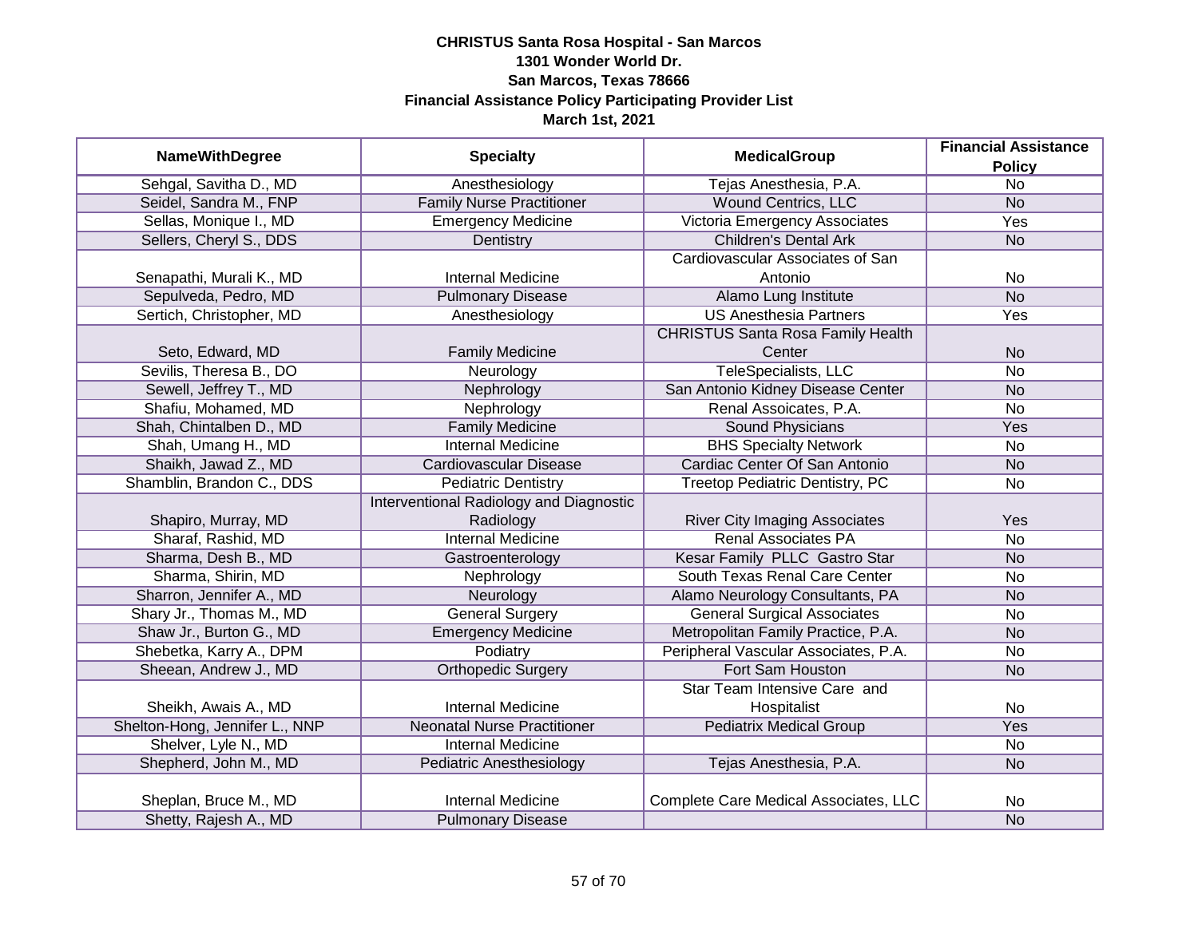**CHRISTUS Santa Rosa Hospital - San Marcos**
**1301 Wonder World Dr.**
**San Marcos, Texas 78666**
**Financial Assistance Policy Participating Provider List**
**March 1st, 2021**

| NameWithDegree | Specialty | MedicalGroup | Financial Assistance Policy |
|---|---|---|---|
| Sehgal, Savitha D., MD | Anesthesiology | Tejas Anesthesia, P.A. | No |
| Seidel, Sandra M., FNP | Family Nurse Practitioner | Wound Centrics, LLC | No |
| Sellas, Monique I., MD | Emergency Medicine | Victoria Emergency Associates | Yes |
| Sellers, Cheryl S., DDS | Dentistry | Children's Dental Ark | No |
| Senapathi, Murali K., MD | Internal Medicine | Cardiovascular Associates of San Antonio | No |
| Sepulveda, Pedro, MD | Pulmonary Disease | Alamo Lung Institute | No |
| Sertich, Christopher, MD | Anesthesiology | US Anesthesia Partners | Yes |
| Seto, Edward, MD | Family Medicine | CHRISTUS Santa Rosa Family Health Center | No |
| Sevilis, Theresa B., DO | Neurology | TeleSpecialists, LLC | No |
| Sewell, Jeffrey T., MD | Nephrology | San Antonio Kidney Disease Center | No |
| Shafiu, Mohamed, MD | Nephrology | Renal Assoicates, P.A. | No |
| Shah, Chintalben D., MD | Family Medicine | Sound Physicians | Yes |
| Shah, Umang H., MD | Internal Medicine | BHS Specialty Network | No |
| Shaikh, Jawad Z., MD | Cardiovascular Disease | Cardiac Center Of San Antonio | No |
| Shamblin, Brandon C., DDS | Pediatric Dentistry | Treetop Pediatric Dentistry, PC | No |
| Shapiro, Murray, MD | Interventional Radiology and Diagnostic Radiology | River City Imaging Associates | Yes |
| Sharaf, Rashid, MD | Internal Medicine | Renal Associates PA | No |
| Sharma, Desh B., MD | Gastroenterology | Kesar Family PLLC Gastro Star | No |
| Sharma, Shirin, MD | Nephrology | South Texas Renal Care Center | No |
| Sharron, Jennifer A., MD | Neurology | Alamo Neurology Consultants, PA | No |
| Shary Jr., Thomas M., MD | General Surgery | General Surgical Associates | No |
| Shaw Jr., Burton G., MD | Emergency Medicine | Metropolitan Family Practice, P.A. | No |
| Shebetka, Karry A., DPM | Podiatry | Peripheral Vascular Associates, P.A. | No |
| Sheean, Andrew J., MD | Orthopedic Surgery | Fort Sam Houston | No |
| Sheikh, Awais A., MD | Internal Medicine | Star Team Intensive Care and Hospitalist | No |
| Shelton-Hong, Jennifer L., NNP | Neonatal Nurse Practitioner | Pediatrix Medical Group | Yes |
| Shelver, Lyle N., MD | Internal Medicine | | No |
| Shepherd, John M., MD | Pediatric Anesthesiology | Tejas Anesthesia, P.A. | No |
| Sheplan, Bruce M., MD | Internal Medicine | Complete Care Medical Associates, LLC | No |
| Shetty, Rajesh A., MD | Pulmonary Disease | | No |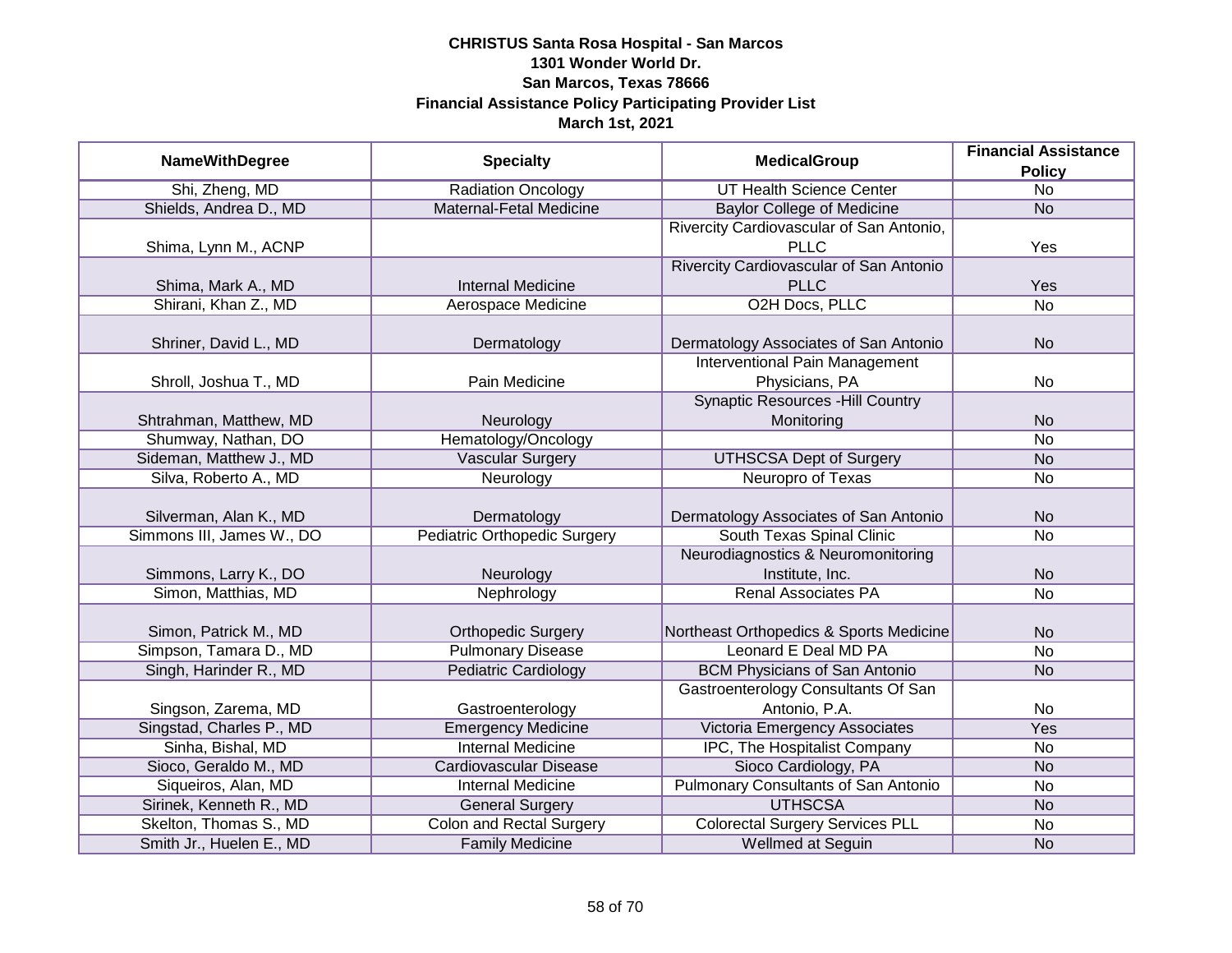**CHRISTUS Santa Rosa Hospital - San Marcos**
**1301 Wonder World Dr.**
**San Marcos, Texas 78666**
**Financial Assistance Policy Participating Provider List**
**March 1st, 2021**

| NameWithDegree | Specialty | MedicalGroup | Financial Assistance Policy |
|---|---|---|---|
| Shi, Zheng, MD | Radiation Oncology | UT Health Science Center | No |
| Shields, Andrea D., MD | Maternal-Fetal Medicine | Baylor College of Medicine | No |
| Shima, Lynn M., ACNP | | Rivercity Cardiovascular of San Antonio, PLLC | Yes |
| Shima, Mark A., MD | Internal Medicine | Rivercity Cardiovascular of San Antonio PLLC | Yes |
| Shirani, Khan Z., MD | Aerospace Medicine | O2H Docs, PLLC | No |
| Shriner, David L., MD | Dermatology | Dermatology Associates of San Antonio | No |
| Shroll, Joshua T., MD | Pain Medicine | Interventional Pain Management Physicians, PA | No |
| Shtrahman, Matthew, MD | Neurology | Synaptic Resources -Hill Country Monitoring | No |
| Shumway, Nathan, DO | Hematology/Oncology | | No |
| Sideman, Matthew J., MD | Vascular Surgery | UTHSCSA Dept of Surgery | No |
| Silva, Roberto A., MD | Neurology | Neuropro of Texas | No |
| Silverman, Alan K., MD | Dermatology | Dermatology Associates of San Antonio | No |
| Simmons III, James W., DO | Pediatric Orthopedic Surgery | South Texas Spinal Clinic | No |
| Simmons, Larry K., DO | Neurology | Neurodiagnostics & Neuromonitoring Institute, Inc. | No |
| Simon, Matthias, MD | Nephrology | Renal Associates PA | No |
| Simon, Patrick M., MD | Orthopedic Surgery | Northeast Orthopedics & Sports Medicine | No |
| Simpson, Tamara D., MD | Pulmonary Disease | Leonard E Deal MD PA | No |
| Singh, Harinder R., MD | Pediatric Cardiology | BCM Physicians of San Antonio | No |
| Singson, Zarema, MD | Gastroenterology | Gastroenterology Consultants Of San Antonio, P.A. | No |
| Singstad, Charles P., MD | Emergency Medicine | Victoria Emergency Associates | Yes |
| Sinha, Bishal, MD | Internal Medicine | IPC, The Hospitalist Company | No |
| Sioco, Geraldo M., MD | Cardiovascular Disease | Sioco Cardiology, PA | No |
| Siqueiros, Alan, MD | Internal Medicine | Pulmonary Consultants of San Antonio | No |
| Sirinek, Kenneth R., MD | General Surgery | UTHSCSA | No |
| Skelton, Thomas S., MD | Colon and Rectal Surgery | Colorectal Surgery Services PLL | No |
| Smith Jr., Huelen E., MD | Family Medicine | Wellmed at Seguin | No |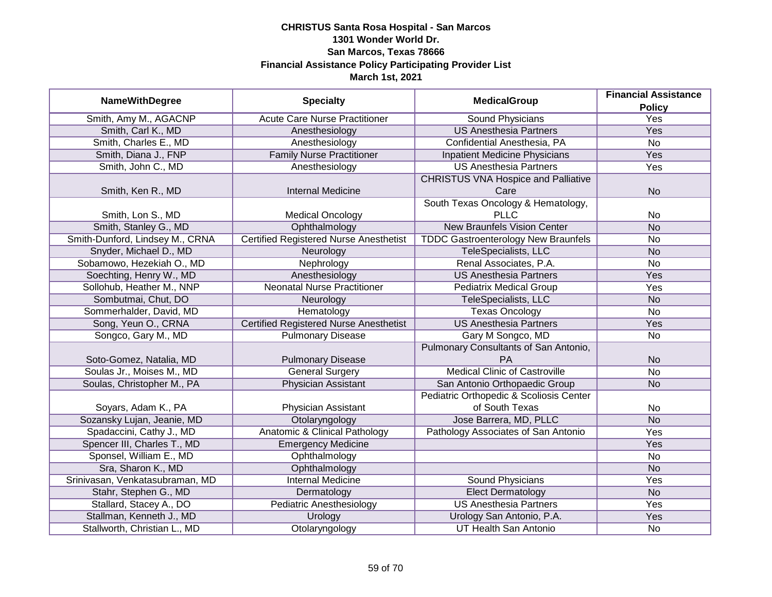**CHRISTUS Santa Rosa Hospital - San Marcos**
**1301 Wonder World Dr.**
**San Marcos, Texas 78666**
**Financial Assistance Policy Participating Provider List**
**March 1st, 2021**

| NameWithDegree | Specialty | MedicalGroup | Financial Assistance Policy |
|---|---|---|---|
| Smith, Amy M., AGACNP | Acute Care Nurse Practitioner | Sound Physicians | Yes |
| Smith, Carl K., MD | Anesthesiology | US Anesthesia Partners | Yes |
| Smith, Charles E., MD | Anesthesiology | Confidential Anesthesia, PA | No |
| Smith, Diana J., FNP | Family Nurse Practitioner | Inpatient Medicine Physicians | Yes |
| Smith, John C., MD | Anesthesiology | US Anesthesia Partners | Yes |
| Smith, Ken R., MD | Internal Medicine | CHRISTUS VNA Hospice and Palliative Care | No |
| Smith, Lon S., MD | Medical Oncology | South Texas Oncology & Hematology, PLLC | No |
| Smith, Stanley G., MD | Ophthalmology | New Braunfels Vision Center | No |
| Smith-Dunford, Lindsey M., CRNA | Certified Registered Nurse Anesthetist | TDDC Gastroenterology New Braunfels | No |
| Snyder, Michael D., MD | Neurology | TeleSpecialists, LLC | No |
| Sobamowo, Hezekiah O., MD | Nephrology | Renal Associates, P.A. | No |
| Soechting, Henry W., MD | Anesthesiology | US Anesthesia Partners | Yes |
| Sollohub, Heather M., NNP | Neonatal Nurse Practitioner | Pediatrix Medical Group | Yes |
| Sombutmai, Chut, DO | Neurology | TeleSpecialists, LLC | No |
| Sommerhalder, David, MD | Hematology | Texas Oncology | No |
| Song, Yeun O., CRNA | Certified Registered Nurse Anesthetist | US Anesthesia Partners | Yes |
| Songco, Gary M., MD | Pulmonary Disease | Gary M Songco, MD | No |
| Soto-Gomez, Natalia, MD | Pulmonary Disease | Pulmonary Consultants of San Antonio, PA | No |
| Soulas Jr., Moises M., MD | General Surgery | Medical Clinic of Castroville | No |
| Soulas, Christopher M., PA | Physician Assistant | San Antonio Orthopaedic Group | No |
| Soyars, Adam K., PA | Physician Assistant | Pediatric Orthopedic & Scoliosis Center of South Texas | No |
| Sozansky Lujan, Jeanie, MD | Otolaryngology | Jose Barrera, MD, PLLC | No |
| Spadaccini, Cathy J., MD | Anatomic & Clinical Pathology | Pathology Associates of San Antonio | Yes |
| Spencer III, Charles T., MD | Emergency Medicine | | Yes |
| Sponsel, William E., MD | Ophthalmology | | No |
| Sra, Sharon K., MD | Ophthalmology | | No |
| Srinivasan, Venkatasubraman, MD | Internal Medicine | Sound Physicians | Yes |
| Stahr, Stephen G., MD | Dermatology | Elect Dermatology | No |
| Stallard, Stacey A., DO | Pediatric Anesthesiology | US Anesthesia Partners | Yes |
| Stallman, Kenneth J., MD | Urology | Urology San Antonio, P.A. | Yes |
| Stallworth, Christian L., MD | Otolaryngology | UT Health San Antonio | No |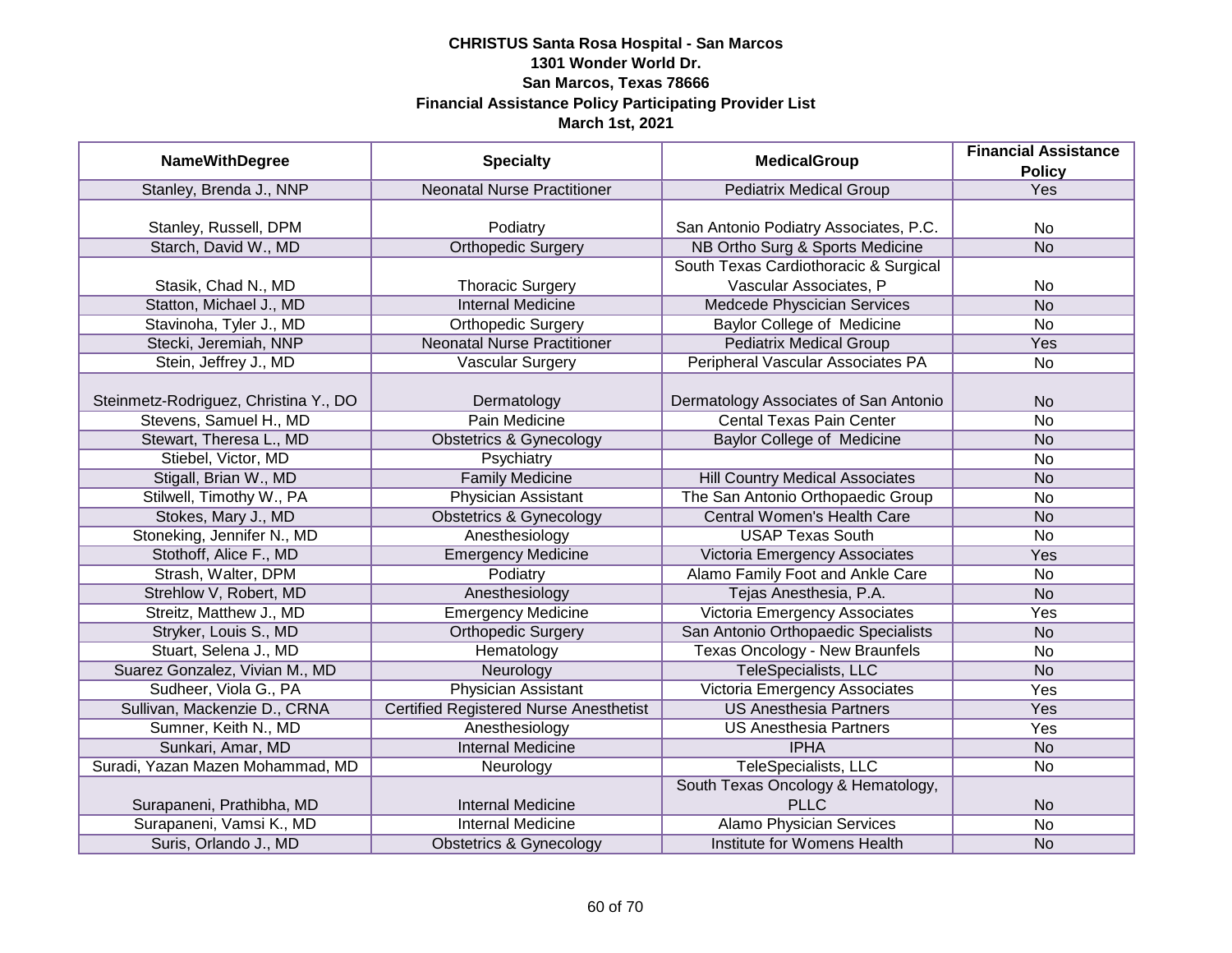**CHRISTUS Santa Rosa Hospital - San Marcos**
**1301 Wonder World Dr.**
**San Marcos, Texas 78666**
**Financial Assistance Policy Participating Provider List**
**March 1st, 2021**

| NameWithDegree | Specialty | MedicalGroup | Financial Assistance Policy |
|---|---|---|---|
| Stanley, Brenda J., NNP | Neonatal Nurse Practitioner | Pediatrix Medical Group | Yes |
| Stanley, Russell, DPM | Podiatry | San Antonio Podiatry Associates, P.C. | No |
| Starch, David W., MD | Orthopedic Surgery | NB Ortho Surg & Sports Medicine | No |
| Stasik, Chad N., MD | Thoracic Surgery | South Texas Cardiothoracic & Surgical Vascular Associates, P | No |
| Statton, Michael J., MD | Internal Medicine | Medcede Physician Services | No |
| Stavinoha, Tyler J., MD | Orthopedic Surgery | Baylor College of Medicine | No |
| Stecki, Jeremiah, NNP | Neonatal Nurse Practitioner | Pediatrix Medical Group | Yes |
| Stein, Jeffrey J., MD | Vascular Surgery | Peripheral Vascular Associates PA | No |
| Steinmetz-Rodriguez, Christina Y., DO | Dermatology | Dermatology Associates of San Antonio | No |
| Stevens, Samuel H., MD | Pain Medicine | Cental Texas Pain Center | No |
| Stewart, Theresa L., MD | Obstetrics & Gynecology | Baylor College of Medicine | No |
| Stiebel, Victor, MD | Psychiatry | | No |
| Stigall, Brian W., MD | Family Medicine | Hill Country Medical Associates | No |
| Stilwell, Timothy W., PA | Physician Assistant | The San Antonio Orthopaedic Group | No |
| Stokes, Mary J., MD | Obstetrics & Gynecology | Central Women's Health Care | No |
| Stoneking, Jennifer N., MD | Anesthesiology | USAP Texas South | No |
| Stothoff, Alice F., MD | Emergency Medicine | Victoria Emergency Associates | Yes |
| Strash, Walter, DPM | Podiatry | Alamo Family Foot and Ankle Care | No |
| Strehlow V, Robert, MD | Anesthesiology | Tejas Anesthesia, P.A. | No |
| Streitz, Matthew J., MD | Emergency Medicine | Victoria Emergency Associates | Yes |
| Stryker, Louis S., MD | Orthopedic Surgery | San Antonio Orthopaedic Specialists | No |
| Stuart, Selena J., MD | Hematology | Texas Oncology - New Braunfels | No |
| Suarez Gonzalez, Vivian M., MD | Neurology | TeleSpecialists, LLC | No |
| Sudheer, Viola G., PA | Physician Assistant | Victoria Emergency Associates | Yes |
| Sullivan, Mackenzie D., CRNA | Certified Registered Nurse Anesthetist | US Anesthesia Partners | Yes |
| Sumner, Keith N., MD | Anesthesiology | US Anesthesia Partners | Yes |
| Sunkari, Amar, MD | Internal Medicine | IPHA | No |
| Suradi, Yazan Mazen Mohammad, MD | Neurology | TeleSpecialists, LLC | No |
| Surapaneni, Prathibha, MD | Internal Medicine | South Texas Oncology & Hematology, PLLC | No |
| Surapaneni, Vamsi K., MD | Internal Medicine | Alamo Physician Services | No |
| Suris, Orlando J., MD | Obstetrics & Gynecology | Institute for Womens Health | No |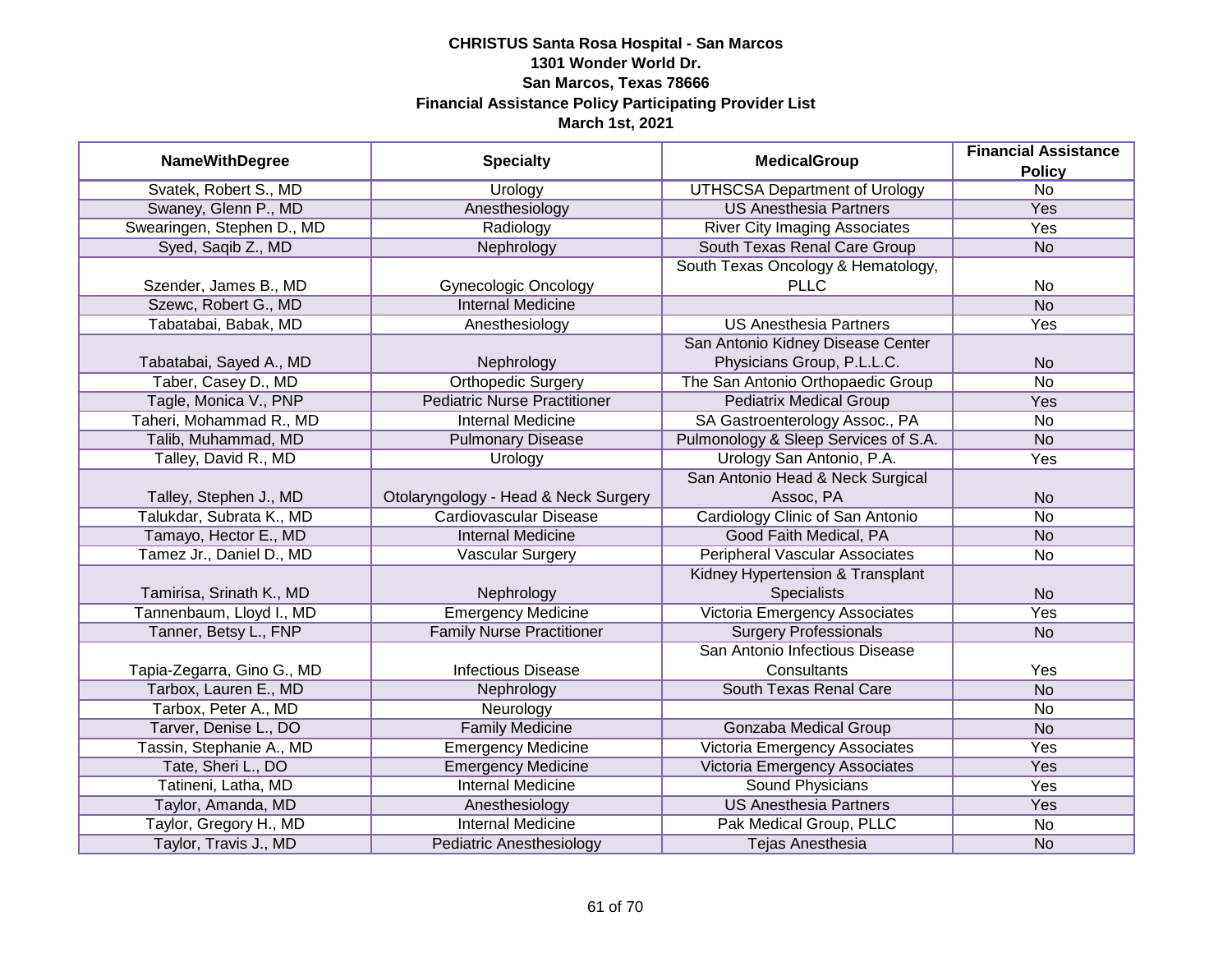**CHRISTUS Santa Rosa Hospital - San Marcos**
**1301 Wonder World Dr.**
**San Marcos, Texas 78666**
**Financial Assistance Policy Participating Provider List**
**March 1st, 2021**

| NameWithDegree | Specialty | MedicalGroup | Financial Assistance Policy |
|---|---|---|---|
| Svatek, Robert S., MD | Urology | UTHSCSA Department of Urology | No |
| Swaney, Glenn P., MD | Anesthesiology | US Anesthesia Partners | Yes |
| Swearingen, Stephen D., MD | Radiology | River City Imaging Associates | Yes |
| Syed, Saqib Z., MD | Nephrology | South Texas Renal Care Group | No |
| Szender, James B., MD | Gynecologic Oncology | South Texas Oncology & Hematology, PLLC | No |
| Szewc, Robert G., MD | Internal Medicine | | No |
| Tabatabai, Babak, MD | Anesthesiology | US Anesthesia Partners | Yes |
| Tabatabai, Sayed A., MD | Nephrology | San Antonio Kidney Disease Center Physicians Group, P.L.L.C. | No |
| Taber, Casey D., MD | Orthopedic Surgery | The San Antonio Orthopaedic Group | No |
| Tagle, Monica V., PNP | Pediatric Nurse Practitioner | Pediatrix Medical Group | Yes |
| Taheri, Mohammad R., MD | Internal Medicine | SA Gastroenterology Assoc., PA | No |
| Talib, Muhammad, MD | Pulmonary Disease | Pulmonology & Sleep Services of S.A. | No |
| Talley, David R., MD | Urology | Urology San Antonio, P.A. | Yes |
| Talley, Stephen J., MD | Otolaryngology - Head & Neck Surgery | San Antonio Head & Neck Surgical Assoc, PA | No |
| Talukdar, Subrata K., MD | Cardiovascular Disease | Cardiology Clinic of San Antonio | No |
| Tamayo, Hector E., MD | Internal Medicine | Good Faith Medical, PA | No |
| Tamez Jr., Daniel D., MD | Vascular Surgery | Peripheral Vascular Associates | No |
| Tamirisa, Srinath K., MD | Nephrology | Kidney Hypertension & Transplant Specialists | No |
| Tannenbaum, Lloyd I., MD | Emergency Medicine | Victoria Emergency Associates | Yes |
| Tanner, Betsy L., FNP | Family Nurse Practitioner | Surgery Professionals | No |
| Tapia-Zegarra, Gino G., MD | Infectious Disease | San Antonio Infectious Disease Consultants | Yes |
| Tarbox, Lauren E., MD | Nephrology | South Texas Renal Care | No |
| Tarbox, Peter A., MD | Neurology | | No |
| Tarver, Denise L., DO | Family Medicine | Gonzaba Medical Group | No |
| Tassin, Stephanie A., MD | Emergency Medicine | Victoria Emergency Associates | Yes |
| Tate, Sheri L., DO | Emergency Medicine | Victoria Emergency Associates | Yes |
| Tatineni, Latha, MD | Internal Medicine | Sound Physicians | Yes |
| Taylor, Amanda, MD | Anesthesiology | US Anesthesia Partners | Yes |
| Taylor, Gregory H., MD | Internal Medicine | Pak Medical Group, PLLC | No |
| Taylor, Travis J., MD | Pediatric Anesthesiology | Tejas Anesthesia | No |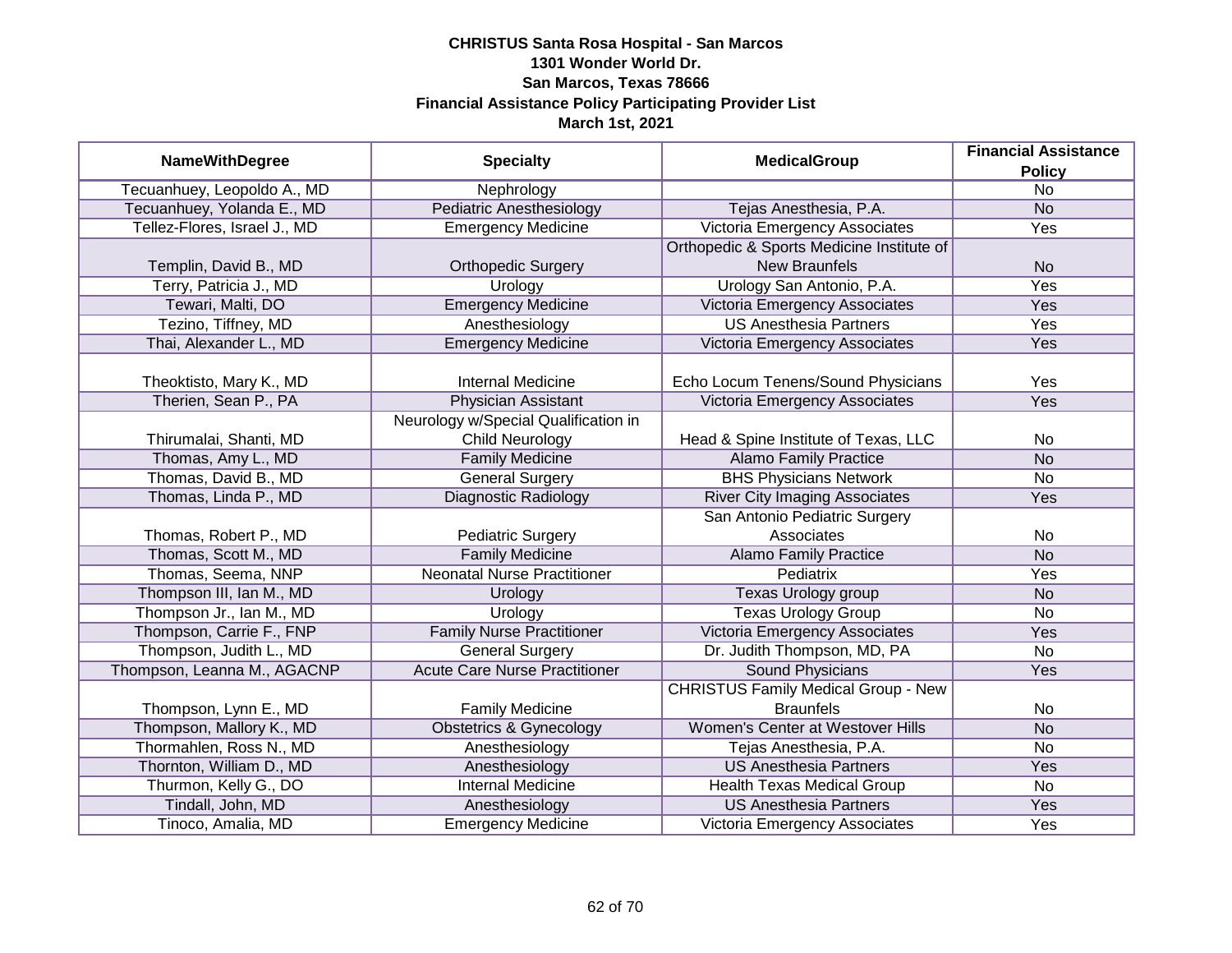**CHRISTUS Santa Rosa Hospital - San Marcos**
**1301 Wonder World Dr.**
**San Marcos, Texas 78666**
**Financial Assistance Policy Participating Provider List**
**March 1st, 2021**

| NameWithDegree | Specialty | MedicalGroup | Financial Assistance Policy |
|---|---|---|---|
| Tecuanhuey, Leopoldo A., MD | Nephrology | | No |
| Tecuanhuey, Yolanda E., MD | Pediatric Anesthesiology | Tejas Anesthesia, P.A. | No |
| Tellez-Flores, Israel J., MD | Emergency Medicine | Victoria Emergency Associates | Yes |
| Templin, David B., MD | Orthopedic Surgery | Orthopedic & Sports Medicine Institute of New Braunfels | No |
| Terry, Patricia J., MD | Urology | Urology San Antonio, P.A. | Yes |
| Tewari, Malti, DO | Emergency Medicine | Victoria Emergency Associates | Yes |
| Tezino, Tiffney, MD | Anesthesiology | US Anesthesia Partners | Yes |
| Thai, Alexander L., MD | Emergency Medicine | Victoria Emergency Associates | Yes |
| Theoktisto, Mary K., MD | Internal Medicine | Echo Locum Tenens/Sound Physicians | Yes |
| Therien, Sean P., PA | Physician Assistant | Victoria Emergency Associates | Yes |
| Thirumalai, Shanti, MD | Neurology w/Special Qualification in Child Neurology | Head & Spine Institute of Texas, LLC | No |
| Thomas, Amy L., MD | Family Medicine | Alamo Family Practice | No |
| Thomas, David B., MD | General Surgery | BHS Physicians Network | No |
| Thomas, Linda P., MD | Diagnostic Radiology | River City Imaging Associates | Yes |
| Thomas, Robert P., MD | Pediatric Surgery | San Antonio Pediatric Surgery Associates | No |
| Thomas, Scott M., MD | Family Medicine | Alamo Family Practice | No |
| Thomas, Seema, NNP | Neonatal Nurse Practitioner | Pediatrix | Yes |
| Thompson III, Ian M., MD | Urology | Texas Urology group | No |
| Thompson Jr., Ian M., MD | Urology | Texas Urology Group | No |
| Thompson, Carrie F., FNP | Family Nurse Practitioner | Victoria Emergency Associates | Yes |
| Thompson, Judith L., MD | General Surgery | Dr. Judith Thompson, MD, PA | No |
| Thompson, Leanna M., AGACNP | Acute Care Nurse Practitioner | Sound Physicians | Yes |
| Thompson, Lynn E., MD | Family Medicine | CHRISTUS Family Medical Group - New Braunfels | No |
| Thompson, Mallory K., MD | Obstetrics & Gynecology | Women's Center at Westover Hills | No |
| Thormahlen, Ross N., MD | Anesthesiology | Tejas Anesthesia, P.A. | No |
| Thornton, William D., MD | Anesthesiology | US Anesthesia Partners | Yes |
| Thurmon, Kelly G., DO | Internal Medicine | Health Texas Medical Group | No |
| Tindall, John, MD | Anesthesiology | US Anesthesia Partners | Yes |
| Tinoco, Amalia, MD | Emergency Medicine | Victoria Emergency Associates | Yes |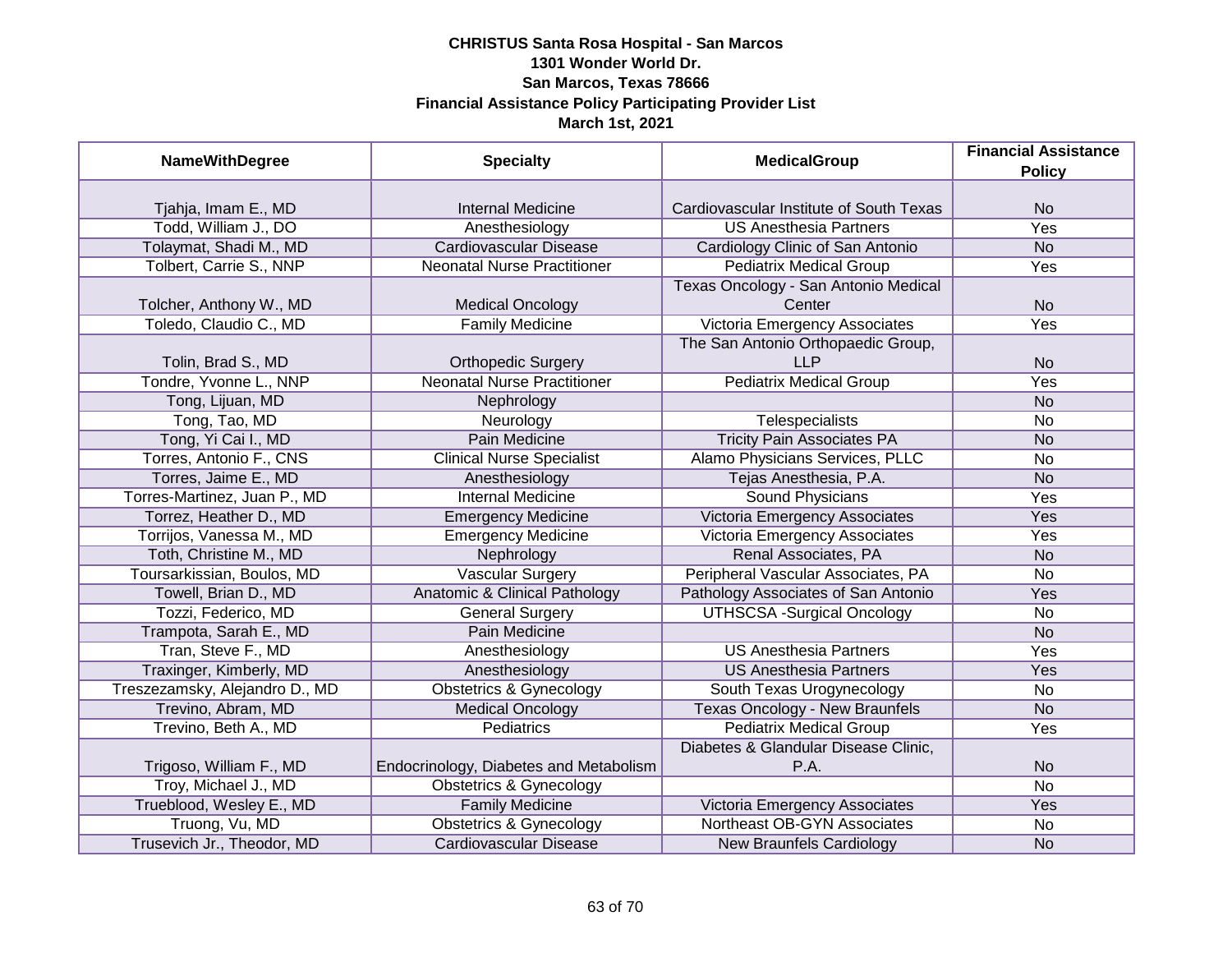**CHRISTUS Santa Rosa Hospital - San Marcos**
**1301 Wonder World Dr.**
**San Marcos, Texas 78666**
**Financial Assistance Policy Participating Provider List**
**March 1st, 2021**

| NameWithDegree | Specialty | MedicalGroup | Financial Assistance Policy |
|---|---|---|---|
| Tjahja, Imam E., MD | Internal Medicine | Cardiovascular Institute of South Texas | No |
| Todd, William J., DO | Anesthesiology | US Anesthesia Partners | Yes |
| Tolaymat, Shadi M., MD | Cardiovascular Disease | Cardiology Clinic of San Antonio | No |
| Tolbert, Carrie S., NNP | Neonatal Nurse Practitioner | Pediatrix Medical Group | Yes |
| Tolcher, Anthony W., MD | Medical Oncology | Texas Oncology - San Antonio Medical Center | No |
| Toledo, Claudio C., MD | Family Medicine | Victoria Emergency Associates | Yes |
| Tolin, Brad S., MD | Orthopedic Surgery | The San Antonio Orthopaedic Group, LLP | No |
| Tondre, Yvonne L., NNP | Neonatal Nurse Practitioner | Pediatrix Medical Group | Yes |
| Tong, Lijuan, MD | Nephrology | | No |
| Tong, Tao, MD | Neurology | Telespecialists | No |
| Tong, Yi Cai I., MD | Pain Medicine | Tricity Pain Associates PA | No |
| Torres, Antonio F., CNS | Clinical Nurse Specialist | Alamo Physicians Services, PLLC | No |
| Torres, Jaime E., MD | Anesthesiology | Tejas Anesthesia, P.A. | No |
| Torres-Martinez, Juan P., MD | Internal Medicine | Sound Physicians | Yes |
| Torrez, Heather D., MD | Emergency Medicine | Victoria Emergency Associates | Yes |
| Torrijos, Vanessa M., MD | Emergency Medicine | Victoria Emergency Associates | Yes |
| Toth, Christine M., MD | Nephrology | Renal Associates, PA | No |
| Toursarkissian, Boulos, MD | Vascular Surgery | Peripheral Vascular Associates, PA | No |
| Towell, Brian D., MD | Anatomic & Clinical Pathology | Pathology Associates of San Antonio | Yes |
| Tozzi, Federico, MD | General Surgery | UTHSCSA -Surgical Oncology | No |
| Trampota, Sarah E., MD | Pain Medicine | | No |
| Tran, Steve F., MD | Anesthesiology | US Anesthesia Partners | Yes |
| Traxinger, Kimberly, MD | Anesthesiology | US Anesthesia Partners | Yes |
| Treszezamsky, Alejandro D., MD | Obstetrics & Gynecology | South Texas Urogynecology | No |
| Trevino, Abram, MD | Medical Oncology | Texas Oncology - New Braunfels | No |
| Trevino, Beth A., MD | Pediatrics | Pediatrix Medical Group | Yes |
| Trigoso, William F., MD | Endocrinology, Diabetes and Metabolism | Diabetes & Glandular Disease Clinic, P.A. | No |
| Troy, Michael J., MD | Obstetrics & Gynecology | | No |
| Trueblood, Wesley E., MD | Family Medicine | Victoria Emergency Associates | Yes |
| Truong, Vu, MD | Obstetrics & Gynecology | Northeast OB-GYN Associates | No |
| Trusevich Jr., Theodor, MD | Cardiovascular Disease | New Braunfels Cardiology | No |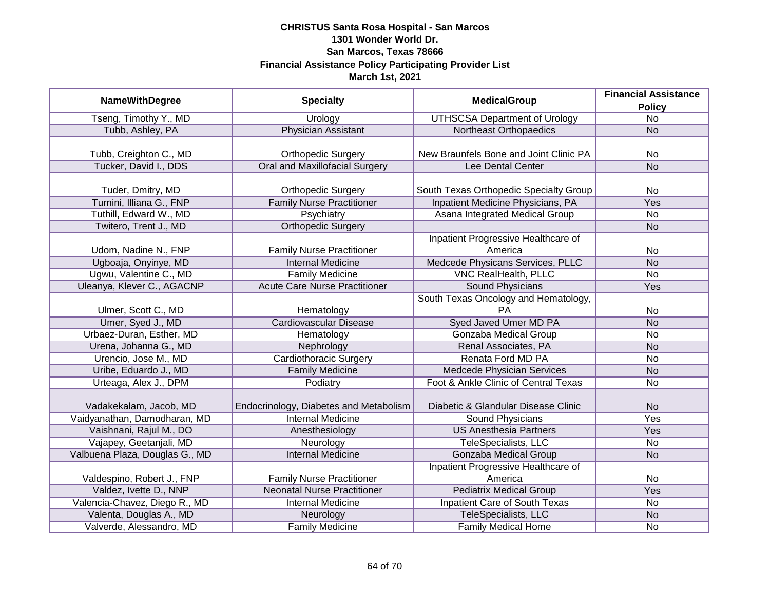**CHRISTUS Santa Rosa Hospital - San Marcos**
**1301 Wonder World Dr.**
**San Marcos, Texas 78666**
**Financial Assistance Policy Participating Provider List**
**March 1st, 2021**

| NameWithDegree | Specialty | MedicalGroup | Financial Assistance Policy |
|---|---|---|---|
| Tseng, Timothy Y., MD | Urology | UTHSCSA Department of Urology | No |
| Tubb, Ashley, PA | Physician Assistant | Northeast Orthopaedics | No |
| Tubb, Creighton C., MD | Orthopedic Surgery | New Braunfels Bone and Joint Clinic PA | No |
| Tucker, David I., DDS | Oral and Maxillofacial Surgery | Lee Dental Center | No |
| Tuder, Dmitry, MD | Orthopedic Surgery | South Texas Orthopedic Specialty Group | No |
| Turnini, Illiana G., FNP | Family Nurse Practitioner | Inpatient Medicine Physicians, PA | Yes |
| Tuthill, Edward W., MD | Psychiatry | Asana Integrated Medical Group | No |
| Twitero, Trent J., MD | Orthopedic Surgery | | No |
| Udom, Nadine N., FNP | Family Nurse Practitioner | Inpatient Progressive Healthcare of America | No |
| Ugboaja, Onyinye, MD | Internal Medicine | Medcede Physicans Services, PLLC | No |
| Ugwu, Valentine C., MD | Family Medicine | VNC RealHealth, PLLC | No |
| Uleanya, Klever C., AGACNP | Acute Care Nurse Practitioner | Sound Physicians | Yes |
| Ulmer, Scott C., MD | Hematology | South Texas Oncology and Hematology, PA | No |
| Umer, Syed J., MD | Cardiovascular Disease | Syed Javed Umer MD PA | No |
| Urbaez-Duran, Esther, MD | Hematology | Gonzaba Medical Group | No |
| Urena, Johanna G., MD | Nephrology | Renal Associates, PA | No |
| Urencio, Jose M., MD | Cardiothoracic Surgery | Renata Ford MD PA | No |
| Uribe, Eduardo J., MD | Family Medicine | Medcede Physician Services | No |
| Urteaga, Alex J., DPM | Podiatry | Foot & Ankle Clinic of Central Texas | No |
| Vadakekalam, Jacob, MD | Endocrinology, Diabetes and Metabolism | Diabetic & Glandular Disease Clinic | No |
| Vaidyanathan, Damodharan, MD | Internal Medicine | Sound Physicians | Yes |
| Vaishnani, Rajul M., DO | Anesthesiology | US Anesthesia Partners | Yes |
| Vajapey, Geetanjali, MD | Neurology | TeleSpecialists, LLC | No |
| Valbuena Plaza, Douglas G., MD | Internal Medicine | Gonzaba Medical Group | No |
| Valdespino, Robert J., FNP | Family Nurse Practitioner | Inpatient Progressive Healthcare of America | No |
| Valdez, Ivette D., NNP | Neonatal Nurse Practitioner | Pediatrix Medical Group | Yes |
| Valencia-Chavez, Diego R., MD | Internal Medicine | Inpatient Care of South Texas | No |
| Valenta, Douglas A., MD | Neurology | TeleSpecialists, LLC | No |
| Valverde, Alessandro, MD | Family Medicine | Family Medical Home | No |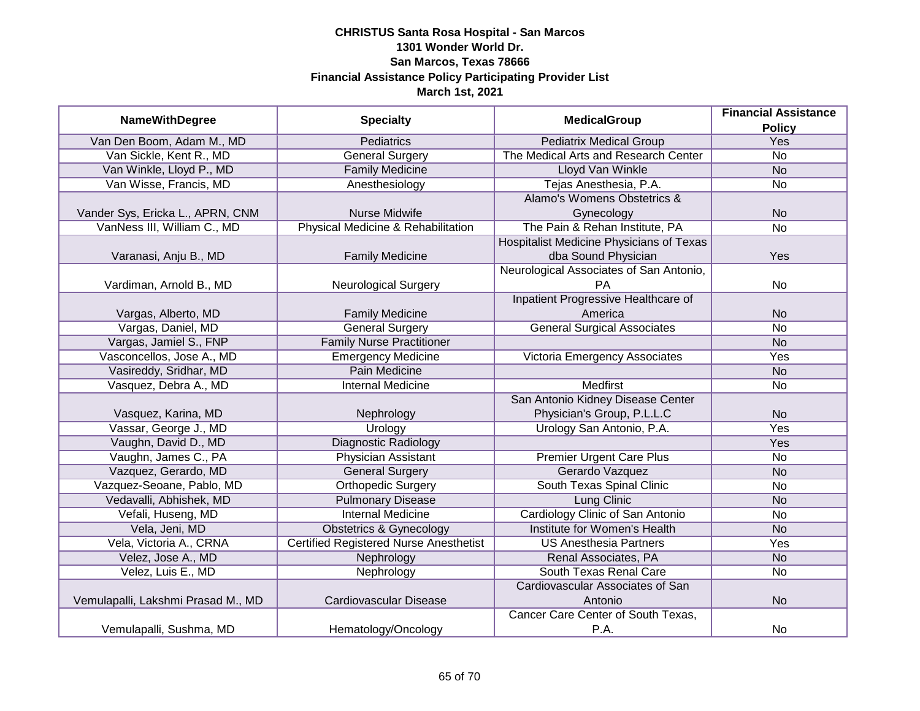**CHRISTUS Santa Rosa Hospital - San Marcos**
**1301 Wonder World Dr.**
**San Marcos, Texas 78666**
**Financial Assistance Policy Participating Provider List**
**March 1st, 2021**

| NameWithDegree | Specialty | MedicalGroup | Financial Assistance Policy |
|---|---|---|---|
| Van Den Boom, Adam M., MD | Pediatrics | Pediatrix Medical Group | Yes |
| Van Sickle, Kent R., MD | General Surgery | The Medical Arts and Research Center | No |
| Van Winkle, Lloyd P., MD | Family Medicine | Lloyd Van Winkle | No |
| Van Wisse, Francis, MD | Anesthesiology | Tejas Anesthesia, P.A. | No |
| Vander Sys, Ericka L., APRN, CNM | Nurse Midwife | Alamo's Womens Obstetrics & Gynecology | No |
| VanNess III, William C., MD | Physical Medicine & Rehabilitation | The Pain & Rehan Institute, PA | No |
| Varanasi, Anju B., MD | Family Medicine | Hospitalist Medicine Physicians of Texas dba Sound Physician | Yes |
| Vardiman, Arnold B., MD | Neurological Surgery | Neurological Associates of San Antonio, PA | No |
| Vargas, Alberto, MD | Family Medicine | Inpatient Progressive Healthcare of America | No |
| Vargas, Daniel, MD | General Surgery | General Surgical Associates | No |
| Vargas, Jamiel S., FNP | Family Nurse Practitioner | | No |
| Vasconcellos, Jose A., MD | Emergency Medicine | Victoria Emergency Associates | Yes |
| Vasireddy, Sridhar, MD | Pain Medicine | | No |
| Vasquez, Debra A., MD | Internal Medicine | Medfirst | No |
| Vasquez, Karina, MD | Nephrology | San Antonio Kidney Disease Center Physician's Group, P.L.L.C | No |
| Vassar, George J., MD | Urology | Urology San Antonio, P.A. | Yes |
| Vaughn, David D., MD | Diagnostic Radiology | | Yes |
| Vaughn, James C., PA | Physician Assistant | Premier Urgent Care Plus | No |
| Vazquez, Gerardo, MD | General Surgery | Gerardo Vazquez | No |
| Vazquez-Seoane, Pablo, MD | Orthopedic Surgery | South Texas Spinal Clinic | No |
| Vedavalli, Abhishek, MD | Pulmonary Disease | Lung Clinic | No |
| Vefali, Huseng, MD | Internal Medicine | Cardiology Clinic of San Antonio | No |
| Vela, Jeni, MD | Obstetrics & Gynecology | Institute for Women's Health | No |
| Vela, Victoria A., CRNA | Certified Registered Nurse Anesthetist | US Anesthesia Partners | Yes |
| Velez, Jose A., MD | Nephrology | Renal Associates, PA | No |
| Velez, Luis E., MD | Nephrology | South Texas Renal Care | No |
| Vemulapalli, Lakshmi Prasad M., MD | Cardiovascular Disease | Cardiovascular Associates of San Antonio | No |
| Vemulapalli, Sushma, MD | Hematology/Oncology | Cancer Care Center of South Texas, P.A. | No |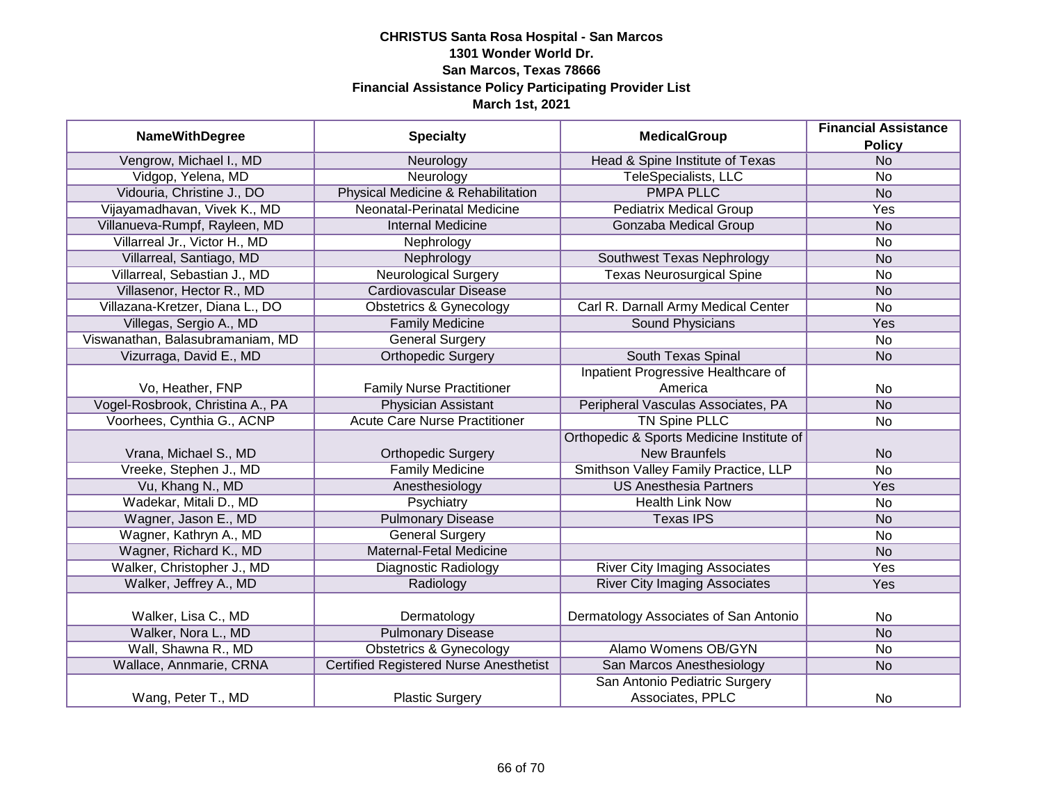**CHRISTUS Santa Rosa Hospital - San Marcos**
**1301 Wonder World Dr.**
**San Marcos, Texas 78666**
**Financial Assistance Policy Participating Provider List**
**March 1st, 2021**

| NameWithDegree | Specialty | MedicalGroup | Financial Assistance Policy |
|---|---|---|---|
| Vengrow, Michael I., MD | Neurology | Head & Spine Institute of Texas | No |
| Vidgop, Yelena, MD | Neurology | TeleSpecialists, LLC | No |
| Vidouria, Christine J., DO | Physical Medicine & Rehabilitation | PMPA PLLC | No |
| Vijayamadhavan, Vivek K., MD | Neonatal-Perinatal Medicine | Pediatrix Medical Group | Yes |
| Villanueva-Rumpf, Rayleen, MD | Internal Medicine | Gonzaba Medical Group | No |
| Villarreal Jr., Victor H., MD | Nephrology | | No |
| Villarreal, Santiago, MD | Nephrology | Southwest Texas Nephrology | No |
| Villarreal, Sebastian J., MD | Neurological Surgery | Texas Neurosurgical Spine | No |
| Villasenor, Hector R., MD | Cardiovascular Disease | | No |
| Villazana-Kretzer, Diana L., DO | Obstetrics & Gynecology | Carl R. Darnall Army Medical Center | No |
| Villegas, Sergio A., MD | Family Medicine | Sound Physicians | Yes |
| Viswanathan, Balasubramaniam, MD | General Surgery | | No |
| Vizurraga, David E., MD | Orthopedic Surgery | South Texas Spinal | No |
| Vo, Heather, FNP | Family Nurse Practitioner | Inpatient Progressive Healthcare of America | No |
| Vogel-Rosbrook, Christina A., PA | Physician Assistant | Peripheral Vasculas Associates, PA | No |
| Voorhees, Cynthia G., ACNP | Acute Care Nurse Practitioner | TN Spine PLLC | No |
| Vrana, Michael S., MD | Orthopedic Surgery | Orthopedic & Sports Medicine Institute of New Braunfels | No |
| Vreeke, Stephen J., MD | Family Medicine | Smithson Valley Family Practice, LLP | No |
| Vu, Khang N., MD | Anesthesiology | US Anesthesia Partners | Yes |
| Wadekar, Mitali D., MD | Psychiatry | Health Link Now | No |
| Wagner, Jason E., MD | Pulmonary Disease | Texas IPS | No |
| Wagner, Kathryn A., MD | General Surgery | | No |
| Wagner, Richard K., MD | Maternal-Fetal Medicine | | No |
| Walker, Christopher J., MD | Diagnostic Radiology | River City Imaging Associates | Yes |
| Walker, Jeffrey A., MD | Radiology | River City Imaging Associates | Yes |
| Walker, Lisa C., MD | Dermatology | Dermatology Associates of San Antonio | No |
| Walker, Nora L., MD | Pulmonary Disease | | No |
| Wall, Shawna R., MD | Obstetrics & Gynecology | Alamo Womens OB/GYN | No |
| Wallace, Annmarie, CRNA | Certified Registered Nurse Anesthetist | San Marcos Anesthesiology | No |
| Wang, Peter T., MD | Plastic Surgery | San Antonio Pediatric Surgery Associates, PPLC | No |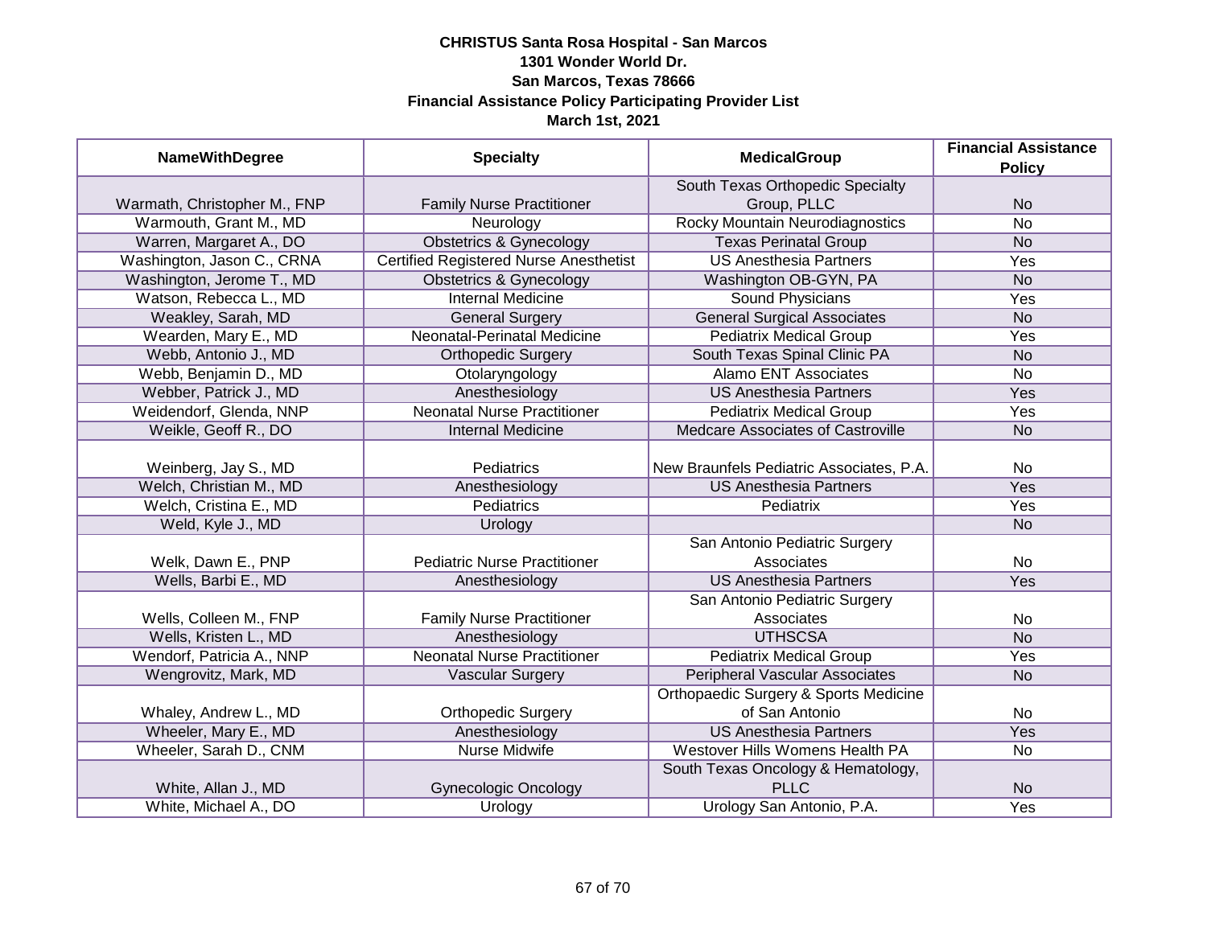**CHRISTUS Santa Rosa Hospital - San Marcos**
**1301 Wonder World Dr.**
**San Marcos, Texas 78666**
**Financial Assistance Policy Participating Provider List**
**March 1st, 2021**

| NameWithDegree | Specialty | MedicalGroup | Financial Assistance Policy |
|---|---|---|---|
| Warmath, Christopher M., FNP | Family Nurse Practitioner | South Texas Orthopedic Specialty Group, PLLC | No |
| Warmouth, Grant M., MD | Neurology | Rocky Mountain Neurodiagnostics | No |
| Warren, Margaret A., DO | Obstetrics & Gynecology | Texas Perinatal Group | No |
| Washington, Jason C., CRNA | Certified Registered Nurse Anesthetist | US Anesthesia Partners | Yes |
| Washington, Jerome T., MD | Obstetrics & Gynecology | Washington OB-GYN, PA | No |
| Watson, Rebecca L., MD | Internal Medicine | Sound Physicians | Yes |
| Weakley, Sarah, MD | General Surgery | General Surgical Associates | No |
| Wearden, Mary E., MD | Neonatal-Perinatal Medicine | Pediatrix Medical Group | Yes |
| Webb, Antonio J., MD | Orthopedic Surgery | South Texas Spinal Clinic PA | No |
| Webb, Benjamin D., MD | Otolaryngology | Alamo ENT Associates | No |
| Webber, Patrick J., MD | Anesthesiology | US Anesthesia Partners | Yes |
| Weidendorf, Glenda, NNP | Neonatal Nurse Practitioner | Pediatrix Medical Group | Yes |
| Weikle, Geoff R., DO | Internal Medicine | Medcare Associates of Castroville | No |
| Weinberg, Jay S., MD | Pediatrics | New Braunfels Pediatric Associates, P.A. | No |
| Welch, Christian M., MD | Anesthesiology | US Anesthesia Partners | Yes |
| Welch, Cristina E., MD | Pediatrics | Pediatrix | Yes |
| Weld, Kyle J., MD | Urology | | No |
| Welk, Dawn E., PNP | Pediatric Nurse Practitioner | San Antonio Pediatric Surgery Associates | No |
| Wells, Barbi E., MD | Anesthesiology | US Anesthesia Partners | Yes |
| Wells, Colleen M., FNP | Family Nurse Practitioner | San Antonio Pediatric Surgery Associates | No |
| Wells, Kristen L., MD | Anesthesiology | UTHSCSA | No |
| Wendorf, Patricia A., NNP | Neonatal Nurse Practitioner | Pediatrix Medical Group | Yes |
| Wengrovitz, Mark, MD | Vascular Surgery | Peripheral Vascular Associates | No |
| Whaley, Andrew L., MD | Orthopedic Surgery | Orthopaedic Surgery & Sports Medicine of San Antonio | No |
| Wheeler, Mary E., MD | Anesthesiology | US Anesthesia Partners | Yes |
| Wheeler, Sarah D., CNM | Nurse Midwife | Westover Hills Womens Health PA | No |
| White, Allan J., MD | Gynecologic Oncology | South Texas Oncology & Hematology, PLLC | No |
| White, Michael A., DO | Urology | Urology San Antonio, P.A. | Yes |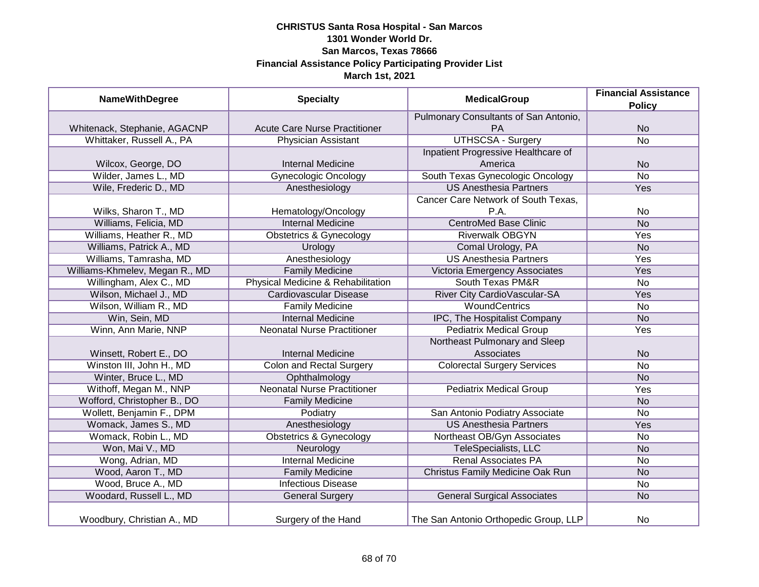**CHRISTUS Santa Rosa Hospital - San Marcos**
**1301 Wonder World Dr.**
**San Marcos, Texas 78666**
**Financial Assistance Policy Participating Provider List**
**March 1st, 2021**

| NameWithDegree | Specialty | MedicalGroup | Financial Assistance Policy |
|---|---|---|---|
| Whitenack, Stephanie, AGACNP | Acute Care Nurse Practitioner | Pulmonary Consultants of San Antonio, PA | No |
| Whittaker, Russell A., PA | Physician Assistant | UTHSCSA - Surgery | No |
| Wilcox, George, DO | Internal Medicine | Inpatient Progressive Healthcare of America | No |
| Wilder, James L., MD | Gynecologic Oncology | South Texas Gynecologic Oncology | No |
| Wile, Frederic D., MD | Anesthesiology | US Anesthesia Partners | Yes |
| Wilks, Sharon T., MD | Hematology/Oncology | Cancer Care Network of South Texas, P.A. | No |
| Williams, Felicia, MD | Internal Medicine | CentroMed Base Clinic | No |
| Williams, Heather R., MD | Obstetrics & Gynecology | Riverwalk OBGYN | Yes |
| Williams, Patrick A., MD | Urology | Comal Urology, PA | No |
| Williams, Tamrasha, MD | Anesthesiology | US Anesthesia Partners | Yes |
| Williams-Khmelev, Megan R., MD | Family Medicine | Victoria Emergency Associates | Yes |
| Willingham, Alex C., MD | Physical Medicine & Rehabilitation | South Texas PM&R | No |
| Wilson, Michael J., MD | Cardiovascular Disease | River City CardioVascular-SA | Yes |
| Wilson, William R., MD | Family Medicine | WoundCentrics | No |
| Win, Sein, MD | Internal Medicine | IPC, The Hospitalist Company | No |
| Winn, Ann Marie, NNP | Neonatal Nurse Practitioner | Pediatrix Medical Group | Yes |
| Winsett, Robert E., DO | Internal Medicine | Northeast Pulmonary and Sleep Associates | No |
| Winston III, John H., MD | Colon and Rectal Surgery | Colorectal Surgery Services | No |
| Winter, Bruce L., MD | Ophthalmology | | No |
| Withoff, Megan M., NNP | Neonatal Nurse Practitioner | Pediatrix Medical Group | Yes |
| Wofford, Christopher B., DO | Family Medicine | | No |
| Wollett, Benjamin F., DPM | Podiatry | San Antonio Podiatry Associate | No |
| Womack, James S., MD | Anesthesiology | US Anesthesia Partners | Yes |
| Womack, Robin L., MD | Obstetrics & Gynecology | Northeast OB/Gyn Associates | No |
| Won, Mai V., MD | Neurology | TeleSpecialists, LLC | No |
| Wong, Adrian, MD | Internal Medicine | Renal Associates PA | No |
| Wood, Aaron T., MD | Family Medicine | Christus Family Medicine Oak Run | No |
| Wood, Bruce A., MD | Infectious Disease | | No |
| Woodard, Russell L., MD | General Surgery | General Surgical Associates | No |
| Woodbury, Christian A., MD | Surgery of the Hand | The San Antonio Orthopedic Group, LLP | No |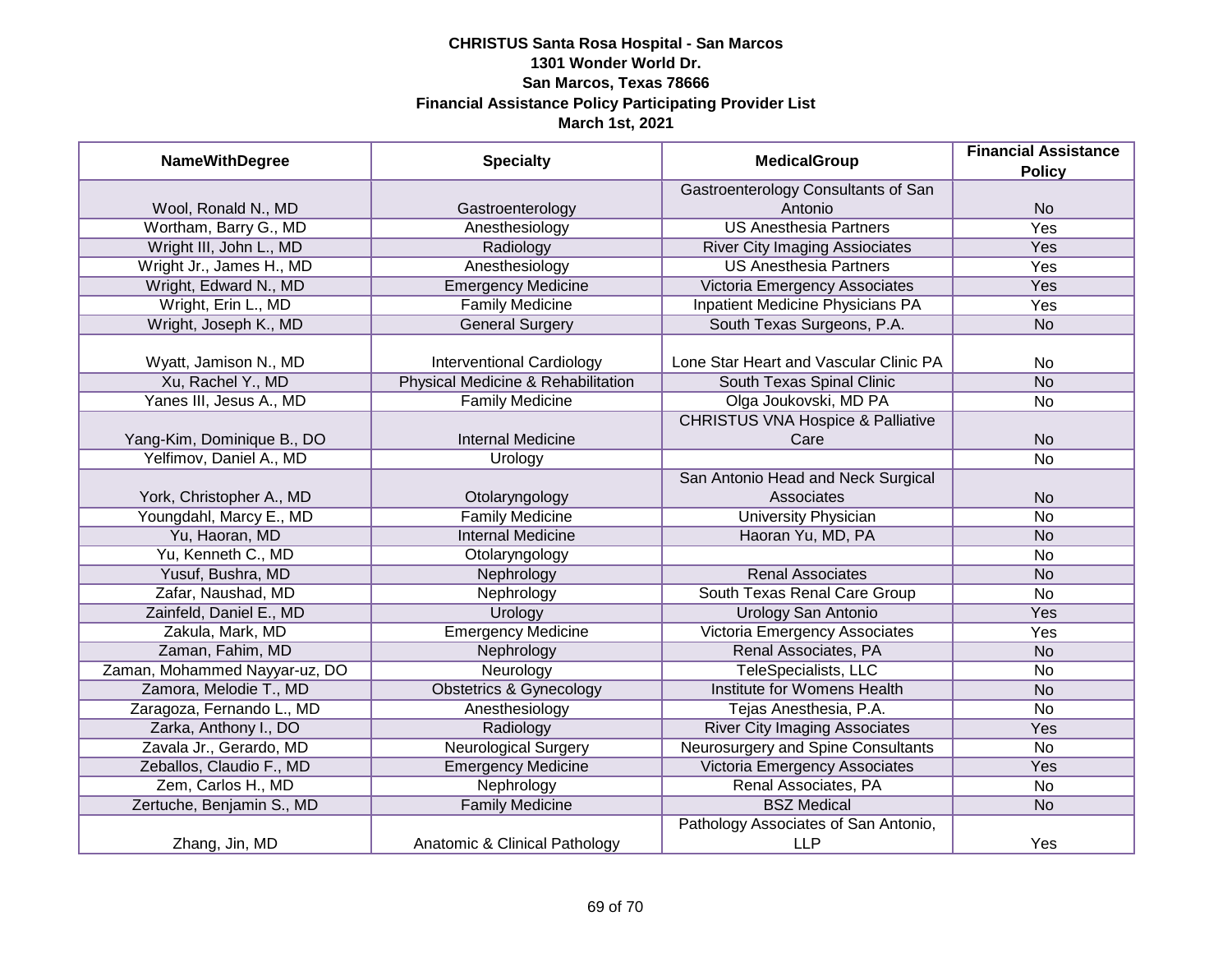**CHRISTUS Santa Rosa Hospital - San Marcos**
**1301 Wonder World Dr.**
**San Marcos, Texas 78666**
**Financial Assistance Policy Participating Provider List**
**March 1st, 2021**

| NameWithDegree | Specialty | MedicalGroup | Financial Assistance Policy |
|---|---|---|---|
| Wool, Ronald N., MD | Gastroenterology | Gastroenterology Consultants of San Antonio | No |
| Wortham, Barry G., MD | Anesthesiology | US Anesthesia Partners | Yes |
| Wright III, John L., MD | Radiology | River City Imaging Assiociates | Yes |
| Wright Jr., James H., MD | Anesthesiology | US Anesthesia Partners | Yes |
| Wright, Edward N., MD | Emergency Medicine | Victoria Emergency Associates | Yes |
| Wright, Erin L., MD | Family Medicine | Inpatient Medicine Physicians PA | Yes |
| Wright, Joseph K., MD | General Surgery | South Texas Surgeons, P.A. | No |
| Wyatt, Jamison N., MD | Interventional Cardiology | Lone Star Heart and Vascular Clinic PA | No |
| Xu, Rachel Y., MD | Physical Medicine & Rehabilitation | South Texas Spinal Clinic | No |
| Yanes III, Jesus A., MD | Family Medicine | Olga Joukovski, MD PA | No |
| Yang-Kim, Dominique B., DO | Internal Medicine | CHRISTUS VNA Hospice & Palliative Care | No |
| Yelfimov, Daniel A., MD | Urology | | No |
| York, Christopher A., MD | Otolaryngology | San Antonio Head and Neck Surgical Associates | No |
| Youngdahl, Marcy E., MD | Family Medicine | University Physician | No |
| Yu, Haoran, MD | Internal Medicine | Haoran Yu, MD, PA | No |
| Yu, Kenneth C., MD | Otolaryngology | | No |
| Yusuf, Bushra, MD | Nephrology | Renal Associates | No |
| Zafar, Naushad, MD | Nephrology | South Texas Renal Care Group | No |
| Zainfeld, Daniel E., MD | Urology | Urology San Antonio | Yes |
| Zakula, Mark, MD | Emergency Medicine | Victoria Emergency Associates | Yes |
| Zaman, Fahim, MD | Nephrology | Renal Associates, PA | No |
| Zaman, Mohammed Nayyar-uz, DO | Neurology | TeleSpecialists, LLC | No |
| Zamora, Melodie T., MD | Obstetrics & Gynecology | Institute for Womens Health | No |
| Zaragoza, Fernando L., MD | Anesthesiology | Tejas Anesthesia, P.A. | No |
| Zarka, Anthony I., DO | Radiology | River City Imaging Associates | Yes |
| Zavala Jr., Gerardo, MD | Neurological Surgery | Neurosurgery and Spine Consultants | No |
| Zeballos, Claudio F., MD | Emergency Medicine | Victoria Emergency Associates | Yes |
| Zem, Carlos H., MD | Nephrology | Renal Associates, PA | No |
| Zertuche, Benjamin S., MD | Family Medicine | BSZ Medical | No |
| Zhang, Jin, MD | Anatomic & Clinical Pathology | Pathology Associates of San Antonio, LLP | Yes |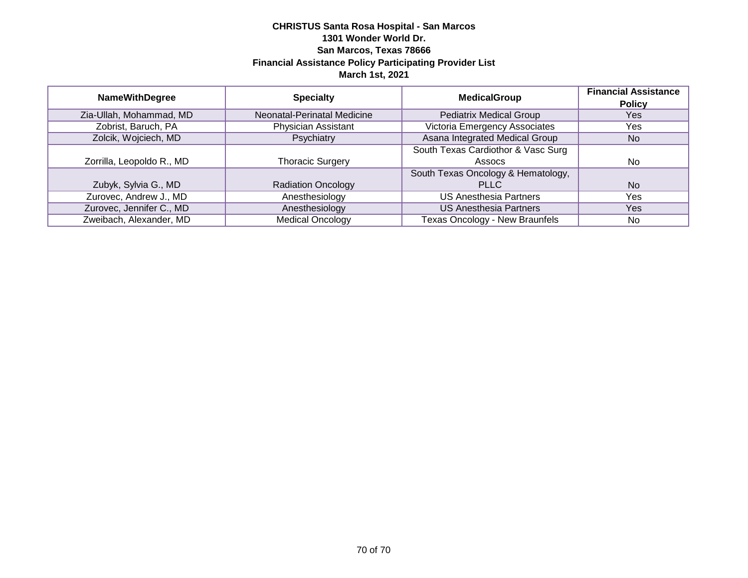**CHRISTUS Santa Rosa Hospital - San Marcos**
**1301 Wonder World Dr.**
**San Marcos, Texas 78666**
**Financial Assistance Policy Participating Provider List**
**March 1st, 2021**

| NameWithDegree | Specialty | MedicalGroup | Financial Assistance Policy |
|---|---|---|---|
| Zia-Ullah, Mohammad, MD | Neonatal-Perinatal Medicine | Pediatrix Medical Group | Yes |
| Zobrist, Baruch, PA | Physician Assistant | Victoria Emergency Associates | Yes |
| Zolcik, Wojciech, MD | Psychiatry | Asana Integrated Medical Group | No |
| Zorrilla, Leopoldo R., MD | Thoracic Surgery | South Texas Cardiothor & Vasc Surg Assocs | No |
| Zubyk, Sylvia G., MD | Radiation Oncology | South Texas Oncology & Hematology, PLLC | No |
| Zurovec, Andrew J., MD | Anesthesiology | US Anesthesia Partners | Yes |
| Zurovec, Jennifer C., MD | Anesthesiology | US Anesthesia Partners | Yes |
| Zweibach, Alexander, MD | Medical Oncology | Texas Oncology - New Braunfels | No |